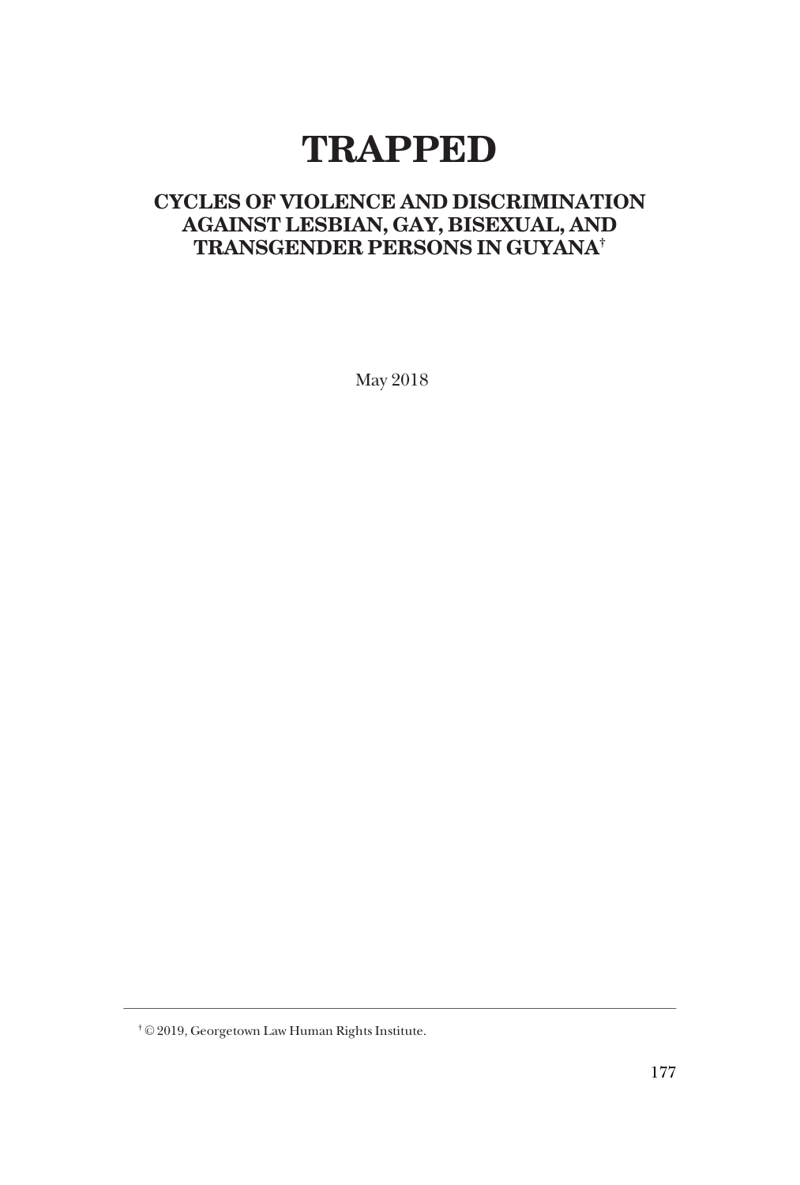# TRAPPED

## CYCLES OF VIOLENCE AND DISCRIMINATION AGAINST LESBIAN, GAY, BISEXUAL, AND TRANSGENDER PERSONS IN GUYANA[†]

May 2018

[†] © 2019, Georgetown Law Human Rights Institute.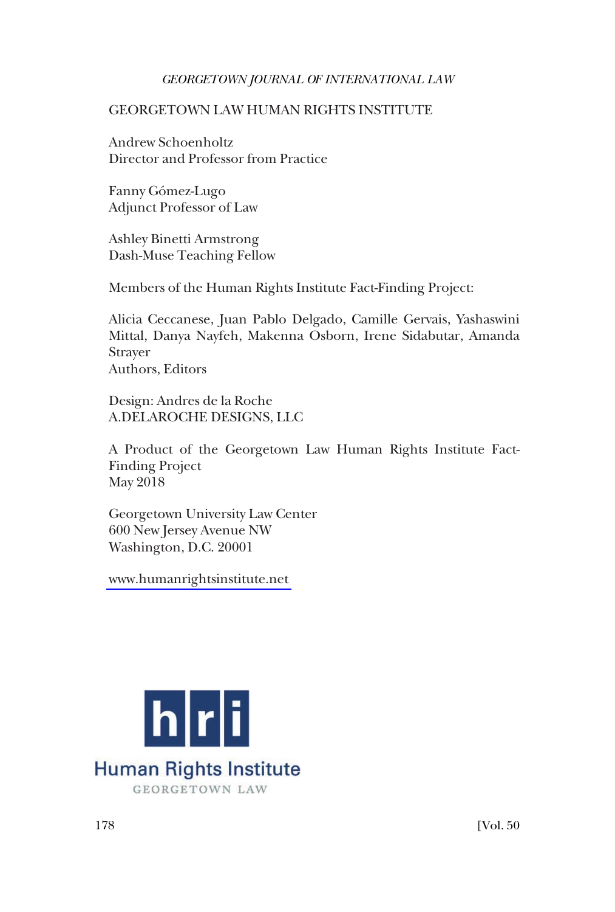GEORGETOWN LAW HUMAN RIGHTS INSTITUTE

Andrew Schoenholtz
Director and Professor from Practice

Fanny Gómez-Lugo
Adjunct Professor of Law

Ashley Binetti Armstrong
Dash-Muse Teaching Fellow

Members of the Human Rights Institute Fact-Finding Project:

Alicia Ceccanese, Juan Pablo Delgado, Camille Gervais, Yashaswini Mittal, Danya Nayfeh, Makenna Osborn, Irene Sidabutar, Amanda Strayer
Authors, Editors

Design: Andres de la Roche
A.DELAROCHE DESIGNS, LLC

A Product of the Georgetown Law Human Rights Institute Fact-Finding Project
May 2018

Georgetown University Law Center
600 New Jersey Avenue NW
Washington, D.C. 20001

www.humanrightsinstitute.net

hri
Human Rights Institute
GEORGETOWN LAW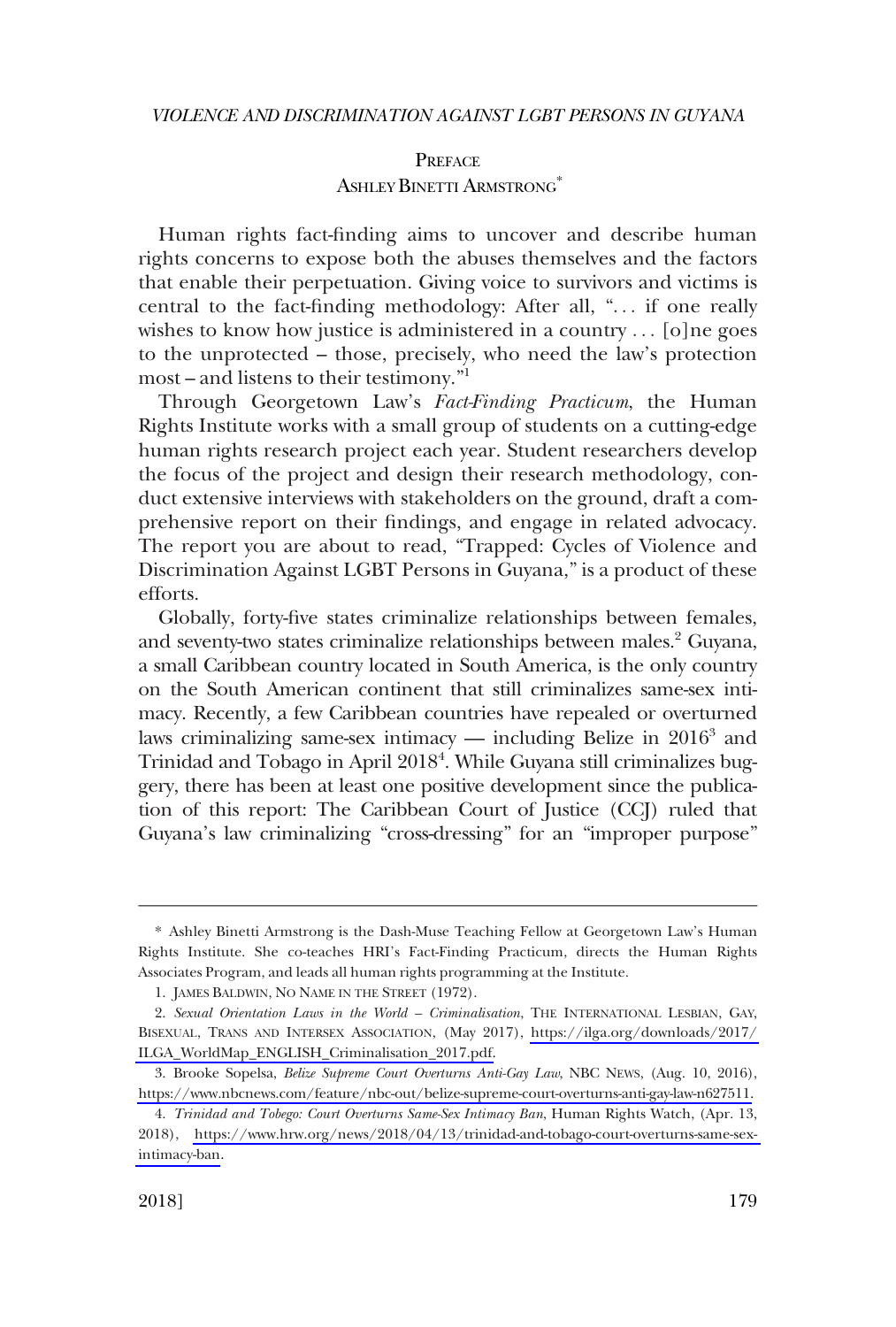## PREFACE

### ASHLEY BINETTI ARMSTRONG*

Human rights fact-finding aims to uncover and describe human rights concerns to expose both the abuses themselves and the factors that enable their perpetuation. Giving voice to survivors and victims is central to the fact-finding methodology: After all, ". . . if one really wishes to know how justice is administered in a country . . . [o]ne goes to the unprotected – those, precisely, who need the law's protection most – and listens to their testimony."[1]

Through Georgetown Law's *Fact-Finding Practicum*, the Human Rights Institute works with a small group of students on a cutting-edge human rights research project each year. Student researchers develop the focus of the project and design their research methodology, conduct extensive interviews with stakeholders on the ground, draft a comprehensive report on their findings, and engage in related advocacy. The report you are about to read, "Trapped: Cycles of Violence and Discrimination Against LGBT Persons in Guyana," is a product of these efforts.

Globally, forty-five states criminalize relationships between females, and seventy-two states criminalize relationships between males.[2] Guyana, a small Caribbean country located in South America, is the only country on the South American continent that still criminalizes same-sex intimacy. Recently, a few Caribbean countries have repealed or overturned laws criminalizing same-sex intimacy — including Belize in 2016[3] and Trinidad and Tobago in April 2018[4]. While Guyana still criminalizes buggery, there has been at least one positive development since the publication of this report: The Caribbean Court of Justice (CCJ) ruled that Guyana's law criminalizing "cross-dressing" for an "improper purpose"

---

\* Ashley Binetti Armstrong is the Dash-Muse Teaching Fellow at Georgetown Law's Human Rights Institute. She co-teaches HRI's Fact-Finding Practicum, directs the Human Rights Associates Program, and leads all human rights programming at the Institute.

1. JAMES BALDWIN, NO NAME IN THE STREET (1972).

2. *Sexual Orientation Laws in the World – Criminalisation*, THE INTERNATIONAL LESBIAN, GAY, BISEXUAL, TRANS AND INTERSEX ASSOCIATION, (May 2017), https://ilga.org/downloads/2017/ILGA_WorldMap_ENGLISH_Criminalisation_2017.pdf.

3. Brooke Sopelsa, *Belize Supreme Court Overturns Anti-Gay Law*, NBC NEWS, (Aug. 10, 2016), https://www.nbcnews.com/feature/nbc-out/belize-supreme-court-overturns-anti-gay-law-n627511.

4. *Trinidad and Tobego: Court Overturns Same-Sex Intimacy Ban*, Human Rights Watch, (Apr. 13, 2018), https://www.hrw.org/news/2018/04/13/trinidad-and-tobago-court-overturns-same-sex-intimacy-ban.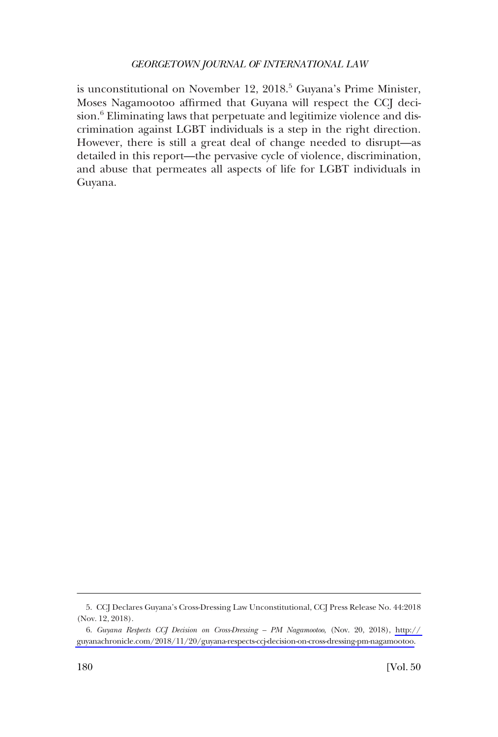is unconstitutional on November 12, 2018.[5] Guyana's Prime Minister, Moses Nagamootoo affirmed that Guyana will respect the CCJ decision.[6] Eliminating laws that perpetuate and legitimize violence and discrimination against LGBT individuals is a step in the right direction. However, there is still a great deal of change needed to disrupt—as detailed in this report—the pervasive cycle of violence, discrimination, and abuse that permeates all aspects of life for LGBT individuals in Guyana.

---

5. CCJ Declares Guyana's Cross-Dressing Law Unconstitutional, CCJ Press Release No. 44:2018 (Nov. 12, 2018).

6. *Guyana Respects CCJ Decision on Cross-Dressing – PM Nagamootoo*, (Nov. 20, 2018), http://guyanachronicle.com/2018/11/20/guyana-respects-ccj-decision-on-cross-dressing-pm-nagamootoo.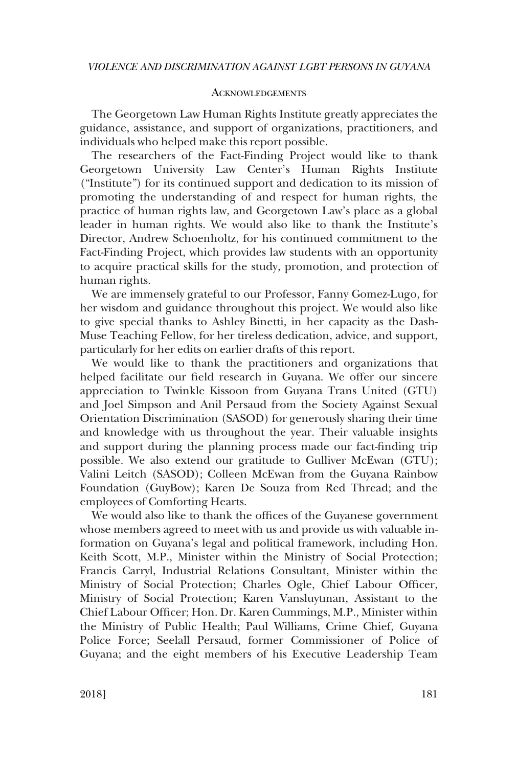## Acknowledgements

The Georgetown Law Human Rights Institute greatly appreciates the guidance, assistance, and support of organizations, practitioners, and individuals who helped make this report possible.

The researchers of the Fact-Finding Project would like to thank Georgetown University Law Center's Human Rights Institute ("Institute") for its continued support and dedication to its mission of promoting the understanding of and respect for human rights, the practice of human rights law, and Georgetown Law's place as a global leader in human rights. We would also like to thank the Institute's Director, Andrew Schoenholtz, for his continued commitment to the Fact-Finding Project, which provides law students with an opportunity to acquire practical skills for the study, promotion, and protection of human rights.

We are immensely grateful to our Professor, Fanny Gomez-Lugo, for her wisdom and guidance throughout this project. We would also like to give special thanks to Ashley Binetti, in her capacity as the Dash-Muse Teaching Fellow, for her tireless dedication, advice, and support, particularly for her edits on earlier drafts of this report.

We would like to thank the practitioners and organizations that helped facilitate our field research in Guyana. We offer our sincere appreciation to Twinkle Kissoon from Guyana Trans United (GTU) and Joel Simpson and Anil Persaud from the Society Against Sexual Orientation Discrimination (SASOD) for generously sharing their time and knowledge with us throughout the year. Their valuable insights and support during the planning process made our fact-finding trip possible. We also extend our gratitude to Gulliver McEwan (GTU); Valini Leitch (SASOD); Colleen McEwan from the Guyana Rainbow Foundation (GuyBow); Karen De Souza from Red Thread; and the employees of Comforting Hearts.

We would also like to thank the offices of the Guyanese government whose members agreed to meet with us and provide us with valuable information on Guyana's legal and political framework, including Hon. Keith Scott, M.P., Minister within the Ministry of Social Protection; Francis Carryl, Industrial Relations Consultant, Minister within the Ministry of Social Protection; Charles Ogle, Chief Labour Officer, Ministry of Social Protection; Karen Vansluytman, Assistant to the Chief Labour Officer; Hon. Dr. Karen Cummings, M.P., Minister within the Ministry of Public Health; Paul Williams, Crime Chief, Guyana Police Force; Seelall Persaud, former Commissioner of Police of Guyana; and the eight members of his Executive Leadership Team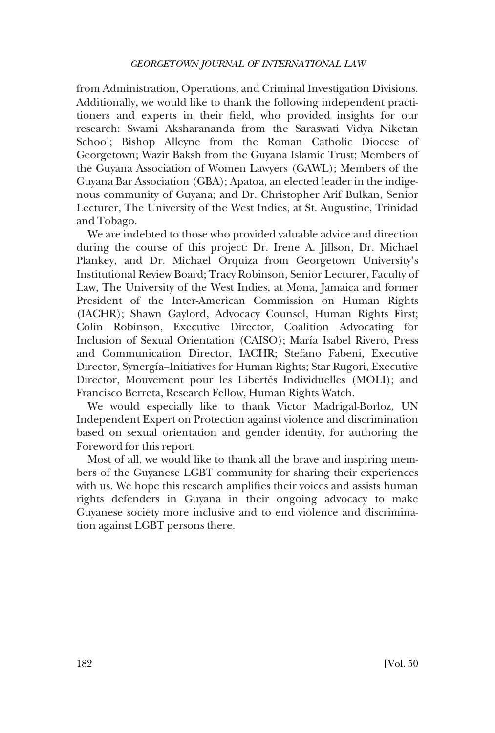from Administration, Operations, and Criminal Investigation Divisions. Additionally, we would like to thank the following independent practitioners and experts in their field, who provided insights for our research: Swami Aksharananda from the Saraswati Vidya Niketan School; Bishop Alleyne from the Roman Catholic Diocese of Georgetown; Wazir Baksh from the Guyana Islamic Trust; Members of the Guyana Association of Women Lawyers (GAWL); Members of the Guyana Bar Association (GBA); Apatoa, an elected leader in the indigenous community of Guyana; and Dr. Christopher Arif Bulkan, Senior Lecturer, The University of the West Indies, at St. Augustine, Trinidad and Tobago.

We are indebted to those who provided valuable advice and direction during the course of this project: Dr. Irene A. Jillson, Dr. Michael Plankey, and Dr. Michael Orquiza from Georgetown University's Institutional Review Board; Tracy Robinson, Senior Lecturer, Faculty of Law, The University of the West Indies, at Mona, Jamaica and former President of the Inter-American Commission on Human Rights (IACHR); Shawn Gaylord, Advocacy Counsel, Human Rights First; Colin Robinson, Executive Director, Coalition Advocating for Inclusion of Sexual Orientation (CAISO); María Isabel Rivero, Press and Communication Director, IACHR; Stefano Fabeni, Executive Director, Synergía–Initiatives for Human Rights; Star Rugori, Executive Director, Mouvement pour les Libertés Individuelles (MOLI); and Francisco Berreta, Research Fellow, Human Rights Watch.

We would especially like to thank Victor Madrigal-Borloz, UN Independent Expert on Protection against violence and discrimination based on sexual orientation and gender identity, for authoring the Foreword for this report.

Most of all, we would like to thank all the brave and inspiring members of the Guyanese LGBT community for sharing their experiences with us. We hope this research amplifies their voices and assists human rights defenders in Guyana in their ongoing advocacy to make Guyanese society more inclusive and to end violence and discrimination against LGBT persons there.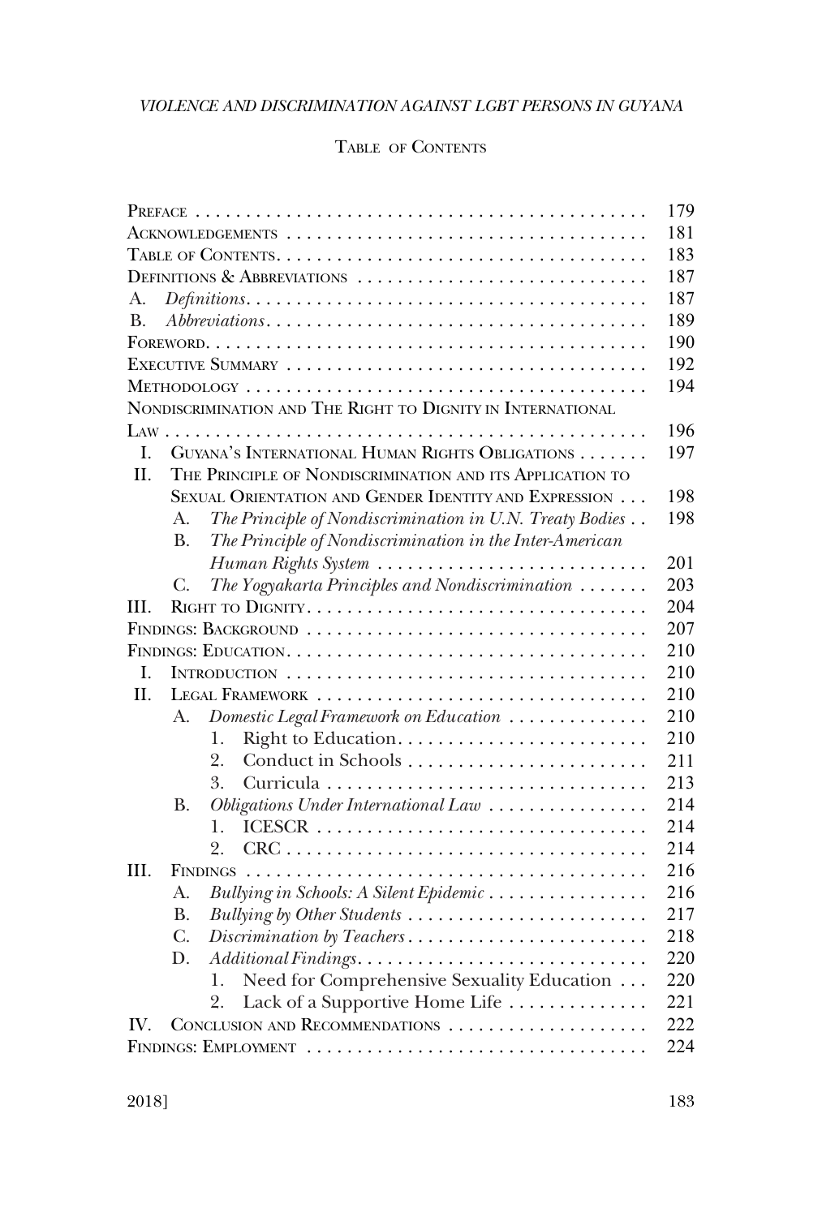## Table of Contents

| | |
|---|---|
| Preface | 179 |
| Acknowledgements | 181 |
| Table of Contents | 183 |
| Definitions & Abbreviations | 187 |
| A. *Definitions* | 187 |
| B. *Abbreviations* | 189 |
| Foreword | 190 |
| Executive Summary | 192 |
| Methodology | 194 |
| Nondiscrimination and The Right to Dignity in International Law | 196 |
| I. Guyana's International Human Rights Obligations | 197 |
| II. The Principle of Nondiscrimination and its Application to Sexual Orientation and Gender Identity and Expression | 198 |
| A. *The Principle of Nondiscrimination in U.N. Treaty Bodies* | 198 |
| B. *The Principle of Nondiscrimination in the Inter-American Human Rights System* | 201 |
| C. *The Yogyakarta Principles and Nondiscrimination* | 203 |
| III. Right to Dignity | 204 |
| Findings: Background | 207 |
| Findings: Education | 210 |
| I. Introduction | 210 |
| II. Legal Framework | 210 |
| A. *Domestic Legal Framework on Education* | 210 |
| 1. Right to Education | 210 |
| 2. Conduct in Schools | 211 |
| 3. Curricula | 213 |
| B. *Obligations Under International Law* | 214 |
| 1. ICESCR | 214 |
| 2. CRC | 214 |
| III. Findings | 216 |
| A. *Bullying in Schools: A Silent Epidemic* | 216 |
| B. *Bullying by Other Students* | 217 |
| C. *Discrimination by Teachers* | 218 |
| D. *Additional Findings* | 220 |
| 1. Need for Comprehensive Sexuality Education | 220 |
| 2. Lack of a Supportive Home Life | 221 |
| IV. Conclusion and Recommendations | 222 |
| Findings: Employment | 224 |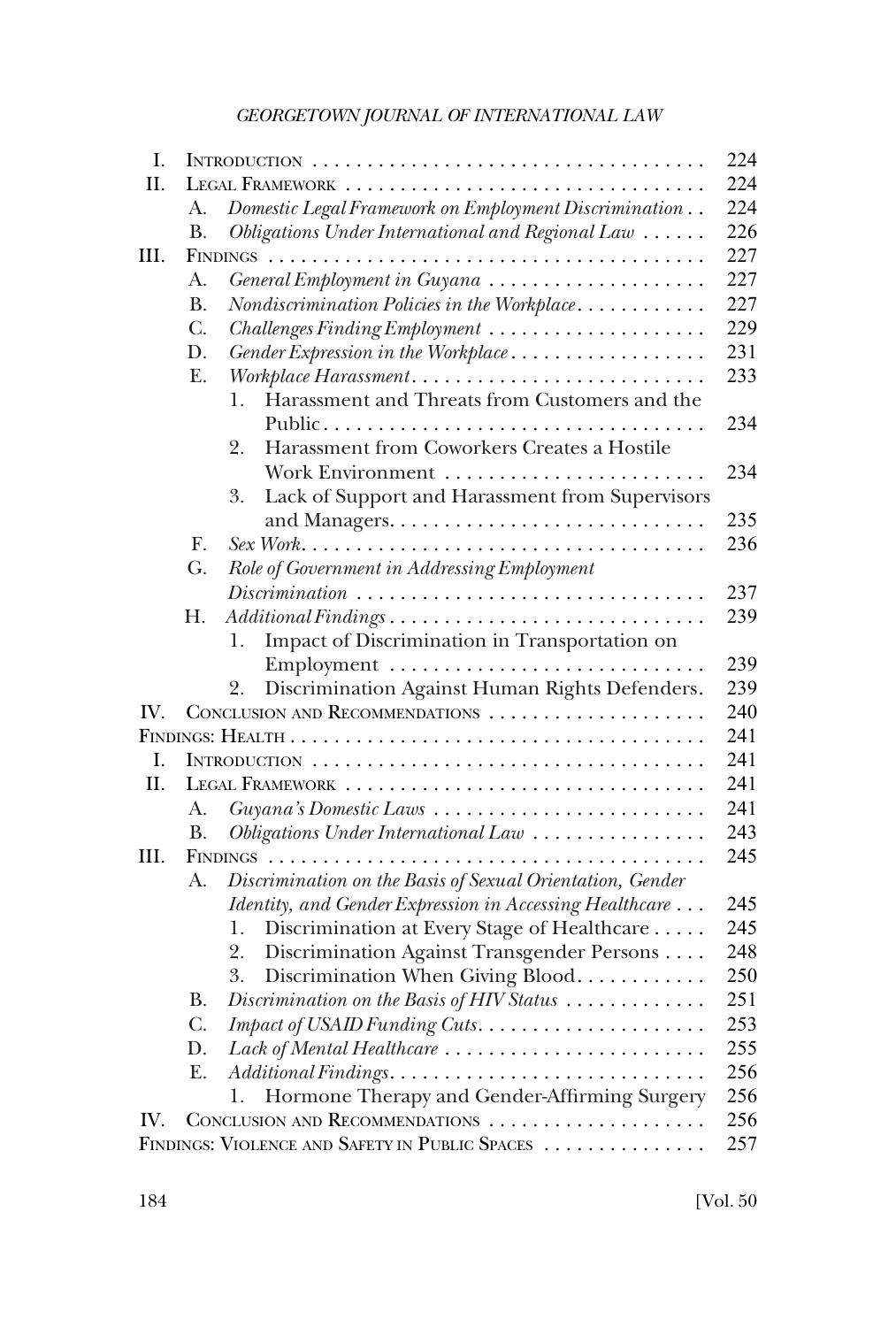| | | | |
|---|---|---|---|
| I. | Introduction | | 224 |
| II. | Legal Framework | | 224 |
| | A. | *Domestic Legal Framework on Employment Discrimination* | 224 |
| | B. | *Obligations Under International and Regional Law* | 226 |
| III. | Findings | | 227 |
| | A. | *General Employment in Guyana* | 227 |
| | B. | *Nondiscrimination Policies in the Workplace* | 227 |
| | C. | *Challenges Finding Employment* | 229 |
| | D. | *Gender Expression in the Workplace* | 231 |
| | E. | *Workplace Harassment* | 233 |
| | | 1. Harassment and Threats from Customers and the Public | 234 |
| | | 2. Harassment from Coworkers Creates a Hostile Work Environment | 234 |
| | | 3. Lack of Support and Harassment from Supervisors and Managers | 235 |
| | F. | *Sex Work* | 236 |
| | G. | *Role of Government in Addressing Employment Discrimination* | 237 |
| | H. | *Additional Findings* | 239 |
| | | 1. Impact of Discrimination in Transportation on Employment | 239 |
| | | 2. Discrimination Against Human Rights Defenders | 239 |
| IV. | Conclusion and Recommendations | | 240 |
| Findings: Health | | | 241 |
| I. | Introduction | | 241 |
| II. | Legal Framework | | 241 |
| | A. | *Guyana's Domestic Laws* | 241 |
| | B. | *Obligations Under International Law* | 243 |
| III. | Findings | | 245 |
| | A. | *Discrimination on the Basis of Sexual Orientation, Gender Identity, and Gender Expression in Accessing Healthcare* | 245 |
| | | 1. Discrimination at Every Stage of Healthcare | 245 |
| | | 2. Discrimination Against Transgender Persons | 248 |
| | | 3. Discrimination When Giving Blood | 250 |
| | B. | *Discrimination on the Basis of HIV Status* | 251 |
| | C. | *Impact of USAID Funding Cuts* | 253 |
| | D. | *Lack of Mental Healthcare* | 255 |
| | E. | *Additional Findings* | 256 |
| | | 1. Hormone Therapy and Gender-Affirming Surgery | 256 |
| IV. | Conclusion and Recommendations | | 256 |
| Findings: Violence and Safety in Public Spaces | | | 257 |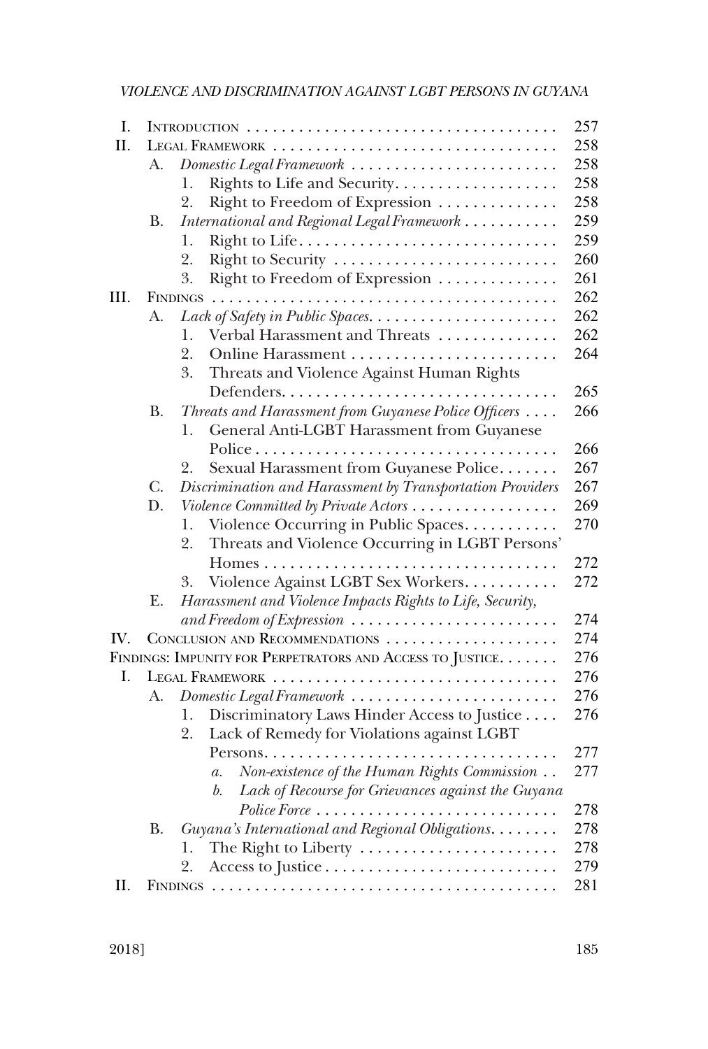| | | | |
|---|---|---|---|
| I. | INTRODUCTION | | 257 |
| II. | LEGAL FRAMEWORK | | 258 |
| | A. | *Domestic Legal Framework* | 258 |
| | | 1. Rights to Life and Security | 258 |
| | | 2. Right to Freedom of Expression | 258 |
| | B. | *International and Regional Legal Framework* | 259 |
| | | 1. Right to Life | 259 |
| | | 2. Right to Security | 260 |
| | | 3. Right to Freedom of Expression | 261 |
| III. | FINDINGS | | 262 |
| | A. | *Lack of Safety in Public Spaces* | 262 |
| | | 1. Verbal Harassment and Threats | 262 |
| | | 2. Online Harassment | 264 |
| | | 3. Threats and Violence Against Human Rights Defenders | 265 |
| | B. | *Threats and Harassment from Guyanese Police Officers* | 266 |
| | | 1. General Anti-LGBT Harassment from Guyanese Police | 266 |
| | | 2. Sexual Harassment from Guyanese Police | 267 |
| | C. | *Discrimination and Harassment by Transportation Providers* | 267 |
| | D. | *Violence Committed by Private Actors* | 269 |
| | | 1. Violence Occurring in Public Spaces | 270 |
| | | 2. Threats and Violence Occurring in LGBT Persons' Homes | 272 |
| | | 3. Violence Against LGBT Sex Workers | 272 |
| | E. | *Harassment and Violence Impacts Rights to Life, Security, and Freedom of Expression* | 274 |
| IV. | CONCLUSION AND RECOMMENDATIONS | | 274 |
| FINDINGS: IMPUNITY FOR PERPETRATORS AND ACCESS TO JUSTICE | | | 276 |
| I. | LEGAL FRAMEWORK | | 276 |
| | A. | *Domestic Legal Framework* | 276 |
| | | 1. Discriminatory Laws Hinder Access to Justice | 276 |
| | | 2. Lack of Remedy for Violations against LGBT Persons | 277 |
| | | *a. Non-existence of the Human Rights Commission* | 277 |
| | | *b. Lack of Recourse for Grievances against the Guyana Police Force* | 278 |
| | B. | *Guyana's International and Regional Obligations* | 278 |
| | | 1. The Right to Liberty | 278 |
| | | 2. Access to Justice | 279 |
| II. | FINDINGS | | 281 |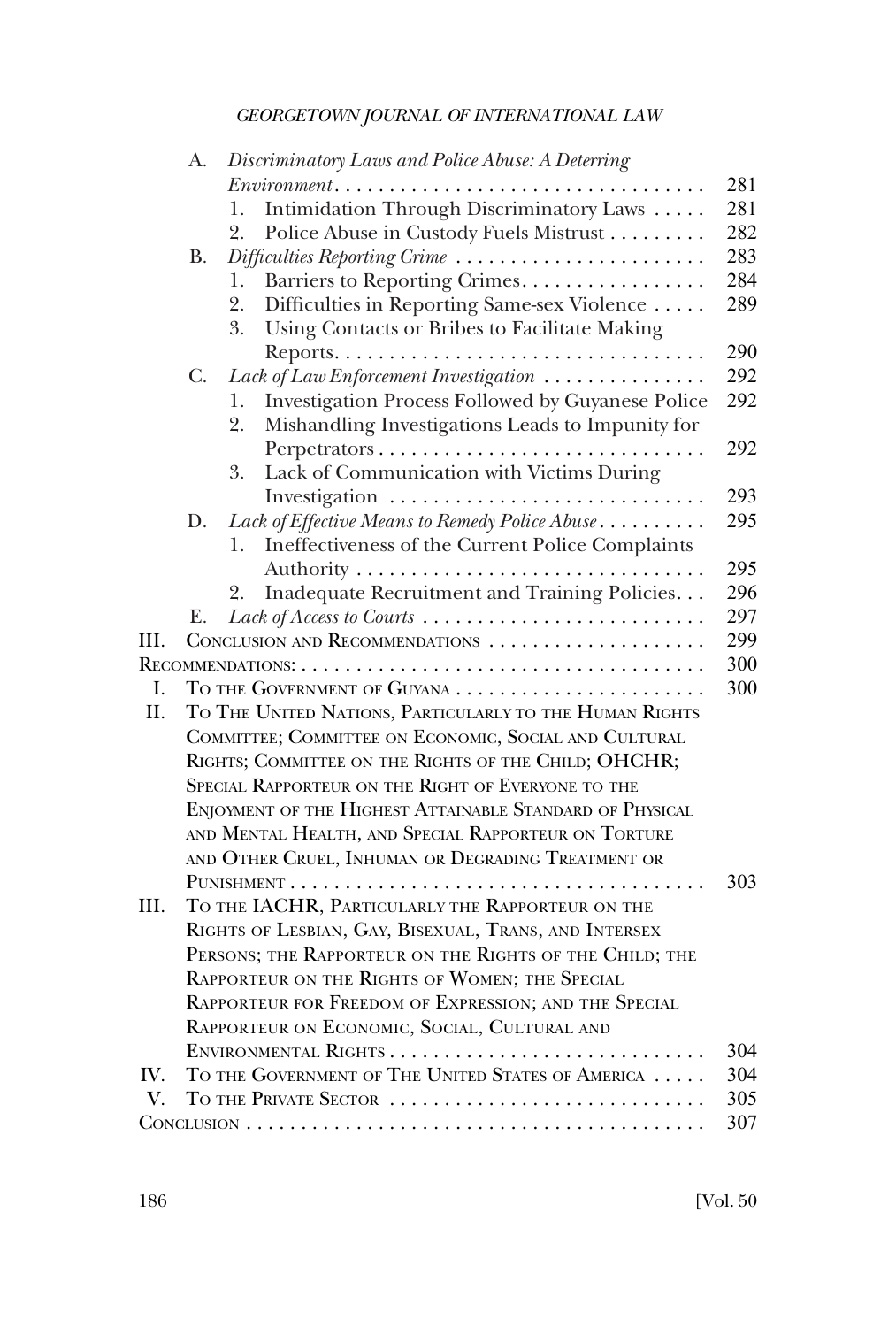A. *Discriminatory Laws and Police Abuse: A Deterring Environment* . . . . . . . . . . . . . . . . . . . . . . . . . . . . . . . . . . 281
   1. Intimidation Through Discriminatory Laws . . . . . 281
   2. Police Abuse in Custody Fuels Mistrust . . . . . . . . . 282

B. *Difficulties Reporting Crime* . . . . . . . . . . . . . . . . . . . . . . . 283
   1. Barriers to Reporting Crimes. . . . . . . . . . . . . . . . . 284
   2. Difficulties in Reporting Same-sex Violence . . . . . 289
   3. Using Contacts or Bribes to Facilitate Making Reports. . . . . . . . . . . . . . . . . . . . . . . . . . . . . . . . . . 290

C. *Lack of Law Enforcement Investigation* . . . . . . . . . . . . . . . 292
   1. Investigation Process Followed by Guyanese Police 292
   2. Mishandling Investigations Leads to Impunity for Perpetrators . . . . . . . . . . . . . . . . . . . . . . . . . . . . . 292
   3. Lack of Communication with Victims During Investigation . . . . . . . . . . . . . . . . . . . . . . . . . . . . 293

D. *Lack of Effective Means to Remedy Police Abuse* . . . . . . . . . . 295
   1. Ineffectiveness of the Current Police Complaints Authority . . . . . . . . . . . . . . . . . . . . . . . . . . . . . . . 295
   2. Inadequate Recruitment and Training Policies. . . 296

E. *Lack of Access to Courts* . . . . . . . . . . . . . . . . . . . . . . . . . . 297

III. CONCLUSION AND RECOMMENDATIONS . . . . . . . . . . . . . . . . . . . . 299

RECOMMENDATIONS: . . . . . . . . . . . . . . . . . . . . . . . . . . . . . . . . . . . . . 300

I. TO THE GOVERNMENT OF GUYANA . . . . . . . . . . . . . . . . . . . . . . . 300

II. TO THE UNITED NATIONS, PARTICULARLY TO THE HUMAN RIGHTS COMMITTEE; COMMITTEE ON ECONOMIC, SOCIAL AND CULTURAL RIGHTS; COMMITTEE ON THE RIGHTS OF THE CHILD; OHCHR; SPECIAL RAPPORTEUR ON THE RIGHT OF EVERYONE TO THE ENJOYMENT OF THE HIGHEST ATTAINABLE STANDARD OF PHYSICAL AND MENTAL HEALTH, AND SPECIAL RAPPORTEUR ON TORTURE AND OTHER CRUEL, INHUMAN OR DEGRADING TREATMENT OR PUNISHMENT . . . . . . . . . . . . . . . . . . . . . . . . . . . . . . . . . . . . . . 303

III. TO THE IACHR, PARTICULARLY THE RAPPORTEUR ON THE RIGHTS OF LESBIAN, GAY, BISEXUAL, TRANS, AND INTERSEX PERSONS; THE RAPPORTEUR ON THE RIGHTS OF THE CHILD; THE RAPPORTEUR ON THE RIGHTS OF WOMEN; THE SPECIAL RAPPORTEUR FOR FREEDOM OF EXPRESSION; AND THE SPECIAL RAPPORTEUR ON ECONOMIC, SOCIAL, CULTURAL AND ENVIRONMENTAL RIGHTS . . . . . . . . . . . . . . . . . . . . . . . . . . . . 304

IV. TO THE GOVERNMENT OF THE UNITED STATES OF AMERICA . . . . . 304

V. TO THE PRIVATE SECTOR . . . . . . . . . . . . . . . . . . . . . . . . . . . . 305

CONCLUSION . . . . . . . . . . . . . . . . . . . . . . . . . . . . . . . . . . . . . . . . . . 307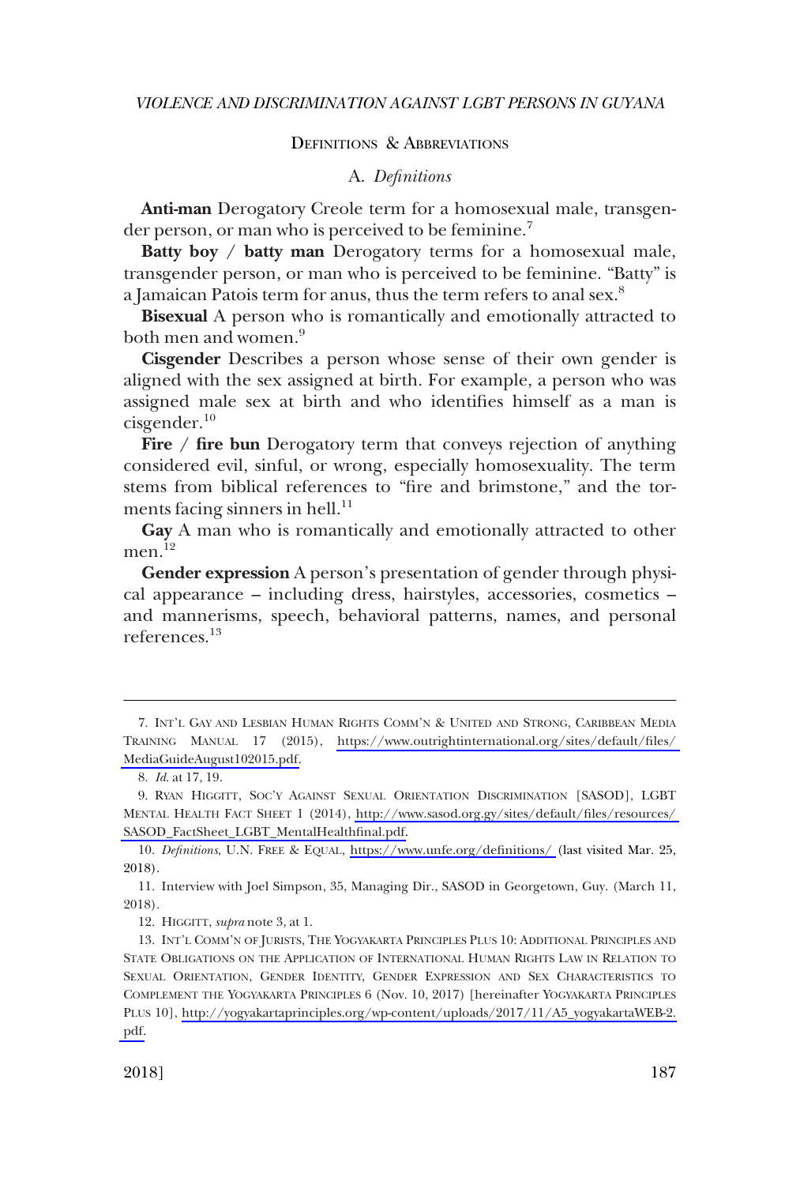## Definitions & Abbreviations

### A. *Definitions*

**Anti-man** Derogatory Creole term for a homosexual male, transgender person, or man who is perceived to be feminine.[7]

**Batty boy / batty man** Derogatory terms for a homosexual male, transgender person, or man who is perceived to be feminine. "Batty" is a Jamaican Patois term for anus, thus the term refers to anal sex.[8]

**Bisexual** A person who is romantically and emotionally attracted to both men and women.[9]

**Cisgender** Describes a person whose sense of their own gender is aligned with the sex assigned at birth. For example, a person who was assigned male sex at birth and who identifies himself as a man is cisgender.[10]

**Fire / fire bun** Derogatory term that conveys rejection of anything considered evil, sinful, or wrong, especially homosexuality. The term stems from biblical references to "fire and brimstone," and the torments facing sinners in hell.[11]

**Gay** A man who is romantically and emotionally attracted to other men.[12]

**Gender expression** A person's presentation of gender through physical appearance – including dress, hairstyles, accessories, cosmetics – and mannerisms, speech, behavioral patterns, names, and personal references.[13]

---

7. Int'l Gay and Lesbian Human Rights Comm'n & United and Strong, Caribbean Media Training Manual 17 (2015), https://www.outrightinternational.org/sites/default/files/MediaGuideAugust102015.pdf.

8. *Id.* at 17, 19.

9. Ryan Higgitt, Soc'y Against Sexual Orientation Discrimination [SASOD], LGBT Mental Health Fact Sheet 1 (2014), http://www.sasod.org.gy/sites/default/files/resources/SASOD_FactSheet_LGBT_MentalHealthfinal.pdf.

10. *Definitions*, U.N. Free & Equal, https://www.unfe.org/definitions/ (last visited Mar. 25, 2018).

11. Interview with Joel Simpson, 35, Managing Dir., SASOD in Georgetown, Guy. (March 11, 2018).

12. Higgitt, *supra* note 3, at 1.

13. Int'l Comm'n of Jurists, The Yogyakarta Principles Plus 10: Additional Principles and State Obligations on the Application of International Human Rights Law in Relation to Sexual Orientation, Gender Identity, Gender Expression and Sex Characteristics to Complement the Yogyakarta Principles 6 (Nov. 10, 2017) [hereinafter Yogyakarta Principles Plus 10], http://yogyakartaprinciples.org/wp-content/uploads/2017/11/A5_yogyakartaWEB-2.pdf.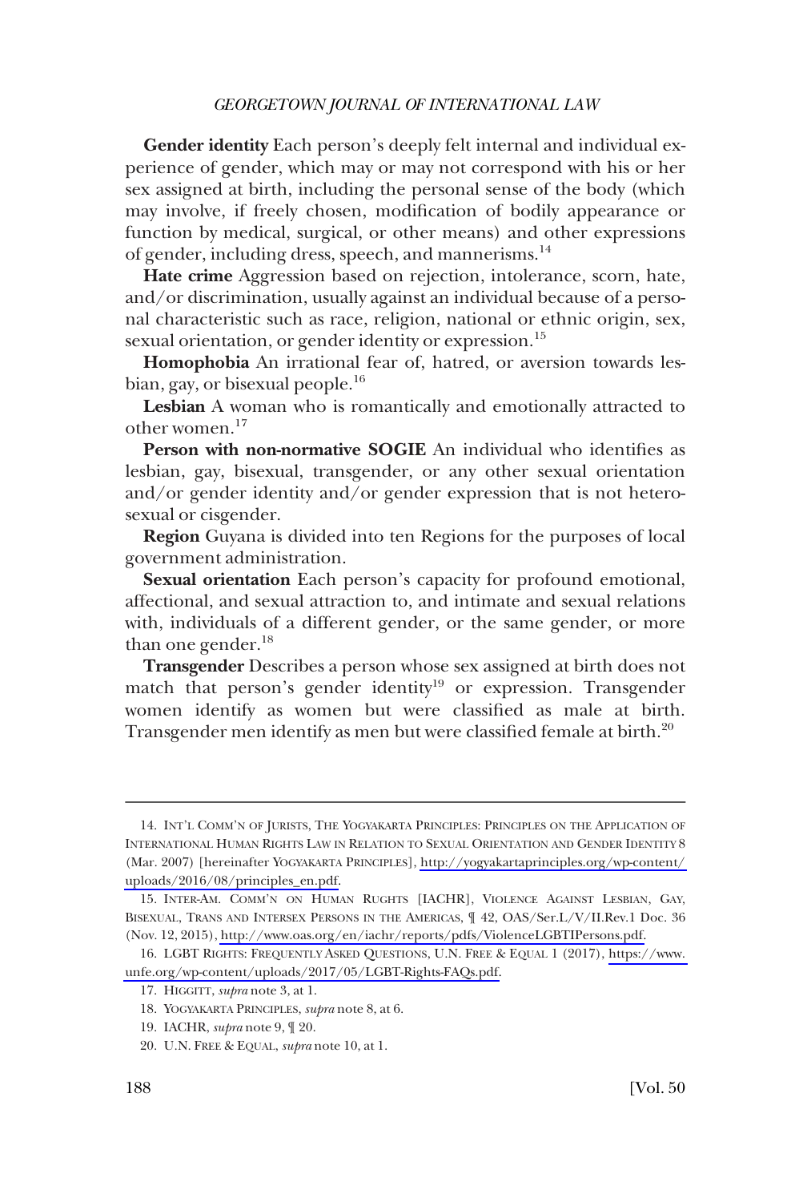**Gender identity** Each person's deeply felt internal and individual experience of gender, which may or may not correspond with his or her sex assigned at birth, including the personal sense of the body (which may involve, if freely chosen, modification of bodily appearance or function by medical, surgical, or other means) and other expressions of gender, including dress, speech, and mannerisms.[14]

**Hate crime** Aggression based on rejection, intolerance, scorn, hate, and/or discrimination, usually against an individual because of a personal characteristic such as race, religion, national or ethnic origin, sex, sexual orientation, or gender identity or expression.[15]

**Homophobia** An irrational fear of, hatred, or aversion towards lesbian, gay, or bisexual people.[16]

**Lesbian** A woman who is romantically and emotionally attracted to other women.[17]

**Person with non-normative SOGIE** An individual who identifies as lesbian, gay, bisexual, transgender, or any other sexual orientation and/or gender identity and/or gender expression that is not heterosexual or cisgender.

**Region** Guyana is divided into ten Regions for the purposes of local government administration.

**Sexual orientation** Each person's capacity for profound emotional, affectional, and sexual attraction to, and intimate and sexual relations with, individuals of a different gender, or the same gender, or more than one gender.[18]

**Transgender** Describes a person whose sex assigned at birth does not match that person's gender identity[19] or expression. Transgender women identify as women but were classified as male at birth. Transgender men identify as men but were classified female at birth.[20]

---

14. INT'L COMM'N OF JURISTS, THE YOGYAKARTA PRINCIPLES: PRINCIPLES ON THE APPLICATION OF INTERNATIONAL HUMAN RIGHTS LAW IN RELATION TO SEXUAL ORIENTATION AND GENDER IDENTITY 8 (Mar. 2007) [hereinafter YOGYAKARTA PRINCIPLES], http://yogyakartaprinciples.org/wp-content/uploads/2016/08/principles_en.pdf.

15. INTER-AM. COMM'N ON HUMAN RUGHTS [IACHR], VIOLENCE AGAINST LESBIAN, GAY, BISEXUAL, TRANS AND INTERSEX PERSONS IN THE AMERICAS, ¶ 42, OAS/Ser.L/V/II.Rev.1 Doc. 36 (Nov. 12, 2015), http://www.oas.org/en/iachr/reports/pdfs/ViolenceLGBTIPersons.pdf.

16. LGBT RIGHTS: FREQUENTLY ASKED QUESTIONS, U.N. FREE & EQUAL 1 (2017), https://www.unfe.org/wp-content/uploads/2017/05/LGBT-Rights-FAQs.pdf.

17. HIGGITT, *supra* note 3, at 1.

18. YOGYAKARTA PRINCIPLES, *supra* note 8, at 6.

19. IACHR, *supra* note 9, ¶ 20.

20. U.N. FREE & EQUAL, *supra* note 10, at 1.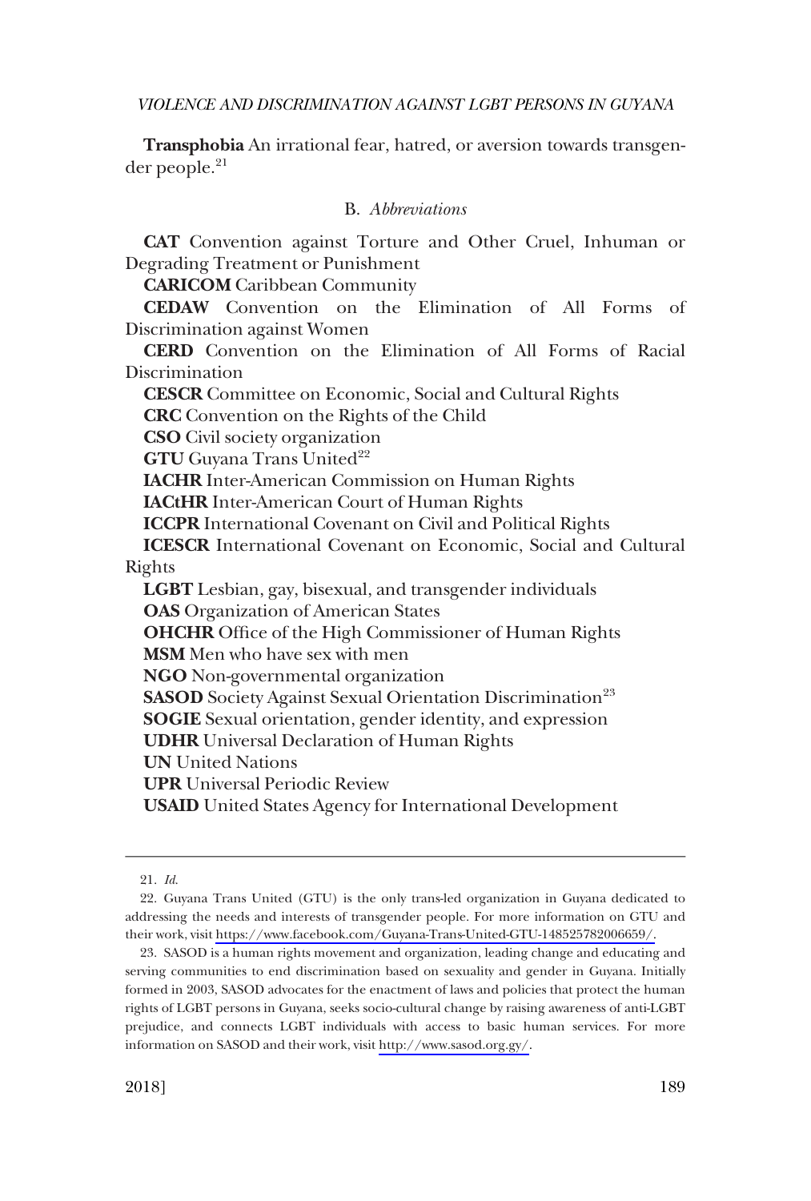**Transphobia** An irrational fear, hatred, or aversion towards transgender people.[21]

### B. *Abbreviations*

**CAT** Convention against Torture and Other Cruel, Inhuman or Degrading Treatment or Punishment

**CARICOM** Caribbean Community

**CEDAW** Convention on the Elimination of All Forms of Discrimination against Women

**CERD** Convention on the Elimination of All Forms of Racial Discrimination

**CESCR** Committee on Economic, Social and Cultural Rights

**CRC** Convention on the Rights of the Child

**CSO** Civil society organization

**GTU** Guyana Trans United[22]

**IACHR** Inter-American Commission on Human Rights

**IACtHR** Inter-American Court of Human Rights

**ICCPR** International Covenant on Civil and Political Rights

**ICESCR** International Covenant on Economic, Social and Cultural Rights

**LGBT** Lesbian, gay, bisexual, and transgender individuals

**OAS** Organization of American States

**OHCHR** Office of the High Commissioner of Human Rights

**MSM** Men who have sex with men

**NGO** Non-governmental organization

**SASOD** Society Against Sexual Orientation Discrimination[23]

**SOGIE** Sexual orientation, gender identity, and expression

**UDHR** Universal Declaration of Human Rights

**UN** United Nations

**UPR** Universal Periodic Review

**USAID** United States Agency for International Development

---

21. *Id.*

22. Guyana Trans United (GTU) is the only trans-led organization in Guyana dedicated to addressing the needs and interests of transgender people. For more information on GTU and their work, visit https://www.facebook.com/Guyana-Trans-United-GTU-148525782006659/.

23. SASOD is a human rights movement and organization, leading change and educating and serving communities to end discrimination based on sexuality and gender in Guyana. Initially formed in 2003, SASOD advocates for the enactment of laws and policies that protect the human rights of LGBT persons in Guyana, seeks socio-cultural change by raising awareness of anti-LGBT prejudice, and connects LGBT individuals with access to basic human services. For more information on SASOD and their work, visit http://www.sasod.org.gy/.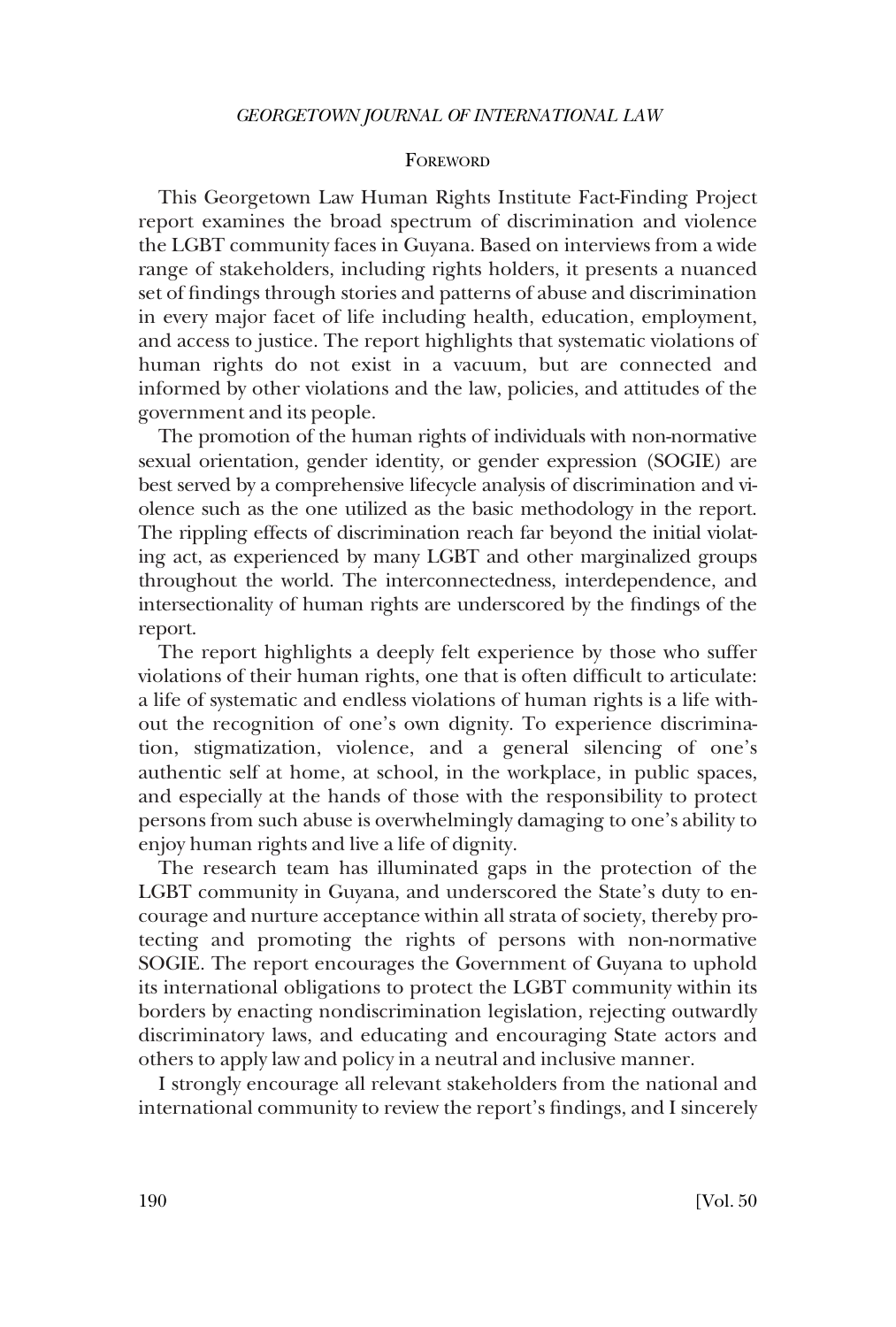## Foreword

This Georgetown Law Human Rights Institute Fact-Finding Project report examines the broad spectrum of discrimination and violence the LGBT community faces in Guyana. Based on interviews from a wide range of stakeholders, including rights holders, it presents a nuanced set of findings through stories and patterns of abuse and discrimination in every major facet of life including health, education, employment, and access to justice. The report highlights that systematic violations of human rights do not exist in a vacuum, but are connected and informed by other violations and the law, policies, and attitudes of the government and its people.

The promotion of the human rights of individuals with non-normative sexual orientation, gender identity, or gender expression (SOGIE) are best served by a comprehensive lifecycle analysis of discrimination and violence such as the one utilized as the basic methodology in the report. The rippling effects of discrimination reach far beyond the initial violating act, as experienced by many LGBT and other marginalized groups throughout the world. The interconnectedness, interdependence, and intersectionality of human rights are underscored by the findings of the report.

The report highlights a deeply felt experience by those who suffer violations of their human rights, one that is often difficult to articulate: a life of systematic and endless violations of human rights is a life without the recognition of one's own dignity. To experience discrimination, stigmatization, violence, and a general silencing of one's authentic self at home, at school, in the workplace, in public spaces, and especially at the hands of those with the responsibility to protect persons from such abuse is overwhelmingly damaging to one's ability to enjoy human rights and live a life of dignity.

The research team has illuminated gaps in the protection of the LGBT community in Guyana, and underscored the State's duty to encourage and nurture acceptance within all strata of society, thereby protecting and promoting the rights of persons with non-normative SOGIE. The report encourages the Government of Guyana to uphold its international obligations to protect the LGBT community within its borders by enacting nondiscrimination legislation, rejecting outwardly discriminatory laws, and educating and encouraging State actors and others to apply law and policy in a neutral and inclusive manner.

I strongly encourage all relevant stakeholders from the national and international community to review the report's findings, and I sincerely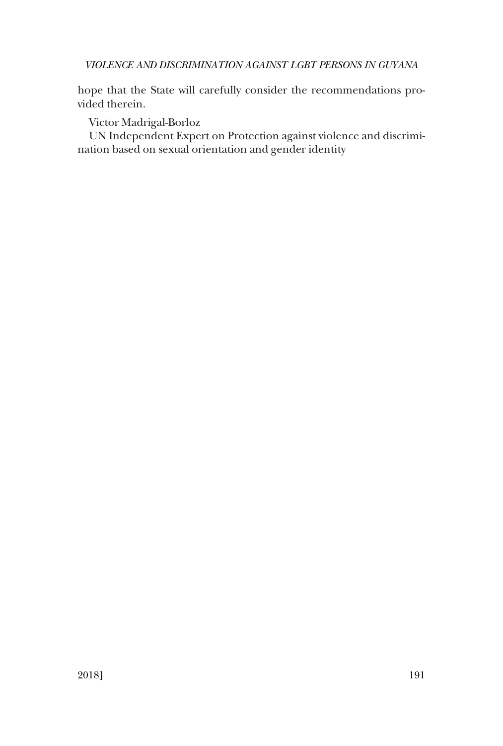hope that the State will carefully consider the recommendations provided therein.

Victor Madrigal-Borloz

UN Independent Expert on Protection against violence and discrimination based on sexual orientation and gender identity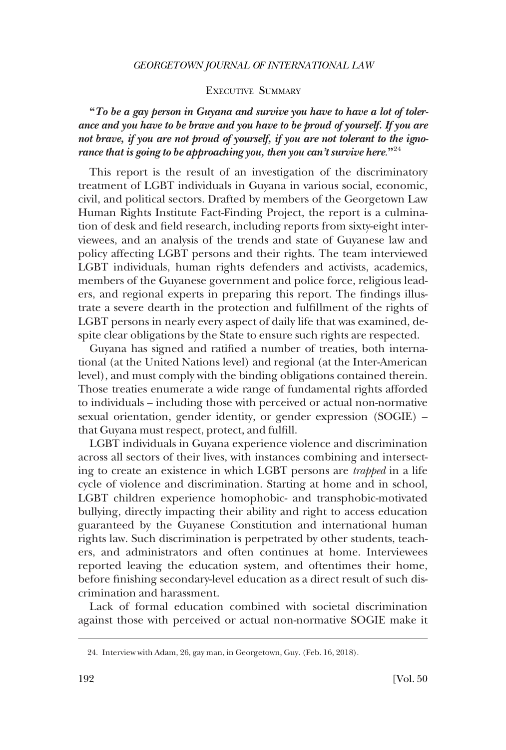## Executive Summary

"***To be a gay person in Guyana and survive you have to have a lot of tolerance and you have to be brave and you have to be proud of yourself. If you are not brave, if you are not proud of yourself, if you are not tolerant to the ignorance that is going to be approaching you, then you can't survive here.***"[24]

This report is the result of an investigation of the discriminatory treatment of LGBT individuals in Guyana in various social, economic, civil, and political sectors. Drafted by members of the Georgetown Law Human Rights Institute Fact-Finding Project, the report is a culmination of desk and field research, including reports from sixty-eight interviewees, and an analysis of the trends and state of Guyanese law and policy affecting LGBT persons and their rights. The team interviewed LGBT individuals, human rights defenders and activists, academics, members of the Guyanese government and police force, religious leaders, and regional experts in preparing this report. The findings illustrate a severe dearth in the protection and fulfillment of the rights of LGBT persons in nearly every aspect of daily life that was examined, despite clear obligations by the State to ensure such rights are respected.

Guyana has signed and ratified a number of treaties, both international (at the United Nations level) and regional (at the Inter-American level), and must comply with the binding obligations contained therein. Those treaties enumerate a wide range of fundamental rights afforded to individuals – including those with perceived or actual non-normative sexual orientation, gender identity, or gender expression (SOGIE) – that Guyana must respect, protect, and fulfill.

LGBT individuals in Guyana experience violence and discrimination across all sectors of their lives, with instances combining and intersecting to create an existence in which LGBT persons are *trapped* in a life cycle of violence and discrimination. Starting at home and in school, LGBT children experience homophobic- and transphobic-motivated bullying, directly impacting their ability and right to access education guaranteed by the Guyanese Constitution and international human rights law. Such discrimination is perpetrated by other students, teachers, and administrators and often continues at home. Interviewees reported leaving the education system, and oftentimes their home, before finishing secondary-level education as a direct result of such discrimination and harassment.

Lack of formal education combined with societal discrimination against those with perceived or actual non-normative SOGIE make it

---

24. Interview with Adam, 26, gay man, in Georgetown, Guy. (Feb. 16, 2018).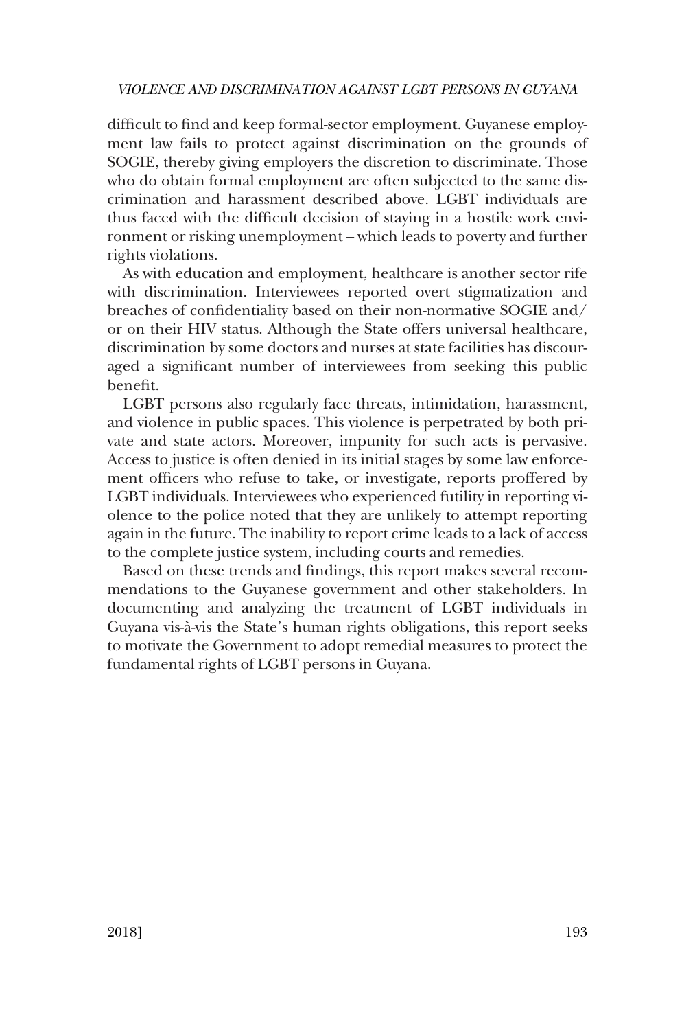difficult to find and keep formal-sector employment. Guyanese employment law fails to protect against discrimination on the grounds of SOGIE, thereby giving employers the discretion to discriminate. Those who do obtain formal employment are often subjected to the same discrimination and harassment described above. LGBT individuals are thus faced with the difficult decision of staying in a hostile work environment or risking unemployment – which leads to poverty and further rights violations.

As with education and employment, healthcare is another sector rife with discrimination. Interviewees reported overt stigmatization and breaches of confidentiality based on their non-normative SOGIE and/or on their HIV status. Although the State offers universal healthcare, discrimination by some doctors and nurses at state facilities has discouraged a significant number of interviewees from seeking this public benefit.

LGBT persons also regularly face threats, intimidation, harassment, and violence in public spaces. This violence is perpetrated by both private and state actors. Moreover, impunity for such acts is pervasive. Access to justice is often denied in its initial stages by some law enforcement officers who refuse to take, or investigate, reports proffered by LGBT individuals. Interviewees who experienced futility in reporting violence to the police noted that they are unlikely to attempt reporting again in the future. The inability to report crime leads to a lack of access to the complete justice system, including courts and remedies.

Based on these trends and findings, this report makes several recommendations to the Guyanese government and other stakeholders. In documenting and analyzing the treatment of LGBT individuals in Guyana vis-à-vis the State's human rights obligations, this report seeks to motivate the Government to adopt remedial measures to protect the fundamental rights of LGBT persons in Guyana.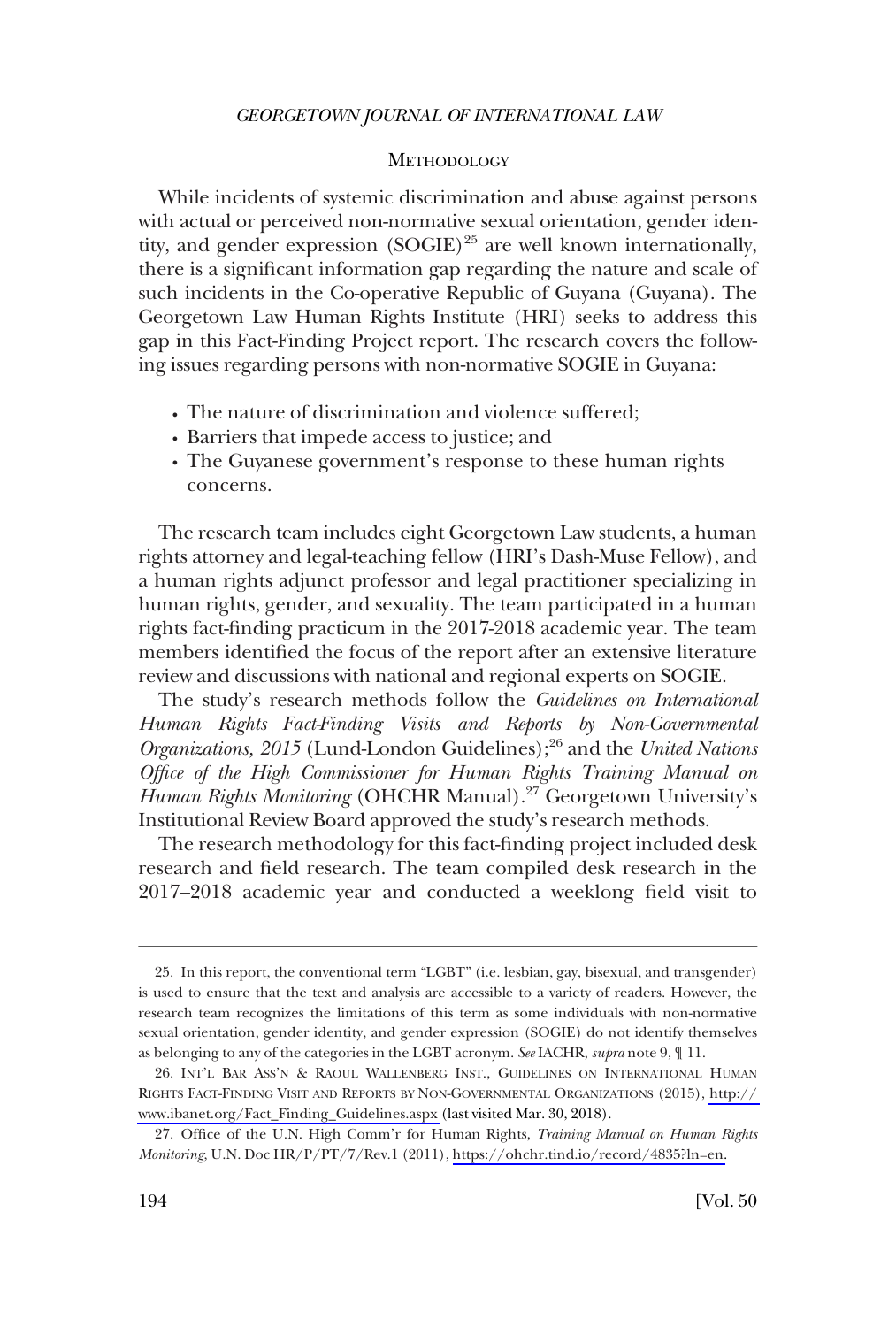## Methodology

While incidents of systemic discrimination and abuse against persons with actual or perceived non-normative sexual orientation, gender identity, and gender expression (SOGIE)[25] are well known internationally, there is a significant information gap regarding the nature and scale of such incidents in the Co-operative Republic of Guyana (Guyana). The Georgetown Law Human Rights Institute (HRI) seeks to address this gap in this Fact-Finding Project report. The research covers the following issues regarding persons with non-normative SOGIE in Guyana:

- The nature of discrimination and violence suffered;
- Barriers that impede access to justice; and
- The Guyanese government's response to these human rights concerns.

The research team includes eight Georgetown Law students, a human rights attorney and legal-teaching fellow (HRI's Dash-Muse Fellow), and a human rights adjunct professor and legal practitioner specializing in human rights, gender, and sexuality. The team participated in a human rights fact-finding practicum in the 2017-2018 academic year. The team members identified the focus of the report after an extensive literature review and discussions with national and regional experts on SOGIE.

The study's research methods follow the *Guidelines on International Human Rights Fact-Finding Visits and Reports by Non-Governmental Organizations, 2015* (Lund-London Guidelines);[26] and the *United Nations Office of the High Commissioner for Human Rights Training Manual on Human Rights Monitoring* (OHCHR Manual).[27] Georgetown University's Institutional Review Board approved the study's research methods.

The research methodology for this fact-finding project included desk research and field research. The team compiled desk research in the 2017–2018 academic year and conducted a weeklong field visit to

---

25. In this report, the conventional term "LGBT" (i.e. lesbian, gay, bisexual, and transgender) is used to ensure that the text and analysis are accessible to a variety of readers. However, the research team recognizes the limitations of this term as some individuals with non-normative sexual orientation, gender identity, and gender expression (SOGIE) do not identify themselves as belonging to any of the categories in the LGBT acronym. *See* IACHR, *supra* note 9, ¶ 11.

26. Int'l Bar Ass'n & Raoul Wallenberg Inst., Guidelines on International Human Rights Fact-Finding Visit and Reports by Non-Governmental Organizations (2015), http://www.ibanet.org/Fact_Finding_Guidelines.aspx (last visited Mar. 30, 2018).

27. Office of the U.N. High Comm'r for Human Rights, *Training Manual on Human Rights Monitoring*, U.N. Doc HR/P/PT/7/Rev.1 (2011), https://ohchr.tind.io/record/4835?ln=en.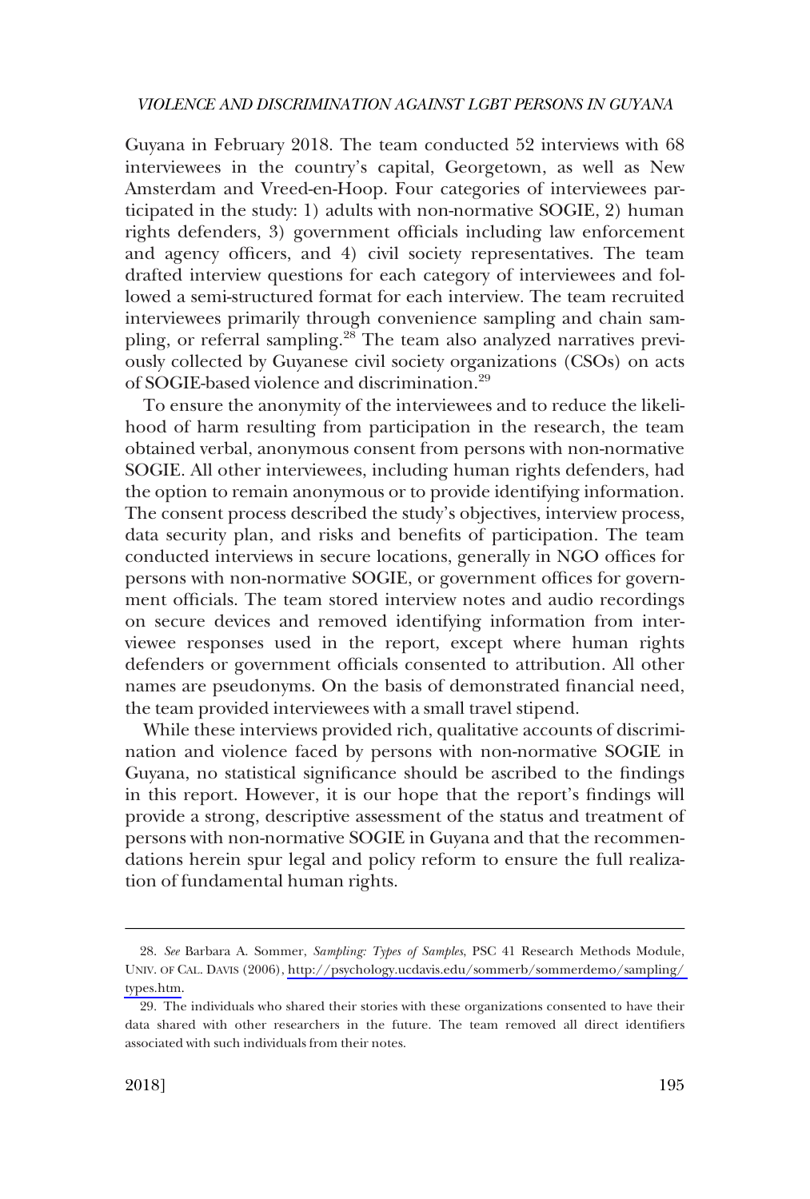Guyana in February 2018. The team conducted 52 interviews with 68 interviewees in the country's capital, Georgetown, as well as New Amsterdam and Vreed-en-Hoop. Four categories of interviewees participated in the study: 1) adults with non-normative SOGIE, 2) human rights defenders, 3) government officials including law enforcement and agency officers, and 4) civil society representatives. The team drafted interview questions for each category of interviewees and followed a semi-structured format for each interview. The team recruited interviewees primarily through convenience sampling and chain sampling, or referral sampling.[28] The team also analyzed narratives previously collected by Guyanese civil society organizations (CSOs) on acts of SOGIE-based violence and discrimination.[29]

To ensure the anonymity of the interviewees and to reduce the likelihood of harm resulting from participation in the research, the team obtained verbal, anonymous consent from persons with non-normative SOGIE. All other interviewees, including human rights defenders, had the option to remain anonymous or to provide identifying information. The consent process described the study's objectives, interview process, data security plan, and risks and benefits of participation. The team conducted interviews in secure locations, generally in NGO offices for persons with non-normative SOGIE, or government offices for government officials. The team stored interview notes and audio recordings on secure devices and removed identifying information from interviewee responses used in the report, except where human rights defenders or government officials consented to attribution. All other names are pseudonyms. On the basis of demonstrated financial need, the team provided interviewees with a small travel stipend.

While these interviews provided rich, qualitative accounts of discrimination and violence faced by persons with non-normative SOGIE in Guyana, no statistical significance should be ascribed to the findings in this report. However, it is our hope that the report's findings will provide a strong, descriptive assessment of the status and treatment of persons with non-normative SOGIE in Guyana and that the recommendations herein spur legal and policy reform to ensure the full realization of fundamental human rights.

---

28. *See* Barbara A. Sommer, *Sampling: Types of Samples*, PSC 41 Research Methods Module, UNIV. OF CAL. DAVIS (2006), http://psychology.ucdavis.edu/sommerb/sommerdemo/sampling/types.htm.

29. The individuals who shared their stories with these organizations consented to have their data shared with other researchers in the future. The team removed all direct identifiers associated with such individuals from their notes.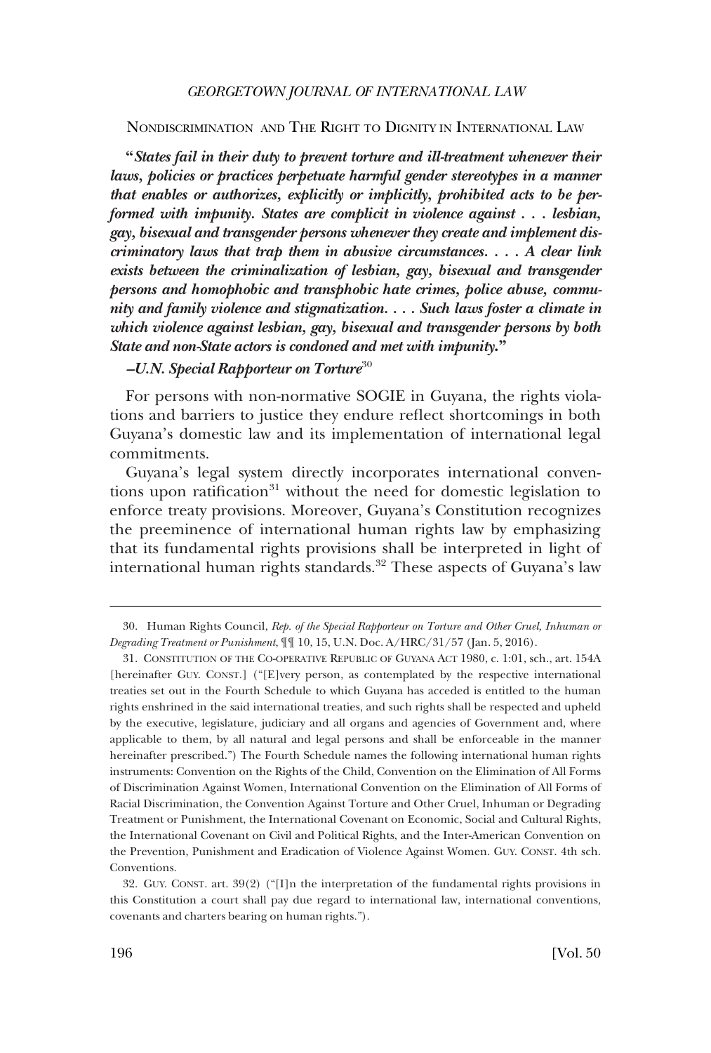## NONDISCRIMINATION AND THE RIGHT TO DIGNITY IN INTERNATIONAL LAW

***"States fail in their duty to prevent torture and ill-treatment whenever their laws, policies or practices perpetuate harmful gender stereotypes in a manner that enables or authorizes, explicitly or implicitly, prohibited acts to be performed with impunity. States are complicit in violence against . . . lesbian, gay, bisexual and transgender persons whenever they create and implement discriminatory laws that trap them in abusive circumstances. . . . A clear link exists between the criminalization of lesbian, gay, bisexual and transgender persons and homophobic and transphobic hate crimes, police abuse, community and family violence and stigmatization. . . . Such laws foster a climate in which violence against lesbian, gay, bisexual and transgender persons by both State and non-State actors is condoned and met with impunity."***

***–U.N. Special Rapporteur on Torture***[30]

For persons with non-normative SOGIE in Guyana, the rights violations and barriers to justice they endure reflect shortcomings in both Guyana's domestic law and its implementation of international legal commitments.

Guyana's legal system directly incorporates international conventions upon ratification[31] without the need for domestic legislation to enforce treaty provisions. Moreover, Guyana's Constitution recognizes the preeminence of international human rights law by emphasizing that its fundamental rights provisions shall be interpreted in light of international human rights standards.[32] These aspects of Guyana's law

---

30. Human Rights Council, *Rep. of the Special Rapporteur on Torture and Other Cruel, Inhuman or Degrading Treatment or Punishment*, ¶¶ 10, 15, U.N. Doc. A/HRC/31/57 (Jan. 5, 2016).

31. CONSTITUTION OF THE CO-OPERATIVE REPUBLIC OF GUYANA ACT 1980, c. 1:01, sch., art. 154A [hereinafter GUY. CONST.] ("[E]very person, as contemplated by the respective international treaties set out in the Fourth Schedule to which Guyana has acceded is entitled to the human rights enshrined in the said international treaties, and such rights shall be respected and upheld by the executive, legislature, judiciary and all organs and agencies of Government and, where applicable to them, by all natural and legal persons and shall be enforceable in the manner hereinafter prescribed.") The Fourth Schedule names the following international human rights instruments: Convention on the Rights of the Child, Convention on the Elimination of All Forms of Discrimination Against Women, International Convention on the Elimination of All Forms of Racial Discrimination, the Convention Against Torture and Other Cruel, Inhuman or Degrading Treatment or Punishment, the International Covenant on Economic, Social and Cultural Rights, the International Covenant on Civil and Political Rights, and the Inter-American Convention on the Prevention, Punishment and Eradication of Violence Against Women. GUY. CONST. 4th sch. Conventions.

32. GUY. CONST. art. 39(2) ("[I]n the interpretation of the fundamental rights provisions in this Constitution a court shall pay due regard to international law, international conventions, covenants and charters bearing on human rights.").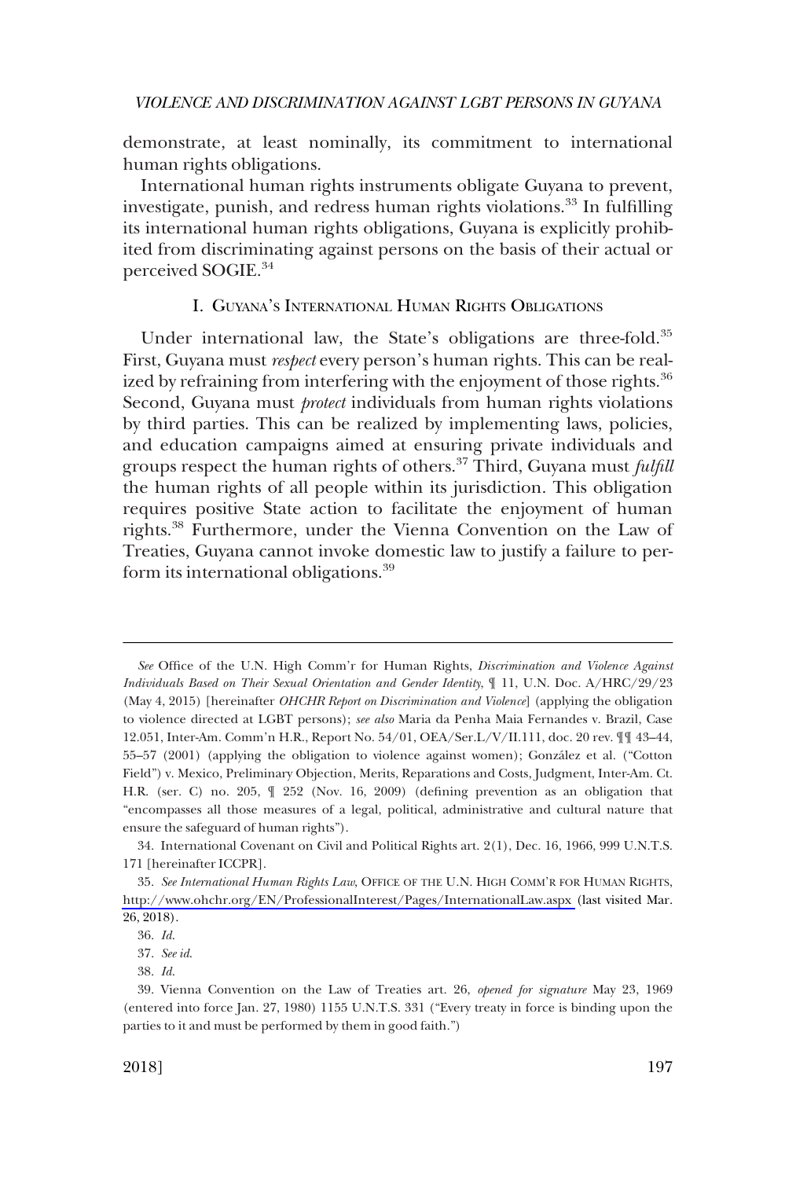demonstrate, at least nominally, its commitment to international human rights obligations.

International human rights instruments obligate Guyana to prevent, investigate, punish, and redress human rights violations.[33] In fulfilling its international human rights obligations, Guyana is explicitly prohibited from discriminating against persons on the basis of their actual or perceived SOGIE.[34]

## I. GUYANA'S INTERNATIONAL HUMAN RIGHTS OBLIGATIONS

Under international law, the State's obligations are three-fold.[35] First, Guyana must *respect* every person's human rights. This can be realized by refraining from interfering with the enjoyment of those rights.[36] Second, Guyana must *protect* individuals from human rights violations by third parties. This can be realized by implementing laws, policies, and education campaigns aimed at ensuring private individuals and groups respect the human rights of others.[37] Third, Guyana must *fulfill* the human rights of all people within its jurisdiction. This obligation requires positive State action to facilitate the enjoyment of human rights.[38] Furthermore, under the Vienna Convention on the Law of Treaties, Guyana cannot invoke domestic law to justify a failure to perform its international obligations.[39]

---

*See* Office of the U.N. High Comm'r for Human Rights, *Discrimination and Violence Against Individuals Based on Their Sexual Orientation and Gender Identity*, ¶ 11, U.N. Doc. A/HRC/29/23 (May 4, 2015) [hereinafter *OHCHR Report on Discrimination and Violence*] (applying the obligation to violence directed at LGBT persons); *see also* Maria da Penha Maia Fernandes v. Brazil, Case 12.051, Inter-Am. Comm'n H.R., Report No. 54/01, OEA/Ser.L/V/II.111, doc. 20 rev. ¶¶ 43–44, 55–57 (2001) (applying the obligation to violence against women); González et al. ("Cotton Field") v. Mexico, Preliminary Objection, Merits, Reparations and Costs, Judgment, Inter-Am. Ct. H.R. (ser. C) no. 205, ¶ 252 (Nov. 16, 2009) (defining prevention as an obligation that "encompasses all those measures of a legal, political, administrative and cultural nature that ensure the safeguard of human rights").

34. International Covenant on Civil and Political Rights art. 2(1), Dec. 16, 1966, 999 U.N.T.S. 171 [hereinafter ICCPR].

35. *See International Human Rights Law*, OFFICE OF THE U.N. HIGH COMM'R FOR HUMAN RIGHTS, http://www.ohchr.org/EN/ProfessionalInterest/Pages/InternationalLaw.aspx (last visited Mar. 26, 2018).

36. *Id.*

37. *See id.*

38. *Id.*

39. Vienna Convention on the Law of Treaties art. 26, *opened for signature* May 23, 1969 (entered into force Jan. 27, 1980) 1155 U.N.T.S. 331 ("Every treaty in force is binding upon the parties to it and must be performed by them in good faith.")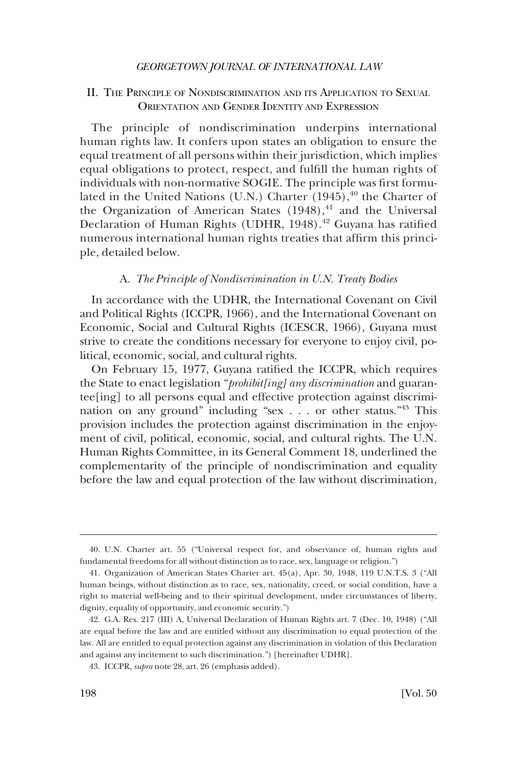## II. The Principle of Nondiscrimination and its Application to Sexual Orientation and Gender Identity and Expression

The principle of nondiscrimination underpins international human rights law. It confers upon states an obligation to ensure the equal treatment of all persons within their jurisdiction, which implies equal obligations to protect, respect, and fulfill the human rights of individuals with non-normative SOGIE. The principle was first formulated in the United Nations (U.N.) Charter (1945),[40] the Charter of the Organization of American States (1948),[41] and the Universal Declaration of Human Rights (UDHR, 1948).[42] Guyana has ratified numerous international human rights treaties that affirm this principle, detailed below.

### A. *The Principle of Nondiscrimination in U.N. Treaty Bodies*

In accordance with the UDHR, the International Covenant on Civil and Political Rights (ICCPR, 1966), and the International Covenant on Economic, Social and Cultural Rights (ICESCR, 1966), Guyana must strive to create the conditions necessary for everyone to enjoy civil, political, economic, social, and cultural rights.

On February 15, 1977, Guyana ratified the ICCPR, which requires the State to enact legislation "*prohibit[ing] any discrimination* and guarantee[ing] to all persons equal and effective protection against discrimination on any ground" including "sex . . . or other status."[43] This provision includes the protection against discrimination in the enjoyment of civil, political, economic, social, and cultural rights. The U.N. Human Rights Committee, in its General Comment 18, underlined the complementarity of the principle of nondiscrimination and equality before the law and equal protection of the law without discrimination,

---

40. U.N. Charter art. 55 ("Universal respect for, and observance of, human rights and fundamental freedoms for all without distinction as to race, sex, language or religion.")

41. Organization of American States Charter art. 45(a), Apr. 30, 1948, 119 U.N.T.S. 3 ("All human beings, without distinction as to race, sex, nationality, creed, or social condition, have a right to material well-being and to their spiritual development, under circumstances of liberty, dignity, equality of opportunity, and economic security.")

42. G.A. Res. 217 (III) A, Universal Declaration of Human Rights art. 7 (Dec. 10, 1948) ("All are equal before the law and are entitled without any discrimination to equal protection of the law. All are entitled to equal protection against any discrimination in violation of this Declaration and against any incitement to such discrimination.") [hereinafter UDHR].

43. ICCPR, *supra* note 28, art. 26 (emphasis added).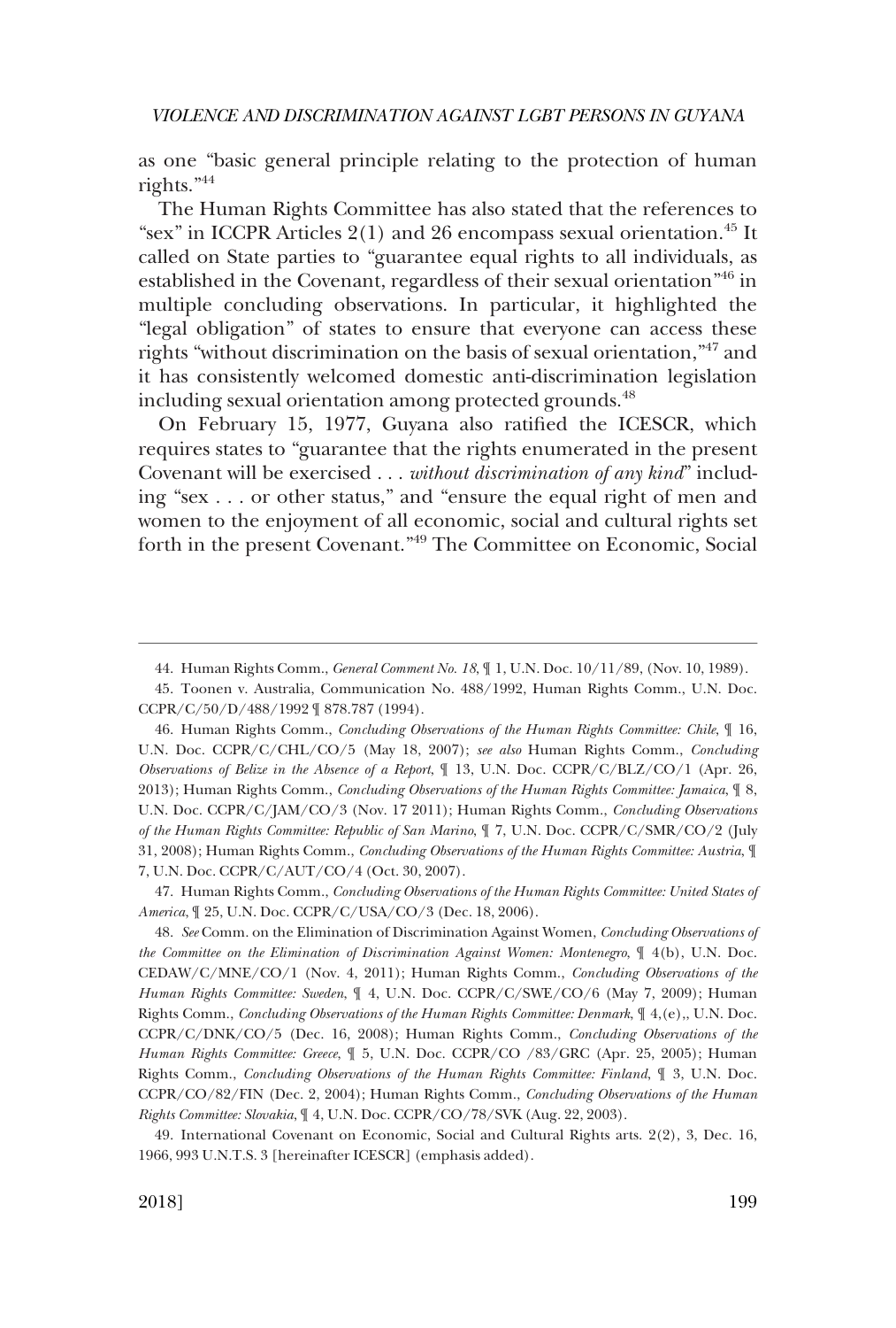as one "basic general principle relating to the protection of human rights."[44]

The Human Rights Committee has also stated that the references to "sex" in ICCPR Articles 2(1) and 26 encompass sexual orientation.[45] It called on State parties to "guarantee equal rights to all individuals, as established in the Covenant, regardless of their sexual orientation"[46] in multiple concluding observations. In particular, it highlighted the "legal obligation" of states to ensure that everyone can access these rights "without discrimination on the basis of sexual orientation,"[47] and it has consistently welcomed domestic anti-discrimination legislation including sexual orientation among protected grounds.[48]

On February 15, 1977, Guyana also ratified the ICESCR, which requires states to "guarantee that the rights enumerated in the present Covenant will be exercised . . . *without discrimination of any kind*" including "sex . . . or other status," and "ensure the equal right of men and women to the enjoyment of all economic, social and cultural rights set forth in the present Covenant."[49] The Committee on Economic, Social

---

44. Human Rights Comm., *General Comment No. 18*, ¶ 1, U.N. Doc. 10/11/89, (Nov. 10, 1989).

45. Toonen v. Australia, Communication No. 488/1992, Human Rights Comm., U.N. Doc. CCPR/C/50/D/488/1992 ¶ 878.787 (1994).

46. Human Rights Comm., *Concluding Observations of the Human Rights Committee: Chile*, ¶ 16, U.N. Doc. CCPR/C/CHL/CO/5 (May 18, 2007); *see also* Human Rights Comm., *Concluding Observations of Belize in the Absence of a Report*, ¶ 13, U.N. Doc. CCPR/C/BLZ/CO/1 (Apr. 26, 2013); Human Rights Comm., *Concluding Observations of the Human Rights Committee: Jamaica*, ¶ 8, U.N. Doc. CCPR/C/JAM/CO/3 (Nov. 17 2011); Human Rights Comm., *Concluding Observations of the Human Rights Committee: Republic of San Marino*, ¶ 7, U.N. Doc. CCPR/C/SMR/CO/2 (July 31, 2008); Human Rights Comm., *Concluding Observations of the Human Rights Committee: Austria*, ¶ 7, U.N. Doc. CCPR/C/AUT/CO/4 (Oct. 30, 2007).

47. Human Rights Comm., *Concluding Observations of the Human Rights Committee: United States of America*, ¶ 25, U.N. Doc. CCPR/C/USA/CO/3 (Dec. 18, 2006).

48. *See* Comm. on the Elimination of Discrimination Against Women, *Concluding Observations of the Committee on the Elimination of Discrimination Against Women: Montenegro*, ¶ 4(b), U.N. Doc. CEDAW/C/MNE/CO/1 (Nov. 4, 2011); Human Rights Comm., *Concluding Observations of the Human Rights Committee: Sweden*, ¶ 4, U.N. Doc. CCPR/C/SWE/CO/6 (May 7, 2009); Human Rights Comm., *Concluding Observations of the Human Rights Committee: Denmark*, ¶ 4,(e),, U.N. Doc. CCPR/C/DNK/CO/5 (Dec. 16, 2008); Human Rights Comm., *Concluding Observations of the Human Rights Committee: Greece*, ¶ 5, U.N. Doc. CCPR/CO /83/GRC (Apr. 25, 2005); Human Rights Comm., *Concluding Observations of the Human Rights Committee: Finland*, ¶ 3, U.N. Doc. CCPR/CO/82/FIN (Dec. 2, 2004); Human Rights Comm., *Concluding Observations of the Human Rights Committee: Slovakia*, ¶ 4, U.N. Doc. CCPR/CO/78/SVK (Aug. 22, 2003).

49. International Covenant on Economic, Social and Cultural Rights arts. 2(2), 3, Dec. 16, 1966, 993 U.N.T.S. 3 [hereinafter ICESCR] (emphasis added).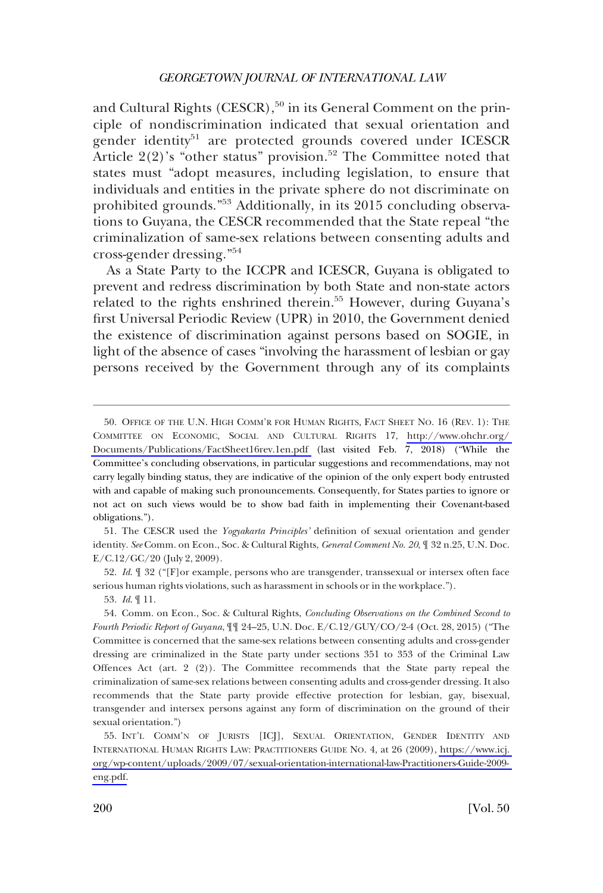and Cultural Rights (CESCR),[50] in its General Comment on the principle of nondiscrimination indicated that sexual orientation and gender identity[51] are protected grounds covered under ICESCR Article 2(2)'s "other status" provision.[52] The Committee noted that states must "adopt measures, including legislation, to ensure that individuals and entities in the private sphere do not discriminate on prohibited grounds."[53] Additionally, in its 2015 concluding observations to Guyana, the CESCR recommended that the State repeal "the criminalization of same-sex relations between consenting adults and cross-gender dressing."[54]

As a State Party to the ICCPR and ICESCR, Guyana is obligated to prevent and redress discrimination by both State and non-state actors related to the rights enshrined therein.[55] However, during Guyana's first Universal Periodic Review (UPR) in 2010, the Government denied the existence of discrimination against persons based on SOGIE, in light of the absence of cases "involving the harassment of lesbian or gay persons received by the Government through any of its complaints

---

50. OFFICE OF THE U.N. HIGH COMM'R FOR HUMAN RIGHTS, FACT SHEET NO. 16 (REV. 1): THE COMMITTEE ON ECONOMIC, SOCIAL AND CULTURAL RIGHTS 17, http://www.ohchr.org/Documents/Publications/FactSheet16rev.1en.pdf (last visited Feb. 7, 2018) ("While the Committee's concluding observations, in particular suggestions and recommendations, may not carry legally binding status, they are indicative of the opinion of the only expert body entrusted with and capable of making such pronouncements. Consequently, for States parties to ignore or not act on such views would be to show bad faith in implementing their Covenant-based obligations.").

51. The CESCR used the *Yogyakarta Principles'* definition of sexual orientation and gender identity. *See* Comm. on Econ., Soc. & Cultural Rights, *General Comment No. 20*, ¶ 32 n.25, U.N. Doc. E/C.12/GC/20 (July 2, 2009).

52. *Id.* ¶ 32 ("[F]or example, persons who are transgender, transsexual or intersex often face serious human rights violations, such as harassment in schools or in the workplace.").

53. *Id.* ¶ 11.

54. Comm. on Econ., Soc. & Cultural Rights, *Concluding Observations on the Combined Second to Fourth Periodic Report of Guyana*, ¶¶ 24–25, U.N. Doc. E/C.12/GUY/CO/2-4 (Oct. 28, 2015) ("The Committee is concerned that the same-sex relations between consenting adults and cross-gender dressing are criminalized in the State party under sections 351 to 353 of the Criminal Law Offences Act (art. 2 (2)). The Committee recommends that the State party repeal the criminalization of same-sex relations between consenting adults and cross-gender dressing. It also recommends that the State party provide effective protection for lesbian, gay, bisexual, transgender and intersex persons against any form of discrimination on the ground of their sexual orientation.")

55. INT'L COMM'N OF JURISTS [ICJ], SEXUAL ORIENTATION, GENDER IDENTITY AND INTERNATIONAL HUMAN RIGHTS LAW: PRACTITIONERS GUIDE NO. 4, at 26 (2009), https://www.icj.org/wp-content/uploads/2009/07/sexual-orientation-international-law-Practitioners-Guide-2009-eng.pdf.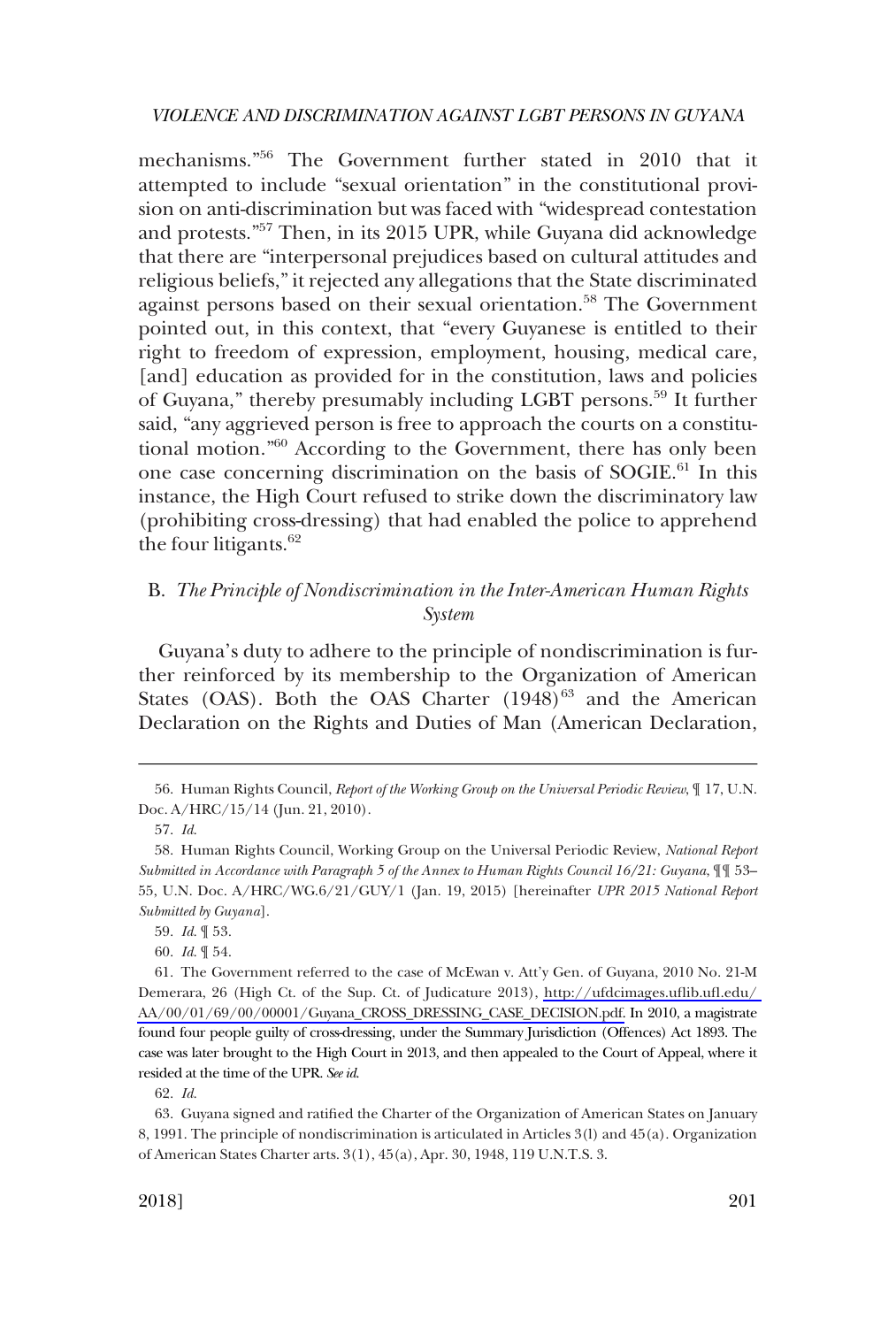mechanisms."[56] The Government further stated in 2010 that it attempted to include "sexual orientation" in the constitutional provision on anti-discrimination but was faced with "widespread contestation and protests."[57] Then, in its 2015 UPR, while Guyana did acknowledge that there are "interpersonal prejudices based on cultural attitudes and religious beliefs," it rejected any allegations that the State discriminated against persons based on their sexual orientation.[58] The Government pointed out, in this context, that "every Guyanese is entitled to their right to freedom of expression, employment, housing, medical care, [and] education as provided for in the constitution, laws and policies of Guyana," thereby presumably including LGBT persons.[59] It further said, "any aggrieved person is free to approach the courts on a constitutional motion."[60] According to the Government, there has only been one case concerning discrimination on the basis of SOGIE.[61] In this instance, the High Court refused to strike down the discriminatory law (prohibiting cross-dressing) that had enabled the police to apprehend the four litigants.[62]

## B. *The Principle of Nondiscrimination in the Inter-American Human Rights System*

Guyana's duty to adhere to the principle of nondiscrimination is further reinforced by its membership to the Organization of American States (OAS). Both the OAS Charter (1948)[63] and the American Declaration on the Rights and Duties of Man (American Declaration,

---

56. Human Rights Council, *Report of the Working Group on the Universal Periodic Review*, ¶ 17, U.N. Doc. A/HRC/15/14 (Jun. 21, 2010).

57. *Id.*

58. Human Rights Council, Working Group on the Universal Periodic Review, *National Report Submitted in Accordance with Paragraph 5 of the Annex to Human Rights Council 16/21: Guyana*, ¶¶ 53–55, U.N. Doc. A/HRC/WG.6/21/GUY/1 (Jan. 19, 2015) [hereinafter *UPR 2015 National Report Submitted by Guyana*].

59. *Id.* ¶ 53.

60. *Id.* ¶ 54.

61. The Government referred to the case of McEwan v. Att'y Gen. of Guyana, 2010 No. 21-M Demerara, 26 (High Ct. of the Sup. Ct. of Judicature 2013), http://ufdcimages.uflib.ufl.edu/AA/00/01/69/00/00001/Guyana_CROSS_DRESSING_CASE_DECISION.pdf. In 2010, a magistrate found four people guilty of cross-dressing, under the Summary Jurisdiction (Offences) Act 1893. The case was later brought to the High Court in 2013, and then appealed to the Court of Appeal, where it resided at the time of the UPR. *See id.*

62. *Id.*

63. Guyana signed and ratified the Charter of the Organization of American States on January 8, 1991. The principle of nondiscrimination is articulated in Articles 3(l) and 45(a). Organization of American States Charter arts. 3(1), 45(a), Apr. 30, 1948, 119 U.N.T.S. 3.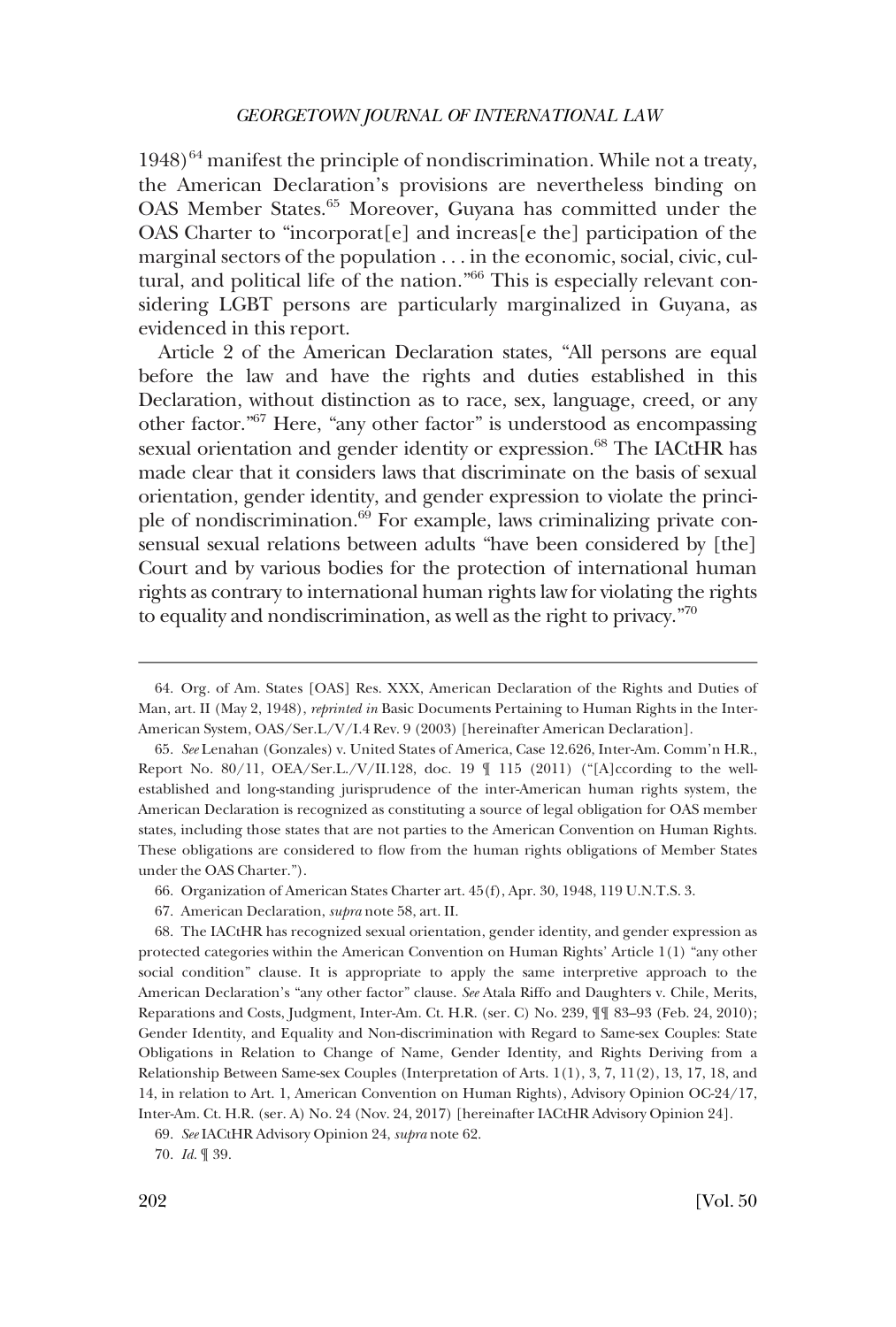1948)[64] manifest the principle of nondiscrimination. While not a treaty, the American Declaration's provisions are nevertheless binding on OAS Member States.[65] Moreover, Guyana has committed under the OAS Charter to "incorporat[e] and increas[e the] participation of the marginal sectors of the population . . . in the economic, social, civic, cultural, and political life of the nation."[66] This is especially relevant considering LGBT persons are particularly marginalized in Guyana, as evidenced in this report.

Article 2 of the American Declaration states, "All persons are equal before the law and have the rights and duties established in this Declaration, without distinction as to race, sex, language, creed, or any other factor."[67] Here, "any other factor" is understood as encompassing sexual orientation and gender identity or expression.[68] The IACtHR has made clear that it considers laws that discriminate on the basis of sexual orientation, gender identity, and gender expression to violate the principle of nondiscrimination.[69] For example, laws criminalizing private consensual sexual relations between adults "have been considered by [the] Court and by various bodies for the protection of international human rights as contrary to international human rights law for violating the rights to equality and nondiscrimination, as well as the right to privacy."[70]

---

64. Org. of Am. States [OAS] Res. XXX, American Declaration of the Rights and Duties of Man, art. II (May 2, 1948), *reprinted in* Basic Documents Pertaining to Human Rights in the Inter-American System, OAS/Ser.L/V/I.4 Rev. 9 (2003) [hereinafter American Declaration].

65. *See* Lenahan (Gonzales) v. United States of America, Case 12.626, Inter-Am. Comm'n H.R., Report No. 80/11, OEA/Ser.L./V/II.128, doc. 19 ¶ 115 (2011) ("[A]ccording to the well-established and long-standing jurisprudence of the inter-American human rights system, the American Declaration is recognized as constituting a source of legal obligation for OAS member states, including those states that are not parties to the American Convention on Human Rights. These obligations are considered to flow from the human rights obligations of Member States under the OAS Charter.").

66. Organization of American States Charter art. 45(f), Apr. 30, 1948, 119 U.N.T.S. 3.

67. American Declaration, *supra* note 58, art. II.

68. The IACtHR has recognized sexual orientation, gender identity, and gender expression as protected categories within the American Convention on Human Rights' Article 1(1) "any other social condition" clause. It is appropriate to apply the same interpretive approach to the American Declaration's "any other factor" clause. *See* Atala Riffo and Daughters v. Chile, Merits, Reparations and Costs, Judgment, Inter-Am. Ct. H.R. (ser. C) No. 239, ¶¶ 83–93 (Feb. 24, 2010); Gender Identity, and Equality and Non-discrimination with Regard to Same-sex Couples: State Obligations in Relation to Change of Name, Gender Identity, and Rights Deriving from a Relationship Between Same-sex Couples (Interpretation of Arts. 1(1), 3, 7, 11(2), 13, 17, 18, and 14, in relation to Art. 1, American Convention on Human Rights), Advisory Opinion OC-24/17, Inter-Am. Ct. H.R. (ser. A) No. 24 (Nov. 24, 2017) [hereinafter IACtHR Advisory Opinion 24].

69. *See* IACtHR Advisory Opinion 24, *supra* note 62.

70. *Id.* ¶ 39.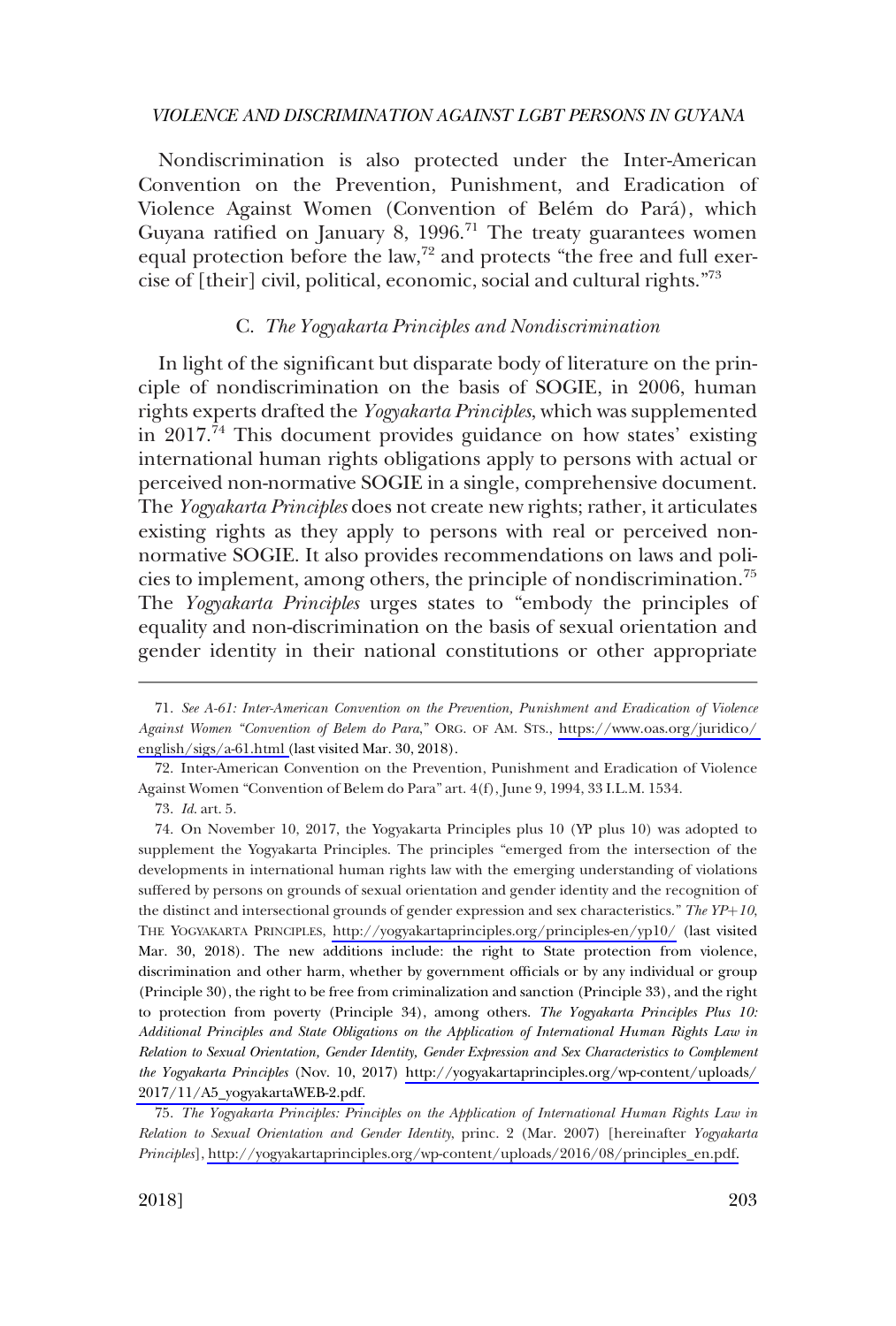Nondiscrimination is also protected under the Inter-American Convention on the Prevention, Punishment, and Eradication of Violence Against Women (Convention of Belém do Pará), which Guyana ratified on January 8, 1996.[71] The treaty guarantees women equal protection before the law,[72] and protects "the free and full exercise of [their] civil, political, economic, social and cultural rights."[73]

### C. *The Yogyakarta Principles and Nondiscrimination*

In light of the significant but disparate body of literature on the principle of nondiscrimination on the basis of SOGIE, in 2006, human rights experts drafted the *Yogyakarta Principles*, which was supplemented in 2017.[74] This document provides guidance on how states' existing international human rights obligations apply to persons with actual or perceived non-normative SOGIE in a single, comprehensive document. The *Yogyakarta Principles* does not create new rights; rather, it articulates existing rights as they apply to persons with real or perceived non-normative SOGIE. It also provides recommendations on laws and policies to implement, among others, the principle of nondiscrimination.[75] The *Yogyakarta Principles* urges states to "embody the principles of equality and non-discrimination on the basis of sexual orientation and gender identity in their national constitutions or other appropriate

---

71. *See A-61: Inter-American Convention on the Prevention, Punishment and Eradication of Violence Against Women "Convention of Belem do Para,"* ORG. OF AM. STS., https://www.oas.org/juridico/english/sigs/a-61.html (last visited Mar. 30, 2018).

72. Inter-American Convention on the Prevention, Punishment and Eradication of Violence Against Women "Convention of Belem do Para" art. 4(f), June 9, 1994, 33 I.L.M. 1534.

73. *Id.* art. 5.

74. On November 10, 2017, the Yogyakarta Principles plus 10 (YP plus 10) was adopted to supplement the Yogyakarta Principles. The principles "emerged from the intersection of the developments in international human rights law with the emerging understanding of violations suffered by persons on grounds of sexual orientation and gender identity and the recognition of the distinct and intersectional grounds of gender expression and sex characteristics." *The YP+10*, THE YOGYAKARTA PRINCIPLES, http://yogyakartaprinciples.org/principles-en/yp10/ (last visited Mar. 30, 2018). The new additions include: the right to State protection from violence, discrimination and other harm, whether by government officials or by any individual or group (Principle 30), the right to be free from criminalization and sanction (Principle 33), and the right to protection from poverty (Principle 34), among others. *The Yogyakarta Principles Plus 10: Additional Principles and State Obligations on the Application of International Human Rights Law in Relation to Sexual Orientation, Gender Identity, Gender Expression and Sex Characteristics to Complement the Yogyakarta Principles* (Nov. 10, 2017) http://yogyakartaprinciples.org/wp-content/uploads/2017/11/A5_yogyakartaWEB-2.pdf.

75. *The Yogyakarta Principles: Principles on the Application of International Human Rights Law in Relation to Sexual Orientation and Gender Identity*, princ. 2 (Mar. 2007) [hereinafter *Yogyakarta Principles*], http://yogyakartaprinciples.org/wp-content/uploads/2016/08/principles_en.pdf.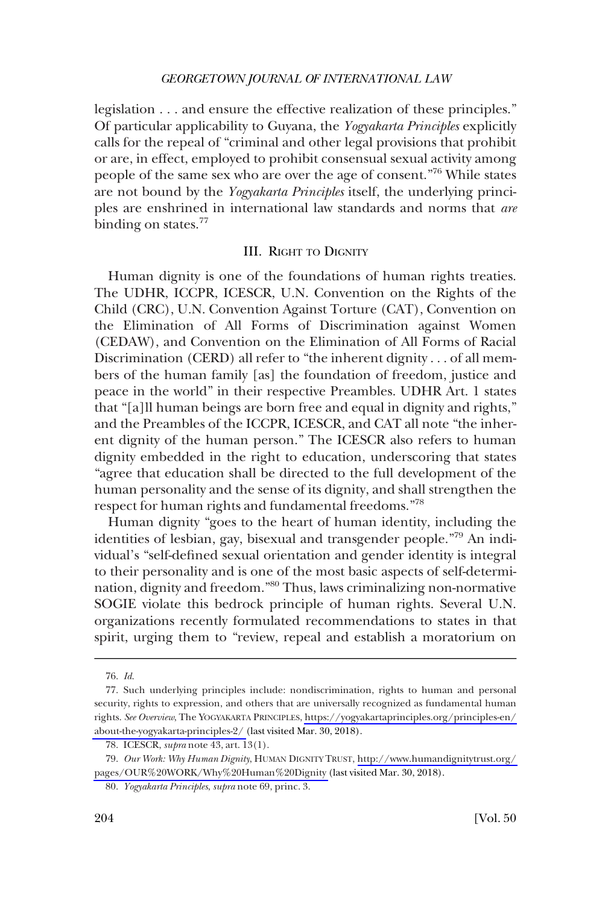legislation . . . and ensure the effective realization of these principles." Of particular applicability to Guyana, the *Yogyakarta Principles* explicitly calls for the repeal of "criminal and other legal provisions that prohibit or are, in effect, employed to prohibit consensual sexual activity among people of the same sex who are over the age of consent."[76] While states are not bound by the *Yogyakarta Principles* itself, the underlying principles are enshrined in international law standards and norms that *are* binding on states.[77]

## III. Right to Dignity

Human dignity is one of the foundations of human rights treaties. The UDHR, ICCPR, ICESCR, U.N. Convention on the Rights of the Child (CRC), U.N. Convention Against Torture (CAT), Convention on the Elimination of All Forms of Discrimination against Women (CEDAW), and Convention on the Elimination of All Forms of Racial Discrimination (CERD) all refer to "the inherent dignity . . . of all members of the human family [as] the foundation of freedom, justice and peace in the world" in their respective Preambles. UDHR Art. 1 states that "[a]ll human beings are born free and equal in dignity and rights," and the Preambles of the ICCPR, ICESCR, and CAT all note "the inherent dignity of the human person." The ICESCR also refers to human dignity embedded in the right to education, underscoring that states "agree that education shall be directed to the full development of the human personality and the sense of its dignity, and shall strengthen the respect for human rights and fundamental freedoms."[78]

Human dignity "goes to the heart of human identity, including the identities of lesbian, gay, bisexual and transgender people."[79] An individual's "self-defined sexual orientation and gender identity is integral to their personality and is one of the most basic aspects of self-determination, dignity and freedom."[80] Thus, laws criminalizing non-normative SOGIE violate this bedrock principle of human rights. Several U.N. organizations recently formulated recommendations to states in that spirit, urging them to "review, repeal and establish a moratorium on

---

76. *Id.*

77. Such underlying principles include: nondiscrimination, rights to human and personal security, rights to expression, and others that are universally recognized as fundamental human rights. *See Overview*, The YOGYAKARTA PRINCIPLES, https://yogyakartaprinciples.org/principles-en/about-the-yogyakarta-principles-2/ (last visited Mar. 30, 2018).

78. ICESCR, *supra* note 43, art. 13(1).

79. *Our Work: Why Human Dignity*, HUMAN DIGNITY TRUST, http://www.humandignitytrust.org/pages/OUR%20WORK/Why%20Human%20Dignity (last visited Mar. 30, 2018).

80. *Yogyakarta Principles*, *supra* note 69, princ. 3.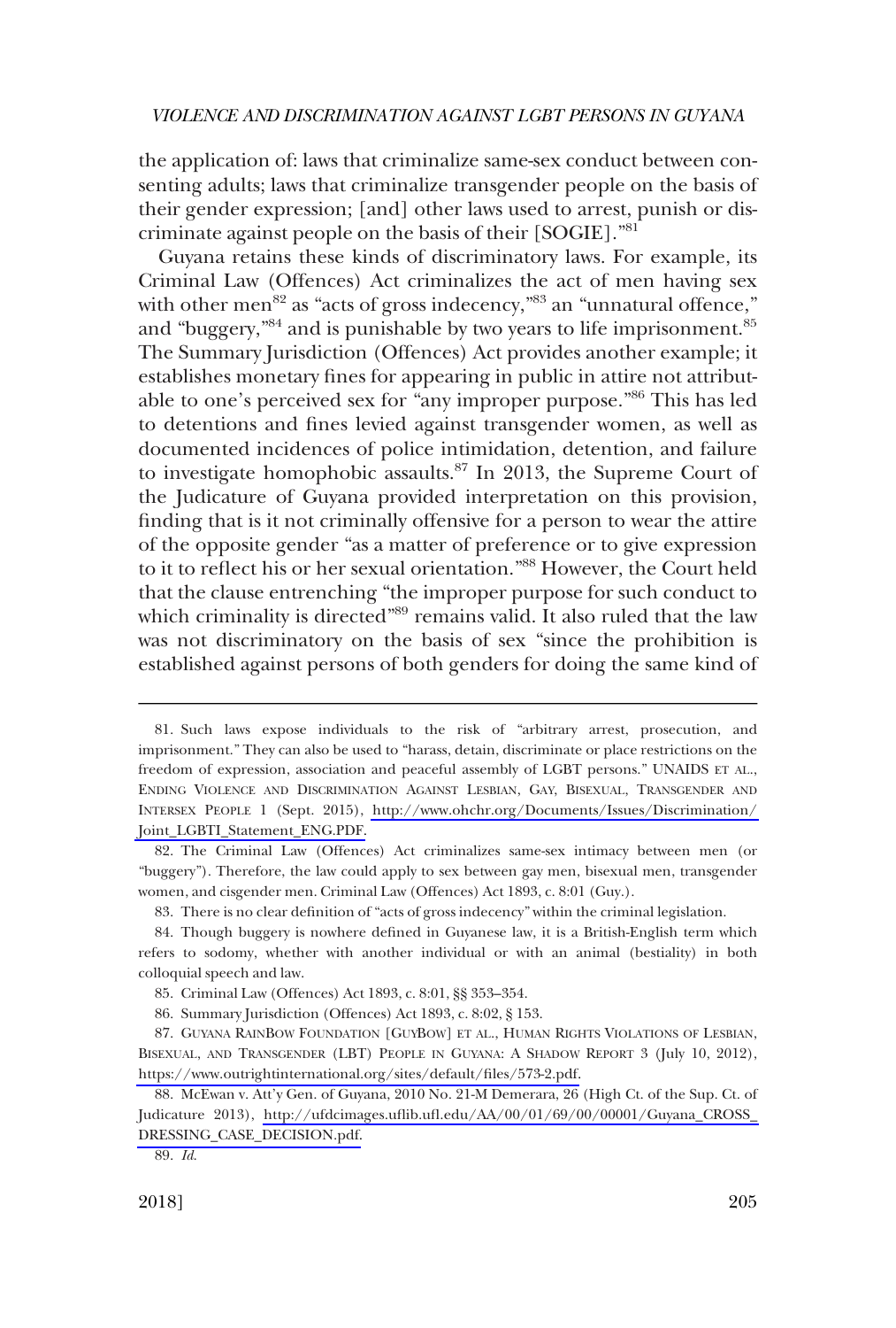the application of: laws that criminalize same-sex conduct between consenting adults; laws that criminalize transgender people on the basis of their gender expression; [and] other laws used to arrest, punish or discriminate against people on the basis of their [SOGIE]."[81]

Guyana retains these kinds of discriminatory laws. For example, its Criminal Law (Offences) Act criminalizes the act of men having sex with other men[82] as "acts of gross indecency,"[83] an "unnatural offence," and "buggery,"[84] and is punishable by two years to life imprisonment.[85] The Summary Jurisdiction (Offences) Act provides another example; it establishes monetary fines for appearing in public in attire not attributable to one's perceived sex for "any improper purpose."[86] This has led to detentions and fines levied against transgender women, as well as documented incidences of police intimidation, detention, and failure to investigate homophobic assaults.[87] In 2013, the Supreme Court of the Judicature of Guyana provided interpretation on this provision, finding that is it not criminally offensive for a person to wear the attire of the opposite gender "as a matter of preference or to give expression to it to reflect his or her sexual orientation."[88] However, the Court held that the clause entrenching "the improper purpose for such conduct to which criminality is directed"[89] remains valid. It also ruled that the law was not discriminatory on the basis of sex "since the prohibition is established against persons of both genders for doing the same kind of

---

81. Such laws expose individuals to the risk of "arbitrary arrest, prosecution, and imprisonment." They can also be used to "harass, detain, discriminate or place restrictions on the freedom of expression, association and peaceful assembly of LGBT persons." UNAIDS ET AL., ENDING VIOLENCE AND DISCRIMINATION AGAINST LESBIAN, GAY, BISEXUAL, TRANSGENDER AND INTERSEX PEOPLE 1 (Sept. 2015), http://www.ohchr.org/Documents/Issues/Discrimination/Joint_LGBTI_Statement_ENG.PDF.

82. The Criminal Law (Offences) Act criminalizes same-sex intimacy between men (or "buggery"). Therefore, the law could apply to sex between gay men, bisexual men, transgender women, and cisgender men. Criminal Law (Offences) Act 1893, c. 8:01 (Guy.).

83. There is no clear definition of "acts of gross indecency" within the criminal legislation.

84. Though buggery is nowhere defined in Guyanese law, it is a British-English term which refers to sodomy, whether with another individual or with an animal (bestiality) in both colloquial speech and law.

85. Criminal Law (Offences) Act 1893, c. 8:01, §§ 353–354.

86. Summary Jurisdiction (Offences) Act 1893, c. 8:02, § 153.

87. GUYANA RAINBOW FOUNDATION [GUYBOW] ET AL., HUMAN RIGHTS VIOLATIONS OF LESBIAN, BISEXUAL, AND TRANSGENDER (LBT) PEOPLE IN GUYANA: A SHADOW REPORT 3 (July 10, 2012), https://www.outrightinternational.org/sites/default/files/573-2.pdf.

88. McEwan v. Att'y Gen. of Guyana, 2010 No. 21-M Demerara, 26 (High Ct. of the Sup. Ct. of Judicature 2013), http://ufdcimages.uflib.ufl.edu/AA/00/01/69/00/00001/Guyana_CROSS_DRESSING_CASE_DECISION.pdf.

89. *Id.*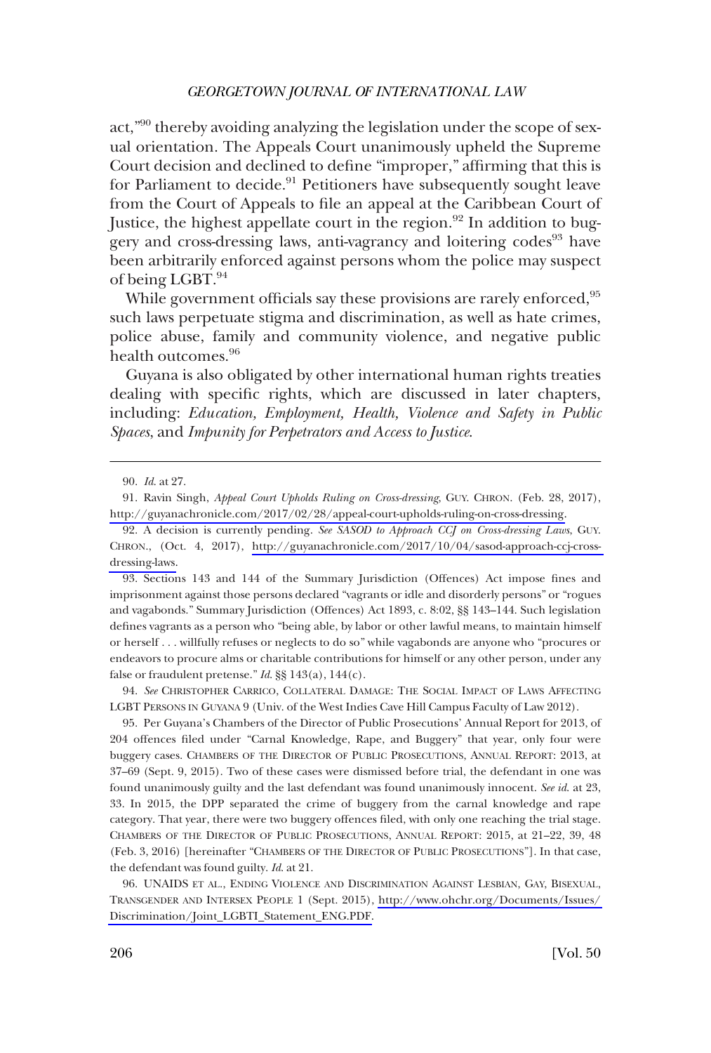act,"[90] thereby avoiding analyzing the legislation under the scope of sexual orientation. The Appeals Court unanimously upheld the Supreme Court decision and declined to define "improper," affirming that this is for Parliament to decide.[91] Petitioners have subsequently sought leave from the Court of Appeals to file an appeal at the Caribbean Court of Justice, the highest appellate court in the region.[92] In addition to buggery and cross-dressing laws, anti-vagrancy and loitering codes[93] have been arbitrarily enforced against persons whom the police may suspect of being LGBT.[94]

While government officials say these provisions are rarely enforced,[95] such laws perpetuate stigma and discrimination, as well as hate crimes, police abuse, family and community violence, and negative public health outcomes.[96]

Guyana is also obligated by other international human rights treaties dealing with specific rights, which are discussed in later chapters, including: *Education, Employment, Health, Violence and Safety in Public Spaces*, and *Impunity for Perpetrators and Access to Justice*.

---

90. *Id.* at 27.

91. Ravin Singh, *Appeal Court Upholds Ruling on Cross-dressing*, GUY. CHRON. (Feb. 28, 2017), http://guyanachronicle.com/2017/02/28/appeal-court-upholds-ruling-on-cross-dressing.

92. A decision is currently pending. *See SASOD to Approach CCJ on Cross-dressing Laws*, GUY. CHRON., (Oct. 4, 2017), http://guyanachronicle.com/2017/10/04/sasod-approach-ccj-cross-dressing-laws.

93. Sections 143 and 144 of the Summary Jurisdiction (Offences) Act impose fines and imprisonment against those persons declared "vagrants or idle and disorderly persons" or "rogues and vagabonds." Summary Jurisdiction (Offences) Act 1893, c. 8:02, §§ 143–144. Such legislation defines vagrants as a person who "being able, by labor or other lawful means, to maintain himself or herself . . . willfully refuses or neglects to do so" while vagabonds are anyone who "procures or endeavors to procure alms or charitable contributions for himself or any other person, under any false or fraudulent pretense." *Id.* §§ 143(a), 144(c).

94. *See* CHRISTOPHER CARRICO, COLLATERAL DAMAGE: THE SOCIAL IMPACT OF LAWS AFFECTING LGBT PERSONS IN GUYANA 9 (Univ. of the West Indies Cave Hill Campus Faculty of Law 2012).

95. Per Guyana's Chambers of the Director of Public Prosecutions' Annual Report for 2013, of 204 offences filed under "Carnal Knowledge, Rape, and Buggery" that year, only four were buggery cases. CHAMBERS OF THE DIRECTOR OF PUBLIC PROSECUTIONS, ANNUAL REPORT: 2013, at 37–69 (Sept. 9, 2015). Two of these cases were dismissed before trial, the defendant in one was found unanimously guilty and the last defendant was found unanimously innocent. *See id.* at 23, 33. In 2015, the DPP separated the crime of buggery from the carnal knowledge and rape category. That year, there were two buggery offences filed, with only one reaching the trial stage. CHAMBERS OF THE DIRECTOR OF PUBLIC PROSECUTIONS, ANNUAL REPORT: 2015, at 21–22, 39, 48 (Feb. 3, 2016) [hereinafter "CHAMBERS OF THE DIRECTOR OF PUBLIC PROSECUTIONS"]. In that case, the defendant was found guilty. *Id.* at 21.

96. UNAIDS ET AL., ENDING VIOLENCE AND DISCRIMINATION AGAINST LESBIAN, GAY, BISEXUAL, TRANSGENDER AND INTERSEX PEOPLE 1 (Sept. 2015), http://www.ohchr.org/Documents/Issues/Discrimination/Joint_LGBTI_Statement_ENG.PDF.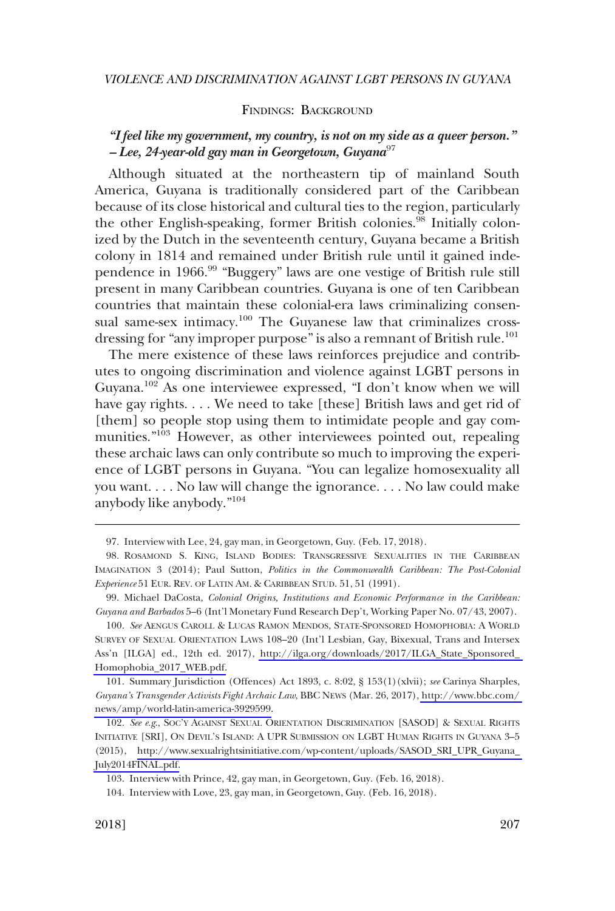## FINDINGS: BACKGROUND

### *"I feel like my government, my country, is not on my side as a queer person." – Lee, 24-year-old gay man in Georgetown, Guyana*[97]

Although situated at the northeastern tip of mainland South America, Guyana is traditionally considered part of the Caribbean because of its close historical and cultural ties to the region, particularly the other English-speaking, former British colonies.[98] Initially colonized by the Dutch in the seventeenth century, Guyana became a British colony in 1814 and remained under British rule until it gained independence in 1966.[99] "Buggery" laws are one vestige of British rule still present in many Caribbean countries. Guyana is one of ten Caribbean countries that maintain these colonial-era laws criminalizing consensual same-sex intimacy.[100] The Guyanese law that criminalizes cross-dressing for "any improper purpose" is also a remnant of British rule.[101]

The mere existence of these laws reinforces prejudice and contributes to ongoing discrimination and violence against LGBT persons in Guyana.[102] As one interviewee expressed, "I don't know when we will have gay rights. . . . We need to take [these] British laws and get rid of [them] so people stop using them to intimidate people and gay communities."[103] However, as other interviewees pointed out, repealing these archaic laws can only contribute so much to improving the experience of LGBT persons in Guyana. "You can legalize homosexuality all you want. . . . No law will change the ignorance. . . . No law could make anybody like anybody."[104]

---

97. Interview with Lee, 24, gay man, in Georgetown, Guy. (Feb. 17, 2018).

98. ROSAMOND S. KING, ISLAND BODIES: TRANSGRESSIVE SEXUALITIES IN THE CARIBBEAN IMAGINATION 3 (2014); Paul Sutton, *Politics in the Commonwealth Caribbean: The Post-Colonial Experience* 51 EUR. REV. OF LATIN AM. & CARIBBEAN STUD. 51, 51 (1991).

99. Michael DaCosta, *Colonial Origins, Institutions and Economic Performance in the Caribbean: Guyana and Barbados* 5–6 (Int'l Monetary Fund Research Dep't, Working Paper No. 07/43, 2007).

100. *See* AENGUS CAROLL & LUCAS RAMON MENDOS, STATE-SPONSORED HOMOPHOBIA: A WORLD SURVEY OF SEXUAL ORIENTATION LAWS 108–20 (Int'l Lesbian, Gay, Bixexual, Trans and Intersex Ass'n [ILGA] ed., 12th ed. 2017), http://ilga.org/downloads/2017/ILGA_State_Sponsored_Homophobia_2017_WEB.pdf.

101. Summary Jurisdiction (Offences) Act 1893, c. 8:02, § 153(1)(xlvii); *see* Carinya Sharples, *Guyana's Transgender Activists Fight Archaic Law,* BBC NEWS (Mar. 26, 2017), http://www.bbc.com/news/amp/world-latin-america-3929599.

102. *See e.g.,* SOC'Y AGAINST SEXUAL ORIENTATION DISCRIMINATION [SASOD] & SEXUAL RIGHTS INITIATIVE [SRI], ON DEVIL'S ISLAND: A UPR SUBMISSION ON LGBT HUMAN RIGHTS IN GUYANA 3–5 (2015), http://www.sexualrightsinitiative.com/wp-content/uploads/SASOD_SRI_UPR_Guyana_July2014FINAL.pdf.

103. Interview with Prince, 42, gay man, in Georgetown, Guy. (Feb. 16, 2018).

104. Interview with Love, 23, gay man, in Georgetown, Guy. (Feb. 16, 2018).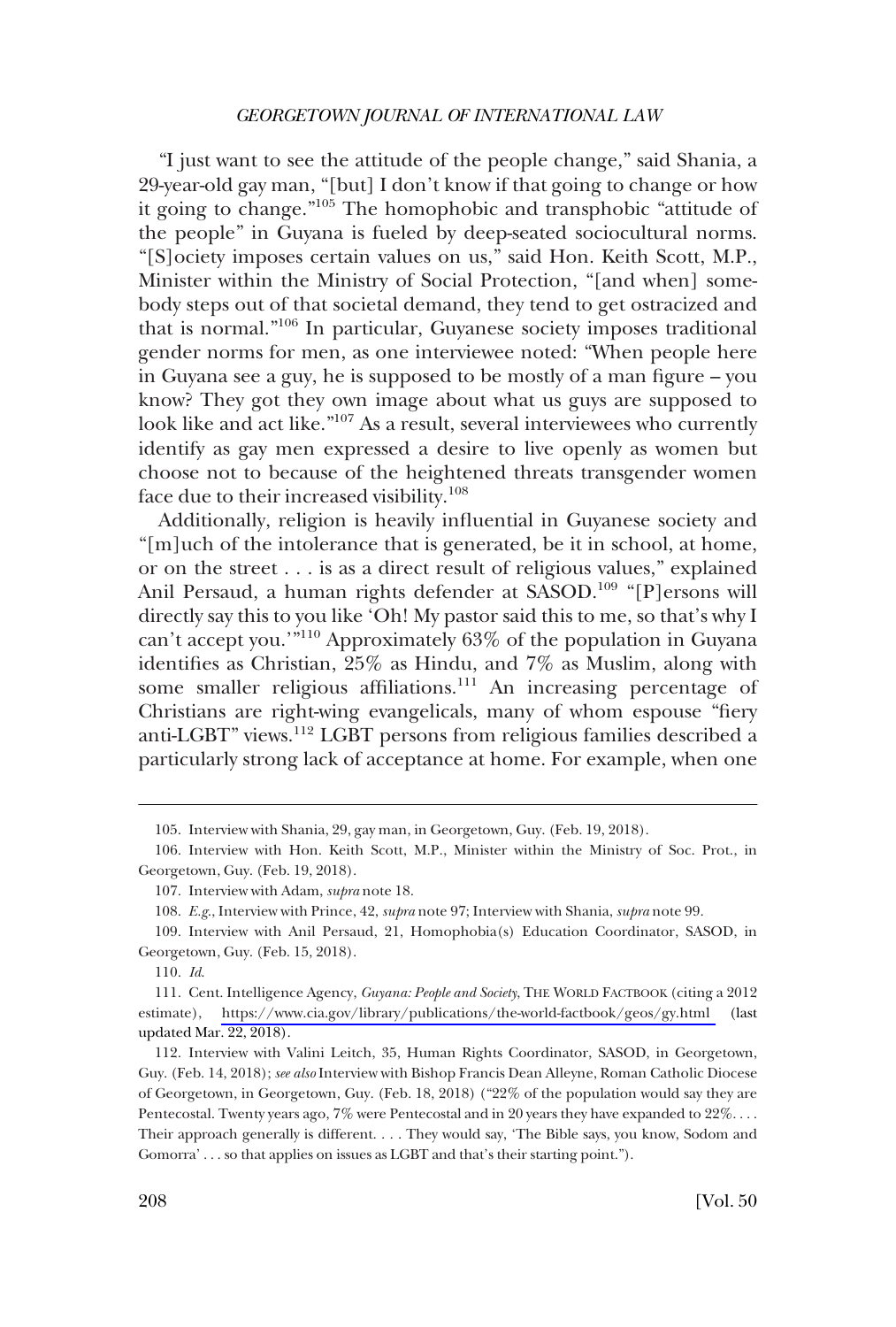"I just want to see the attitude of the people change," said Shania, a 29-year-old gay man, "[but] I don't know if that going to change or how it going to change."[105] The homophobic and transphobic "attitude of the people" in Guyana is fueled by deep-seated sociocultural norms. "[S]ociety imposes certain values on us," said Hon. Keith Scott, M.P., Minister within the Ministry of Social Protection, "[and when] somebody steps out of that societal demand, they tend to get ostracized and that is normal."[106] In particular, Guyanese society imposes traditional gender norms for men, as one interviewee noted: "When people here in Guyana see a guy, he is supposed to be mostly of a man figure – you know? They got they own image about what us guys are supposed to look like and act like."[107] As a result, several interviewees who currently identify as gay men expressed a desire to live openly as women but choose not to because of the heightened threats transgender women face due to their increased visibility.[108]

Additionally, religion is heavily influential in Guyanese society and "[m]uch of the intolerance that is generated, be it in school, at home, or on the street . . . is as a direct result of religious values," explained Anil Persaud, a human rights defender at SASOD.[109] "[P]ersons will directly say this to you like 'Oh! My pastor said this to me, so that's why I can't accept you.'"[110] Approximately 63% of the population in Guyana identifies as Christian, 25% as Hindu, and 7% as Muslim, along with some smaller religious affiliations.[111] An increasing percentage of Christians are right-wing evangelicals, many of whom espouse "fiery anti-LGBT" views.[112] LGBT persons from religious families described a particularly strong lack of acceptance at home. For example, when one

---

105. Interview with Shania, 29, gay man, in Georgetown, Guy. (Feb. 19, 2018).

106. Interview with Hon. Keith Scott, M.P., Minister within the Ministry of Soc. Prot., in Georgetown, Guy. (Feb. 19, 2018).

107. Interview with Adam, *supra* note 18.

108. *E.g.*, Interview with Prince, 42, *supra* note 97; Interview with Shania, *supra* note 99.

109. Interview with Anil Persaud, 21, Homophobia(s) Education Coordinator, SASOD, in Georgetown, Guy. (Feb. 15, 2018).

110. *Id.*

111. Cent. Intelligence Agency, *Guyana: People and Society*, THE WORLD FACTBOOK (citing a 2012 estimate), https://www.cia.gov/library/publications/the-world-factbook/geos/gy.html (last updated Mar. 22, 2018).

112. Interview with Valini Leitch, 35, Human Rights Coordinator, SASOD, in Georgetown, Guy. (Feb. 14, 2018); *see also* Interview with Bishop Francis Dean Alleyne, Roman Catholic Diocese of Georgetown, in Georgetown, Guy. (Feb. 18, 2018) ("22% of the population would say they are Pentecostal. Twenty years ago, 7% were Pentecostal and in 20 years they have expanded to 22%. . . . Their approach generally is different. . . . They would say, 'The Bible says, you know, Sodom and Gomorra' . . . so that applies on issues as LGBT and that's their starting point.").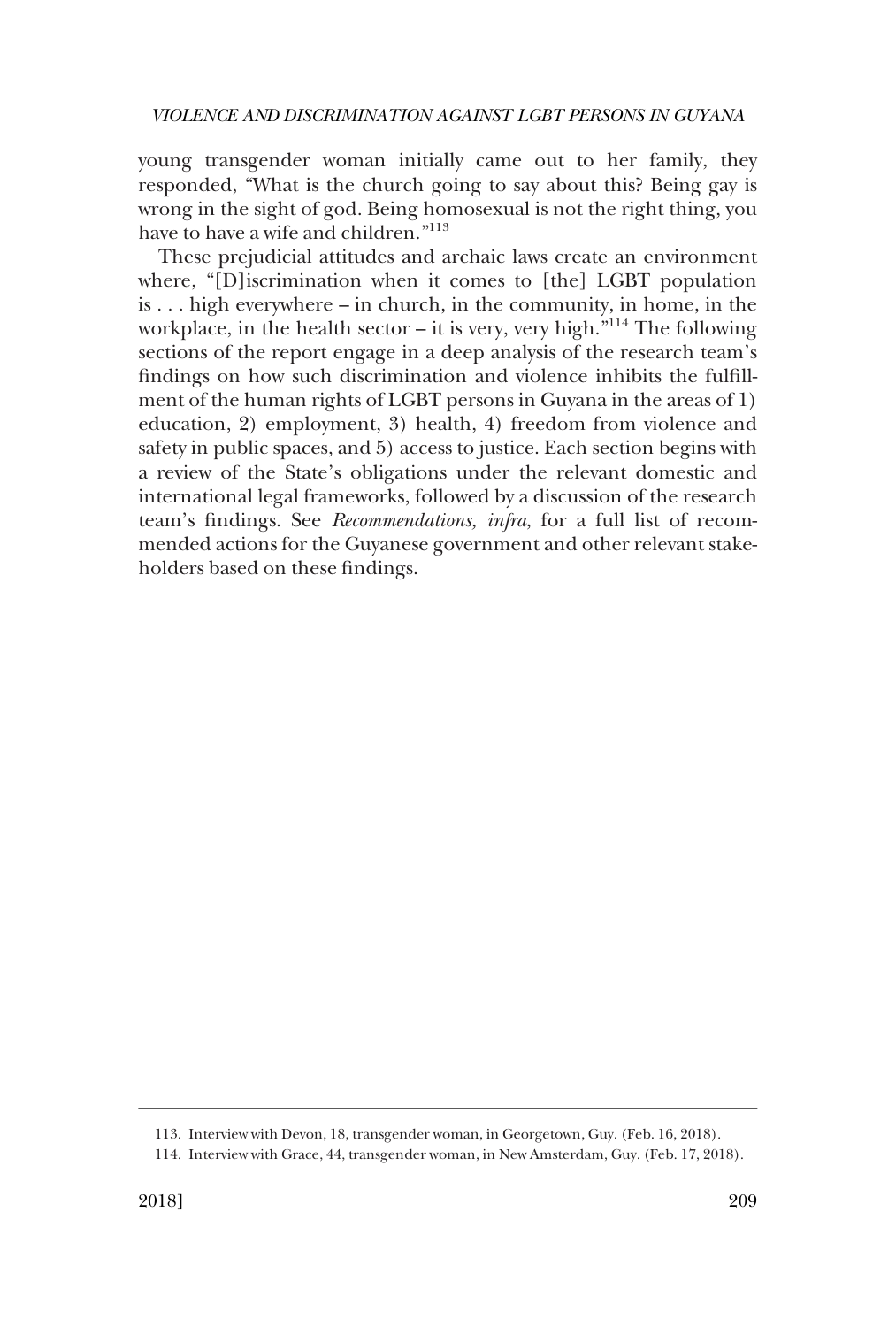young transgender woman initially came out to her family, they responded, "What is the church going to say about this? Being gay is wrong in the sight of god. Being homosexual is not the right thing, you have to have a wife and children."[113]

These prejudicial attitudes and archaic laws create an environment where, "[D]iscrimination when it comes to [the] LGBT population is . . . high everywhere – in church, in the community, in home, in the workplace, in the health sector – it is very, very high."[114] The following sections of the report engage in a deep analysis of the research team's findings on how such discrimination and violence inhibits the fulfillment of the human rights of LGBT persons in Guyana in the areas of 1) education, 2) employment, 3) health, 4) freedom from violence and safety in public spaces, and 5) access to justice. Each section begins with a review of the State's obligations under the relevant domestic and international legal frameworks, followed by a discussion of the research team's findings. See *Recommendations, infra*, for a full list of recommended actions for the Guyanese government and other relevant stakeholders based on these findings.

---

113. Interview with Devon, 18, transgender woman, in Georgetown, Guy. (Feb. 16, 2018).

114. Interview with Grace, 44, transgender woman, in New Amsterdam, Guy. (Feb. 17, 2018).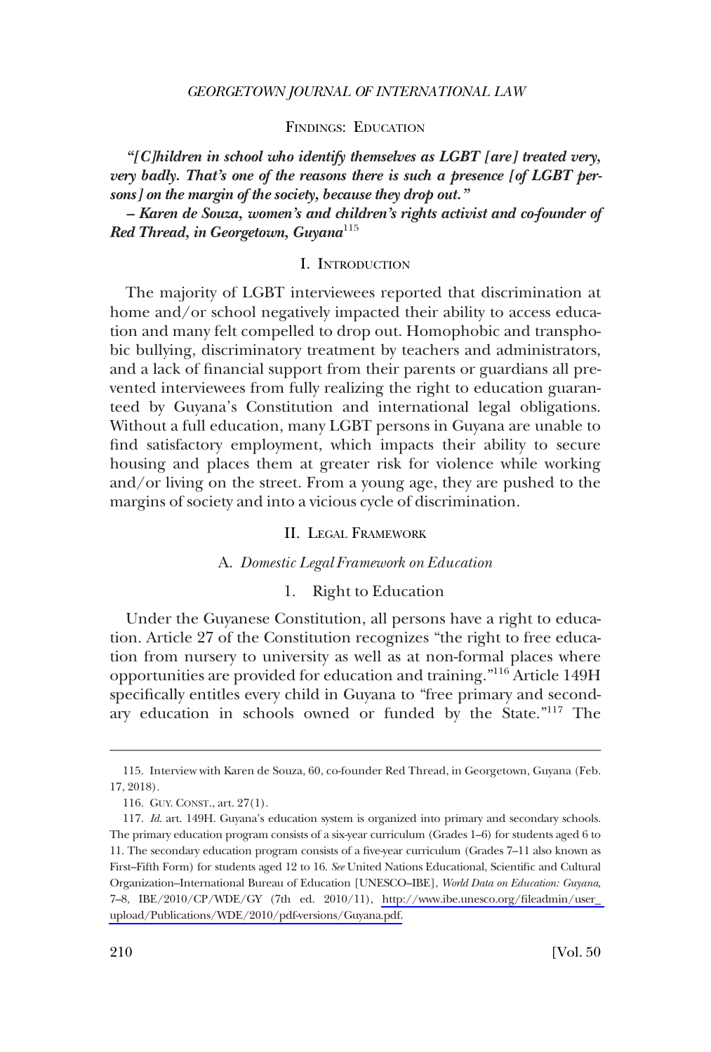## FINDINGS: EDUCATION

***"[C]hildren in school who identify themselves as LGBT [are] treated very, very badly. That's one of the reasons there is such a presence [of LGBT persons] on the margin of the society, because they drop out."***

***– Karen de Souza, women's and children's rights activist and co-founder of Red Thread, in Georgetown, Guyana***[115]

### I. INTRODUCTION

The majority of LGBT interviewees reported that discrimination at home and/or school negatively impacted their ability to access education and many felt compelled to drop out. Homophobic and transphobic bullying, discriminatory treatment by teachers and administrators, and a lack of financial support from their parents or guardians all prevented interviewees from fully realizing the right to education guaranteed by Guyana's Constitution and international legal obligations. Without a full education, many LGBT persons in Guyana are unable to find satisfactory employment, which impacts their ability to secure housing and places them at greater risk for violence while working and/or living on the street. From a young age, they are pushed to the margins of society and into a vicious cycle of discrimination.

### II. LEGAL FRAMEWORK

#### A. *Domestic Legal Framework on Education*

##### 1. Right to Education

Under the Guyanese Constitution, all persons have a right to education. Article 27 of the Constitution recognizes "the right to free education from nursery to university as well as at non-formal places where opportunities are provided for education and training."[116] Article 149H specifically entitles every child in Guyana to "free primary and secondary education in schools owned or funded by the State."[117] The

---

115. Interview with Karen de Souza, 60, co-founder Red Thread, in Georgetown, Guyana (Feb. 17, 2018).

116. GUY. CONST., art. 27(1).

117. *Id*. art. 149H. Guyana's education system is organized into primary and secondary schools. The primary education program consists of a six-year curriculum (Grades 1–6) for students aged 6 to 11. The secondary education program consists of a five-year curriculum (Grades 7–11 also known as First–Fifth Form) for students aged 12 to 16. *See* United Nations Educational, Scientific and Cultural Organization–International Bureau of Education [UNESCO–IBE], *World Data on Education: Guyana*, 7–8, IBE/2010/CP/WDE/GY (7th ed. 2010/11), http://www.ibe.unesco.org/fileadmin/user_upload/Publications/WDE/2010/pdf-versions/Guyana.pdf.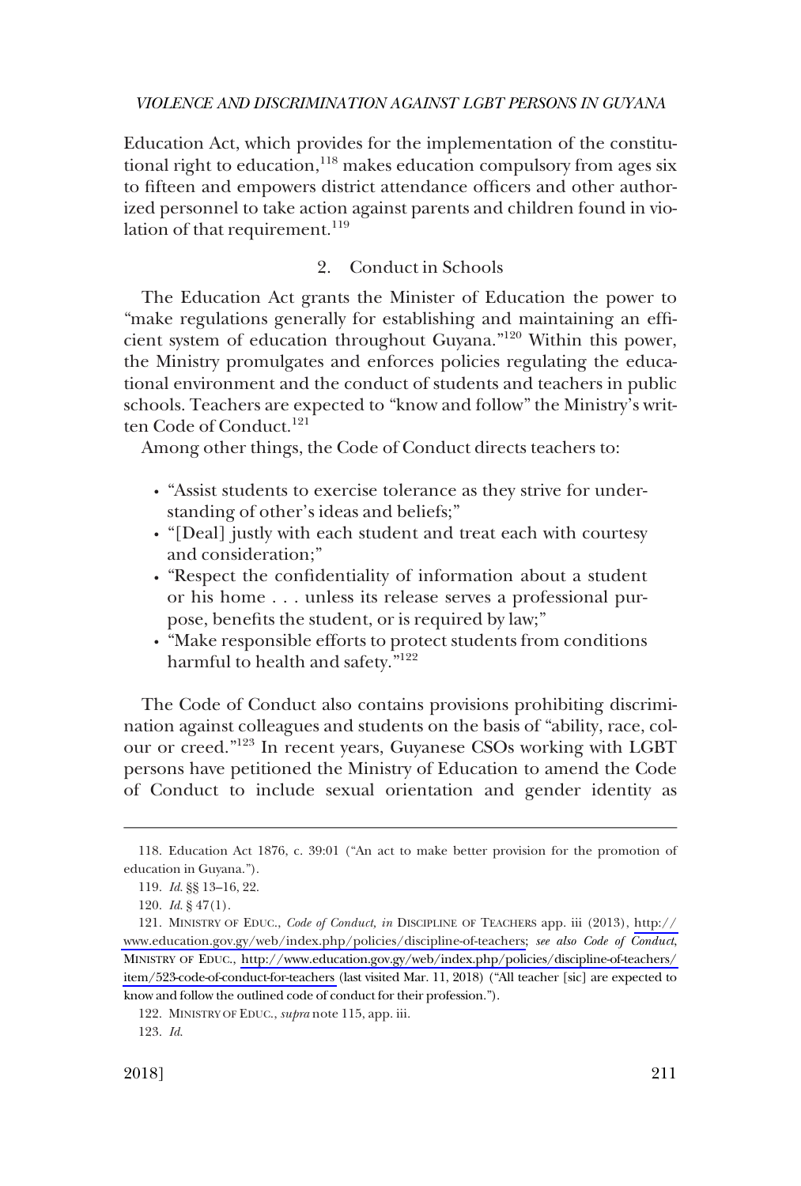Education Act, which provides for the implementation of the constitutional right to education,[118] makes education compulsory from ages six to fifteen and empowers district attendance officers and other authorized personnel to take action against parents and children found in violation of that requirement.[119]

### 2. Conduct in Schools

The Education Act grants the Minister of Education the power to "make regulations generally for establishing and maintaining an efficient system of education throughout Guyana."[120] Within this power, the Ministry promulgates and enforces policies regulating the educational environment and the conduct of students and teachers in public schools. Teachers are expected to "know and follow" the Ministry's written Code of Conduct.[121]

Among other things, the Code of Conduct directs teachers to:

- "Assist students to exercise tolerance as they strive for understanding of other's ideas and beliefs;"
- "[Deal] justly with each student and treat each with courtesy and consideration;"
- "Respect the confidentiality of information about a student or his home . . . unless its release serves a professional purpose, benefits the student, or is required by law;"
- "Make responsible efforts to protect students from conditions harmful to health and safety."[122]

The Code of Conduct also contains provisions prohibiting discrimination against colleagues and students on the basis of "ability, race, colour or creed."[123] In recent years, Guyanese CSOs working with LGBT persons have petitioned the Ministry of Education to amend the Code of Conduct to include sexual orientation and gender identity as

---

118. Education Act 1876, c. 39:01 ("An act to make better provision for the promotion of education in Guyana.").

119. *Id.* §§ 13–16, 22.

120. *Id.* § 47(1).

121. MINISTRY OF EDUC., *Code of Conduct, in* DISCIPLINE OF TEACHERS app. iii (2013), http://www.education.gov.gy/web/index.php/policies/discipline-of-teachers; *see also Code of Conduct*, MINISTRY OF EDUC., http://www.education.gov.gy/web/index.php/policies/discipline-of-teachers/item/523-code-of-conduct-for-teachers (last visited Mar. 11, 2018) ("All teacher [sic] are expected to know and follow the outlined code of conduct for their profession.").

122. MINISTRY OF EDUC., *supra* note 115, app. iii.

123. *Id.*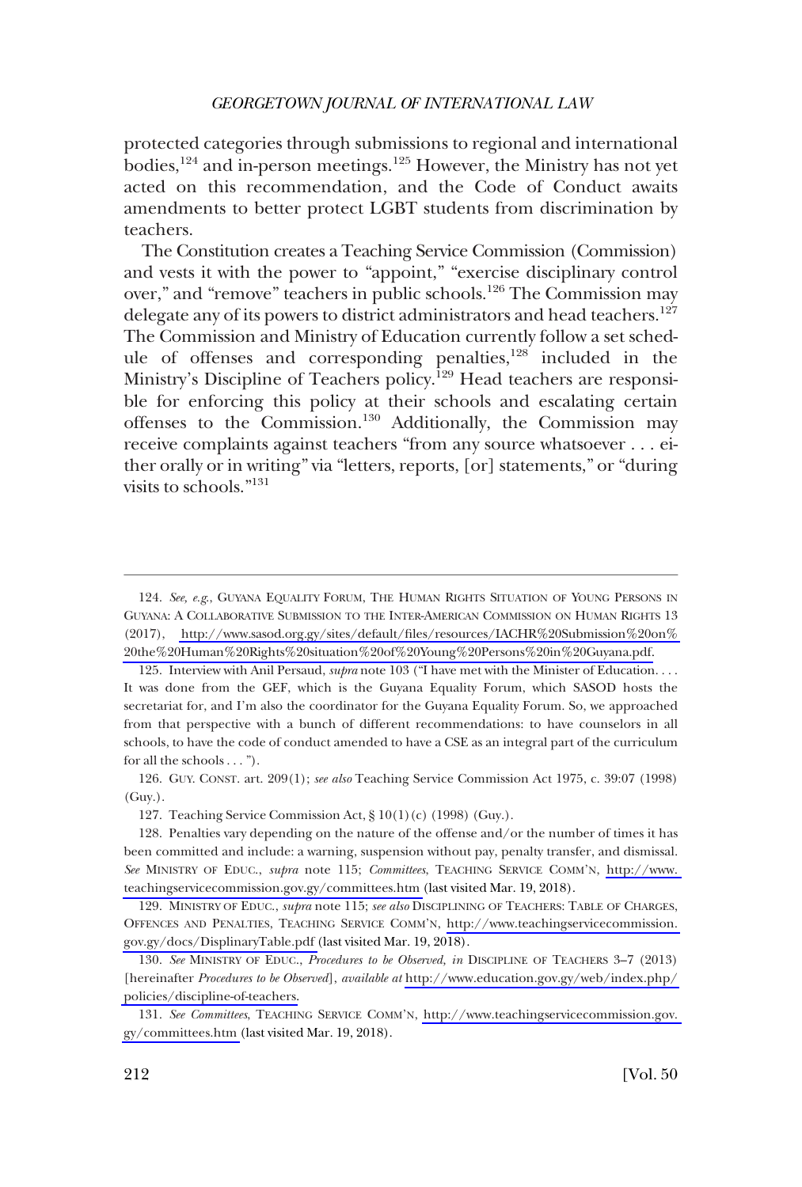protected categories through submissions to regional and international bodies,[124] and in-person meetings.[125] However, the Ministry has not yet acted on this recommendation, and the Code of Conduct awaits amendments to better protect LGBT students from discrimination by teachers.

The Constitution creates a Teaching Service Commission (Commission) and vests it with the power to "appoint," "exercise disciplinary control over," and "remove" teachers in public schools.[126] The Commission may delegate any of its powers to district administrators and head teachers.[127] The Commission and Ministry of Education currently follow a set schedule of offenses and corresponding penalties,[128] included in the Ministry's Discipline of Teachers policy.[129] Head teachers are responsible for enforcing this policy at their schools and escalating certain offenses to the Commission.[130] Additionally, the Commission may receive complaints against teachers "from any source whatsoever . . . either orally or in writing" via "letters, reports, [or] statements," or "during visits to schools."[131]

---

124. *See, e.g.*, GUYANA EQUALITY FORUM, THE HUMAN RIGHTS SITUATION OF YOUNG PERSONS IN GUYANA: A COLLABORATIVE SUBMISSION TO THE INTER-AMERICAN COMMISSION ON HUMAN RIGHTS 13 (2017), http://www.sasod.org.gy/sites/default/files/resources/IACHR%20Submission%20on%20the%20Human%20Rights%20situation%20of%20Young%20Persons%20in%20Guyana.pdf.

125. Interview with Anil Persaud, *supra* note 103 ("I have met with the Minister of Education. . . . It was done from the GEF, which is the Guyana Equality Forum, which SASOD hosts the secretariat for, and I'm also the coordinator for the Guyana Equality Forum. So, we approached from that perspective with a bunch of different recommendations: to have counselors in all schools, to have the code of conduct amended to have a CSE as an integral part of the curriculum for all the schools . . . ").

126. GUY. CONST. art. 209(1); *see also* Teaching Service Commission Act 1975, c. 39:07 (1998) (Guy.).

127. Teaching Service Commission Act, § 10(1)(c) (1998) (Guy.).

128. Penalties vary depending on the nature of the offense and/or the number of times it has been committed and include: a warning, suspension without pay, penalty transfer, and dismissal. *See* MINISTRY OF EDUC., *supra* note 115; *Committees*, TEACHING SERVICE COMM'N, http://www.teachingservicecommission.gov.gy/committees.htm (last visited Mar. 19, 2018).

129. MINISTRY OF EDUC., *supra* note 115; *see also* DISCIPLINING OF TEACHERS: TABLE OF CHARGES, OFFENCES AND PENALTIES, TEACHING SERVICE COMM'N, http://www.teachingservicecommission.gov.gy/docs/DisplinaryTable.pdf (last visited Mar. 19, 2018).

130. *See* MINISTRY OF EDUC., *Procedures to be Observed*, *in* DISCIPLINE OF TEACHERS 3–7 (2013) [hereinafter *Procedures to be Observed*], *available at* http://www.education.gov.gy/web/index.php/policies/discipline-of-teachers.

131. *See Committees*, TEACHING SERVICE COMM'N, http://www.teachingservicecommission.gov.gy/committees.htm (last visited Mar. 19, 2018).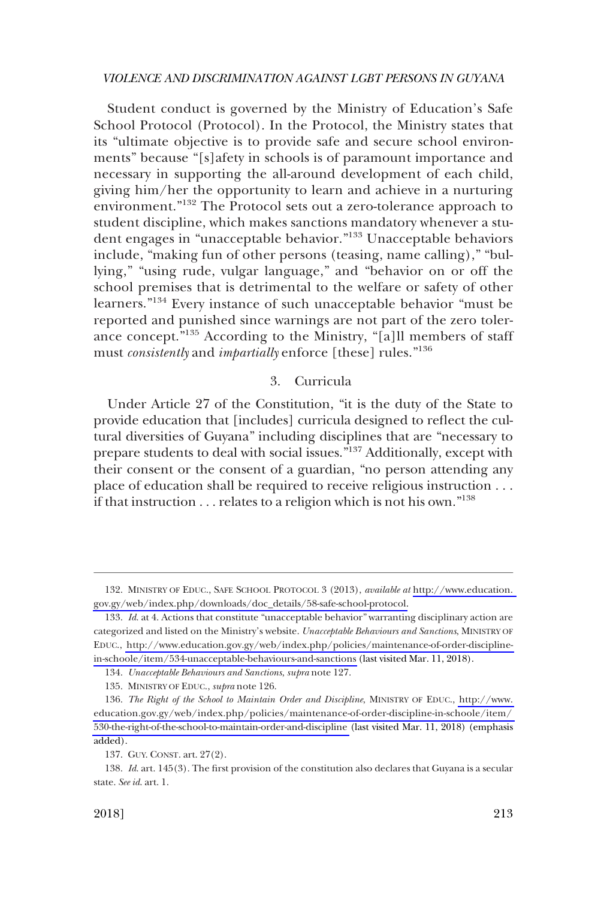Student conduct is governed by the Ministry of Education's Safe School Protocol (Protocol). In the Protocol, the Ministry states that its "ultimate objective is to provide safe and secure school environments" because "[s]afety in schools is of paramount importance and necessary in supporting the all-around development of each child, giving him/her the opportunity to learn and achieve in a nurturing environment."[132] The Protocol sets out a zero-tolerance approach to student discipline, which makes sanctions mandatory whenever a student engages in "unacceptable behavior."[133] Unacceptable behaviors include, "making fun of other persons (teasing, name calling)," "bullying," "using rude, vulgar language," and "behavior on or off the school premises that is detrimental to the welfare or safety of other learners."[134] Every instance of such unacceptable behavior "must be reported and punished since warnings are not part of the zero tolerance concept."[135] According to the Ministry, "[a]ll members of staff must *consistently* and *impartially* enforce [these] rules."[136]

### 3. Curricula

Under Article 27 of the Constitution, "it is the duty of the State to provide education that [includes] curricula designed to reflect the cultural diversities of Guyana" including disciplines that are "necessary to prepare students to deal with social issues."[137] Additionally, except with their consent or the consent of a guardian, "no person attending any place of education shall be required to receive religious instruction . . . if that instruction . . . relates to a religion which is not his own."[138]

---

132. MINISTRY OF EDUC., SAFE SCHOOL PROTOCOL 3 (2013), *available at* http://www.education.gov.gy/web/index.php/downloads/doc_details/58-safe-school-protocol.

133. *Id*. at 4. Actions that constitute "unacceptable behavior" warranting disciplinary action are categorized and listed on the Ministry's website. *Unacceptable Behaviours and Sanctions*, MINISTRY OF EDUC., http://www.education.gov.gy/web/index.php/policies/maintenance-of-order-discipline-in-schoole/item/534-unacceptable-behaviours-and-sanctions (last visited Mar. 11, 2018).

134. *Unacceptable Behaviours and Sanctions*, *supra* note 127.

135. MINISTRY OF EDUC., *supra* note 126.

136. *The Right of the School to Maintain Order and Discipline*, MINISTRY OF EDUC., http://www.education.gov.gy/web/index.php/policies/maintenance-of-order-discipline-in-schoole/item/530-the-right-of-the-school-to-maintain-order-and-discipline (last visited Mar. 11, 2018) (emphasis added).

137. GUY. CONST. art. 27(2).

138. *Id*. art. 145(3). The first provision of the constitution also declares that Guyana is a secular state. *See id*. art. 1.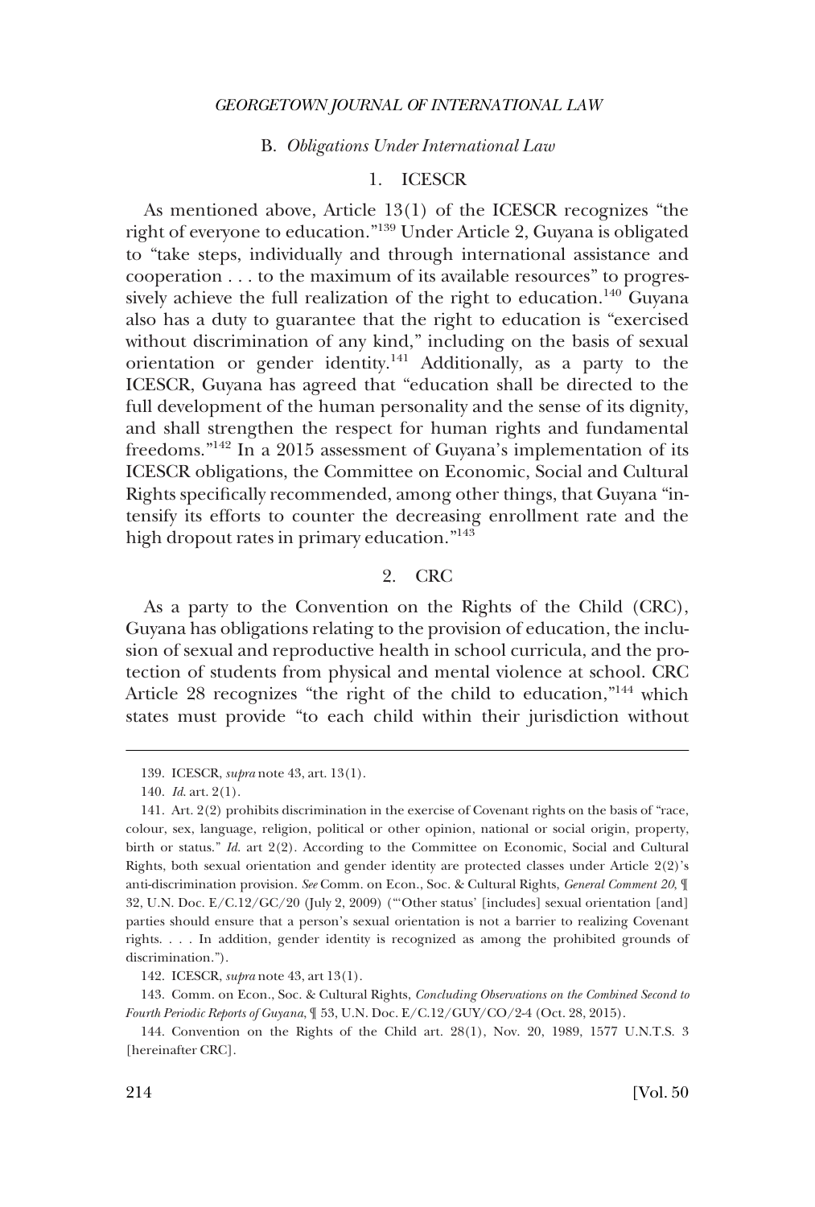### B. *Obligations Under International Law*

#### 1. ICESCR

As mentioned above, Article 13(1) of the ICESCR recognizes "the right of everyone to education."[139] Under Article 2, Guyana is obligated to "take steps, individually and through international assistance and cooperation . . . to the maximum of its available resources" to progressively achieve the full realization of the right to education.[140] Guyana also has a duty to guarantee that the right to education is "exercised without discrimination of any kind," including on the basis of sexual orientation or gender identity.[141] Additionally, as a party to the ICESCR, Guyana has agreed that "education shall be directed to the full development of the human personality and the sense of its dignity, and shall strengthen the respect for human rights and fundamental freedoms."[142] In a 2015 assessment of Guyana's implementation of its ICESCR obligations, the Committee on Economic, Social and Cultural Rights specifically recommended, among other things, that Guyana "intensify its efforts to counter the decreasing enrollment rate and the high dropout rates in primary education."[143]

#### 2. CRC

As a party to the Convention on the Rights of the Child (CRC), Guyana has obligations relating to the provision of education, the inclusion of sexual and reproductive health in school curricula, and the protection of students from physical and mental violence at school. CRC Article 28 recognizes "the right of the child to education,"[144] which states must provide "to each child within their jurisdiction without

---

139. ICESCR, *supra* note 43, art. 13(1).

140. *Id.* art. 2(1).

141. Art. 2(2) prohibits discrimination in the exercise of Covenant rights on the basis of "race, colour, sex, language, religion, political or other opinion, national or social origin, property, birth or status." *Id.* art 2(2). According to the Committee on Economic, Social and Cultural Rights, both sexual orientation and gender identity are protected classes under Article 2(2)'s anti-discrimination provision. *See* Comm. on Econ., Soc. & Cultural Rights, *General Comment 20*, ¶ 32, U.N. Doc. E/C.12/GC/20 (July 2, 2009) ("'Other status' [includes] sexual orientation [and] parties should ensure that a person's sexual orientation is not a barrier to realizing Covenant rights. . . . In addition, gender identity is recognized as among the prohibited grounds of discrimination.").

142. ICESCR, *supra* note 43, art 13(1).

143. Comm. on Econ., Soc. & Cultural Rights, *Concluding Observations on the Combined Second to Fourth Periodic Reports of Guyana*, ¶ 53, U.N. Doc. E/C.12/GUY/CO/2-4 (Oct. 28, 2015).

144. Convention on the Rights of the Child art. 28(1), Nov. 20, 1989, 1577 U.N.T.S. 3 [hereinafter CRC].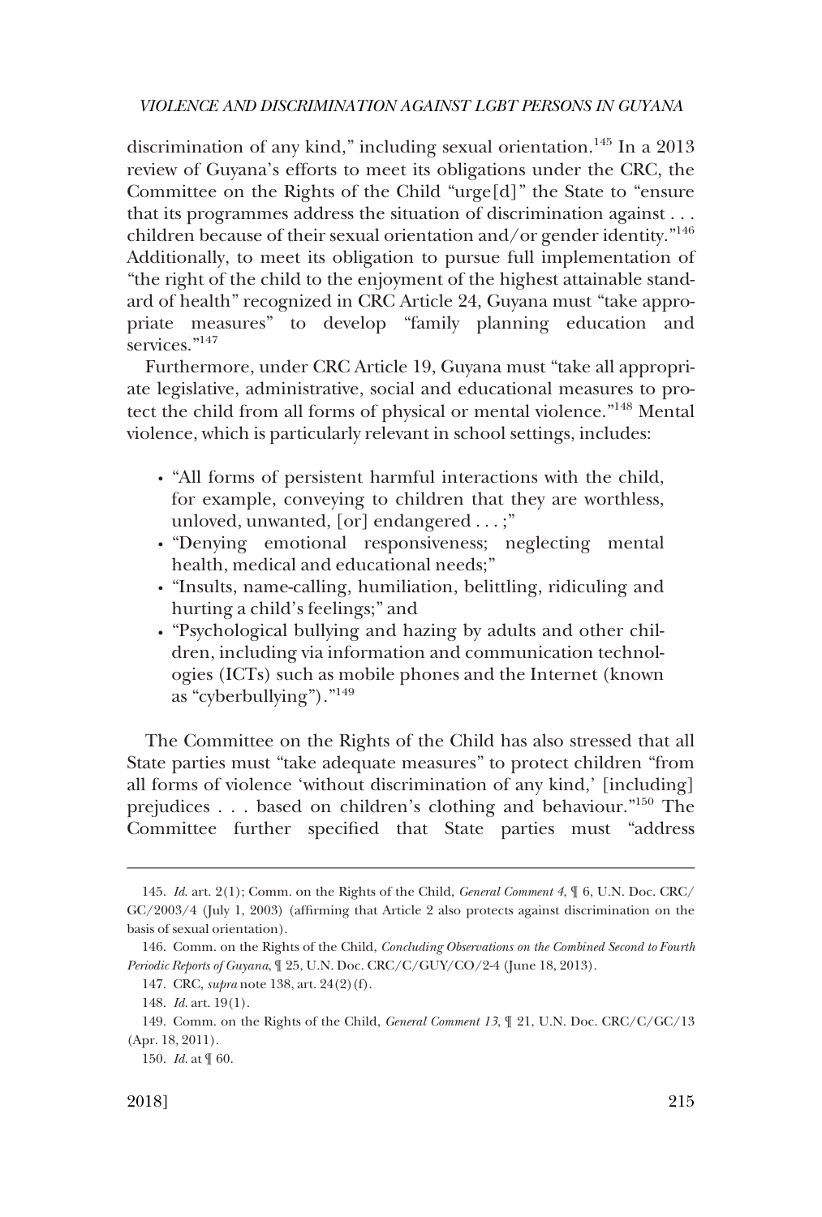discrimination of any kind," including sexual orientation.[145] In a 2013 review of Guyana's efforts to meet its obligations under the CRC, the Committee on the Rights of the Child "urge[d]" the State to "ensure that its programmes address the situation of discrimination against . . . children because of their sexual orientation and/or gender identity."[146] Additionally, to meet its obligation to pursue full implementation of "the right of the child to the enjoyment of the highest attainable standard of health" recognized in CRC Article 24, Guyana must "take appropriate measures" to develop "family planning education and services."[147]

Furthermore, under CRC Article 19, Guyana must "take all appropriate legislative, administrative, social and educational measures to protect the child from all forms of physical or mental violence."[148] Mental violence, which is particularly relevant in school settings, includes:

- "All forms of persistent harmful interactions with the child, for example, conveying to children that they are worthless, unloved, unwanted, [or] endangered . . . ;"
- "Denying emotional responsiveness; neglecting mental health, medical and educational needs;"
- "Insults, name-calling, humiliation, belittling, ridiculing and hurting a child's feelings;" and
- "Psychological bullying and hazing by adults and other children, including via information and communication technologies (ICTs) such as mobile phones and the Internet (known as "cyberbullying")."[149]

The Committee on the Rights of the Child has also stressed that all State parties must "take adequate measures" to protect children "from all forms of violence 'without discrimination of any kind,' [including] prejudices . . . based on children's clothing and behaviour."[150] The Committee further specified that State parties must "address

---

145. *Id.* art. 2(1); Comm. on the Rights of the Child, *General Comment 4*, ¶ 6, U.N. Doc. CRC/GC/2003/4 (July 1, 2003) (affirming that Article 2 also protects against discrimination on the basis of sexual orientation).

146. Comm. on the Rights of the Child, *Concluding Observations on the Combined Second to Fourth Periodic Reports of Guyana*, ¶ 25, U.N. Doc. CRC/C/GUY/CO/2-4 (June 18, 2013).

147. CRC, *supra* note 138, art. 24(2)(f).

148. *Id.* art. 19(1).

149. Comm. on the Rights of the Child, *General Comment 13*, ¶ 21, U.N. Doc. CRC/C/GC/13 (Apr. 18, 2011).

150. *Id.* at ¶ 60.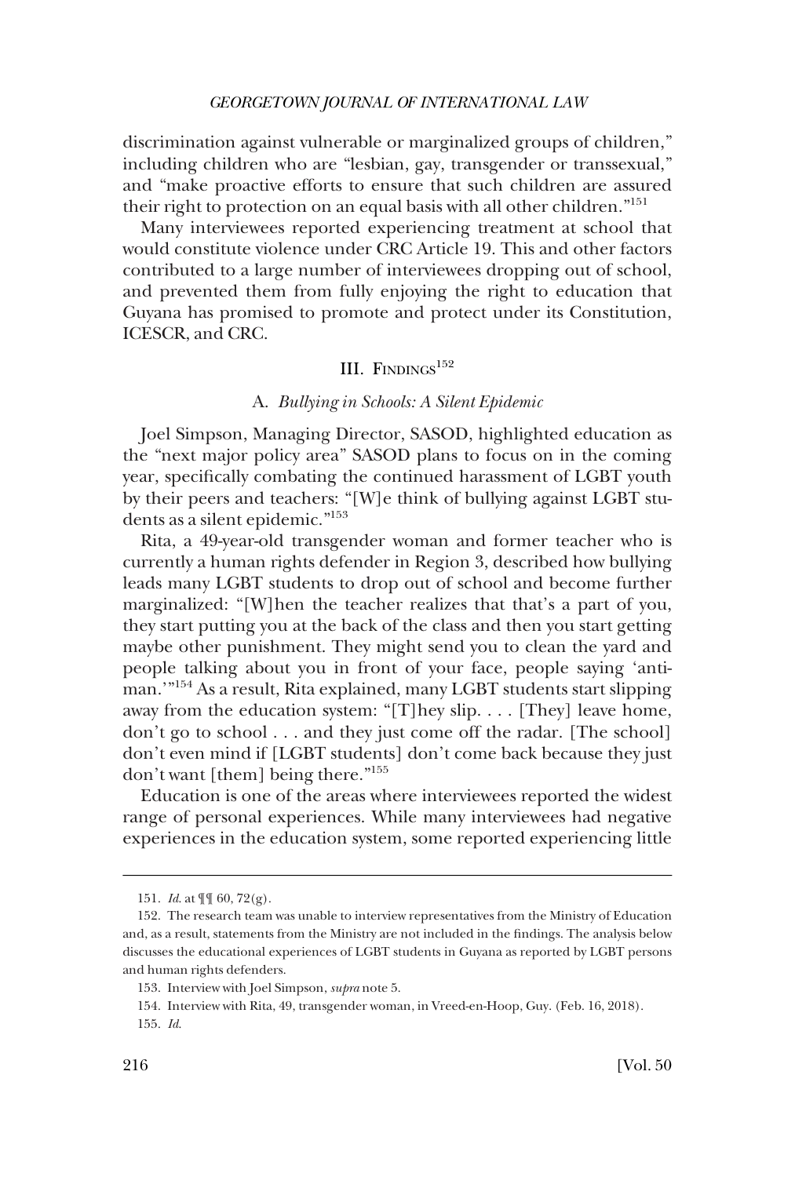discrimination against vulnerable or marginalized groups of children," including children who are "lesbian, gay, transgender or transsexual," and "make proactive efforts to ensure that such children are assured their right to protection on an equal basis with all other children."[151]

Many interviewees reported experiencing treatment at school that would constitute violence under CRC Article 19. This and other factors contributed to a large number of interviewees dropping out of school, and prevented them from fully enjoying the right to education that Guyana has promised to promote and protect under its Constitution, ICESCR, and CRC.

## III. Findings[152]

### A. *Bullying in Schools: A Silent Epidemic*

Joel Simpson, Managing Director, SASOD, highlighted education as the "next major policy area" SASOD plans to focus on in the coming year, specifically combating the continued harassment of LGBT youth by their peers and teachers: "[W]e think of bullying against LGBT students as a silent epidemic."[153]

Rita, a 49-year-old transgender woman and former teacher who is currently a human rights defender in Region 3, described how bullying leads many LGBT students to drop out of school and become further marginalized: "[W]hen the teacher realizes that that's a part of you, they start putting you at the back of the class and then you start getting maybe other punishment. They might send you to clean the yard and people talking about you in front of your face, people saying 'anti-man.'"[154] As a result, Rita explained, many LGBT students start slipping away from the education system: "[T]hey slip. . . . [They] leave home, don't go to school . . . and they just come off the radar. [The school] don't even mind if [LGBT students] don't come back because they just don't want [them] being there."[155]

Education is one of the areas where interviewees reported the widest range of personal experiences. While many interviewees had negative experiences in the education system, some reported experiencing little

---

151. *Id.* at ¶¶ 60, 72(g).

152. The research team was unable to interview representatives from the Ministry of Education and, as a result, statements from the Ministry are not included in the findings. The analysis below discusses the educational experiences of LGBT students in Guyana as reported by LGBT persons and human rights defenders.

153. Interview with Joel Simpson, *supra* note 5.

154. Interview with Rita, 49, transgender woman, in Vreed-en-Hoop, Guy. (Feb. 16, 2018).

155. *Id.*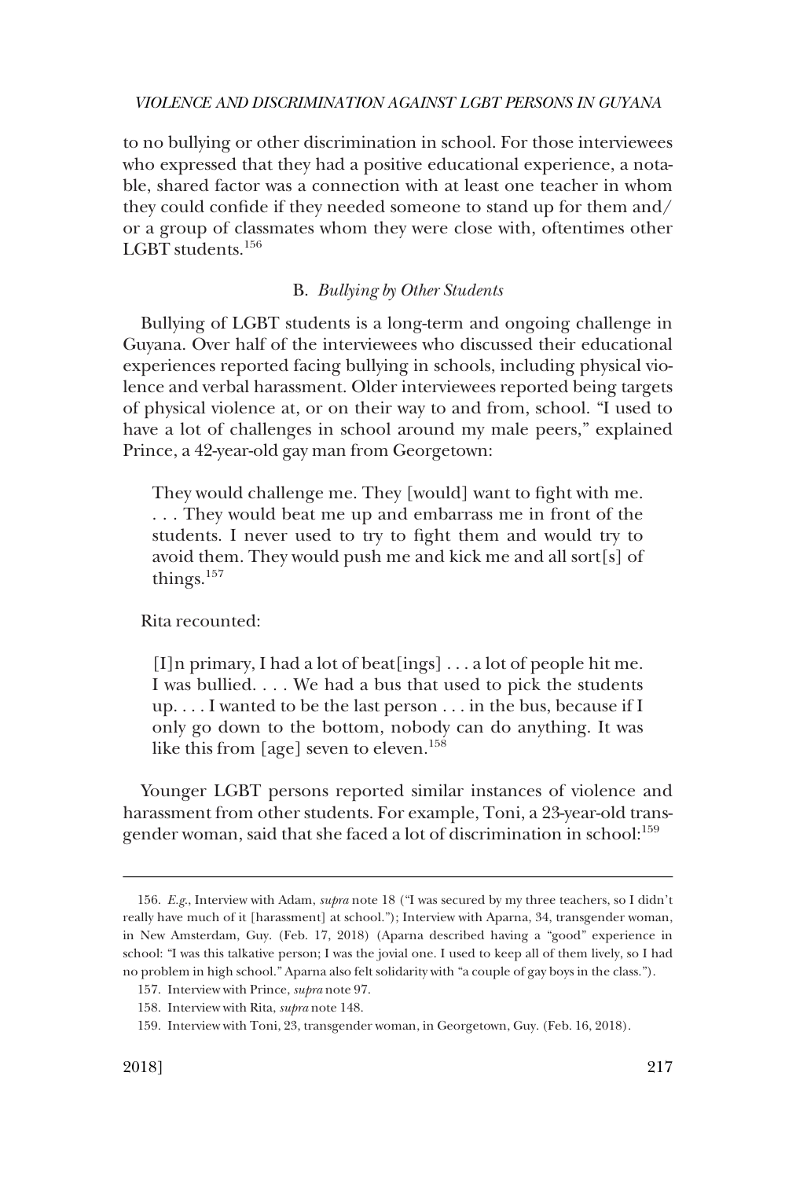to no bullying or other discrimination in school. For those interviewees who expressed that they had a positive educational experience, a notable, shared factor was a connection with at least one teacher in whom they could confide if they needed someone to stand up for them and/or a group of classmates whom they were close with, oftentimes other LGBT students.[156]

### B. *Bullying by Other Students*

Bullying of LGBT students is a long-term and ongoing challenge in Guyana. Over half of the interviewees who discussed their educational experiences reported facing bullying in schools, including physical violence and verbal harassment. Older interviewees reported being targets of physical violence at, or on their way to and from, school. "I used to have a lot of challenges in school around my male peers," explained Prince, a 42-year-old gay man from Georgetown:

> They would challenge me. They [would] want to fight with me. . . . They would beat me up and embarrass me in front of the students. I never used to try to fight them and would try to avoid them. They would push me and kick me and all sort[s] of things.[157]

Rita recounted:

> [I]n primary, I had a lot of beat[ings] . . . a lot of people hit me. I was bullied. . . . We had a bus that used to pick the students up. . . . I wanted to be the last person . . . in the bus, because if I only go down to the bottom, nobody can do anything. It was like this from [age] seven to eleven.[158]

Younger LGBT persons reported similar instances of violence and harassment from other students. For example, Toni, a 23-year-old transgender woman, said that she faced a lot of discrimination in school:[159]

---

156. *E.g.*, Interview with Adam, *supra* note 18 ("I was secured by my three teachers, so I didn't really have much of it [harassment] at school."); Interview with Aparna, 34, transgender woman, in New Amsterdam, Guy. (Feb. 17, 2018) (Aparna described having a "good" experience in school: "I was this talkative person; I was the jovial one. I used to keep all of them lively, so I had no problem in high school." Aparna also felt solidarity with "a couple of gay boys in the class.").

157. Interview with Prince, *supra* note 97.

158. Interview with Rita, *supra* note 148.

159. Interview with Toni, 23, transgender woman, in Georgetown, Guy. (Feb. 16, 2018).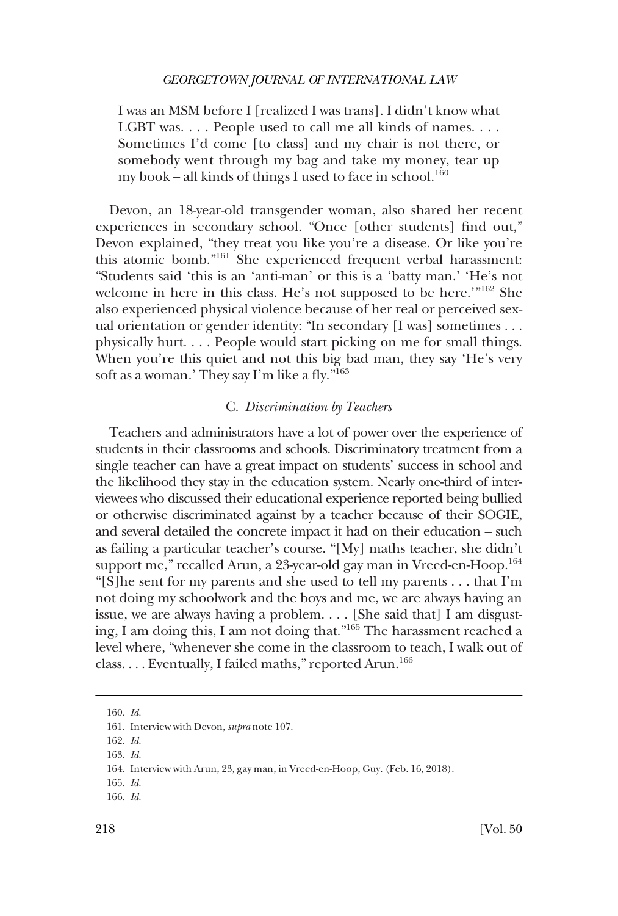> I was an MSM before I [realized I was trans]. I didn't know what LGBT was. . . . People used to call me all kinds of names. . . . Sometimes I'd come [to class] and my chair is not there, or somebody went through my bag and take my money, tear up my book – all kinds of things I used to face in school.[160]

Devon, an 18-year-old transgender woman, also shared her recent experiences in secondary school. "Once [other students] find out," Devon explained, "they treat you like you're a disease. Or like you're this atomic bomb."[161] She experienced frequent verbal harassment: "Students said 'this is an 'anti-man' or this is a 'batty man.' 'He's not welcome in here in this class. He's not supposed to be here.'"[162] She also experienced physical violence because of her real or perceived sexual orientation or gender identity: "In secondary [I was] sometimes . . . physically hurt. . . . People would start picking on me for small things. When you're this quiet and not this big bad man, they say 'He's very soft as a woman.' They say I'm like a fly."[163]

### C. *Discrimination by Teachers*

Teachers and administrators have a lot of power over the experience of students in their classrooms and schools. Discriminatory treatment from a single teacher can have a great impact on students' success in school and the likelihood they stay in the education system. Nearly one-third of interviewees who discussed their educational experience reported being bullied or otherwise discriminated against by a teacher because of their SOGIE, and several detailed the concrete impact it had on their education – such as failing a particular teacher's course. "[My] maths teacher, she didn't support me," recalled Arun, a 23-year-old gay man in Vreed-en-Hoop.[164] "[S]he sent for my parents and she used to tell my parents . . . that I'm not doing my schoolwork and the boys and me, we are always having an issue, we are always having a problem. . . . [She said that] I am disgusting, I am doing this, I am not doing that."[165] The harassment reached a level where, "whenever she come in the classroom to teach, I walk out of class. . . . Eventually, I failed maths," reported Arun.[166]

---

160. *Id.*

161. Interview with Devon, *supra* note 107.

162. *Id.*

163. *Id.*

164. Interview with Arun, 23, gay man, in Vreed-en-Hoop, Guy. (Feb. 16, 2018).

165. *Id.*

166. *Id.*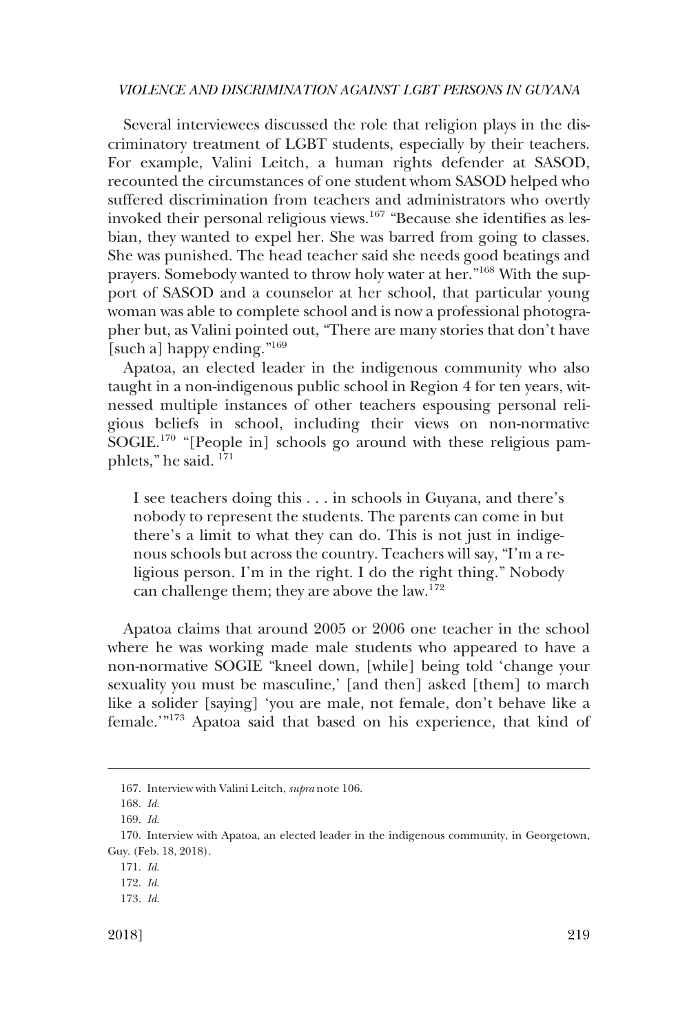Several interviewees discussed the role that religion plays in the discriminatory treatment of LGBT students, especially by their teachers. For example, Valini Leitch, a human rights defender at SASOD, recounted the circumstances of one student whom SASOD helped who suffered discrimination from teachers and administrators who overtly invoked their personal religious views.[167] "Because she identifies as lesbian, they wanted to expel her. She was barred from going to classes. She was punished. The head teacher said she needs good beatings and prayers. Somebody wanted to throw holy water at her."[168] With the support of SASOD and a counselor at her school, that particular young woman was able to complete school and is now a professional photographer but, as Valini pointed out, "There are many stories that don't have [such a] happy ending."[169]

Apatoa, an elected leader in the indigenous community who also taught in a non-indigenous public school in Region 4 for ten years, witnessed multiple instances of other teachers espousing personal religious beliefs in school, including their views on non-normative SOGIE.[170] "[People in] schools go around with these religious pamphlets," he said. [171]

> I see teachers doing this . . . in schools in Guyana, and there's nobody to represent the students. The parents can come in but there's a limit to what they can do. This is not just in indigenous schools but across the country. Teachers will say, "I'm a religious person. I'm in the right. I do the right thing." Nobody can challenge them; they are above the law.[172]

Apatoa claims that around 2005 or 2006 one teacher in the school where he was working made male students who appeared to have a non-normative SOGIE "kneel down, [while] being told 'change your sexuality you must be masculine,' [and then] asked [them] to march like a solider [saying] 'you are male, not female, don't behave like a female.'"[173] Apatoa said that based on his experience, that kind of

---

167. Interview with Valini Leitch, *supra* note 106.

168. *Id.*

169. *Id.*

170. Interview with Apatoa, an elected leader in the indigenous community, in Georgetown, Guy. (Feb. 18, 2018).

171. *Id.*

172. *Id.*

173. *Id.*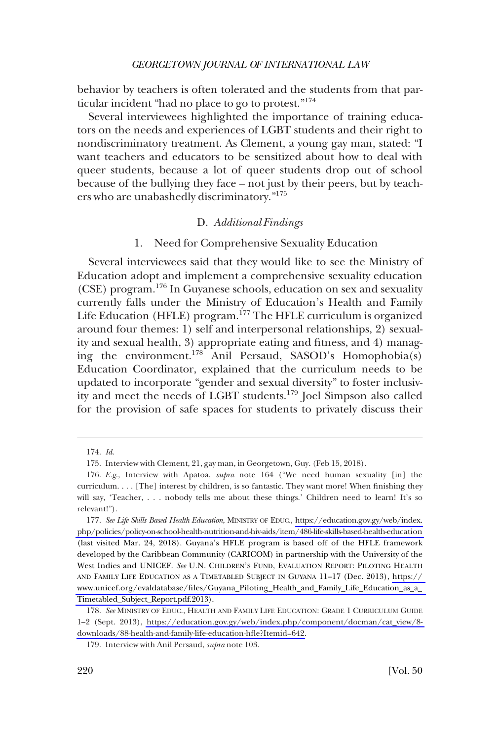behavior by teachers is often tolerated and the students from that particular incident "had no place to go to protest."[174]

Several interviewees highlighted the importance of training educators on the needs and experiences of LGBT students and their right to nondiscriminatory treatment. As Clement, a young gay man, stated: "I want teachers and educators to be sensitized about how to deal with queer students, because a lot of queer students drop out of school because of the bullying they face – not just by their peers, but by teachers who are unabashedly discriminatory."[175]

### D. *Additional Findings*

#### 1. Need for Comprehensive Sexuality Education

Several interviewees said that they would like to see the Ministry of Education adopt and implement a comprehensive sexuality education (CSE) program.[176] In Guyanese schools, education on sex and sexuality currently falls under the Ministry of Education's Health and Family Life Education (HFLE) program.[177] The HFLE curriculum is organized around four themes: 1) self and interpersonal relationships, 2) sexuality and sexual health, 3) appropriate eating and fitness, and 4) managing the environment.[178] Anil Persaud, SASOD's Homophobia(s) Education Coordinator, explained that the curriculum needs to be updated to incorporate "gender and sexual diversity" to foster inclusivity and meet the needs of LGBT students.[179] Joel Simpson also called for the provision of safe spaces for students to privately discuss their

---

174. *Id.*

175. Interview with Clement, 21, gay man, in Georgetown, Guy. (Feb 15, 2018).

176. *E.g.*, Interview with Apatoa, *supra* note 164 ("We need human sexuality [in] the curriculum. . . . [The] interest by children, is so fantastic. They want more! When finishing they will say, 'Teacher, . . . nobody tells me about these things.' Children need to learn! It's so relevant!").

177. *See Life Skills Based Health Education*, MINISTRY OF EDUC., https://education.gov.gy/web/index.php/policies/policy-on-school-health-nutrition-and-hiv-aids/item/486-life-skills-based-health-education (last visited Mar. 24, 2018). Guyana's HFLE program is based off of the HFLE framework developed by the Caribbean Community (CARICOM) in partnership with the University of the West Indies and UNICEF. *See* U.N. CHILDREN'S FUND, EVALUATION REPORT: PILOTING HEALTH AND FAMILY LIFE EDUCATION AS A TIMETABLED SUBJECT IN GUYANA 11–17 (Dec. 2013), https://www.unicef.org/evaldatabase/files/Guyana_Piloting_Health_and_Family_Life_Education_as_a_Timetabled_Subject_Report.pdf.2013).

178. *See* MINISTRY OF EDUC., HEALTH AND FAMILY LIFE EDUCATION: GRADE 1 CURRICULUM GUIDE 1–2 (Sept. 2013), https://education.gov.gy/web/index.php/component/docman/cat_view/8-downloads/88-health-and-family-life-education-hfle?Itemid=642.

179. Interview with Anil Persaud, *supra* note 103.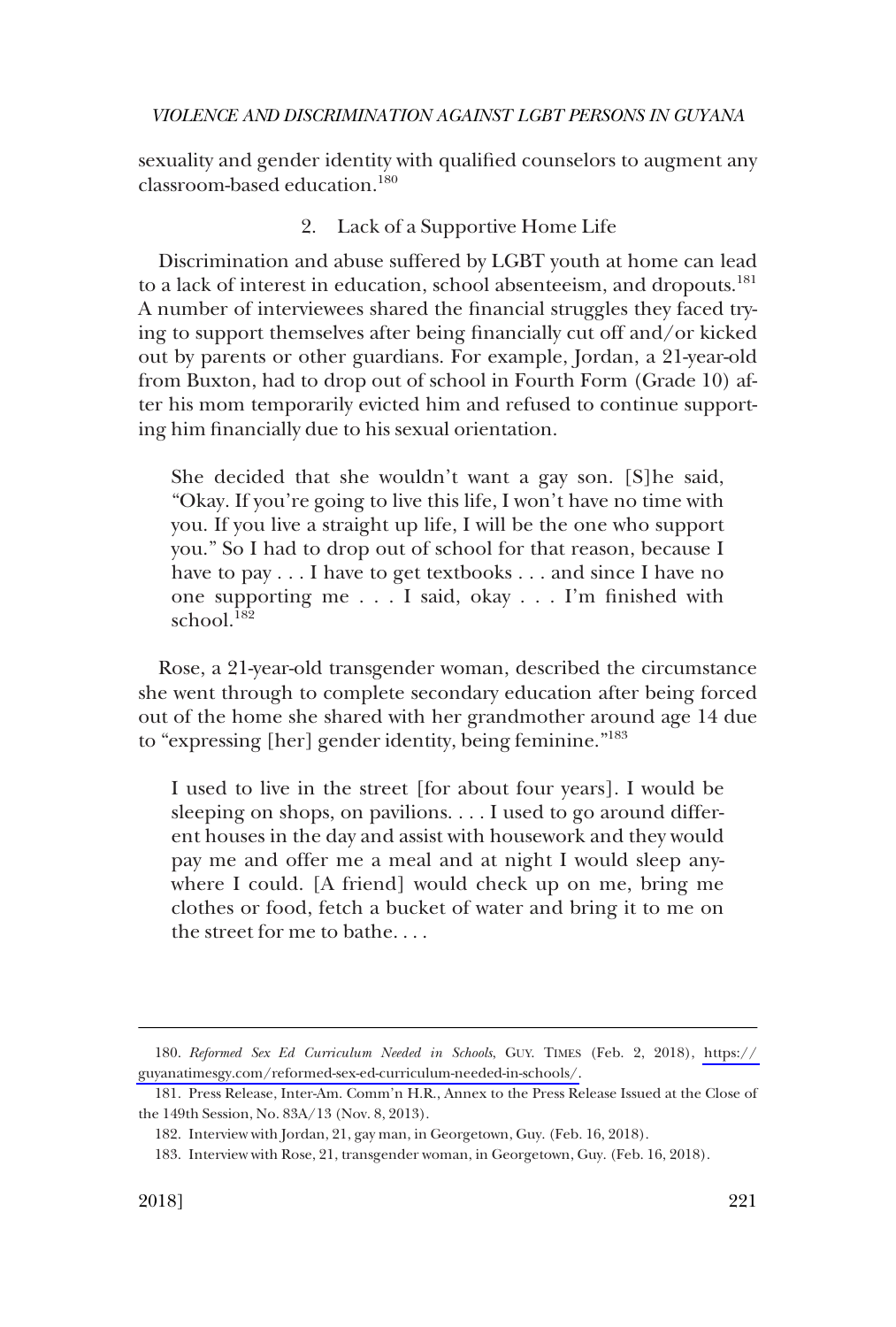sexuality and gender identity with qualified counselors to augment any classroom-based education.[180]

### 2. Lack of a Supportive Home Life

Discrimination and abuse suffered by LGBT youth at home can lead to a lack of interest in education, school absenteeism, and dropouts.[181] A number of interviewees shared the financial struggles they faced trying to support themselves after being financially cut off and/or kicked out by parents or other guardians. For example, Jordan, a 21-year-old from Buxton, had to drop out of school in Fourth Form (Grade 10) after his mom temporarily evicted him and refused to continue supporting him financially due to his sexual orientation.

> She decided that she wouldn't want a gay son. [S]he said, "Okay. If you're going to live this life, I won't have no time with you. If you live a straight up life, I will be the one who support you." So I had to drop out of school for that reason, because I have to pay . . . I have to get textbooks . . . and since I have no one supporting me . . . I said, okay . . . I'm finished with school.[182]

Rose, a 21-year-old transgender woman, described the circumstance she went through to complete secondary education after being forced out of the home she shared with her grandmother around age 14 due to "expressing [her] gender identity, being feminine."[183]

> I used to live in the street [for about four years]. I would be sleeping on shops, on pavilions. . . . I used to go around different houses in the day and assist with housework and they would pay me and offer me a meal and at night I would sleep anywhere I could. [A friend] would check up on me, bring me clothes or food, fetch a bucket of water and bring it to me on the street for me to bathe. . . .

---

180. *Reformed Sex Ed Curriculum Needed in Schools*, GUY. TIMES (Feb. 2, 2018), https://guyanatimesgy.com/reformed-sex-ed-curriculum-needed-in-schools/.

181. Press Release, Inter-Am. Comm'n H.R., Annex to the Press Release Issued at the Close of the 149th Session, No. 83A/13 (Nov. 8, 2013).

182. Interview with Jordan, 21, gay man, in Georgetown, Guy. (Feb. 16, 2018).

183. Interview with Rose, 21, transgender woman, in Georgetown, Guy. (Feb. 16, 2018).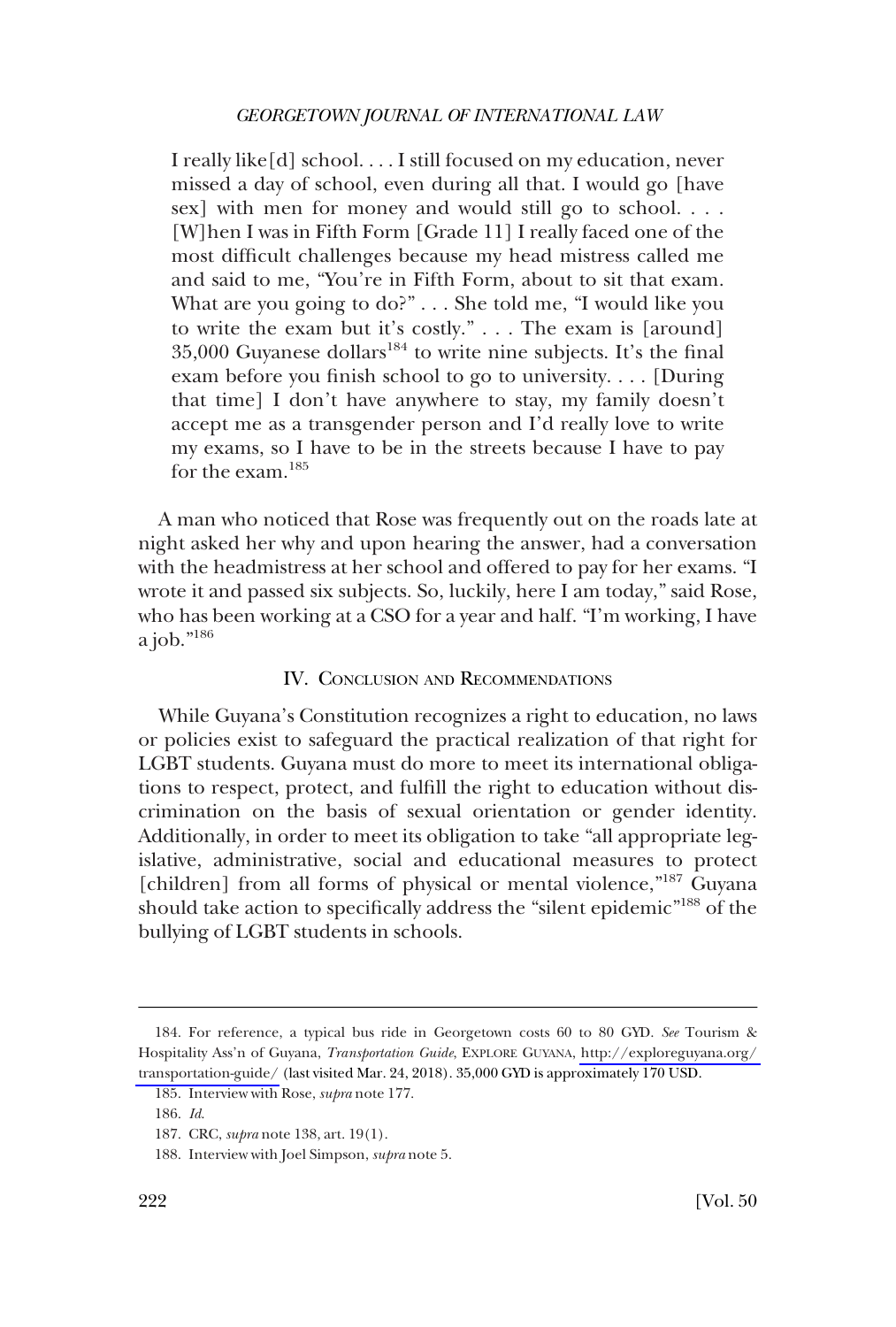> I really like[d] school. . . . I still focused on my education, never missed a day of school, even during all that. I would go [have sex] with men for money and would still go to school. . . . [W]hen I was in Fifth Form [Grade 11] I really faced one of the most difficult challenges because my head mistress called me and said to me, "You're in Fifth Form, about to sit that exam. What are you going to do?" . . . She told me, "I would like you to write the exam but it's costly." . . . The exam is [around] 35,000 Guyanese dollars[184] to write nine subjects. It's the final exam before you finish school to go to university. . . . [During that time] I don't have anywhere to stay, my family doesn't accept me as a transgender person and I'd really love to write my exams, so I have to be in the streets because I have to pay for the exam.[185]

A man who noticed that Rose was frequently out on the roads late at night asked her why and upon hearing the answer, had a conversation with the headmistress at her school and offered to pay for her exams. "I wrote it and passed six subjects. So, luckily, here I am today," said Rose, who has been working at a CSO for a year and half. "I'm working, I have a job."[186]

## IV. Conclusion and Recommendations

While Guyana's Constitution recognizes a right to education, no laws or policies exist to safeguard the practical realization of that right for LGBT students. Guyana must do more to meet its international obligations to respect, protect, and fulfill the right to education without discrimination on the basis of sexual orientation or gender identity. Additionally, in order to meet its obligation to take "all appropriate legislative, administrative, social and educational measures to protect [children] from all forms of physical or mental violence,"[187] Guyana should take action to specifically address the "silent epidemic"[188] of the bullying of LGBT students in schools.

---

184. For reference, a typical bus ride in Georgetown costs 60 to 80 GYD. *See* Tourism & Hospitality Ass'n of Guyana, *Transportation Guide*, EXPLORE GUYANA, http://exploreguyana.org/transportation-guide/ (last visited Mar. 24, 2018). 35,000 GYD is approximately 170 USD.

185. Interview with Rose, *supra* note 177.

186. *Id.*

187. CRC, *supra* note 138, art. 19(1).

188. Interview with Joel Simpson, *supra* note 5.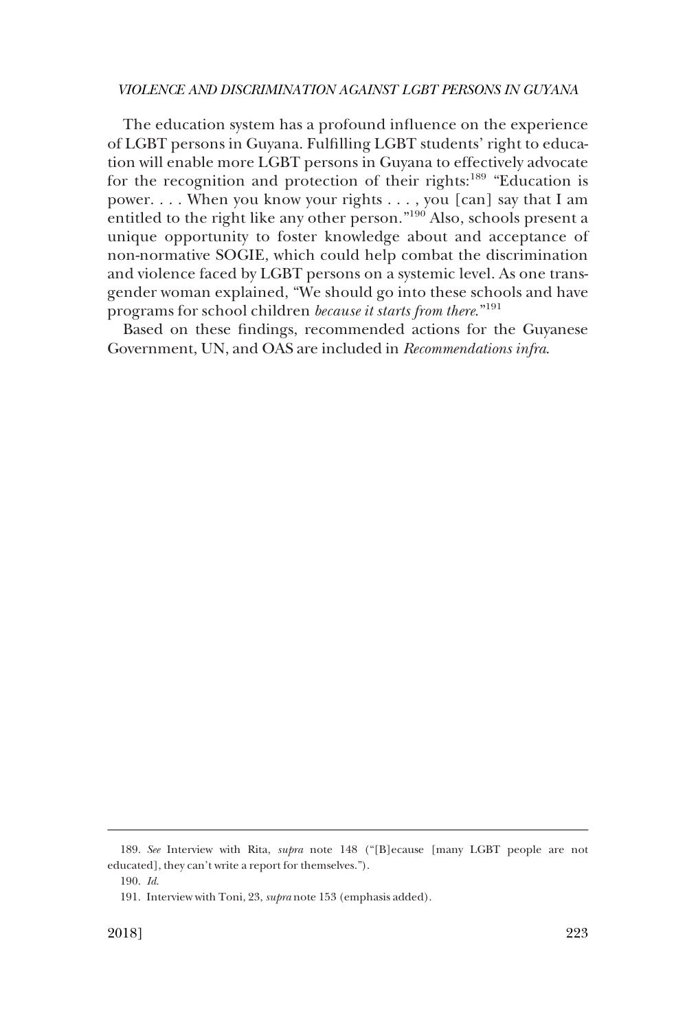The education system has a profound influence on the experience of LGBT persons in Guyana. Fulfilling LGBT students' right to education will enable more LGBT persons in Guyana to effectively advocate for the recognition and protection of their rights:[189] "Education is power. . . . When you know your rights . . . , you [can] say that I am entitled to the right like any other person."[190] Also, schools present a unique opportunity to foster knowledge about and acceptance of non-normative SOGIE, which could help combat the discrimination and violence faced by LGBT persons on a systemic level. As one transgender woman explained, "We should go into these schools and have programs for school children *because it starts from there*."[191]

Based on these findings, recommended actions for the Guyanese Government, UN, and OAS are included in *Recommendations infra*.

---

189. *See* Interview with Rita, *supra* note 148 ("[B]ecause [many LGBT people are not educated], they can't write a report for themselves.").

190. *Id.*

191. Interview with Toni, 23, *supra* note 153 (emphasis added).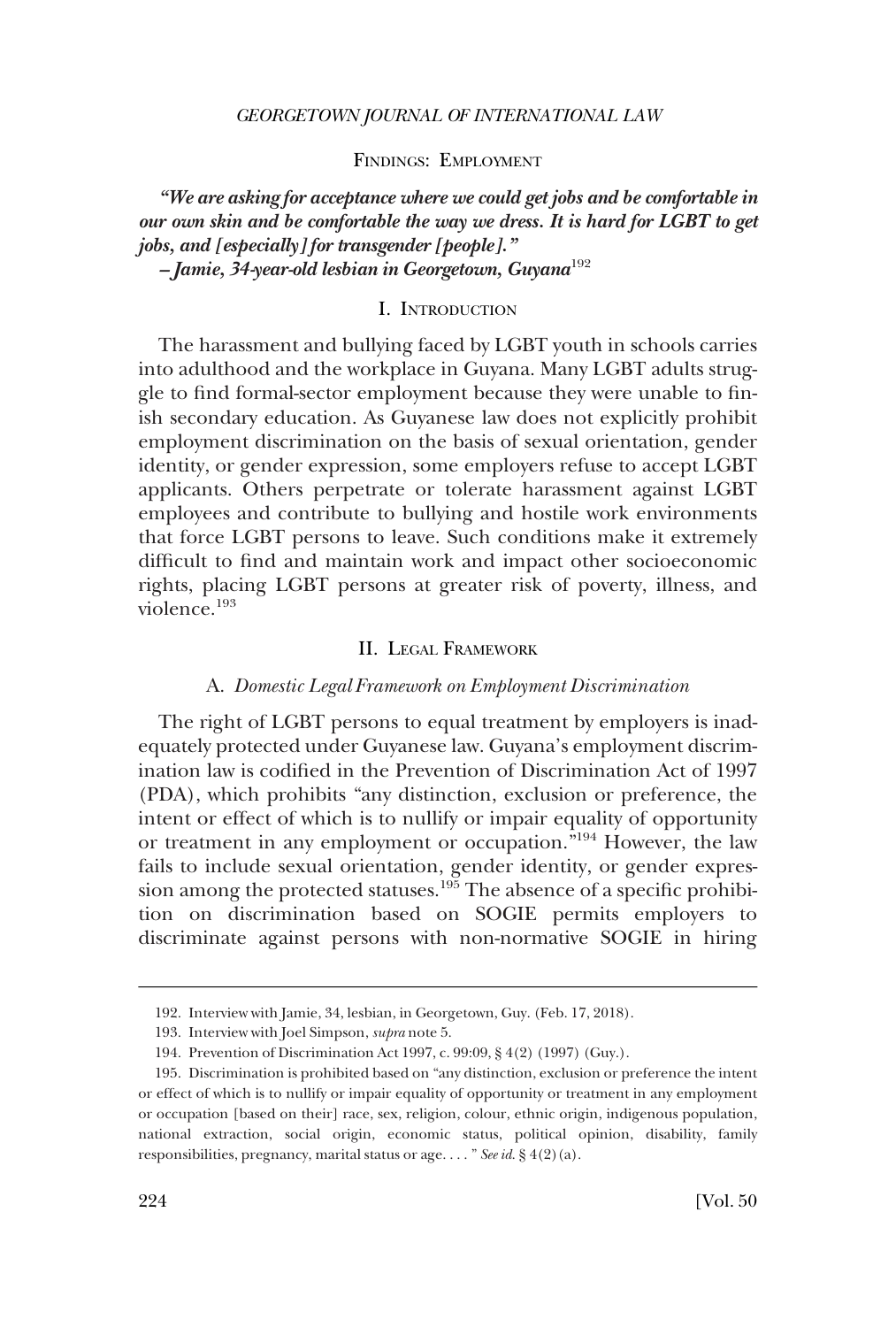## FINDINGS: EMPLOYMENT

***"We are asking for acceptance where we could get jobs and be comfortable in our own skin and be comfortable the way we dress. It is hard for LGBT to get jobs, and [especially] for transgender [people]."***
***– Jamie, 34-year-old lesbian in Georgetown, Guyana***[192]

### I. INTRODUCTION

The harassment and bullying faced by LGBT youth in schools carries into adulthood and the workplace in Guyana. Many LGBT adults struggle to find formal-sector employment because they were unable to finish secondary education. As Guyanese law does not explicitly prohibit employment discrimination on the basis of sexual orientation, gender identity, or gender expression, some employers refuse to accept LGBT applicants. Others perpetrate or tolerate harassment against LGBT employees and contribute to bullying and hostile work environments that force LGBT persons to leave. Such conditions make it extremely difficult to find and maintain work and impact other socioeconomic rights, placing LGBT persons at greater risk of poverty, illness, and violence.[193]

### II. LEGAL FRAMEWORK

#### A. *Domestic Legal Framework on Employment Discrimination*

The right of LGBT persons to equal treatment by employers is inadequately protected under Guyanese law. Guyana's employment discrimination law is codified in the Prevention of Discrimination Act of 1997 (PDA), which prohibits "any distinction, exclusion or preference, the intent or effect of which is to nullify or impair equality of opportunity or treatment in any employment or occupation."[194] However, the law fails to include sexual orientation, gender identity, or gender expression among the protected statuses.[195] The absence of a specific prohibition on discrimination based on SOGIE permits employers to discriminate against persons with non-normative SOGIE in hiring

---

192. Interview with Jamie, 34, lesbian, in Georgetown, Guy. (Feb. 17, 2018).

193. Interview with Joel Simpson, *supra* note 5.

194. Prevention of Discrimination Act 1997, c. 99:09, § 4(2) (1997) (Guy.).

195. Discrimination is prohibited based on "any distinction, exclusion or preference the intent or effect of which is to nullify or impair equality of opportunity or treatment in any employment or occupation [based on their] race, sex, religion, colour, ethnic origin, indigenous population, national extraction, social origin, economic status, political opinion, disability, family responsibilities, pregnancy, marital status or age. . . . " *See id.* § 4(2)(a).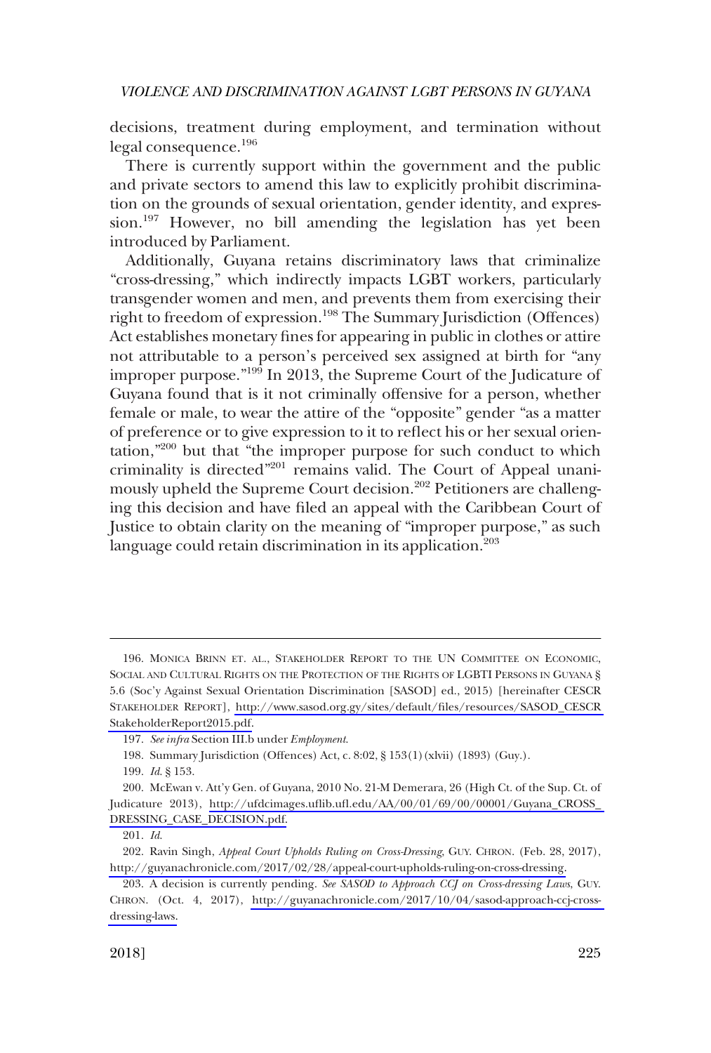decisions, treatment during employment, and termination without legal consequence.[196]

There is currently support within the government and the public and private sectors to amend this law to explicitly prohibit discrimination on the grounds of sexual orientation, gender identity, and expression.[197] However, no bill amending the legislation has yet been introduced by Parliament.

Additionally, Guyana retains discriminatory laws that criminalize "cross-dressing," which indirectly impacts LGBT workers, particularly transgender women and men, and prevents them from exercising their right to freedom of expression.[198] The Summary Jurisdiction (Offences) Act establishes monetary fines for appearing in public in clothes or attire not attributable to a person's perceived sex assigned at birth for "any improper purpose."[199] In 2013, the Supreme Court of the Judicature of Guyana found that is it not criminally offensive for a person, whether female or male, to wear the attire of the "opposite" gender "as a matter of preference or to give expression to it to reflect his or her sexual orientation,"[200] but that "the improper purpose for such conduct to which criminality is directed"[201] remains valid. The Court of Appeal unanimously upheld the Supreme Court decision.[202] Petitioners are challenging this decision and have filed an appeal with the Caribbean Court of Justice to obtain clarity on the meaning of "improper purpose," as such language could retain discrimination in its application.[203]

---

196. MONICA BRINN ET. AL., STAKEHOLDER REPORT TO THE UN COMMITTEE ON ECONOMIC, SOCIAL AND CULTURAL RIGHTS ON THE PROTECTION OF THE RIGHTS OF LGBTI PERSONS IN GUYANA § 5.6 (Soc'y Against Sexual Orientation Discrimination [SASOD] ed., 2015) [hereinafter CESCR STAKEHOLDER REPORT], http://www.sasod.org.gy/sites/default/files/resources/SASOD_CESCR StakeholderReport2015.pdf.

197. *See infra* Section III.b under *Employment*.

198. Summary Jurisdiction (Offences) Act, c. 8:02, § 153(1)(xlvii) (1893) (Guy.).

199. *Id*. § 153.

200. McEwan v. Att'y Gen. of Guyana, 2010 No. 21-M Demerara, 26 (High Ct. of the Sup. Ct. of Judicature 2013), http://ufdcimages.uflib.ufl.edu/AA/00/01/69/00/00001/Guyana_CROSS_DRESSING_CASE_DECISION.pdf.

201. *Id*.

202. Ravin Singh, *Appeal Court Upholds Ruling on Cross-Dressing*, GUY. CHRON. (Feb. 28, 2017), http://guyanachronicle.com/2017/02/28/appeal-court-upholds-ruling-on-cross-dressing.

203. A decision is currently pending. *See SASOD to Approach CCJ on Cross-dressing Laws*, GUY. CHRON. (Oct. 4, 2017), http://guyanachronicle.com/2017/10/04/sasod-approach-ccj-cross-dressing-laws.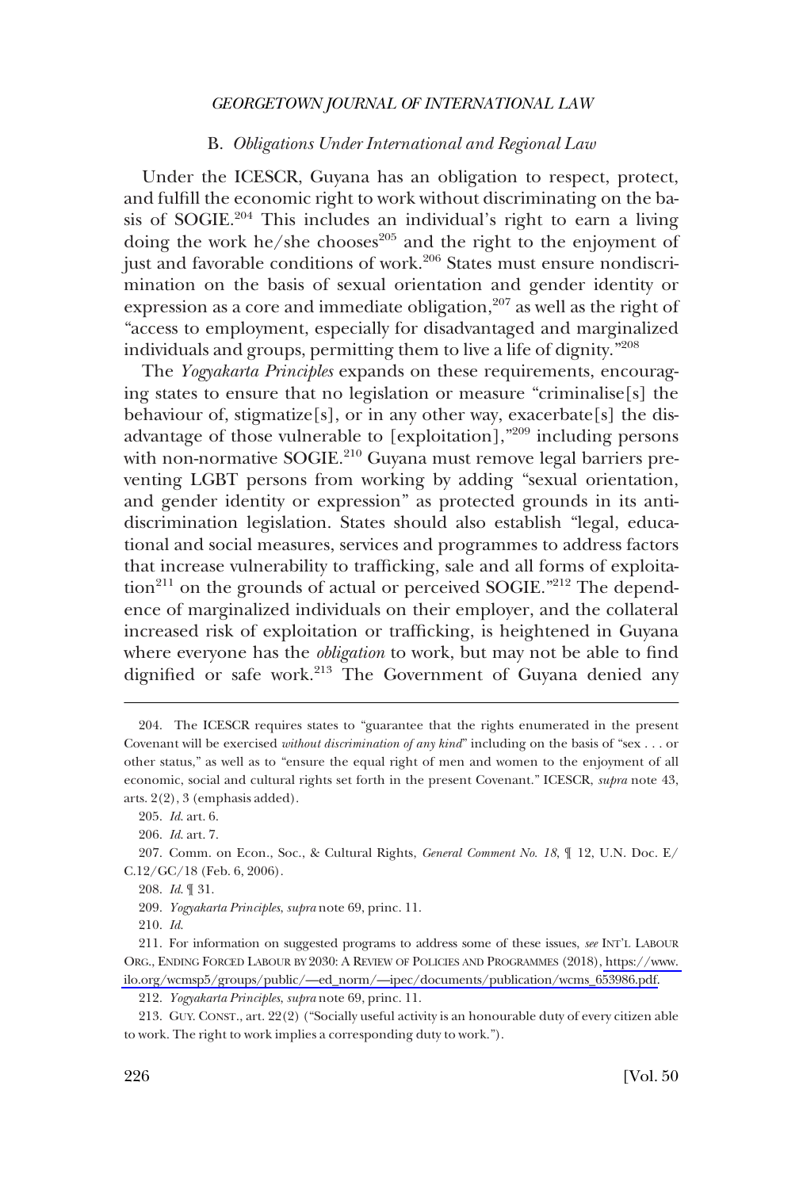## B. *Obligations Under International and Regional Law*

Under the ICESCR, Guyana has an obligation to respect, protect, and fulfill the economic right to work without discriminating on the basis of SOGIE.[204] This includes an individual's right to earn a living doing the work he/she chooses[205] and the right to the enjoyment of just and favorable conditions of work.[206] States must ensure nondiscrimination on the basis of sexual orientation and gender identity or expression as a core and immediate obligation,[207] as well as the right of "access to employment, especially for disadvantaged and marginalized individuals and groups, permitting them to live a life of dignity."[208]

The *Yogyakarta Principles* expands on these requirements, encouraging states to ensure that no legislation or measure "criminalise[s] the behaviour of, stigmatize[s], or in any other way, exacerbate[s] the disadvantage of those vulnerable to [exploitation],"[209] including persons with non-normative SOGIE.[210] Guyana must remove legal barriers preventing LGBT persons from working by adding "sexual orientation, and gender identity or expression" as protected grounds in its anti-discrimination legislation. States should also establish "legal, educational and social measures, services and programmes to address factors that increase vulnerability to trafficking, sale and all forms of exploitation[211] on the grounds of actual or perceived SOGIE."[212] The dependence of marginalized individuals on their employer, and the collateral increased risk of exploitation or trafficking, is heightened in Guyana where everyone has the *obligation* to work, but may not be able to find dignified or safe work.[213] The Government of Guyana denied any

---

204. The ICESCR requires states to "guarantee that the rights enumerated in the present Covenant will be exercised *without discrimination of any kind*" including on the basis of "sex . . . or other status," as well as to "ensure the equal right of men and women to the enjoyment of all economic, social and cultural rights set forth in the present Covenant." ICESCR, *supra* note 43, arts. 2(2), 3 (emphasis added).

205. *Id.* art. 6.

206. *Id.* art. 7.

207. Comm. on Econ., Soc., & Cultural Rights, *General Comment No. 18*, ¶ 12, U.N. Doc. E/C.12/GC/18 (Feb. 6, 2006).

208. *Id.* ¶ 31.

209. *Yogyakarta Principles*, *supra* note 69, princ. 11.

210. *Id.*

211. For information on suggested programs to address some of these issues, *see* INT'L LABOUR ORG., ENDING FORCED LABOUR BY 2030: A REVIEW OF POLICIES AND PROGRAMMES (2018), https://www.ilo.org/wcmsp5/groups/public/—ed_norm/—ipec/documents/publication/wcms_653986.pdf.

212. *Yogyakarta Principles*, *supra* note 69, princ. 11.

213. GUY. CONST., art. 22(2) ("Socially useful activity is an honourable duty of every citizen able to work. The right to work implies a corresponding duty to work.").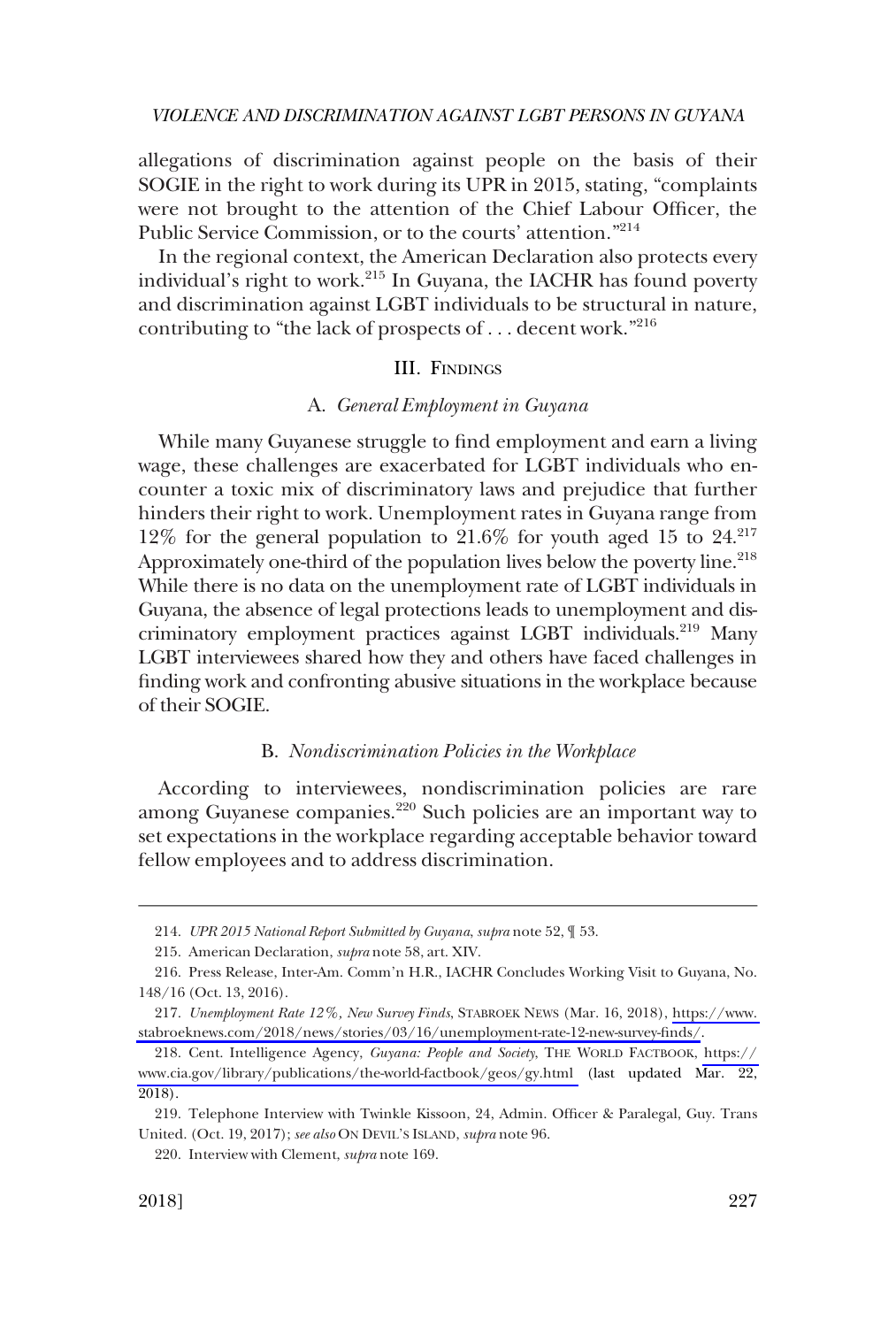allegations of discrimination against people on the basis of their SOGIE in the right to work during its UPR in 2015, stating, "complaints were not brought to the attention of the Chief Labour Officer, the Public Service Commission, or to the courts' attention."[214]

In the regional context, the American Declaration also protects every individual's right to work.[215] In Guyana, the IACHR has found poverty and discrimination against LGBT individuals to be structural in nature, contributing to "the lack of prospects of . . . decent work."[216]

## III. Findings

### A. *General Employment in Guyana*

While many Guyanese struggle to find employment and earn a living wage, these challenges are exacerbated for LGBT individuals who encounter a toxic mix of discriminatory laws and prejudice that further hinders their right to work. Unemployment rates in Guyana range from 12% for the general population to 21.6% for youth aged 15 to 24.[217] Approximately one-third of the population lives below the poverty line.[218] While there is no data on the unemployment rate of LGBT individuals in Guyana, the absence of legal protections leads to unemployment and discriminatory employment practices against LGBT individuals.[219] Many LGBT interviewees shared how they and others have faced challenges in finding work and confronting abusive situations in the workplace because of their SOGIE.

### B. *Nondiscrimination Policies in the Workplace*

According to interviewees, nondiscrimination policies are rare among Guyanese companies.[220] Such policies are an important way to set expectations in the workplace regarding acceptable behavior toward fellow employees and to address discrimination.

---

214. *UPR 2015 National Report Submitted by Guyana*, *supra* note 52, ¶ 53.

215. American Declaration, *supra* note 58, art. XIV.

216. Press Release, Inter-Am. Comm'n H.R., IACHR Concludes Working Visit to Guyana, No. 148/16 (Oct. 13, 2016).

217. *Unemployment Rate 12%, New Survey Finds*, STABROEK NEWS (Mar. 16, 2018), https://www.stabroeknews.com/2018/news/stories/03/16/unemployment-rate-12-new-survey-finds/.

218. Cent. Intelligence Agency, *Guyana: People and Society*, THE WORLD FACTBOOK, https://www.cia.gov/library/publications/the-world-factbook/geos/gy.html (last updated Mar. 22, 2018).

219. Telephone Interview with Twinkle Kissoon, 24, Admin. Officer & Paralegal, Guy. Trans United. (Oct. 19, 2017); *see also* ON DEVIL'S ISLAND, *supra* note 96.

220. Interview with Clement, *supra* note 169.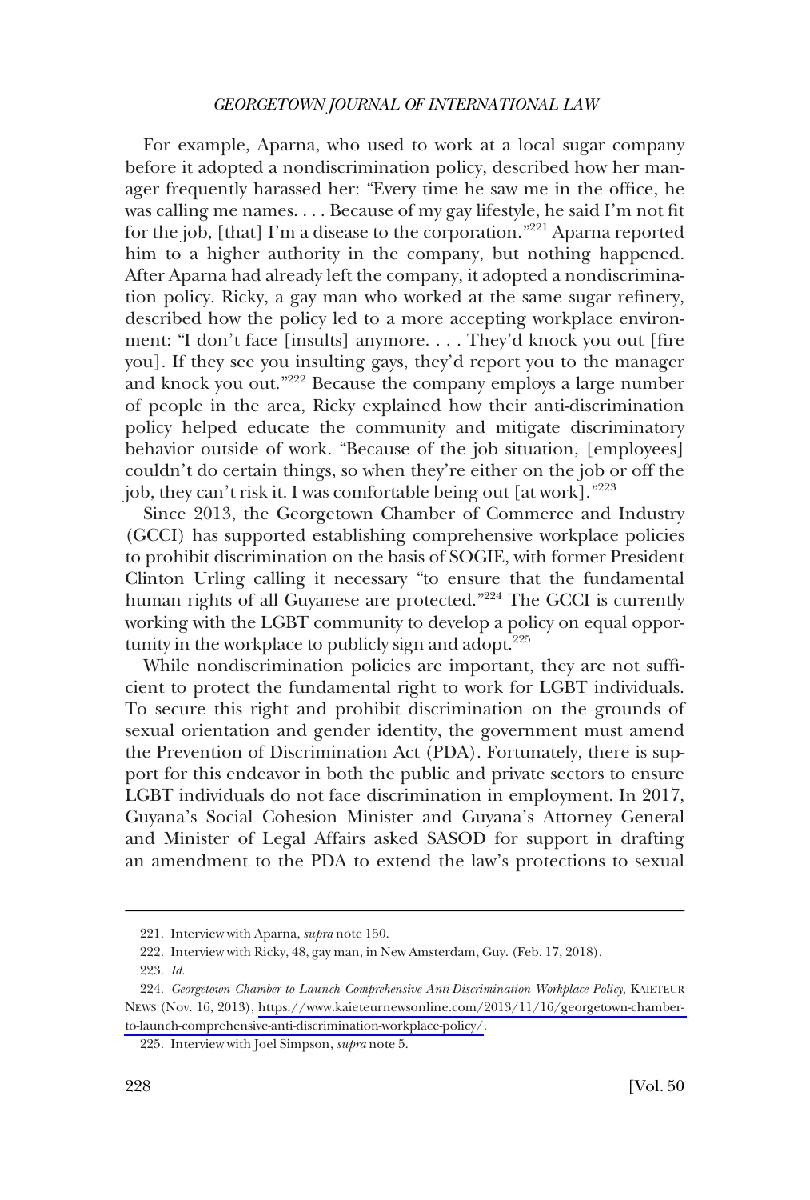For example, Aparna, who used to work at a local sugar company before it adopted a nondiscrimination policy, described how her manager frequently harassed her: "Every time he saw me in the office, he was calling me names. . . . Because of my gay lifestyle, he said I'm not fit for the job, [that] I'm a disease to the corporation."[221] Aparna reported him to a higher authority in the company, but nothing happened. After Aparna had already left the company, it adopted a nondiscrimination policy. Ricky, a gay man who worked at the same sugar refinery, described how the policy led to a more accepting workplace environment: "I don't face [insults] anymore. . . . They'd knock you out [fire you]. If they see you insulting gays, they'd report you to the manager and knock you out."[222] Because the company employs a large number of people in the area, Ricky explained how their anti-discrimination policy helped educate the community and mitigate discriminatory behavior outside of work. "Because of the job situation, [employees] couldn't do certain things, so when they're either on the job or off the job, they can't risk it. I was comfortable being out [at work]."[223]

Since 2013, the Georgetown Chamber of Commerce and Industry (GCCI) has supported establishing comprehensive workplace policies to prohibit discrimination on the basis of SOGIE, with former President Clinton Urling calling it necessary "to ensure that the fundamental human rights of all Guyanese are protected."[224] The GCCI is currently working with the LGBT community to develop a policy on equal opportunity in the workplace to publicly sign and adopt.[225]

While nondiscrimination policies are important, they are not sufficient to protect the fundamental right to work for LGBT individuals. To secure this right and prohibit discrimination on the grounds of sexual orientation and gender identity, the government must amend the Prevention of Discrimination Act (PDA). Fortunately, there is support for this endeavor in both the public and private sectors to ensure LGBT individuals do not face discrimination in employment. In 2017, Guyana's Social Cohesion Minister and Guyana's Attorney General and Minister of Legal Affairs asked SASOD for support in drafting an amendment to the PDA to extend the law's protections to sexual

---

221. Interview with Aparna, *supra* note 150.

222. Interview with Ricky, 48, gay man, in New Amsterdam, Guy. (Feb. 17, 2018).

223. *Id.*

224. *Georgetown Chamber to Launch Comprehensive Anti-Discrimination Workplace Policy*, KAIETEUR NEWS (Nov. 16, 2013), https://www.kaieteurnewsonline.com/2013/11/16/georgetown-chamber-to-launch-comprehensive-anti-discrimination-workplace-policy/.

225. Interview with Joel Simpson, *supra* note 5.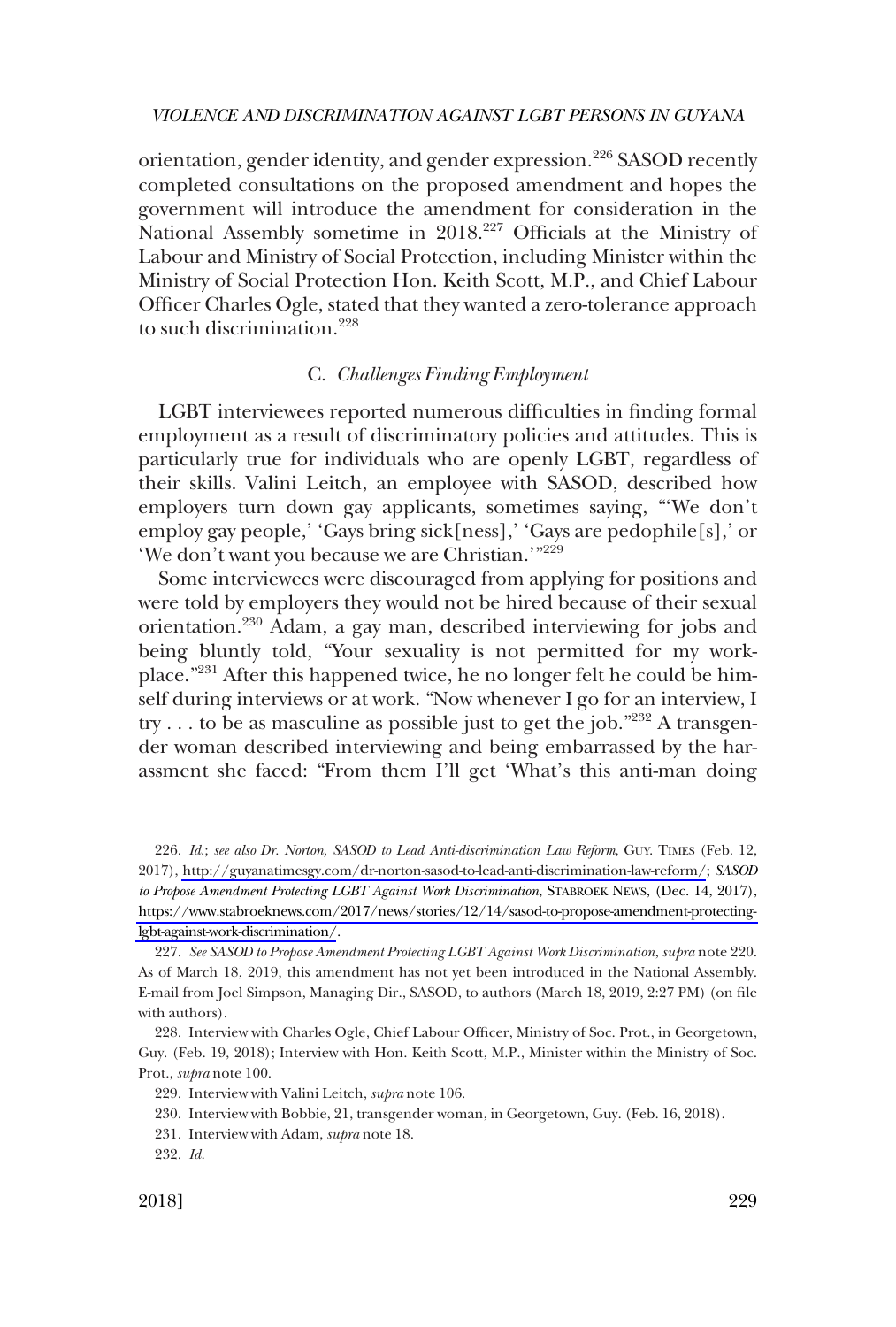orientation, gender identity, and gender expression.[226] SASOD recently completed consultations on the proposed amendment and hopes the government will introduce the amendment for consideration in the National Assembly sometime in 2018.[227] Officials at the Ministry of Labour and Ministry of Social Protection, including Minister within the Ministry of Social Protection Hon. Keith Scott, M.P., and Chief Labour Officer Charles Ogle, stated that they wanted a zero-tolerance approach to such discrimination.[228]

### C. *Challenges Finding Employment*

LGBT interviewees reported numerous difficulties in finding formal employment as a result of discriminatory policies and attitudes. This is particularly true for individuals who are openly LGBT, regardless of their skills. Valini Leitch, an employee with SASOD, described how employers turn down gay applicants, sometimes saying, "'We don't employ gay people,' 'Gays bring sick[ness],' 'Gays are pedophile[s],' or 'We don't want you because we are Christian.'"[229]

Some interviewees were discouraged from applying for positions and were told by employers they would not be hired because of their sexual orientation.[230] Adam, a gay man, described interviewing for jobs and being bluntly told, "Your sexuality is not permitted for my workplace."[231] After this happened twice, he no longer felt he could be himself during interviews or at work. "Now whenever I go for an interview, I try . . . to be as masculine as possible just to get the job."[232] A transgender woman described interviewing and being embarrassed by the harassment she faced: "From them I'll get 'What's this anti-man doing

---

226. *Id.*; *see also Dr. Norton, SASOD to Lead Anti-discrimination Law Reform*, GUY. TIMES (Feb. 12, 2017), http://guyanatimesgy.com/dr-norton-sasod-to-lead-anti-discrimination-law-reform/; *SASOD to Propose Amendment Protecting LGBT Against Work Discrimination*, STABROEK NEWS, (Dec. 14, 2017), https://www.stabroeknews.com/2017/news/stories/12/14/sasod-to-propose-amendment-protecting-lgbt-against-work-discrimination/.

227. *See SASOD to Propose Amendment Protecting LGBT Against Work Discrimination*, *supra* note 220. As of March 18, 2019, this amendment has not yet been introduced in the National Assembly. E-mail from Joel Simpson, Managing Dir., SASOD, to authors (March 18, 2019, 2:27 PM) (on file with authors).

228. Interview with Charles Ogle, Chief Labour Officer, Ministry of Soc. Prot., in Georgetown, Guy. (Feb. 19, 2018); Interview with Hon. Keith Scott, M.P., Minister within the Ministry of Soc. Prot., *supra* note 100.

229. Interview with Valini Leitch, *supra* note 106.

230. Interview with Bobbie, 21, transgender woman, in Georgetown, Guy. (Feb. 16, 2018).

231. Interview with Adam, *supra* note 18.

232. *Id.*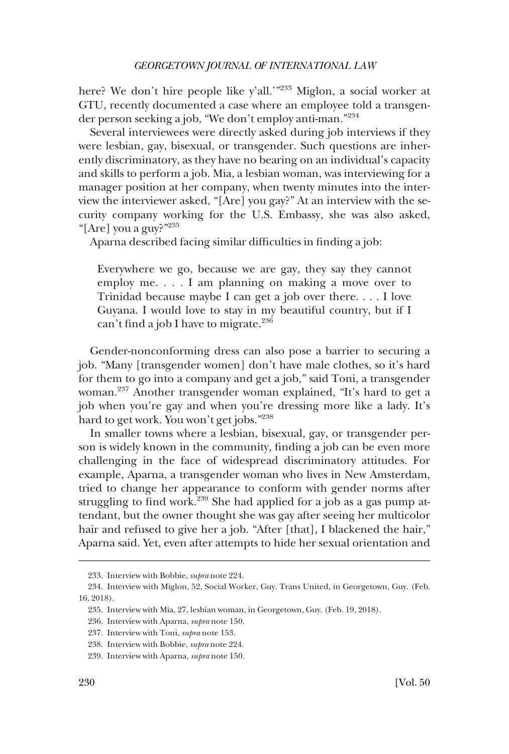here? We don't hire people like y'all.'"[233] Miglon, a social worker at GTU, recently documented a case where an employee told a transgender person seeking a job, "We don't employ anti-man."[234]

Several interviewees were directly asked during job interviews if they were lesbian, gay, bisexual, or transgender. Such questions are inherently discriminatory, as they have no bearing on an individual's capacity and skills to perform a job. Mia, a lesbian woman, was interviewing for a manager position at her company, when twenty minutes into the interview the interviewer asked, "[Are] you gay?" At an interview with the security company working for the U.S. Embassy, she was also asked, "[Are] you a guy?"[235]

Aparna described facing similar difficulties in finding a job:

> Everywhere we go, because we are gay, they say they cannot employ me. . . . I am planning on making a move over to Trinidad because maybe I can get a job over there. . . . I love Guyana. I would love to stay in my beautiful country, but if I can't find a job I have to migrate.[236]

Gender-nonconforming dress can also pose a barrier to securing a job. "Many [transgender women] don't have male clothes, so it's hard for them to go into a company and get a job," said Toni, a transgender woman.[237] Another transgender woman explained, "It's hard to get a job when you're gay and when you're dressing more like a lady. It's hard to get work. You won't get jobs."[238]

In smaller towns where a lesbian, bisexual, gay, or transgender person is widely known in the community, finding a job can be even more challenging in the face of widespread discriminatory attitudes. For example, Aparna, a transgender woman who lives in New Amsterdam, tried to change her appearance to conform with gender norms after struggling to find work.[239] She had applied for a job as a gas pump attendant, but the owner thought she was gay after seeing her multicolor hair and refused to give her a job. "After [that], I blackened the hair," Aparna said. Yet, even after attempts to hide her sexual orientation and

---

233. Interview with Bobbie, *supra* note 224.

234. Interview with Miglon, 52, Social Worker, Guy. Trans United, in Georgetown, Guy. (Feb. 16, 2018).

235. Interview with Mia, 27, lesbian woman, in Georgetown, Guy. (Feb. 19, 2018).

236. Interview with Aparna, *supra* note 150.

237. Interview with Toni, *supra* note 153.

238. Interview with Bobbie, *supra* note 224.

239. Interview with Aparna, *supra* note 150.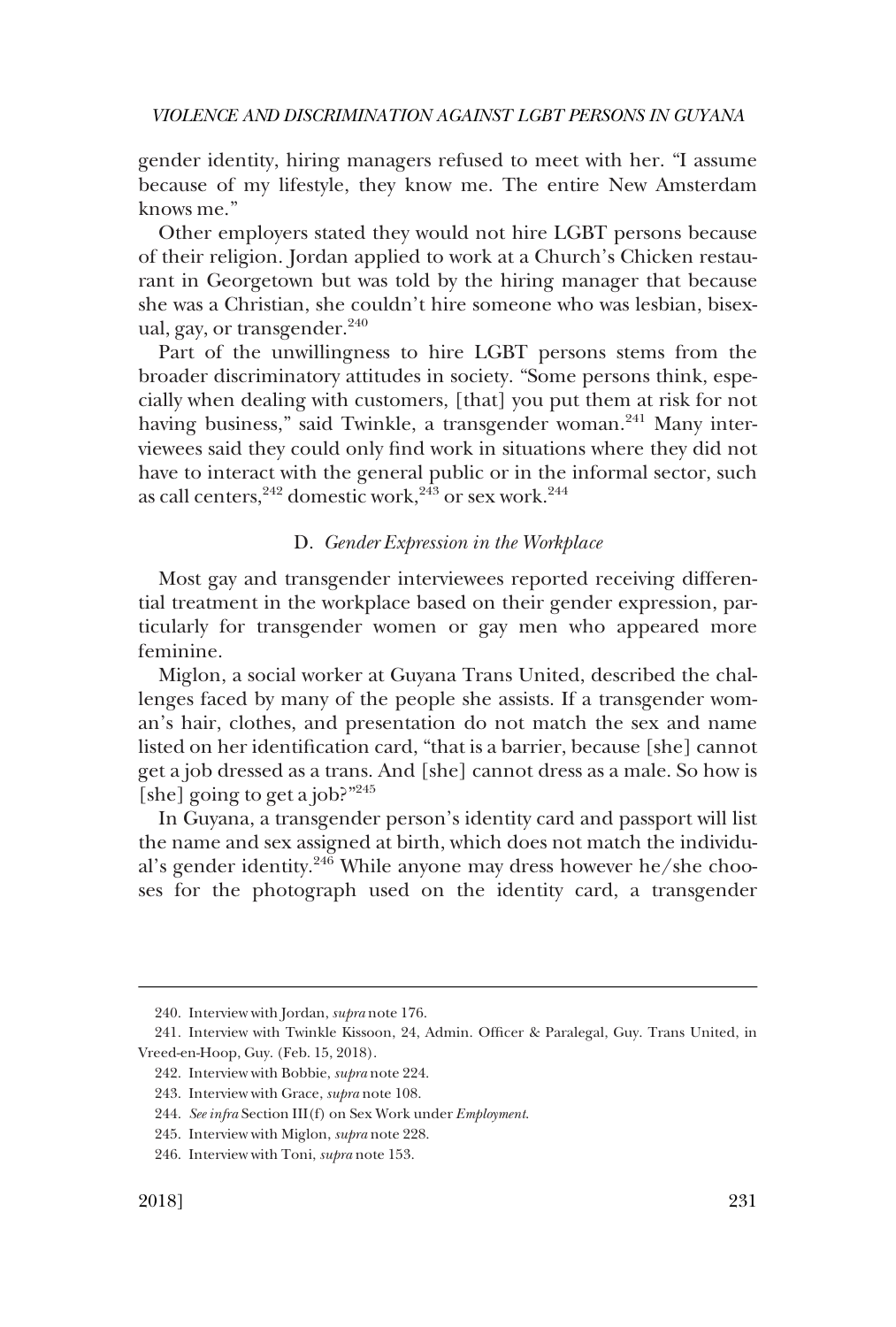gender identity, hiring managers refused to meet with her. "I assume because of my lifestyle, they know me. The entire New Amsterdam knows me."

Other employers stated they would not hire LGBT persons because of their religion. Jordan applied to work at a Church's Chicken restaurant in Georgetown but was told by the hiring manager that because she was a Christian, she couldn't hire someone who was lesbian, bisexual, gay, or transgender.[240]

Part of the unwillingness to hire LGBT persons stems from the broader discriminatory attitudes in society. "Some persons think, especially when dealing with customers, [that] you put them at risk for not having business," said Twinkle, a transgender woman.[241] Many interviewees said they could only find work in situations where they did not have to interact with the general public or in the informal sector, such as call centers,[242] domestic work,[243] or sex work.[244]

### D. *Gender Expression in the Workplace*

Most gay and transgender interviewees reported receiving differential treatment in the workplace based on their gender expression, particularly for transgender women or gay men who appeared more feminine.

Miglon, a social worker at Guyana Trans United, described the challenges faced by many of the people she assists. If a transgender woman's hair, clothes, and presentation do not match the sex and name listed on her identification card, "that is a barrier, because [she] cannot get a job dressed as a trans. And [she] cannot dress as a male. So how is [she] going to get a job?"[245]

In Guyana, a transgender person's identity card and passport will list the name and sex assigned at birth, which does not match the individual's gender identity.[246] While anyone may dress however he/she chooses for the photograph used on the identity card, a transgender

---

240. Interview with Jordan, *supra* note 176.

241. Interview with Twinkle Kissoon, 24, Admin. Officer & Paralegal, Guy. Trans United, in Vreed-en-Hoop, Guy. (Feb. 15, 2018).

242. Interview with Bobbie, *supra* note 224.

243. Interview with Grace, *supra* note 108.

244. *See infra* Section III(f) on Sex Work under *Employment*.

245. Interview with Miglon, *supra* note 228.

246. Interview with Toni, *supra* note 153.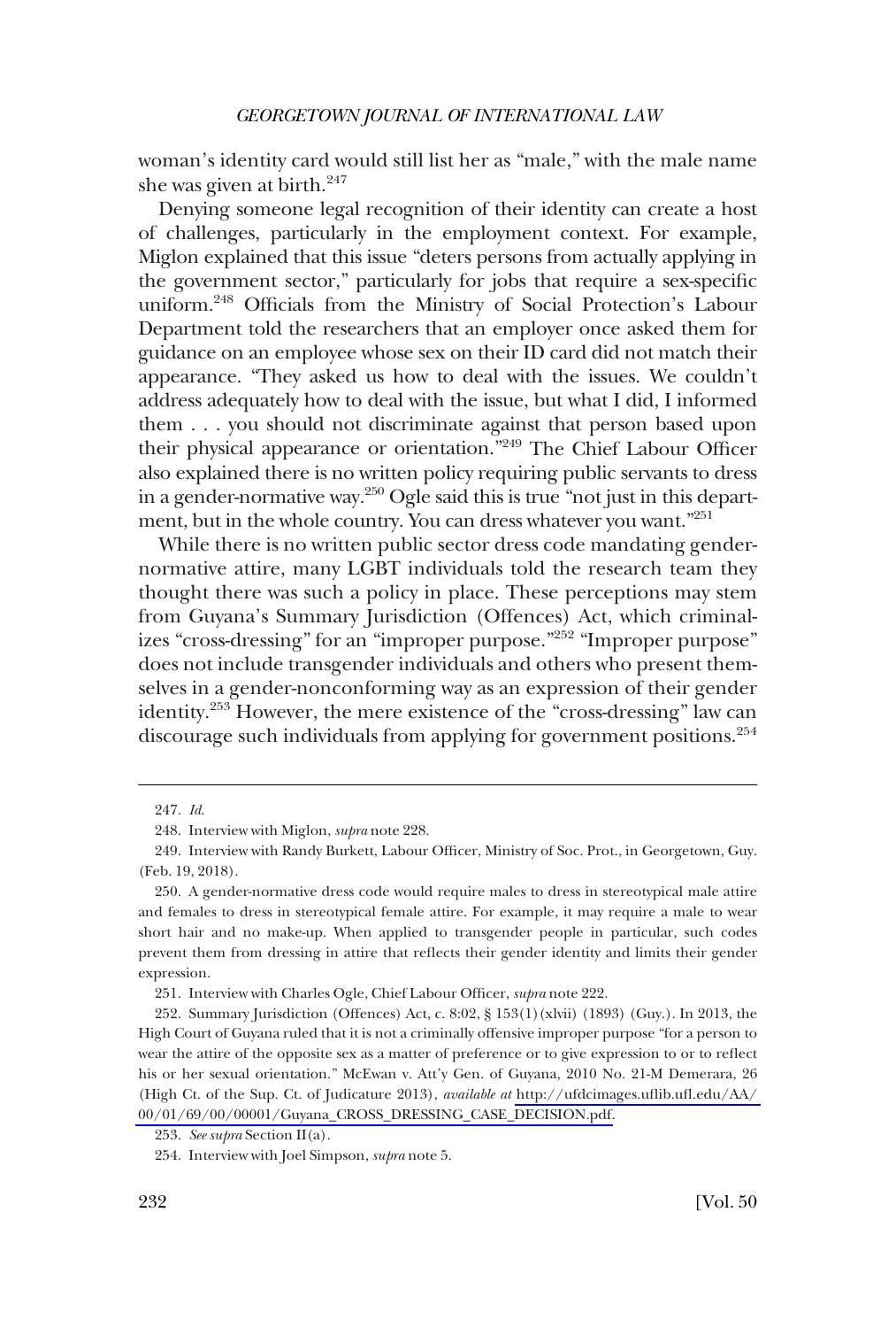woman's identity card would still list her as "male," with the male name she was given at birth.[247]

Denying someone legal recognition of their identity can create a host of challenges, particularly in the employment context. For example, Miglon explained that this issue "deters persons from actually applying in the government sector," particularly for jobs that require a sex-specific uniform.[248] Officials from the Ministry of Social Protection's Labour Department told the researchers that an employer once asked them for guidance on an employee whose sex on their ID card did not match their appearance. "They asked us how to deal with the issues. We couldn't address adequately how to deal with the issue, but what I did, I informed them . . . you should not discriminate against that person based upon their physical appearance or orientation."[249] The Chief Labour Officer also explained there is no written policy requiring public servants to dress in a gender-normative way.[250] Ogle said this is true "not just in this department, but in the whole country. You can dress whatever you want."[251]

While there is no written public sector dress code mandating gender-normative attire, many LGBT individuals told the research team they thought there was such a policy in place. These perceptions may stem from Guyana's Summary Jurisdiction (Offences) Act, which criminalizes "cross-dressing" for an "improper purpose."[252] "Improper purpose" does not include transgender individuals and others who present themselves in a gender-nonconforming way as an expression of their gender identity.[253] However, the mere existence of the "cross-dressing" law can discourage such individuals from applying for government positions.[254]

---

247. *Id.*

248. Interview with Miglon, *supra* note 228.

249. Interview with Randy Burkett, Labour Officer, Ministry of Soc. Prot., in Georgetown, Guy. (Feb. 19, 2018).

250. A gender-normative dress code would require males to dress in stereotypical male attire and females to dress in stereotypical female attire. For example, it may require a male to wear short hair and no make-up. When applied to transgender people in particular, such codes prevent them from dressing in attire that reflects their gender identity and limits their gender expression.

251. Interview with Charles Ogle, Chief Labour Officer, *supra* note 222.

252. Summary Jurisdiction (Offences) Act, c. 8:02, § 153(1)(xlvii) (1893) (Guy.). In 2013, the High Court of Guyana ruled that it is not a criminally offensive improper purpose "for a person to wear the attire of the opposite sex as a matter of preference or to give expression to or to reflect his or her sexual orientation." McEwan v. Att'y Gen. of Guyana, 2010 No. 21-M Demerara, 26 (High Ct. of the Sup. Ct. of Judicature 2013), *available at* http://ufdcimages.uflib.ufl.edu/AA/00/01/69/00/00001/Guyana_CROSS_DRESSING_CASE_DECISION.pdf.

253. *See supra* Section II(a).

254. Interview with Joel Simpson, *supra* note 5.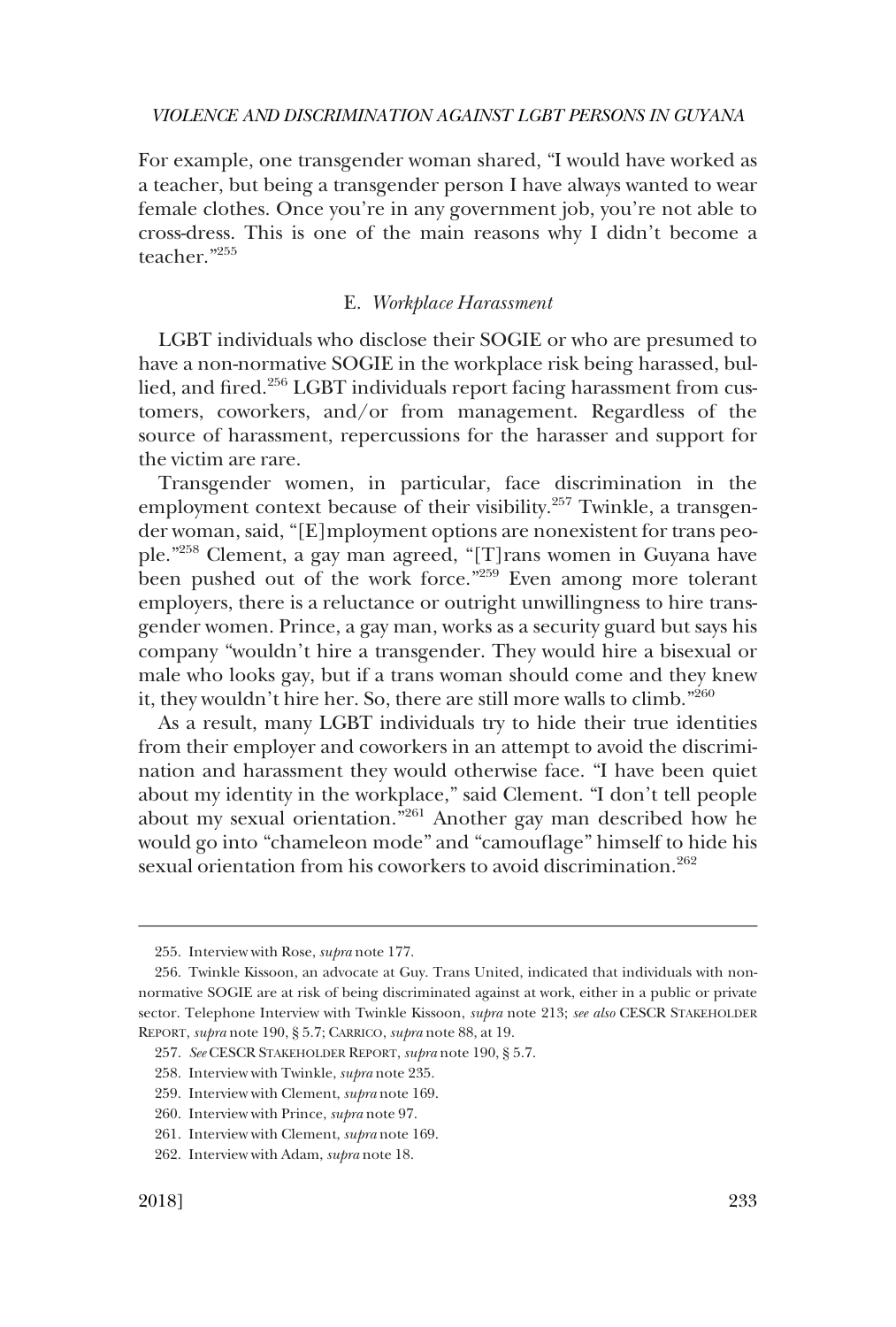For example, one transgender woman shared, "I would have worked as a teacher, but being a transgender person I have always wanted to wear female clothes. Once you're in any government job, you're not able to cross-dress. This is one of the main reasons why I didn't become a teacher."[255]

### E. *Workplace Harassment*

LGBT individuals who disclose their SOGIE or who are presumed to have a non-normative SOGIE in the workplace risk being harassed, bullied, and fired.[256] LGBT individuals report facing harassment from customers, coworkers, and/or from management. Regardless of the source of harassment, repercussions for the harasser and support for the victim are rare.

Transgender women, in particular, face discrimination in the employment context because of their visibility.[257] Twinkle, a transgender woman, said, "[E]mployment options are nonexistent for trans people."[258] Clement, a gay man agreed, "[T]rans women in Guyana have been pushed out of the work force."[259] Even among more tolerant employers, there is a reluctance or outright unwillingness to hire transgender women. Prince, a gay man, works as a security guard but says his company "wouldn't hire a transgender. They would hire a bisexual or male who looks gay, but if a trans woman should come and they knew it, they wouldn't hire her. So, there are still more walls to climb."[260]

As a result, many LGBT individuals try to hide their true identities from their employer and coworkers in an attempt to avoid the discrimination and harassment they would otherwise face. "I have been quiet about my identity in the workplace," said Clement. "I don't tell people about my sexual orientation."[261] Another gay man described how he would go into "chameleon mode" and "camouflage" himself to hide his sexual orientation from his coworkers to avoid discrimination.[262]

---

255. Interview with Rose, *supra* note 177.

256. Twinkle Kissoon, an advocate at Guy. Trans United, indicated that individuals with non-normative SOGIE are at risk of being discriminated against at work, either in a public or private sector. Telephone Interview with Twinkle Kissoon, *supra* note 213; *see also* CESCR STAKEHOLDER REPORT, *supra* note 190, § 5.7; CARRICO, *supra* note 88, at 19.

257. *See* CESCR STAKEHOLDER REPORT, *supra* note 190, § 5.7.

258. Interview with Twinkle, *supra* note 235.

259. Interview with Clement, *supra* note 169.

260. Interview with Prince, *supra* note 97.

261. Interview with Clement, *supra* note 169.

262. Interview with Adam, *supra* note 18.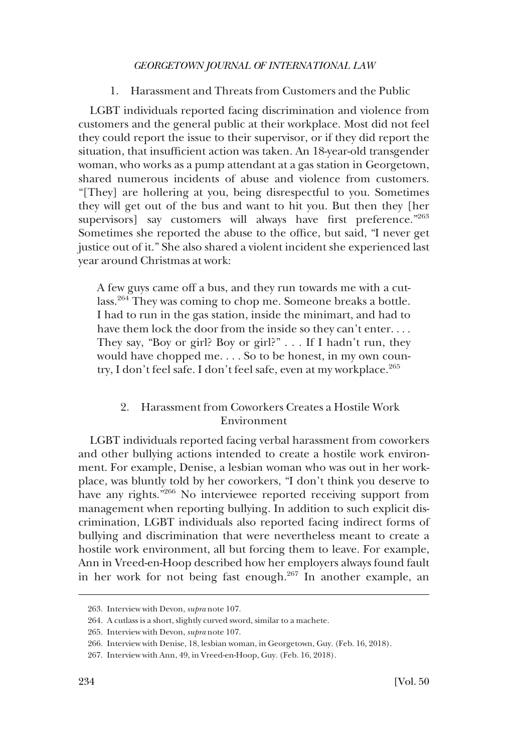### 1. Harassment and Threats from Customers and the Public

LGBT individuals reported facing discrimination and violence from customers and the general public at their workplace. Most did not feel they could report the issue to their supervisor, or if they did report the situation, that insufficient action was taken. An 18-year-old transgender woman, who works as a pump attendant at a gas station in Georgetown, shared numerous incidents of abuse and violence from customers. "[They] are hollering at you, being disrespectful to you. Sometimes they will get out of the bus and want to hit you. But then they [her supervisors] say customers will always have first preference."[263] Sometimes she reported the abuse to the office, but said, "I never get justice out of it." She also shared a violent incident she experienced last year around Christmas at work:

> A few guys came off a bus, and they run towards me with a cutlass.[264] They was coming to chop me. Someone breaks a bottle. I had to run in the gas station, inside the minimart, and had to have them lock the door from the inside so they can't enter. . . . They say, "Boy or girl? Boy or girl?" . . . If I hadn't run, they would have chopped me. . . . So to be honest, in my own country, I don't feel safe. I don't feel safe, even at my workplace.[265]

### 2. Harassment from Coworkers Creates a Hostile Work Environment

LGBT individuals reported facing verbal harassment from coworkers and other bullying actions intended to create a hostile work environment. For example, Denise, a lesbian woman who was out in her workplace, was bluntly told by her coworkers, "I don't think you deserve to have any rights."[266] No interviewee reported receiving support from management when reporting bullying. In addition to such explicit discrimination, LGBT individuals also reported facing indirect forms of bullying and discrimination that were nevertheless meant to create a hostile work environment, all but forcing them to leave. For example, Ann in Vreed-en-Hoop described how her employers always found fault in her work for not being fast enough.[267] In another example, an

---

263. Interview with Devon, *supra* note 107.

264. A cutlass is a short, slightly curved sword, similar to a machete.

265. Interview with Devon, *supra* note 107.

266. Interview with Denise, 18, lesbian woman, in Georgetown, Guy. (Feb. 16, 2018).

267. Interview with Ann, 49, in Vreed-en-Hoop, Guy. (Feb. 16, 2018).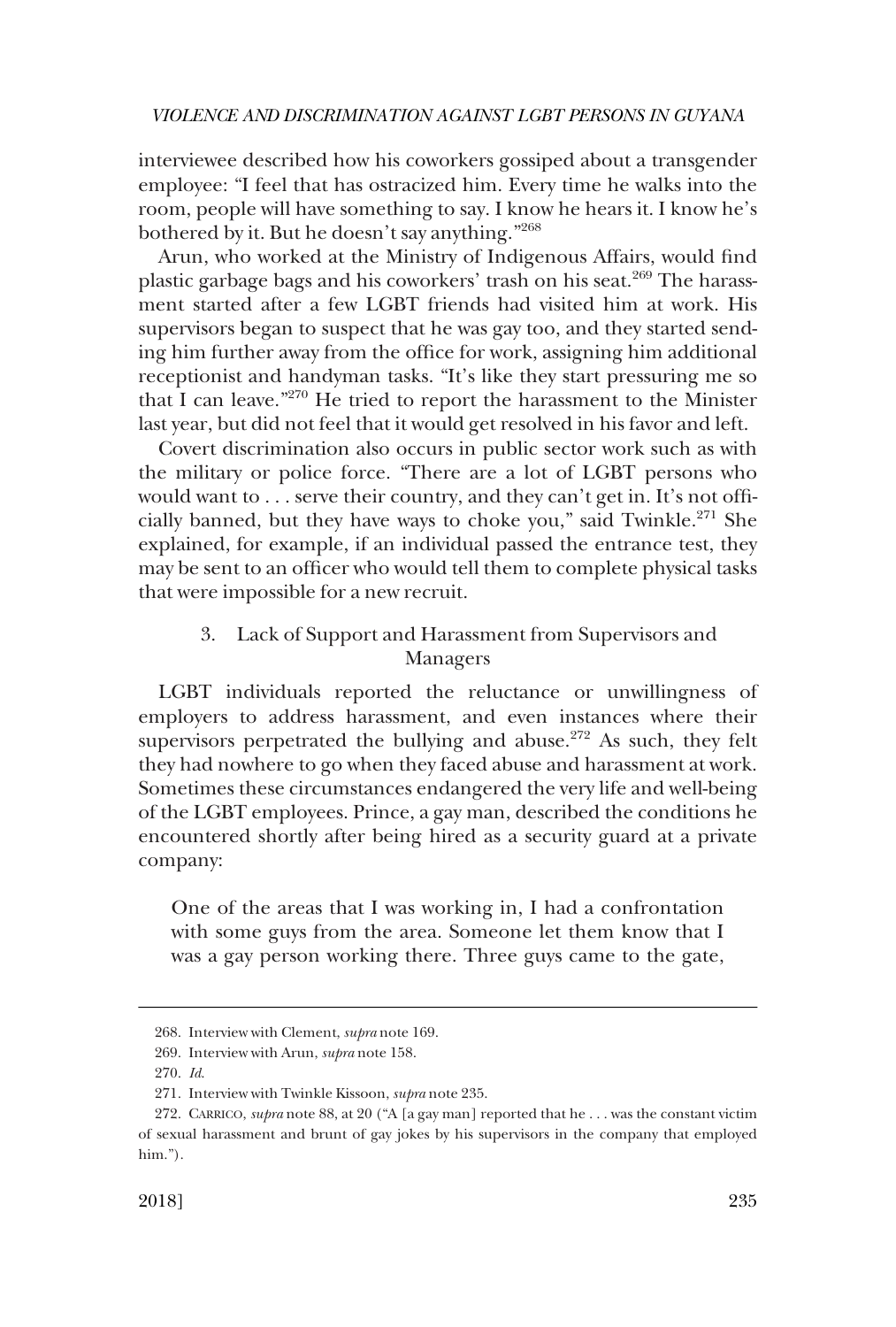interviewee described how his coworkers gossiped about a transgender employee: "I feel that has ostracized him. Every time he walks into the room, people will have something to say. I know he hears it. I know he's bothered by it. But he doesn't say anything."[268]

Arun, who worked at the Ministry of Indigenous Affairs, would find plastic garbage bags and his coworkers' trash on his seat.[269] The harassment started after a few LGBT friends had visited him at work. His supervisors began to suspect that he was gay too, and they started sending him further away from the office for work, assigning him additional receptionist and handyman tasks. "It's like they start pressuring me so that I can leave."[270] He tried to report the harassment to the Minister last year, but did not feel that it would get resolved in his favor and left.

Covert discrimination also occurs in public sector work such as with the military or police force. "There are a lot of LGBT persons who would want to . . . serve their country, and they can't get in. It's not officially banned, but they have ways to choke you," said Twinkle.[271] She explained, for example, if an individual passed the entrance test, they may be sent to an officer who would tell them to complete physical tasks that were impossible for a new recruit.

### 3. Lack of Support and Harassment from Supervisors and Managers

LGBT individuals reported the reluctance or unwillingness of employers to address harassment, and even instances where their supervisors perpetrated the bullying and abuse.[272] As such, they felt they had nowhere to go when they faced abuse and harassment at work. Sometimes these circumstances endangered the very life and well-being of the LGBT employees. Prince, a gay man, described the conditions he encountered shortly after being hired as a security guard at a private company:

> One of the areas that I was working in, I had a confrontation with some guys from the area. Someone let them know that I was a gay person working there. Three guys came to the gate,

---

268. Interview with Clement, *supra* note 169.

269. Interview with Arun, *supra* note 158.

270. *Id.*

271. Interview with Twinkle Kissoon, *supra* note 235.

272. CARRICO, *supra* note 88, at 20 ("A [a gay man] reported that he . . . was the constant victim of sexual harassment and brunt of gay jokes by his supervisors in the company that employed him.").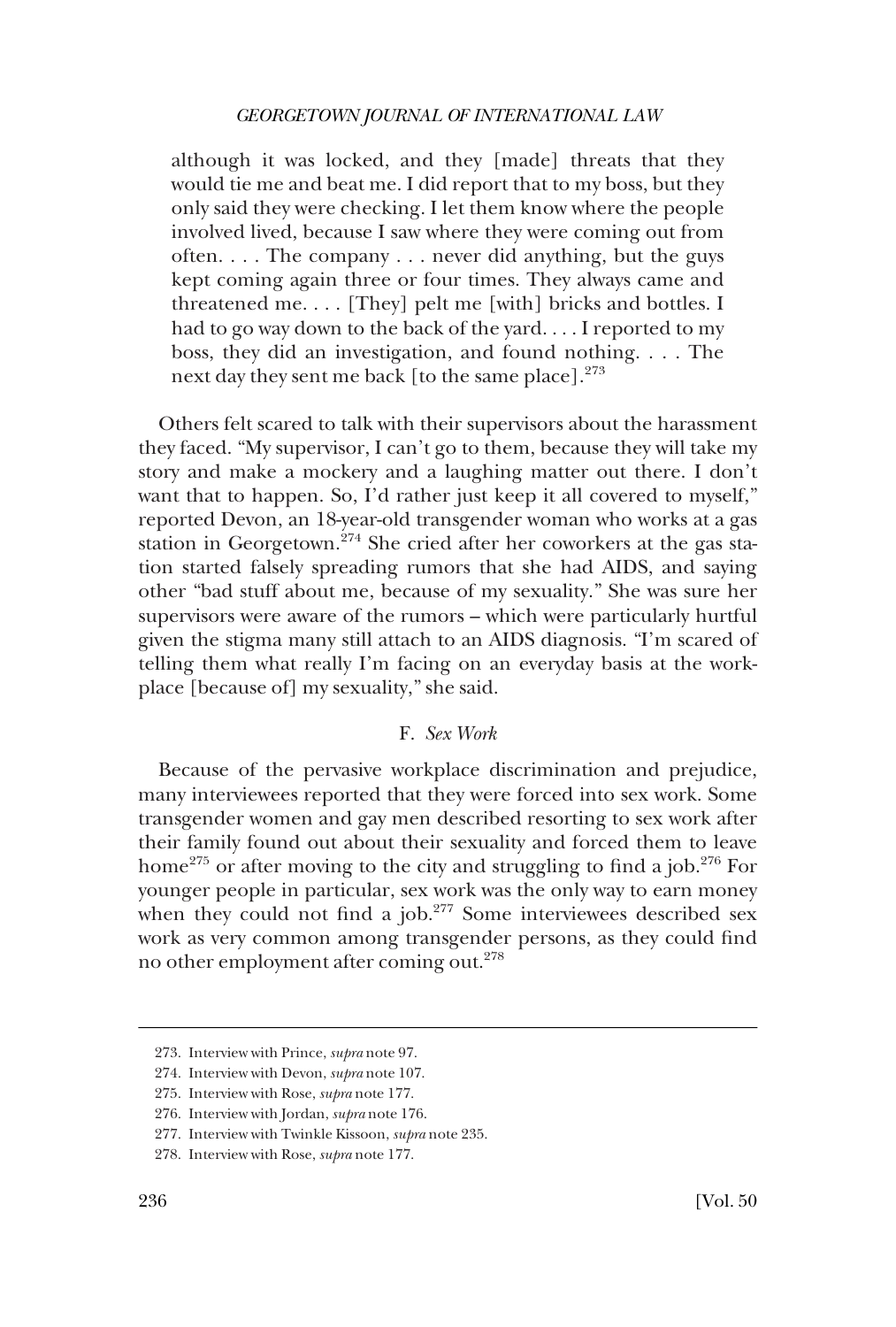> although it was locked, and they [made] threats that they would tie me and beat me. I did report that to my boss, but they only said they were checking. I let them know where the people involved lived, because I saw where they were coming out from often. . . . The company . . . never did anything, but the guys kept coming again three or four times. They always came and threatened me. . . . [They] pelt me [with] bricks and bottles. I had to go way down to the back of the yard. . . . I reported to my boss, they did an investigation, and found nothing. . . . The next day they sent me back [to the same place].[273]

Others felt scared to talk with their supervisors about the harassment they faced. "My supervisor, I can't go to them, because they will take my story and make a mockery and a laughing matter out there. I don't want that to happen. So, I'd rather just keep it all covered to myself," reported Devon, an 18-year-old transgender woman who works at a gas station in Georgetown.[274] She cried after her coworkers at the gas station started falsely spreading rumors that she had AIDS, and saying other "bad stuff about me, because of my sexuality." She was sure her supervisors were aware of the rumors – which were particularly hurtful given the stigma many still attach to an AIDS diagnosis. "I'm scared of telling them what really I'm facing on an everyday basis at the workplace [because of] my sexuality," she said.

### F. *Sex Work*

Because of the pervasive workplace discrimination and prejudice, many interviewees reported that they were forced into sex work. Some transgender women and gay men described resorting to sex work after their family found out about their sexuality and forced them to leave home[275] or after moving to the city and struggling to find a job.[276] For younger people in particular, sex work was the only way to earn money when they could not find a job.[277] Some interviewees described sex work as very common among transgender persons, as they could find no other employment after coming out.[278]

---

273. Interview with Prince, *supra* note 97.

274. Interview with Devon, *supra* note 107.

275. Interview with Rose, *supra* note 177.

276. Interview with Jordan, *supra* note 176.

277. Interview with Twinkle Kissoon, *supra* note 235.

278. Interview with Rose, *supra* note 177.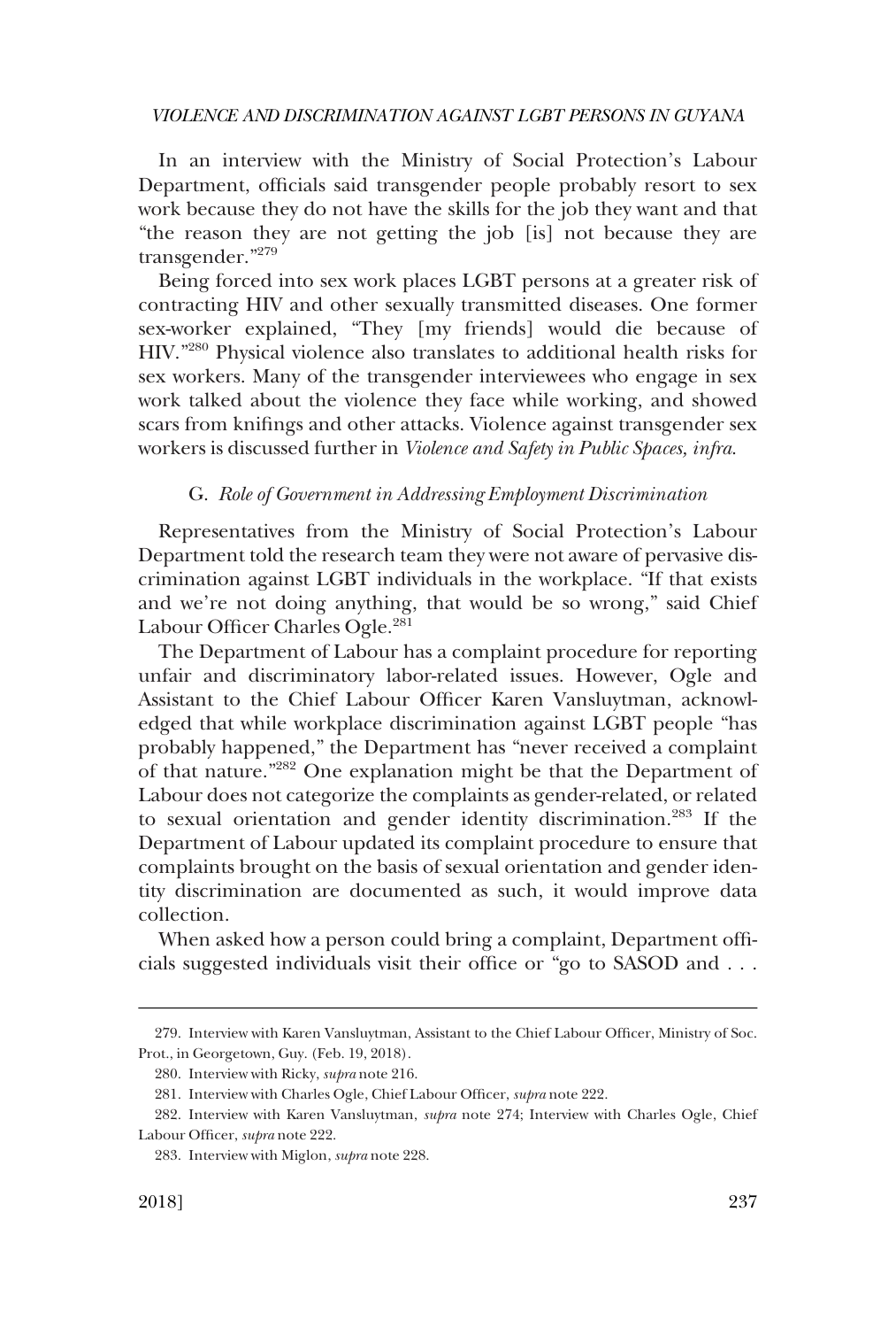In an interview with the Ministry of Social Protection's Labour Department, officials said transgender people probably resort to sex work because they do not have the skills for the job they want and that "the reason they are not getting the job [is] not because they are transgender."[279]

Being forced into sex work places LGBT persons at a greater risk of contracting HIV and other sexually transmitted diseases. One former sex-worker explained, "They [my friends] would die because of HIV."[280] Physical violence also translates to additional health risks for sex workers. Many of the transgender interviewees who engage in sex work talked about the violence they face while working, and showed scars from knifings and other attacks. Violence against transgender sex workers is discussed further in *Violence and Safety in Public Spaces, infra*.

### G. *Role of Government in Addressing Employment Discrimination*

Representatives from the Ministry of Social Protection's Labour Department told the research team they were not aware of pervasive discrimination against LGBT individuals in the workplace. "If that exists and we're not doing anything, that would be so wrong," said Chief Labour Officer Charles Ogle.[281]

The Department of Labour has a complaint procedure for reporting unfair and discriminatory labor-related issues. However, Ogle and Assistant to the Chief Labour Officer Karen Vansluytman, acknowledged that while workplace discrimination against LGBT people "has probably happened," the Department has "never received a complaint of that nature."[282] One explanation might be that the Department of Labour does not categorize the complaints as gender-related, or related to sexual orientation and gender identity discrimination.[283] If the Department of Labour updated its complaint procedure to ensure that complaints brought on the basis of sexual orientation and gender identity discrimination are documented as such, it would improve data collection.

When asked how a person could bring a complaint, Department officials suggested individuals visit their office or "go to SASOD and . . .

---

279. Interview with Karen Vansluytman, Assistant to the Chief Labour Officer, Ministry of Soc. Prot., in Georgetown, Guy. (Feb. 19, 2018).

280. Interview with Ricky, *supra* note 216.

281. Interview with Charles Ogle, Chief Labour Officer, *supra* note 222.

282. Interview with Karen Vansluytman, *supra* note 274; Interview with Charles Ogle, Chief Labour Officer, *supra* note 222.

283. Interview with Miglon, *supra* note 228.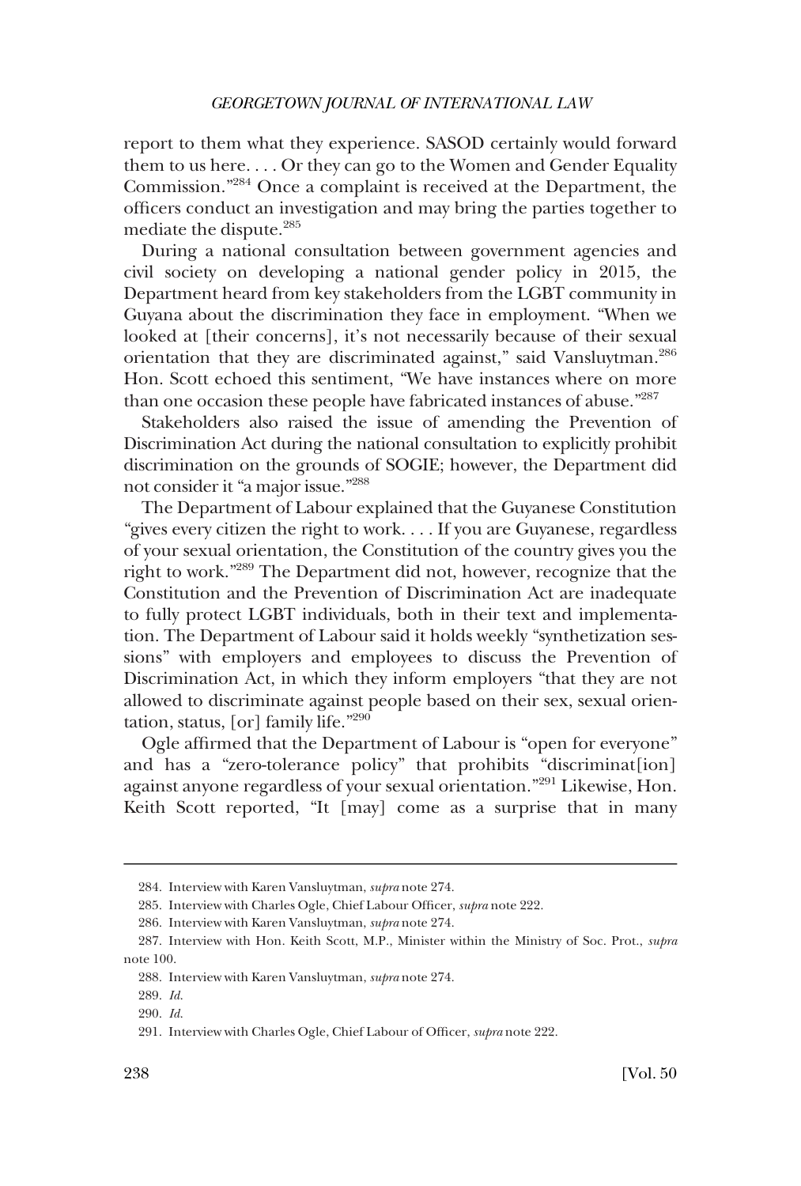report to them what they experience. SASOD certainly would forward them to us here. . . . Or they can go to the Women and Gender Equality Commission."[284] Once a complaint is received at the Department, the officers conduct an investigation and may bring the parties together to mediate the dispute.[285]

During a national consultation between government agencies and civil society on developing a national gender policy in 2015, the Department heard from key stakeholders from the LGBT community in Guyana about the discrimination they face in employment. "When we looked at [their concerns], it's not necessarily because of their sexual orientation that they are discriminated against," said Vansluytman.[286] Hon. Scott echoed this sentiment, "We have instances where on more than one occasion these people have fabricated instances of abuse."[287]

Stakeholders also raised the issue of amending the Prevention of Discrimination Act during the national consultation to explicitly prohibit discrimination on the grounds of SOGIE; however, the Department did not consider it "a major issue."[288]

The Department of Labour explained that the Guyanese Constitution "gives every citizen the right to work. . . . If you are Guyanese, regardless of your sexual orientation, the Constitution of the country gives you the right to work."[289] The Department did not, however, recognize that the Constitution and the Prevention of Discrimination Act are inadequate to fully protect LGBT individuals, both in their text and implementation. The Department of Labour said it holds weekly "synthetization sessions" with employers and employees to discuss the Prevention of Discrimination Act, in which they inform employers "that they are not allowed to discriminate against people based on their sex, sexual orientation, status, [or] family life."[290]

Ogle affirmed that the Department of Labour is "open for everyone" and has a "zero-tolerance policy" that prohibits "discriminat[ion] against anyone regardless of your sexual orientation."[291] Likewise, Hon. Keith Scott reported, "It [may] come as a surprise that in many

---

284. Interview with Karen Vansluytman, *supra* note 274.

285. Interview with Charles Ogle, Chief Labour Officer, *supra* note 222.

286. Interview with Karen Vansluytman, *supra* note 274.

287. Interview with Hon. Keith Scott, M.P., Minister within the Ministry of Soc. Prot., *supra* note 100.

288. Interview with Karen Vansluytman, *supra* note 274.

289. *Id.*

290. *Id.*

291. Interview with Charles Ogle, Chief Labour of Officer, *supra* note 222.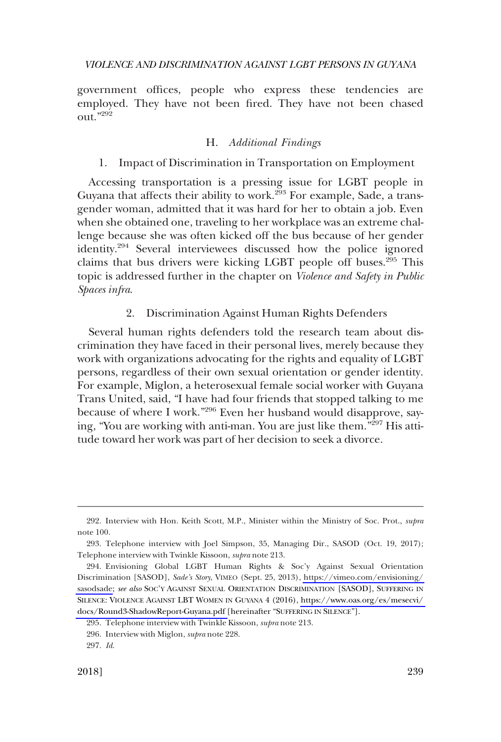government offices, people who express these tendencies are employed. They have not been fired. They have not been chased out."[292]

### H. *Additional Findings*

#### 1. Impact of Discrimination in Transportation on Employment

Accessing transportation is a pressing issue for LGBT people in Guyana that affects their ability to work.[293] For example, Sade, a transgender woman, admitted that it was hard for her to obtain a job. Even when she obtained one, traveling to her workplace was an extreme challenge because she was often kicked off the bus because of her gender identity.[294] Several interviewees discussed how the police ignored claims that bus drivers were kicking LGBT people off buses.[295] This topic is addressed further in the chapter on *Violence and Safety in Public Spaces infra*.

#### 2. Discrimination Against Human Rights Defenders

Several human rights defenders told the research team about discrimination they have faced in their personal lives, merely because they work with organizations advocating for the rights and equality of LGBT persons, regardless of their own sexual orientation or gender identity. For example, Miglon, a heterosexual female social worker with Guyana Trans United, said, "I have had four friends that stopped talking to me because of where I work."[296] Even her husband would disapprove, saying, "You are working with anti-man. You are just like them."[297] His attitude toward her work was part of her decision to seek a divorce.

---

292. Interview with Hon. Keith Scott, M.P., Minister within the Ministry of Soc. Prot., *supra* note 100.

293. Telephone interview with Joel Simpson, 35, Managing Dir., SASOD (Oct. 19, 2017); Telephone interview with Twinkle Kissoon, *supra* note 213.

294. Envisioning Global LGBT Human Rights & Soc'y Against Sexual Orientation Discrimination [SASOD], *Sade's Story*, VIMEO (Sept. 25, 2013), https://vimeo.com/envisioning/sasodsade; *see also* SOC'Y AGAINST SEXUAL ORIENTATION DISCRIMINATION [SASOD], SUFFERING IN SILENCE: VIOLENCE AGAINST LBT WOMEN IN GUYANA 4 (2016), https://www.oas.org/es/mesecvi/docs/Round3-ShadowReport-Guyana.pdf [hereinafter "SUFFERING IN SILENCE"].

295. Telephone interview with Twinkle Kissoon, *supra* note 213.

296. Interview with Miglon, *supra* note 228.

297. *Id.*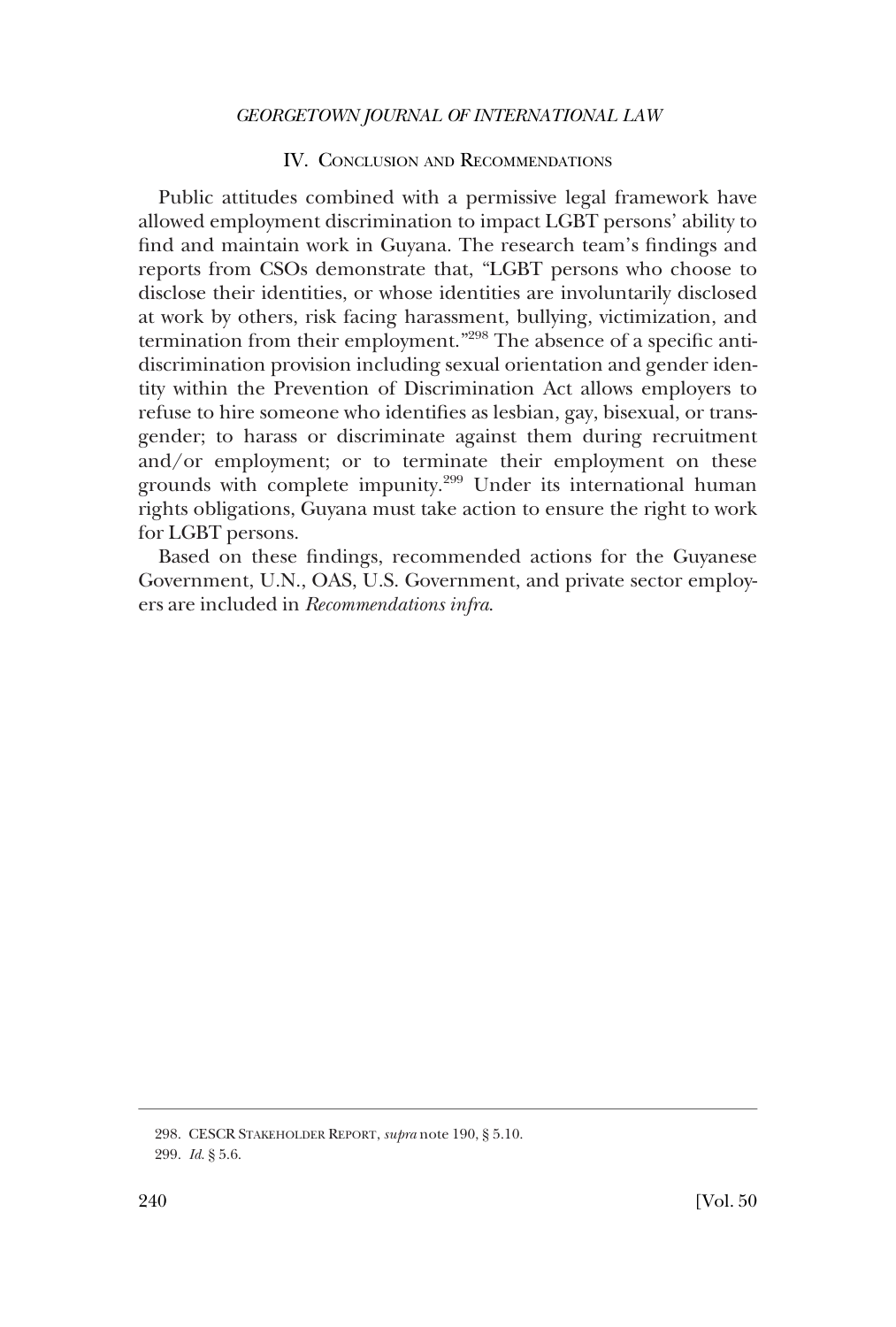## IV. Conclusion and Recommendations

Public attitudes combined with a permissive legal framework have allowed employment discrimination to impact LGBT persons' ability to find and maintain work in Guyana. The research team's findings and reports from CSOs demonstrate that, "LGBT persons who choose to disclose their identities, or whose identities are involuntarily disclosed at work by others, risk facing harassment, bullying, victimization, and termination from their employment."[298] The absence of a specific anti-discrimination provision including sexual orientation and gender identity within the Prevention of Discrimination Act allows employers to refuse to hire someone who identifies as lesbian, gay, bisexual, or transgender; to harass or discriminate against them during recruitment and/or employment; or to terminate their employment on these grounds with complete impunity.[299] Under its international human rights obligations, Guyana must take action to ensure the right to work for LGBT persons.

Based on these findings, recommended actions for the Guyanese Government, U.N., OAS, U.S. Government, and private sector employers are included in *Recommendations infra*.

---

298. CESCR Stakeholder Report, *supra* note 190, § 5.10.

299. *Id.* § 5.6.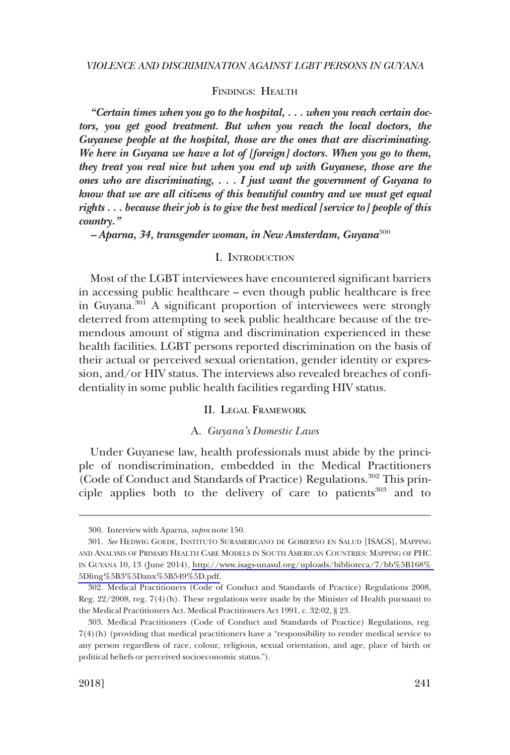## FINDINGS: HEALTH

***"Certain times when you go to the hospital, . . . when you reach certain doctors, you get good treatment. But when you reach the local doctors, the Guyanese people at the hospital, those are the ones that are discriminating. We here in Guyana we have a lot of [foreign] doctors. When you go to them, they treat you real nice but when you end up with Guyanese, those are the ones who are discriminating, . . . I just want the government of Guyana to know that we are all citizens of this beautiful country and we must get equal rights . . . because their job is to give the best medical [service to] people of this country."***

***– Aparna, 34, transgender woman, in New Amsterdam, Guyana***[300]

### I. INTRODUCTION

Most of the LGBT interviewees have encountered significant barriers in accessing public healthcare – even though public healthcare is free in Guyana.[301] A significant proportion of interviewees were strongly deterred from attempting to seek public healthcare because of the tremendous amount of stigma and discrimination experienced in these health facilities. LGBT persons reported discrimination on the basis of their actual or perceived sexual orientation, gender identity or expression, and/or HIV status. The interviews also revealed breaches of confidentiality in some public health facilities regarding HIV status.

### II. LEGAL FRAMEWORK

#### A. *Guyana's Domestic Laws*

Under Guyanese law, health professionals must abide by the principle of nondiscrimination, embedded in the Medical Practitioners (Code of Conduct and Standards of Practice) Regulations.[302] This principle applies both to the delivery of care to patients[303] and to

---

300. Interview with Aparna, *supra* note 150.

301. *See* HEDWIG GOEDE, INSTITUTO SURAMERICANO DE GOBIERNO EN SALUD [ISAGS], MAPPING AND ANALYSIS OF PRIMARY HEALTH CARE MODELS IN SOUTH AMERICAN COUNTRIES: MAPPING OF PHC IN GUYANA 10, 13 (June 2014), http://www.isags-unasul.org/uploads/biblioteca/7/bb%5B168%5Dling%5B3%5Danx%5B549%5D.pdf.

302. Medical Practitioners (Code of Conduct and Standards of Practice) Regulations 2008, Reg. 22/2008, reg. 7(4)(h). These regulations were made by the Minister of Health pursuant to the Medical Practitioners Act. Medical Practitioners Act 1991, c. 32:02, § 23.

303. Medical Practitioners (Code of Conduct and Standards of Practice) Regulations, reg. 7(4)(h) (providing that medical practitioners have a "responsibility to render medical service to any person regardless of race, colour, religious, sexual orientation, and age, place of birth or political beliefs or perceived socioeconomic status.").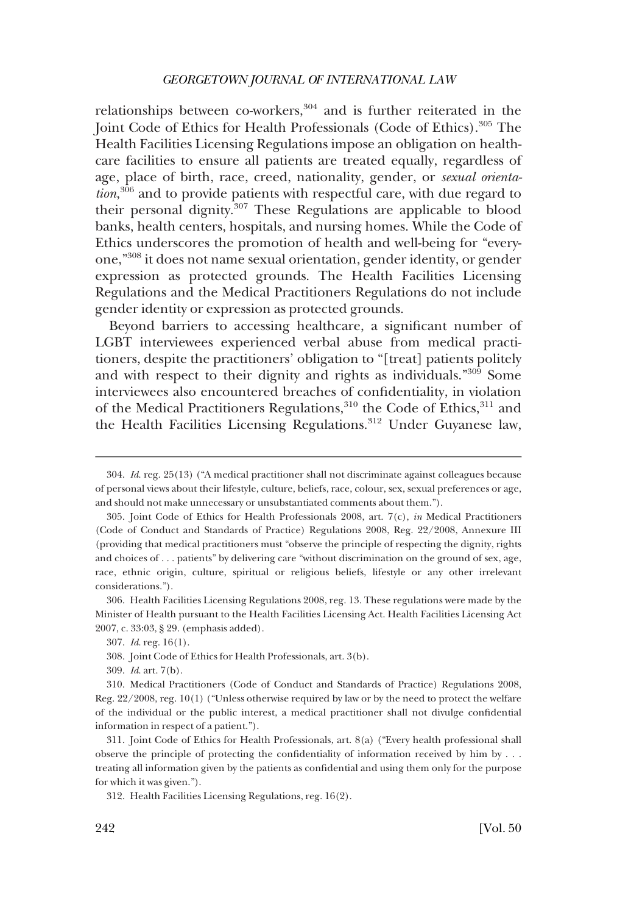relationships between co-workers,[304] and is further reiterated in the Joint Code of Ethics for Health Professionals (Code of Ethics).[305] The Health Facilities Licensing Regulations impose an obligation on healthcare facilities to ensure all patients are treated equally, regardless of age, place of birth, race, creed, nationality, gender, or *sexual orientation*,[306] and to provide patients with respectful care, with due regard to their personal dignity.[307] These Regulations are applicable to blood banks, health centers, hospitals, and nursing homes. While the Code of Ethics underscores the promotion of health and well-being for "everyone,"[308] it does not name sexual orientation, gender identity, or gender expression as protected grounds. The Health Facilities Licensing Regulations and the Medical Practitioners Regulations do not include gender identity or expression as protected grounds.

Beyond barriers to accessing healthcare, a significant number of LGBT interviewees experienced verbal abuse from medical practitioners, despite the practitioners' obligation to "[treat] patients politely and with respect to their dignity and rights as individuals."[309] Some interviewees also encountered breaches of confidentiality, in violation of the Medical Practitioners Regulations,[310] the Code of Ethics,[311] and the Health Facilities Licensing Regulations.[312] Under Guyanese law,

---

304. *Id.* reg. 25(13) ("A medical practitioner shall not discriminate against colleagues because of personal views about their lifestyle, culture, beliefs, race, colour, sex, sexual preferences or age, and should not make unnecessary or unsubstantiated comments about them.").

305. Joint Code of Ethics for Health Professionals 2008, art. 7(c), *in* Medical Practitioners (Code of Conduct and Standards of Practice) Regulations 2008, Reg. 22/2008, Annexure III (providing that medical practitioners must "observe the principle of respecting the dignity, rights and choices of . . . patients" by delivering care "without discrimination on the ground of sex, age, race, ethnic origin, culture, spiritual or religious beliefs, lifestyle or any other irrelevant considerations.").

306. Health Facilities Licensing Regulations 2008, reg. 13. These regulations were made by the Minister of Health pursuant to the Health Facilities Licensing Act. Health Facilities Licensing Act 2007, c. 33:03, § 29. (emphasis added).

307. *Id.* reg. 16(1).

308. Joint Code of Ethics for Health Professionals, art. 3(b).

309. *Id.* art. 7(b).

310. Medical Practitioners (Code of Conduct and Standards of Practice) Regulations 2008, Reg. 22/2008, reg. 10(1) ("Unless otherwise required by law or by the need to protect the welfare of the individual or the public interest, a medical practitioner shall not divulge confidential information in respect of a patient.").

311. Joint Code of Ethics for Health Professionals, art. 8(a) ("Every health professional shall observe the principle of protecting the confidentiality of information received by him by . . . treating all information given by the patients as confidential and using them only for the purpose for which it was given.").

312. Health Facilities Licensing Regulations, reg. 16(2).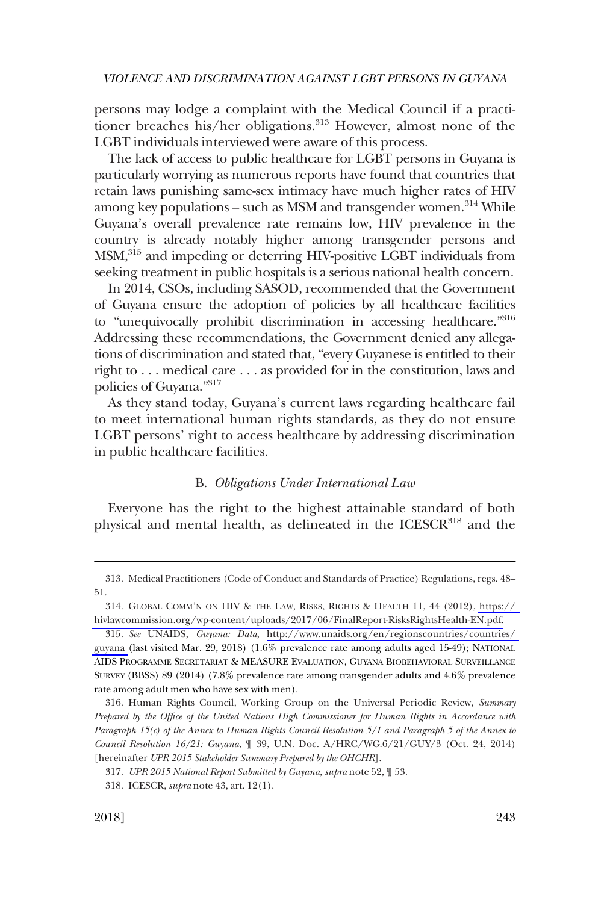persons may lodge a complaint with the Medical Council if a practitioner breaches his/her obligations.[313] However, almost none of the LGBT individuals interviewed were aware of this process.

The lack of access to public healthcare for LGBT persons in Guyana is particularly worrying as numerous reports have found that countries that retain laws punishing same-sex intimacy have much higher rates of HIV among key populations – such as MSM and transgender women.[314] While Guyana's overall prevalence rate remains low, HIV prevalence in the country is already notably higher among transgender persons and MSM,[315] and impeding or deterring HIV-positive LGBT individuals from seeking treatment in public hospitals is a serious national health concern.

In 2014, CSOs, including SASOD, recommended that the Government of Guyana ensure the adoption of policies by all healthcare facilities to "unequivocally prohibit discrimination in accessing healthcare."[316] Addressing these recommendations, the Government denied any allegations of discrimination and stated that, "every Guyanese is entitled to their right to . . . medical care . . . as provided for in the constitution, laws and policies of Guyana."[317]

As they stand today, Guyana's current laws regarding healthcare fail to meet international human rights standards, as they do not ensure LGBT persons' right to access healthcare by addressing discrimination in public healthcare facilities.

### B. *Obligations Under International Law*

Everyone has the right to the highest attainable standard of both physical and mental health, as delineated in the ICESCR[318] and the

---

313. Medical Practitioners (Code of Conduct and Standards of Practice) Regulations, regs. 48–51.

314. GLOBAL COMM'N ON HIV & THE LAW, RISKS, RIGHTS & HEALTH 11, 44 (2012), https://hivlawcommission.org/wp-content/uploads/2017/06/FinalReport-RisksRightsHealth-EN.pdf.

315. *See* UNAIDS, *Guyana: Data*, http://www.unaids.org/en/regionscountries/countries/guyana (last visited Mar. 29, 2018) (1.6% prevalence rate among adults aged 15-49); NATIONAL AIDS PROGRAMME SECRETARIAT & MEASURE EVALUATION, GUYANA BIOBEHAVIORAL SURVEILLANCE SURVEY (BBSS) 89 (2014) (7.8% prevalence rate among transgender adults and 4.6% prevalence rate among adult men who have sex with men).

316. Human Rights Council, Working Group on the Universal Periodic Review, *Summary Prepared by the Office of the United Nations High Commissioner for Human Rights in Accordance with Paragraph 15(c) of the Annex to Human Rights Council Resolution 5/1 and Paragraph 5 of the Annex to Council Resolution 16/21: Guyana*, ¶ 39, U.N. Doc. A/HRC/WG.6/21/GUY/3 (Oct. 24, 2014) [hereinafter *UPR 2015 Stakeholder Summary Prepared by the OHCHR*].

317. *UPR 2015 National Report Submitted by Guyana*, *supra* note 52, ¶ 53.

318. ICESCR, *supra* note 43, art. 12(1).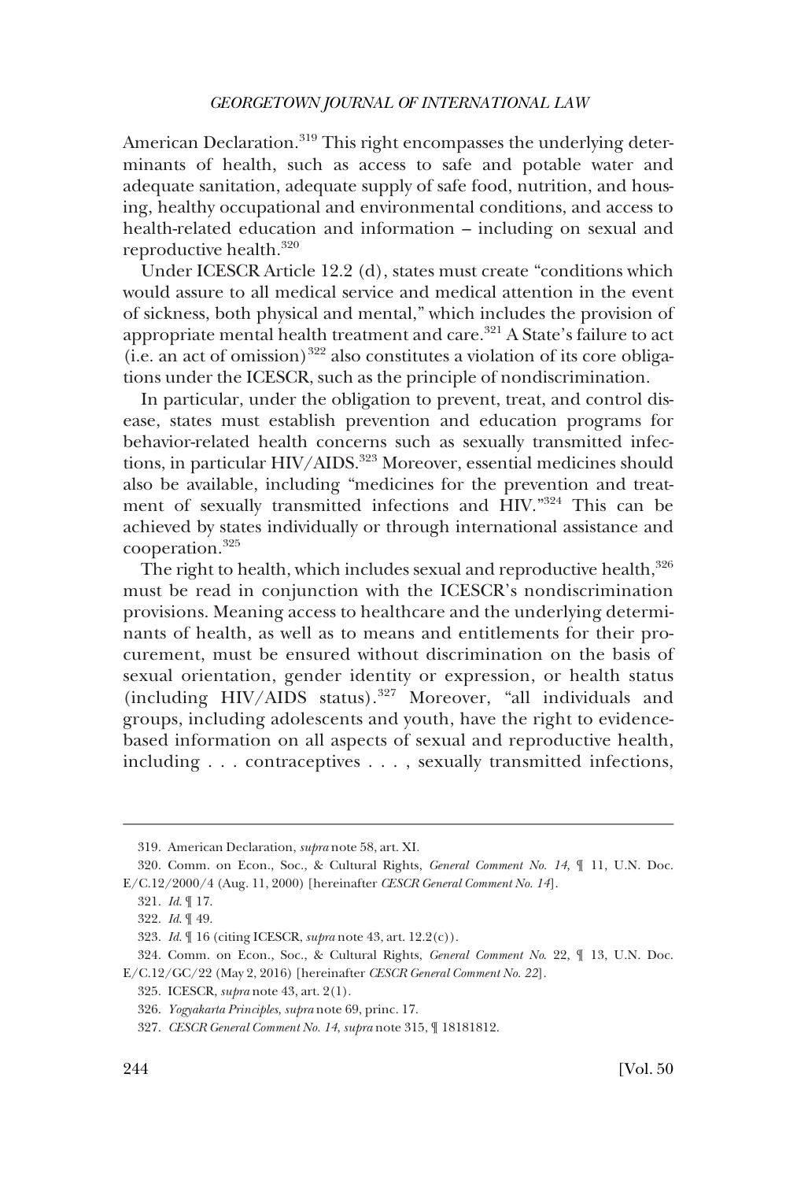American Declaration.[319] This right encompasses the underlying determinants of health, such as access to safe and potable water and adequate sanitation, adequate supply of safe food, nutrition, and housing, healthy occupational and environmental conditions, and access to health-related education and information – including on sexual and reproductive health.[320]

Under ICESCR Article 12.2 (d), states must create "conditions which would assure to all medical service and medical attention in the event of sickness, both physical and mental," which includes the provision of appropriate mental health treatment and care.[321] A State's failure to act (i.e. an act of omission)[322] also constitutes a violation of its core obligations under the ICESCR, such as the principle of nondiscrimination.

In particular, under the obligation to prevent, treat, and control disease, states must establish prevention and education programs for behavior-related health concerns such as sexually transmitted infections, in particular HIV/AIDS.[323] Moreover, essential medicines should also be available, including "medicines for the prevention and treatment of sexually transmitted infections and HIV."[324] This can be achieved by states individually or through international assistance and cooperation.[325]

The right to health, which includes sexual and reproductive health,[326] must be read in conjunction with the ICESCR's nondiscrimination provisions. Meaning access to healthcare and the underlying determinants of health, as well as to means and entitlements for their procurement, must be ensured without discrimination on the basis of sexual orientation, gender identity or expression, or health status (including HIV/AIDS status).[327] Moreover, "all individuals and groups, including adolescents and youth, have the right to evidence-based information on all aspects of sexual and reproductive health, including . . . contraceptives . . . , sexually transmitted infections,

---

319. American Declaration, *supra* note 58, art. XI.

320. Comm. on Econ., Soc., & Cultural Rights, *General Comment No. 14*, ¶ 11, U.N. Doc. E/C.12/2000/4 (Aug. 11, 2000) [hereinafter *CESCR General Comment No. 14*].

321. *Id.* ¶ 17.

322. *Id.* ¶ 49.

323. *Id.* ¶ 16 (citing ICESCR, *supra* note 43, art. 12.2(c)).

324. Comm. on Econ., Soc., & Cultural Rights, *General Comment No.* 22, ¶ 13, U.N. Doc. E/C.12/GC/22 (May 2, 2016) [hereinafter *CESCR General Comment No. 22*].

325. ICESCR, *supra* note 43, art. 2(1).

326. *Yogyakarta Principles*, *supra* note 69, princ. 17.

327. *CESCR General Comment No. 14*, *supra* note 315, ¶ 18181812.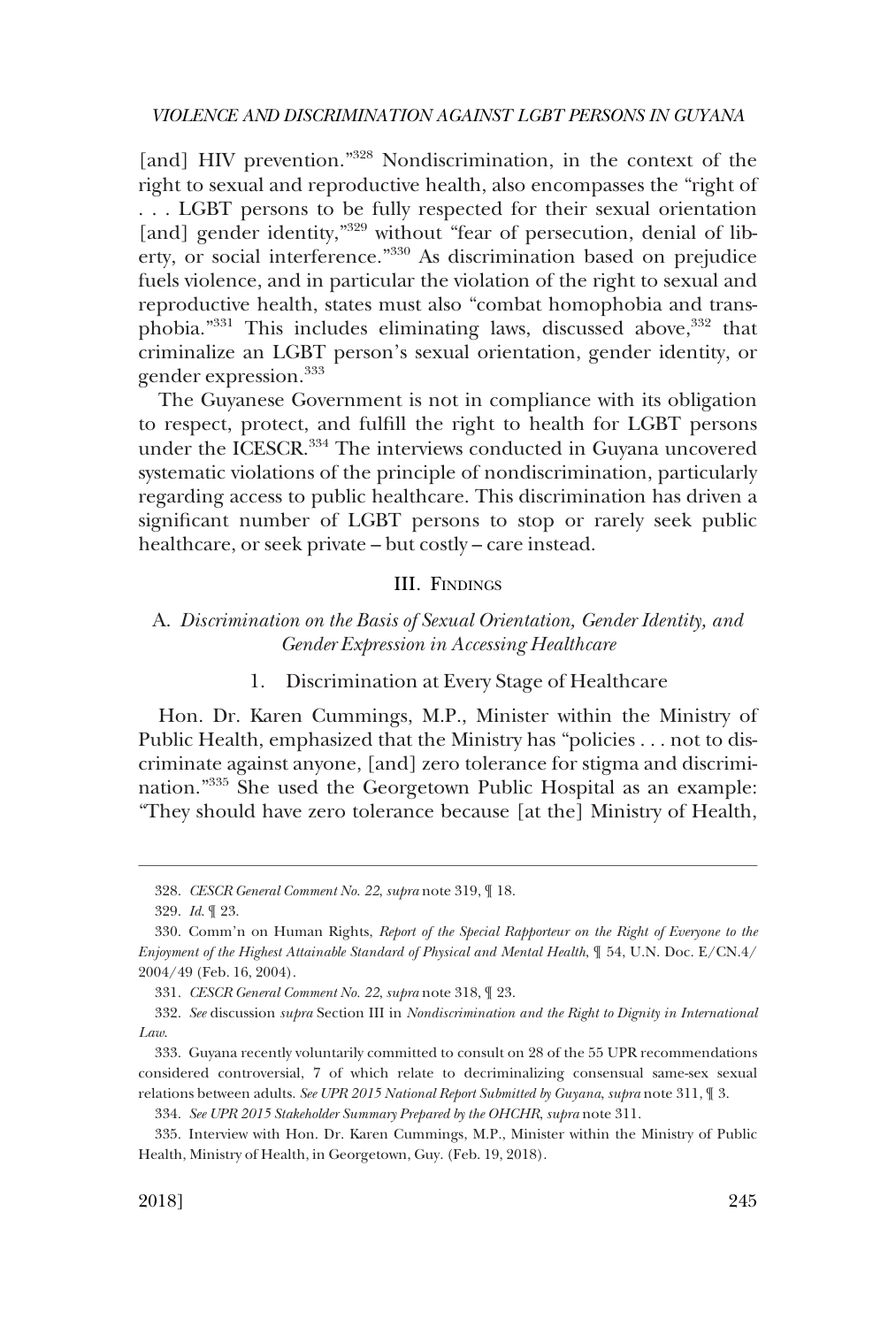[and] HIV prevention."[328] Nondiscrimination, in the context of the right to sexual and reproductive health, also encompasses the "right of . . . LGBT persons to be fully respected for their sexual orientation [and] gender identity,"[329] without "fear of persecution, denial of liberty, or social interference."[330] As discrimination based on prejudice fuels violence, and in particular the violation of the right to sexual and reproductive health, states must also "combat homophobia and transphobia."[331] This includes eliminating laws, discussed above,[332] that criminalize an LGBT person's sexual orientation, gender identity, or gender expression.[333]

The Guyanese Government is not in compliance with its obligation to respect, protect, and fulfill the right to health for LGBT persons under the ICESCR.[334] The interviews conducted in Guyana uncovered systematic violations of the principle of nondiscrimination, particularly regarding access to public healthcare. This discrimination has driven a significant number of LGBT persons to stop or rarely seek public healthcare, or seek private – but costly – care instead.

## III. Findings

### A. *Discrimination on the Basis of Sexual Orientation, Gender Identity, and Gender Expression in Accessing Healthcare*

#### 1. Discrimination at Every Stage of Healthcare

Hon. Dr. Karen Cummings, M.P., Minister within the Ministry of Public Health, emphasized that the Ministry has "policies . . . not to discriminate against anyone, [and] zero tolerance for stigma and discrimination."[335] She used the Georgetown Public Hospital as an example: "They should have zero tolerance because [at the] Ministry of Health,

---

328. *CESCR General Comment No. 22, supra* note 319, ¶ 18.

329. *Id.* ¶ 23.

330. Comm'n on Human Rights, *Report of the Special Rapporteur on the Right of Everyone to the Enjoyment of the Highest Attainable Standard of Physical and Mental Health*, ¶ 54, U.N. Doc. E/CN.4/2004/49 (Feb. 16, 2004).

331. *CESCR General Comment No. 22, supra* note 318, ¶ 23.

332. *See* discussion *supra* Section III in *Nondiscrimination and the Right to Dignity in International Law*.

333. Guyana recently voluntarily committed to consult on 28 of the 55 UPR recommendations considered controversial, 7 of which relate to decriminalizing consensual same-sex sexual relations between adults. *See UPR 2015 National Report Submitted by Guyana*, *supra* note 311, ¶ 3.

334. *See UPR 2015 Stakeholder Summary Prepared by the OHCHR, supra* note 311.

335. Interview with Hon. Dr. Karen Cummings, M.P., Minister within the Ministry of Public Health, Ministry of Health, in Georgetown, Guy. (Feb. 19, 2018).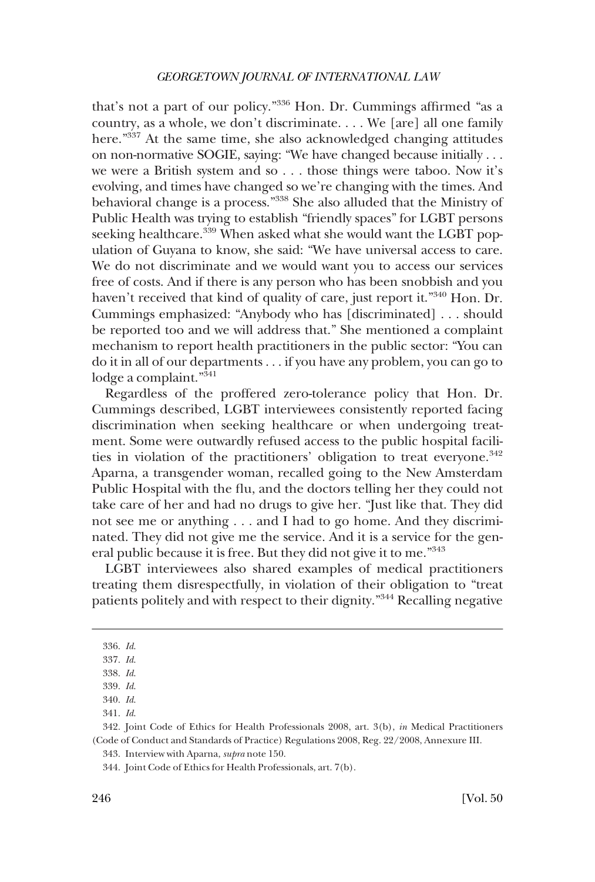that's not a part of our policy."[336] Hon. Dr. Cummings affirmed "as a country, as a whole, we don't discriminate. . . . We [are] all one family here."[337] At the same time, she also acknowledged changing attitudes on non-normative SOGIE, saying: "We have changed because initially . . . we were a British system and so . . . those things were taboo. Now it's evolving, and times have changed so we're changing with the times. And behavioral change is a process."[338] She also alluded that the Ministry of Public Health was trying to establish "friendly spaces" for LGBT persons seeking healthcare.[339] When asked what she would want the LGBT population of Guyana to know, she said: "We have universal access to care. We do not discriminate and we would want you to access our services free of costs. And if there is any person who has been snobbish and you haven't received that kind of quality of care, just report it."[340] Hon. Dr. Cummings emphasized: "Anybody who has [discriminated] . . . should be reported too and we will address that." She mentioned a complaint mechanism to report health practitioners in the public sector: "You can do it in all of our departments . . . if you have any problem, you can go to lodge a complaint."[341]

Regardless of the proffered zero-tolerance policy that Hon. Dr. Cummings described, LGBT interviewees consistently reported facing discrimination when seeking healthcare or when undergoing treatment. Some were outwardly refused access to the public hospital facilities in violation of the practitioners' obligation to treat everyone.[342] Aparna, a transgender woman, recalled going to the New Amsterdam Public Hospital with the flu, and the doctors telling her they could not take care of her and had no drugs to give her. "Just like that. They did not see me or anything . . . and I had to go home. And they discriminated. They did not give me the service. And it is a service for the general public because it is free. But they did not give it to me."[343]

LGBT interviewees also shared examples of medical practitioners treating them disrespectfully, in violation of their obligation to "treat patients politely and with respect to their dignity."[344] Recalling negative

---

336. *Id.*

337. *Id.*

338. *Id.*

339. *Id.*

340. *Id.*

341. *Id.*

342. Joint Code of Ethics for Health Professionals 2008, art. 3(b), *in* Medical Practitioners (Code of Conduct and Standards of Practice) Regulations 2008, Reg. 22/2008, Annexure III.

343. Interview with Aparna, *supra* note 150.

344. Joint Code of Ethics for Health Professionals, art. 7(b).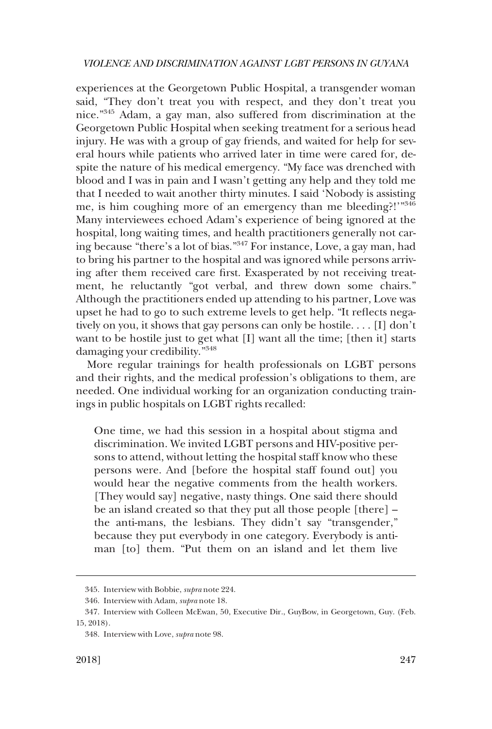experiences at the Georgetown Public Hospital, a transgender woman said, "They don't treat you with respect, and they don't treat you nice."[345] Adam, a gay man, also suffered from discrimination at the Georgetown Public Hospital when seeking treatment for a serious head injury. He was with a group of gay friends, and waited for help for several hours while patients who arrived later in time were cared for, despite the nature of his medical emergency. "My face was drenched with blood and I was in pain and I wasn't getting any help and they told me that I needed to wait another thirty minutes. I said 'Nobody is assisting me, is him coughing more of an emergency than me bleeding?!'"[346] Many interviewees echoed Adam's experience of being ignored at the hospital, long waiting times, and health practitioners generally not caring because "there's a lot of bias."[347] For instance, Love, a gay man, had to bring his partner to the hospital and was ignored while persons arriving after them received care first. Exasperated by not receiving treatment, he reluctantly "got verbal, and threw down some chairs." Although the practitioners ended up attending to his partner, Love was upset he had to go to such extreme levels to get help. "It reflects negatively on you, it shows that gay persons can only be hostile. . . . [I] don't want to be hostile just to get what [I] want all the time; [then it] starts damaging your credibility."[348]

More regular trainings for health professionals on LGBT persons and their rights, and the medical profession's obligations to them, are needed. One individual working for an organization conducting trainings in public hospitals on LGBT rights recalled:

> One time, we had this session in a hospital about stigma and discrimination. We invited LGBT persons and HIV-positive persons to attend, without letting the hospital staff know who these persons were. And [before the hospital staff found out] you would hear the negative comments from the health workers. [They would say] negative, nasty things. One said there should be an island created so that they put all those people [there] – the anti-mans, the lesbians. They didn't say "transgender," because they put everybody in one category. Everybody is anti-man [to] them. "Put them on an island and let them live

345. Interview with Bobbie, *supra* note 224.

346. Interview with Adam, *supra* note 18.

347. Interview with Colleen McEwan, 50, Executive Dir., GuyBow, in Georgetown, Guy. (Feb. 15, 2018).

348. Interview with Love, *supra* note 98.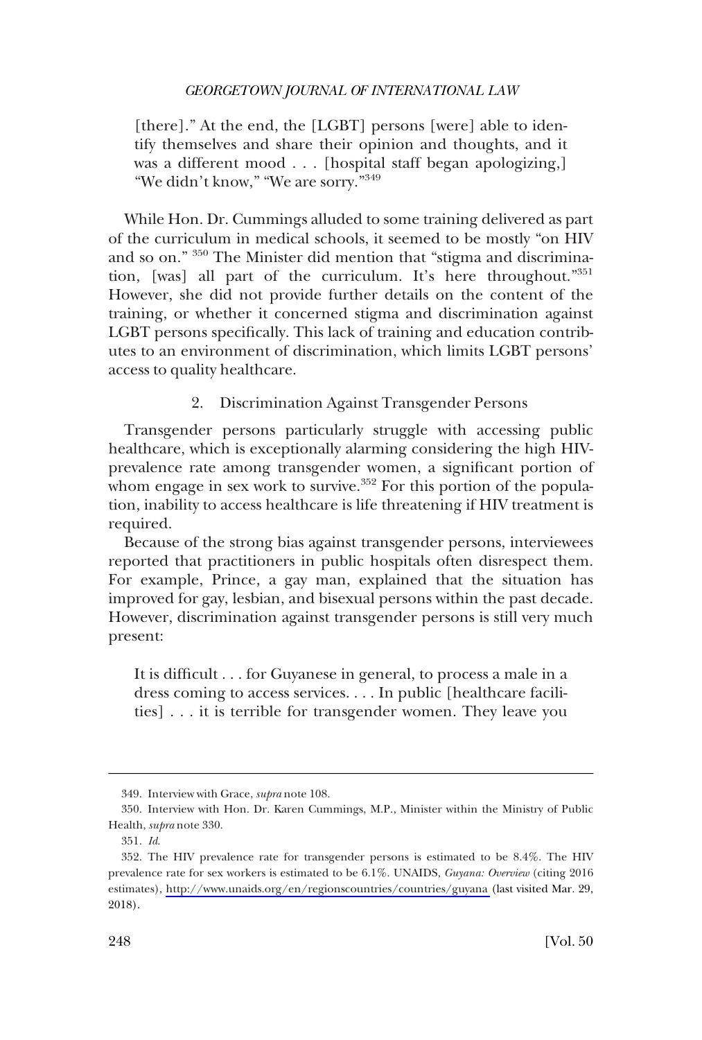> [there]." At the end, the [LGBT] persons [were] able to identify themselves and share their opinion and thoughts, and it was a different mood . . . [hospital staff began apologizing,] "We didn't know," "We are sorry."[349]

While Hon. Dr. Cummings alluded to some training delivered as part of the curriculum in medical schools, it seemed to be mostly "on HIV and so on." [350] The Minister did mention that "stigma and discrimination, [was] all part of the curriculum. It's here throughout."[351] However, she did not provide further details on the content of the training, or whether it concerned stigma and discrimination against LGBT persons specifically. This lack of training and education contributes to an environment of discrimination, which limits LGBT persons' access to quality healthcare.

### 2. Discrimination Against Transgender Persons

Transgender persons particularly struggle with accessing public healthcare, which is exceptionally alarming considering the high HIV-prevalence rate among transgender women, a significant portion of whom engage in sex work to survive.[352] For this portion of the population, inability to access healthcare is life threatening if HIV treatment is required.

Because of the strong bias against transgender persons, interviewees reported that practitioners in public hospitals often disrespect them. For example, Prince, a gay man, explained that the situation has improved for gay, lesbian, and bisexual persons within the past decade. However, discrimination against transgender persons is still very much present:

> It is difficult . . . for Guyanese in general, to process a male in a dress coming to access services. . . . In public [healthcare facilities] . . . it is terrible for transgender women. They leave you

---

349. Interview with Grace, *supra* note 108.

350. Interview with Hon. Dr. Karen Cummings, M.P., Minister within the Ministry of Public Health, *supra* note 330.

351. *Id.*

352. The HIV prevalence rate for transgender persons is estimated to be 8.4%. The HIV prevalence rate for sex workers is estimated to be 6.1%. UNAIDS, *Guyana: Overview* (citing 2016 estimates), http://www.unaids.org/en/regionscountries/countries/guyana (last visited Mar. 29, 2018).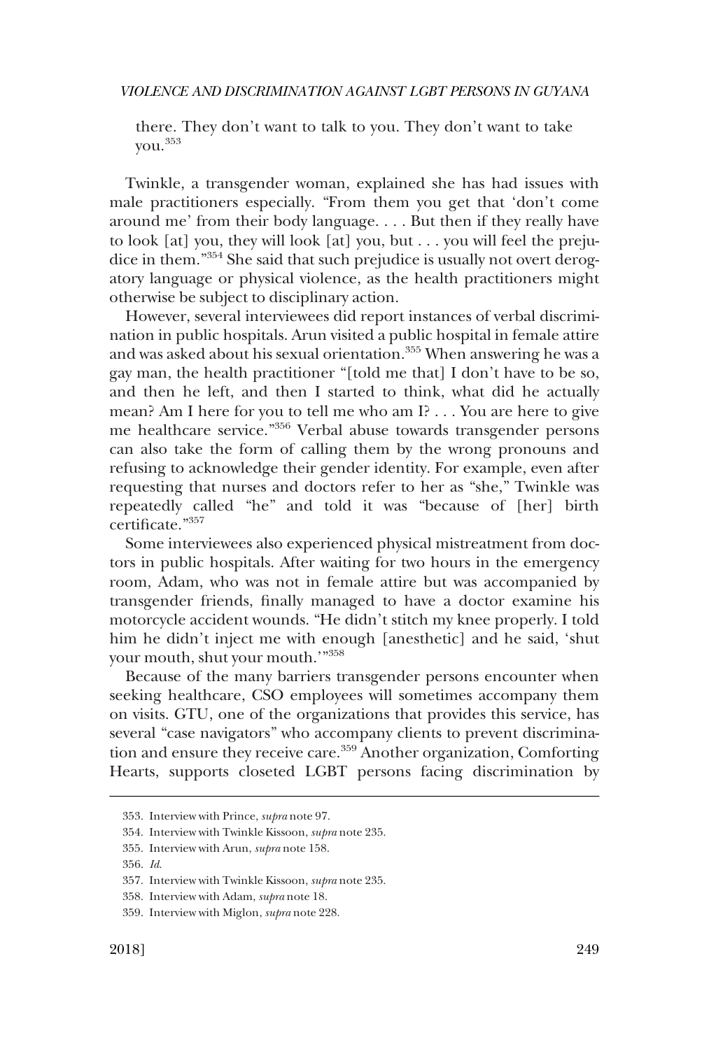there. They don't want to talk to you. They don't want to take you.[353]

Twinkle, a transgender woman, explained she has had issues with male practitioners especially. "From them you get that 'don't come around me' from their body language. . . . But then if they really have to look [at] you, they will look [at] you, but . . . you will feel the prejudice in them."[354] She said that such prejudice is usually not overt derogatory language or physical violence, as the health practitioners might otherwise be subject to disciplinary action.

However, several interviewees did report instances of verbal discrimination in public hospitals. Arun visited a public hospital in female attire and was asked about his sexual orientation.[355] When answering he was a gay man, the health practitioner "[told me that] I don't have to be so, and then he left, and then I started to think, what did he actually mean? Am I here for you to tell me who am I? . . . You are here to give me healthcare service."[356] Verbal abuse towards transgender persons can also take the form of calling them by the wrong pronouns and refusing to acknowledge their gender identity. For example, even after requesting that nurses and doctors refer to her as "she," Twinkle was repeatedly called "he" and told it was "because of [her] birth certificate."[357]

Some interviewees also experienced physical mistreatment from doctors in public hospitals. After waiting for two hours in the emergency room, Adam, who was not in female attire but was accompanied by transgender friends, finally managed to have a doctor examine his motorcycle accident wounds. "He didn't stitch my knee properly. I told him he didn't inject me with enough [anesthetic] and he said, 'shut your mouth, shut your mouth.'"[358]

Because of the many barriers transgender persons encounter when seeking healthcare, CSO employees will sometimes accompany them on visits. GTU, one of the organizations that provides this service, has several "case navigators" who accompany clients to prevent discrimination and ensure they receive care.[359] Another organization, Comforting Hearts, supports closeted LGBT persons facing discrimination by

353. Interview with Prince, *supra* note 97.

354. Interview with Twinkle Kissoon, *supra* note 235.

355. Interview with Arun, *supra* note 158.

356. *Id.*

357. Interview with Twinkle Kissoon, *supra* note 235.

358. Interview with Adam, *supra* note 18.

359. Interview with Miglon, *supra* note 228.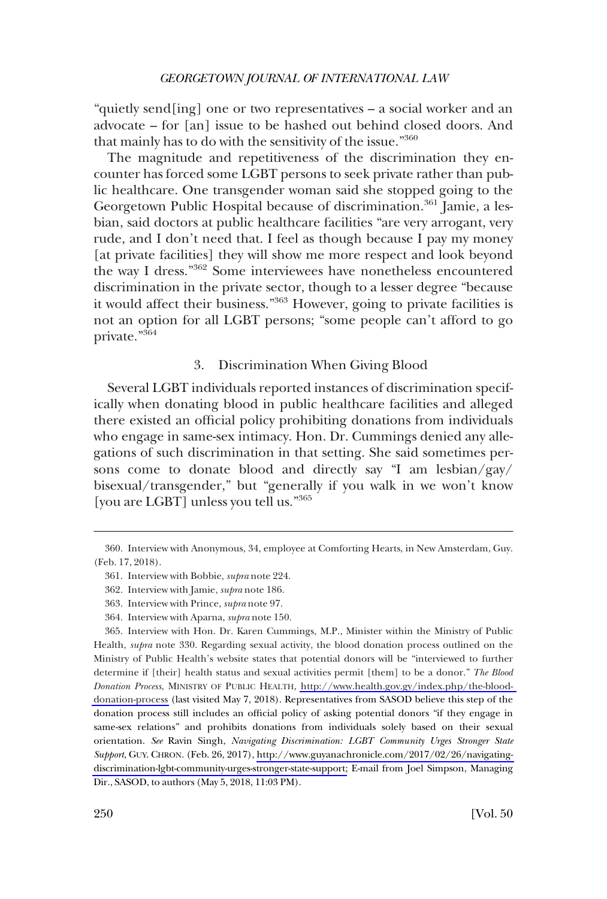"quietly send[ing] one or two representatives – a social worker and an advocate – for [an] issue to be hashed out behind closed doors. And that mainly has to do with the sensitivity of the issue."[360]

The magnitude and repetitiveness of the discrimination they encounter has forced some LGBT persons to seek private rather than public healthcare. One transgender woman said she stopped going to the Georgetown Public Hospital because of discrimination.[361] Jamie, a lesbian, said doctors at public healthcare facilities "are very arrogant, very rude, and I don't need that. I feel as though because I pay my money [at private facilities] they will show me more respect and look beyond the way I dress."[362] Some interviewees have nonetheless encountered discrimination in the private sector, though to a lesser degree "because it would affect their business."[363] However, going to private facilities is not an option for all LGBT persons; "some people can't afford to go private."[364]

### 3. Discrimination When Giving Blood

Several LGBT individuals reported instances of discrimination specifically when donating blood in public healthcare facilities and alleged there existed an official policy prohibiting donations from individuals who engage in same-sex intimacy. Hon. Dr. Cummings denied any allegations of such discrimination in that setting. She said sometimes persons come to donate blood and directly say "I am lesbian/gay/bisexual/transgender," but "generally if you walk in we won't know [you are LGBT] unless you tell us."[365]

---

360. Interview with Anonymous, 34, employee at Comforting Hearts, in New Amsterdam, Guy. (Feb. 17, 2018).

361. Interview with Bobbie, *supra* note 224.

362. Interview with Jamie, *supra* note 186.

363. Interview with Prince, *supra* note 97.

364. Interview with Aparna, *supra* note 150.

365. Interview with Hon. Dr. Karen Cummings, M.P., Minister within the Ministry of Public Health, *supra* note 330. Regarding sexual activity, the blood donation process outlined on the Ministry of Public Health's website states that potential donors will be "interviewed to further determine if [their] health status and sexual activities permit [them] to be a donor." *The Blood Donation Process*, MINISTRY OF PUBLIC HEALTH, http://www.health.gov.gy/index.php/the-blood-donation-process (last visited May 7, 2018). Representatives from SASOD believe this step of the donation process still includes an official policy of asking potential donors "if they engage in same-sex relations" and prohibits donations from individuals solely based on their sexual orientation. *See* Ravin Singh, *Navigating Discrimination: LGBT Community Urges Stronger State Support*, GUY. CHRON. (Feb. 26, 2017), http://www.guyanachronicle.com/2017/02/26/navigating-discrimination-lgbt-community-urges-stronger-state-support; E-mail from Joel Simpson, Managing Dir., SASOD, to authors (May 5, 2018, 11:03 PM).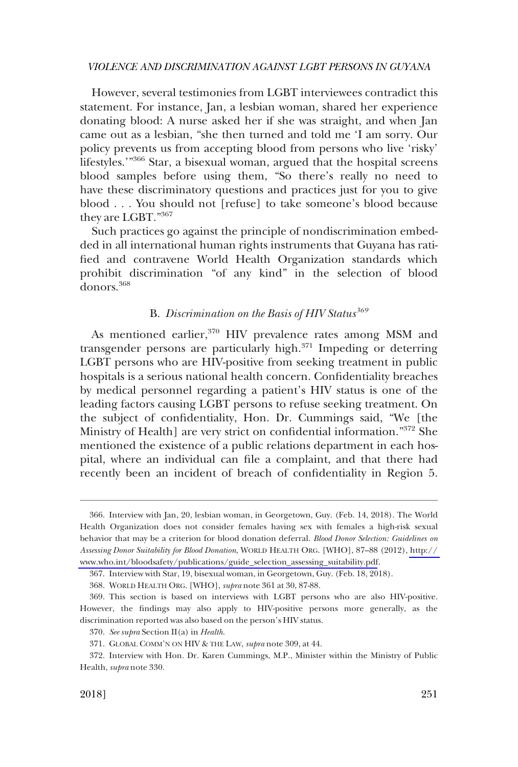However, several testimonies from LGBT interviewees contradict this statement. For instance, Jan, a lesbian woman, shared her experience donating blood: A nurse asked her if she was straight, and when Jan came out as a lesbian, "she then turned and told me 'I am sorry. Our policy prevents us from accepting blood from persons who live 'risky' lifestyles.'"[366] Star, a bisexual woman, argued that the hospital screens blood samples before using them, "So there's really no need to have these discriminatory questions and practices just for you to give blood . . . You should not [refuse] to take someone's blood because they are LGBT."[367]

Such practices go against the principle of nondiscrimination embedded in all international human rights instruments that Guyana has ratified and contravene World Health Organization standards which prohibit discrimination "of any kind" in the selection of blood donors.[368]

### B. *Discrimination on the Basis of HIV Status*[369]

As mentioned earlier,[370] HIV prevalence rates among MSM and transgender persons are particularly high.[371] Impeding or deterring LGBT persons who are HIV-positive from seeking treatment in public hospitals is a serious national health concern. Confidentiality breaches by medical personnel regarding a patient's HIV status is one of the leading factors causing LGBT persons to refuse seeking treatment. On the subject of confidentiality, Hon. Dr. Cummings said, "We [the Ministry of Health] are very strict on confidential information."[372] She mentioned the existence of a public relations department in each hospital, where an individual can file a complaint, and that there had recently been an incident of breach of confidentiality in Region 5.

---

366. Interview with Jan, 20, lesbian woman, in Georgetown, Guy. (Feb. 14, 2018). The World Health Organization does not consider females having sex with females a high-risk sexual behavior that may be a criterion for blood donation deferral. *Blood Donor Selection: Guidelines on Assessing Donor Suitability for Blood Donation*, WORLD HEALTH ORG. [WHO], 87–88 (2012), http://www.who.int/bloodsafety/publications/guide_selection_assessing_suitability.pdf.

367. Interview with Star, 19, bisexual woman, in Georgetown, Guy. (Feb. 18, 2018).

368. WORLD HEALTH ORG. [WHO], *supra* note 361 at 30, 87-88.

369. This section is based on interviews with LGBT persons who are also HIV-positive. However, the findings may also apply to HIV-positive persons more generally, as the discrimination reported was also based on the person's HIV status.

370. *See supra* Section II(a) in *Health*.

371. GLOBAL COMM'N ON HIV & THE LAW, *supra* note 309, at 44.

372. Interview with Hon. Dr. Karen Cummings, M.P., Minister within the Ministry of Public Health, *supra* note 330.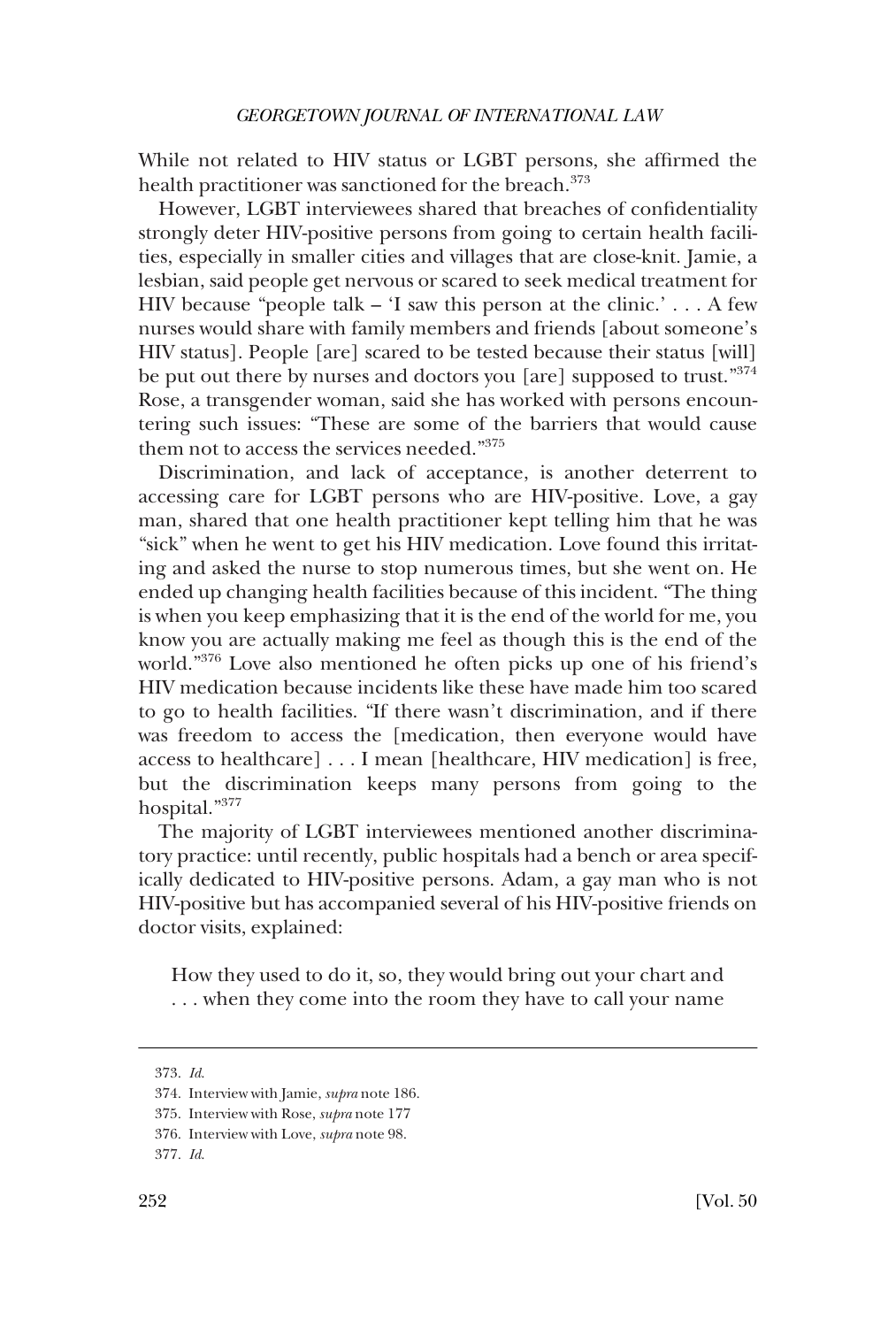While not related to HIV status or LGBT persons, she affirmed the health practitioner was sanctioned for the breach.[373]

However, LGBT interviewees shared that breaches of confidentiality strongly deter HIV-positive persons from going to certain health facilities, especially in smaller cities and villages that are close-knit. Jamie, a lesbian, said people get nervous or scared to seek medical treatment for HIV because "people talk – 'I saw this person at the clinic.' . . . A few nurses would share with family members and friends [about someone's HIV status]. People [are] scared to be tested because their status [will] be put out there by nurses and doctors you [are] supposed to trust."[374] Rose, a transgender woman, said she has worked with persons encountering such issues: "These are some of the barriers that would cause them not to access the services needed."[375]

Discrimination, and lack of acceptance, is another deterrent to accessing care for LGBT persons who are HIV-positive. Love, a gay man, shared that one health practitioner kept telling him that he was "sick" when he went to get his HIV medication. Love found this irritating and asked the nurse to stop numerous times, but she went on. He ended up changing health facilities because of this incident. "The thing is when you keep emphasizing that it is the end of the world for me, you know you are actually making me feel as though this is the end of the world."[376] Love also mentioned he often picks up one of his friend's HIV medication because incidents like these have made him too scared to go to health facilities. "If there wasn't discrimination, and if there was freedom to access the [medication, then everyone would have access to healthcare] . . . I mean [healthcare, HIV medication] is free, but the discrimination keeps many persons from going to the hospital."[377]

The majority of LGBT interviewees mentioned another discriminatory practice: until recently, public hospitals had a bench or area specifically dedicated to HIV-positive persons. Adam, a gay man who is not HIV-positive but has accompanied several of his HIV-positive friends on doctor visits, explained:

> How they used to do it, so, they would bring out your chart and . . . when they come into the room they have to call your name

---

373. *Id.*

374. Interview with Jamie, *supra* note 186.

375. Interview with Rose, *supra* note 177

376. Interview with Love, *supra* note 98.

377. *Id.*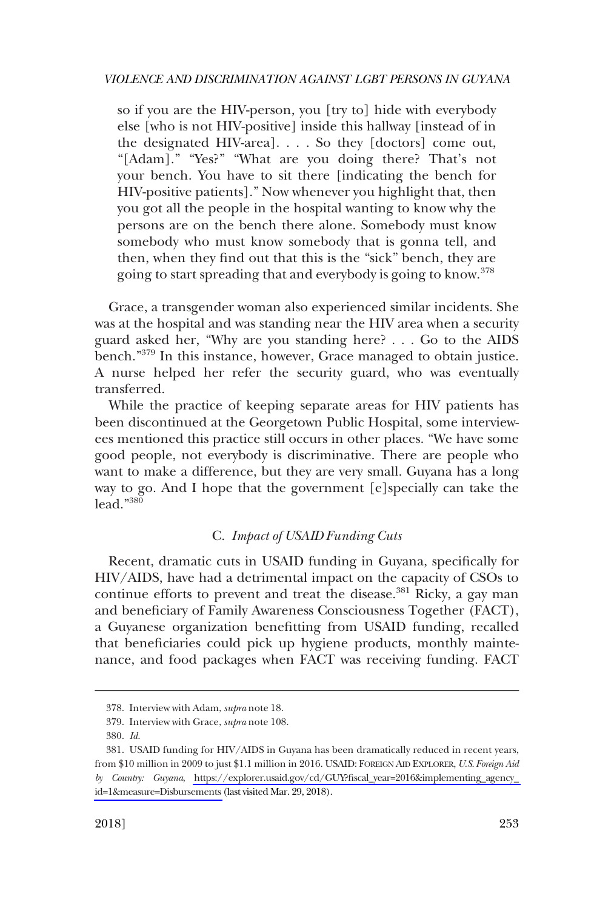> so if you are the HIV-person, you [try to] hide with everybody else [who is not HIV-positive] inside this hallway [instead of in the designated HIV-area]. . . . So they [doctors] come out, "[Adam]." "Yes?" "What are you doing there? That's not your bench. You have to sit there [indicating the bench for HIV-positive patients]." Now whenever you highlight that, then you got all the people in the hospital wanting to know why the persons are on the bench there alone. Somebody must know somebody who must know somebody that is gonna tell, and then, when they find out that this is the "sick" bench, they are going to start spreading that and everybody is going to know.[378]

Grace, a transgender woman also experienced similar incidents. She was at the hospital and was standing near the HIV area when a security guard asked her, "Why are you standing here? . . . Go to the AIDS bench."[379] In this instance, however, Grace managed to obtain justice. A nurse helped her refer the security guard, who was eventually transferred.

While the practice of keeping separate areas for HIV patients has been discontinued at the Georgetown Public Hospital, some interviewees mentioned this practice still occurs in other places. "We have some good people, not everybody is discriminative. There are people who want to make a difference, but they are very small. Guyana has a long way to go. And I hope that the government [e]specially can take the lead."[380]

### C. *Impact of USAID Funding Cuts*

Recent, dramatic cuts in USAID funding in Guyana, specifically for HIV/AIDS, have had a detrimental impact on the capacity of CSOs to continue efforts to prevent and treat the disease.[381] Ricky, a gay man and beneficiary of Family Awareness Consciousness Together (FACT), a Guyanese organization benefitting from USAID funding, recalled that beneficiaries could pick up hygiene products, monthly maintenance, and food packages when FACT was receiving funding. FACT

---

378. Interview with Adam, *supra* note 18.

379. Interview with Grace, *supra* note 108.

380. *Id.*

381. USAID funding for HIV/AIDS in Guyana has been dramatically reduced in recent years, from $10 million in 2009 to just $1.1 million in 2016. USAID: FOREIGN AID EXPLORER, *U.S. Foreign Aid by Country: Guyana*, https://explorer.usaid.gov/cd/GUY?fiscal_year=2016&implementing_agency_id=1&measure=Disbursements (last visited Mar. 29, 2018).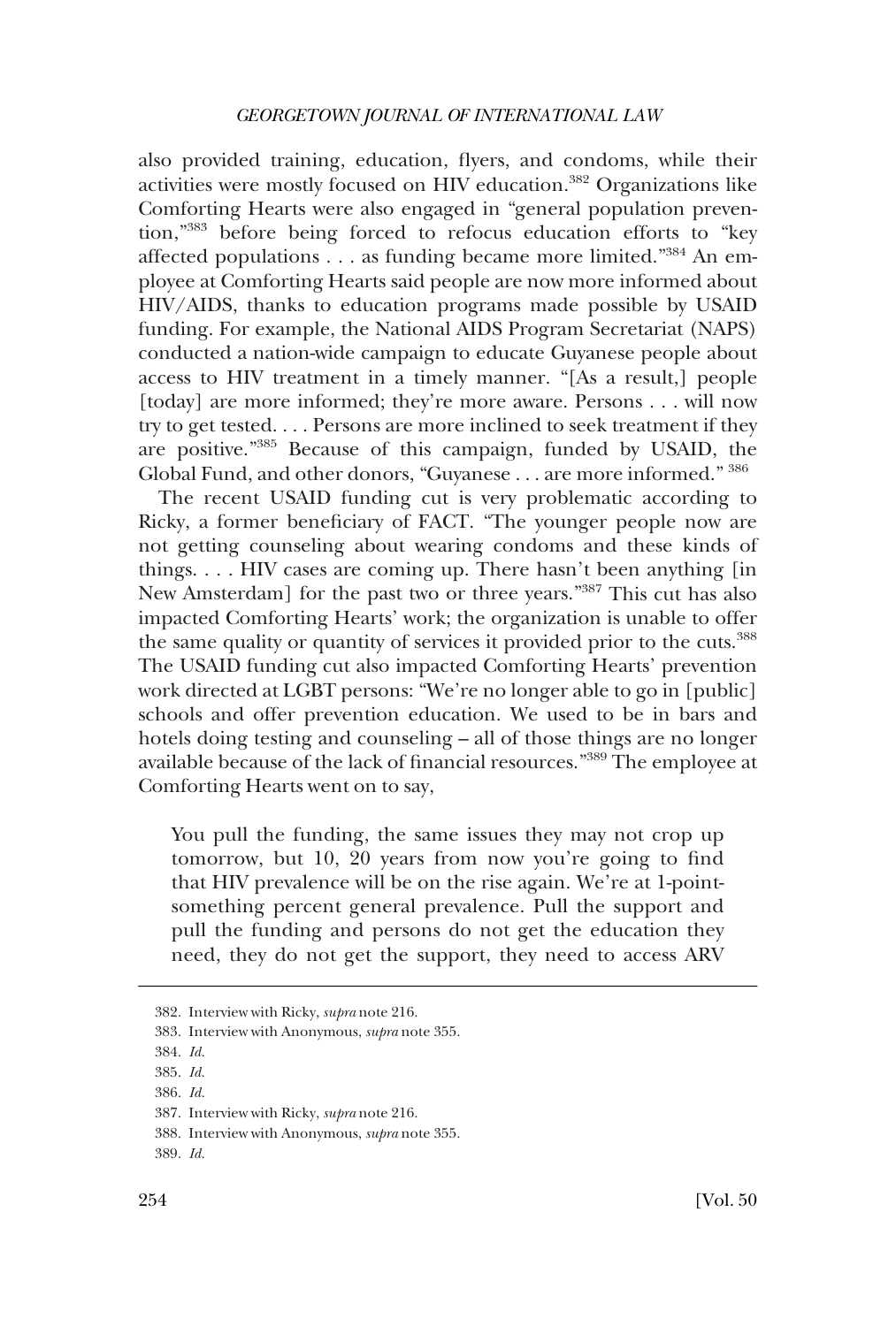also provided training, education, flyers, and condoms, while their activities were mostly focused on HIV education.[382] Organizations like Comforting Hearts were also engaged in "general population prevention,"[383] before being forced to refocus education efforts to "key affected populations . . . as funding became more limited."[384] An employee at Comforting Hearts said people are now more informed about HIV/AIDS, thanks to education programs made possible by USAID funding. For example, the National AIDS Program Secretariat (NAPS) conducted a nation-wide campaign to educate Guyanese people about access to HIV treatment in a timely manner. "[As a result,] people [today] are more informed; they're more aware. Persons . . . will now try to get tested. . . . Persons are more inclined to seek treatment if they are positive."[385] Because of this campaign, funded by USAID, the Global Fund, and other donors, "Guyanese . . . are more informed." [386]

The recent USAID funding cut is very problematic according to Ricky, a former beneficiary of FACT. "The younger people now are not getting counseling about wearing condoms and these kinds of things. . . . HIV cases are coming up. There hasn't been anything [in New Amsterdam] for the past two or three years."[387] This cut has also impacted Comforting Hearts' work; the organization is unable to offer the same quality or quantity of services it provided prior to the cuts.[388] The USAID funding cut also impacted Comforting Hearts' prevention work directed at LGBT persons: "We're no longer able to go in [public] schools and offer prevention education. We used to be in bars and hotels doing testing and counseling – all of those things are no longer available because of the lack of financial resources."[389] The employee at Comforting Hearts went on to say,

> You pull the funding, the same issues they may not crop up tomorrow, but 10, 20 years from now you're going to find that HIV prevalence will be on the rise again. We're at 1-point-something percent general prevalence. Pull the support and pull the funding and persons do not get the education they need, they do not get the support, they need to access ARV

---

382. Interview with Ricky, *supra* note 216.

383. Interview with Anonymous, *supra* note 355.

384. *Id.*

385. *Id.*

386. *Id.*

387. Interview with Ricky, *supra* note 216.

388. Interview with Anonymous, *supra* note 355.

389. *Id.*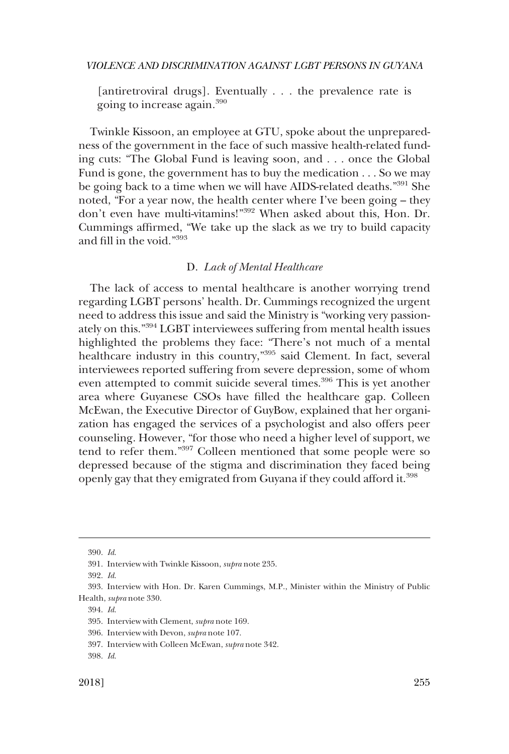> [antiretroviral drugs]. Eventually . . . the prevalence rate is going to increase again.[390]

Twinkle Kissoon, an employee at GTU, spoke about the unpreparedness of the government in the face of such massive health-related funding cuts: "The Global Fund is leaving soon, and . . . once the Global Fund is gone, the government has to buy the medication . . . So we may be going back to a time when we will have AIDS-related deaths."[391] She noted, "For a year now, the health center where I've been going – they don't even have multi-vitamins!"[392] When asked about this, Hon. Dr. Cummings affirmed, "We take up the slack as we try to build capacity and fill in the void."[393]

### D. *Lack of Mental Healthcare*

The lack of access to mental healthcare is another worrying trend regarding LGBT persons' health. Dr. Cummings recognized the urgent need to address this issue and said the Ministry is "working very passionately on this."[394] LGBT interviewees suffering from mental health issues highlighted the problems they face: "There's not much of a mental healthcare industry in this country,"[395] said Clement. In fact, several interviewees reported suffering from severe depression, some of whom even attempted to commit suicide several times.[396] This is yet another area where Guyanese CSOs have filled the healthcare gap. Colleen McEwan, the Executive Director of GuyBow, explained that her organization has engaged the services of a psychologist and also offers peer counseling. However, "for those who need a higher level of support, we tend to refer them."[397] Colleen mentioned that some people were so depressed because of the stigma and discrimination they faced being openly gay that they emigrated from Guyana if they could afford it.[398]

---

390. *Id.*

391. Interview with Twinkle Kissoon, *supra* note 235.

392. *Id.*

393. Interview with Hon. Dr. Karen Cummings, M.P., Minister within the Ministry of Public Health, *supra* note 330.

394. *Id.*

395. Interview with Clement, *supra* note 169.

396. Interview with Devon, *supra* note 107.

397. Interview with Colleen McEwan, *supra* note 342.

398. *Id.*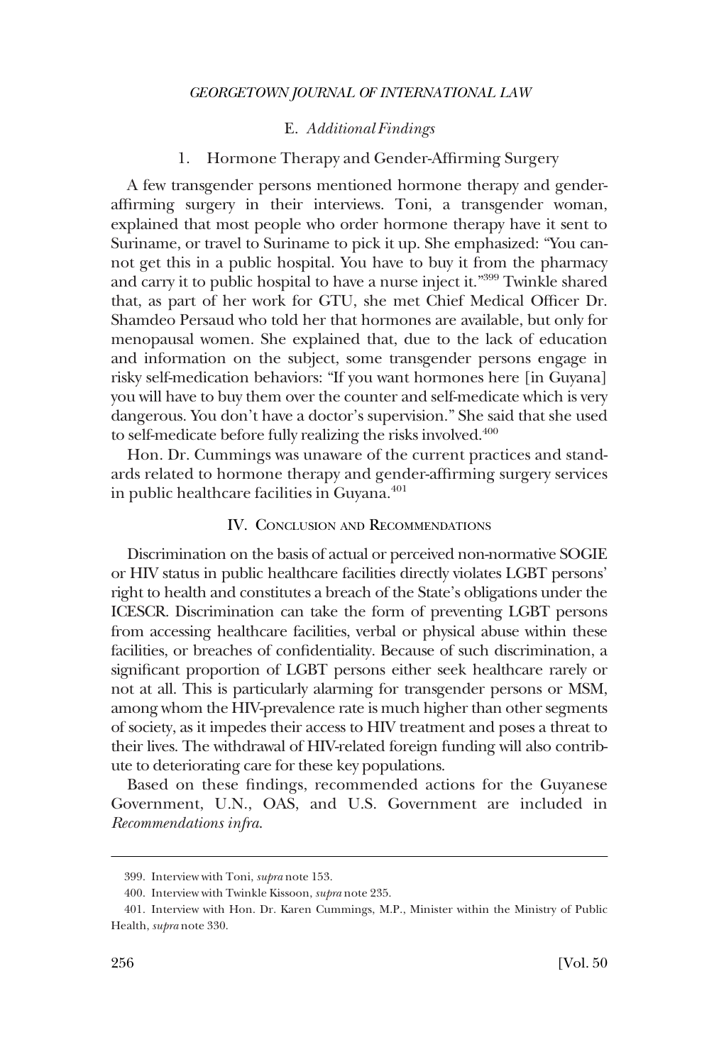### E. *Additional Findings*

#### 1. Hormone Therapy and Gender-Affirming Surgery

A few transgender persons mentioned hormone therapy and gender-affirming surgery in their interviews. Toni, a transgender woman, explained that most people who order hormone therapy have it sent to Suriname, or travel to Suriname to pick it up. She emphasized: "You cannot get this in a public hospital. You have to buy it from the pharmacy and carry it to public hospital to have a nurse inject it."[399] Twinkle shared that, as part of her work for GTU, she met Chief Medical Officer Dr. Shamdeo Persaud who told her that hormones are available, but only for menopausal women. She explained that, due to the lack of education and information on the subject, some transgender persons engage in risky self-medication behaviors: "If you want hormones here [in Guyana] you will have to buy them over the counter and self-medicate which is very dangerous. You don't have a doctor's supervision." She said that she used to self-medicate before fully realizing the risks involved.[400]

Hon. Dr. Cummings was unaware of the current practices and standards related to hormone therapy and gender-affirming surgery services in public healthcare facilities in Guyana.[401]

## IV. Conclusion and Recommendations

Discrimination on the basis of actual or perceived non-normative SOGIE or HIV status in public healthcare facilities directly violates LGBT persons' right to health and constitutes a breach of the State's obligations under the ICESCR. Discrimination can take the form of preventing LGBT persons from accessing healthcare facilities, verbal or physical abuse within these facilities, or breaches of confidentiality. Because of such discrimination, a significant proportion of LGBT persons either seek healthcare rarely or not at all. This is particularly alarming for transgender persons or MSM, among whom the HIV-prevalence rate is much higher than other segments of society, as it impedes their access to HIV treatment and poses a threat to their lives. The withdrawal of HIV-related foreign funding will also contribute to deteriorating care for these key populations.

Based on these findings, recommended actions for the Guyanese Government, U.N., OAS, and U.S. Government are included in *Recommendations infra*.

---

399. Interview with Toni, *supra* note 153.

400. Interview with Twinkle Kissoon, *supra* note 235.

401. Interview with Hon. Dr. Karen Cummings, M.P., Minister within the Ministry of Public Health, *supra* note 330.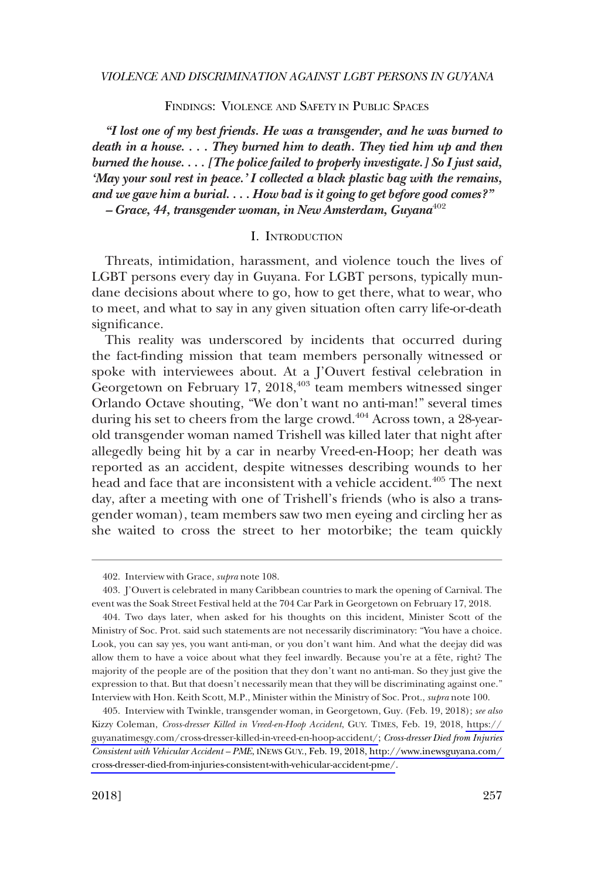## FINDINGS: VIOLENCE AND SAFETY IN PUBLIC SPACES

***"I lost one of my best friends. He was a transgender, and he was burned to death in a house. . . . They burned him to death. They tied him up and then burned the house. . . . [The police failed to properly investigate.] So I just said, 'May your soul rest in peace.' I collected a black plastic bag with the remains, and we gave him a burial. . . . How bad is it going to get before good comes?"***
***– Grace, 44, transgender woman, in New Amsterdam, Guyana***[402]

### I. INTRODUCTION

Threats, intimidation, harassment, and violence touch the lives of LGBT persons every day in Guyana. For LGBT persons, typically mundane decisions about where to go, how to get there, what to wear, who to meet, and what to say in any given situation often carry life-or-death significance.

This reality was underscored by incidents that occurred during the fact-finding mission that team members personally witnessed or spoke with interviewees about. At a J'Ouvert festival celebration in Georgetown on February 17, 2018,[403] team members witnessed singer Orlando Octave shouting, "We don't want no anti-man!" several times during his set to cheers from the large crowd.[404] Across town, a 28-year-old transgender woman named Trishell was killed later that night after allegedly being hit by a car in nearby Vreed-en-Hoop; her death was reported as an accident, despite witnesses describing wounds to her head and face that are inconsistent with a vehicle accident.[405] The next day, after a meeting with one of Trishell's friends (who is also a transgender woman), team members saw two men eyeing and circling her as she waited to cross the street to her motorbike; the team quickly

---

402. Interview with Grace, *supra* note 108.

403. J'Ouvert is celebrated in many Caribbean countries to mark the opening of Carnival. The event was the Soak Street Festival held at the 704 Car Park in Georgetown on February 17, 2018.

404. Two days later, when asked for his thoughts on this incident, Minister Scott of the Ministry of Soc. Prot. said such statements are not necessarily discriminatory: "You have a choice. Look, you can say yes, you want anti-man, or you don't want him. And what the deejay did was allow them to have a voice about what they feel inwardly. Because you're at a fête, right? The majority of the people are of the position that they don't want no anti-man. So they just give the expression to that. But that doesn't necessarily mean that they will be discriminating against one." Interview with Hon. Keith Scott, M.P., Minister within the Ministry of Soc. Prot., *supra* note 100.

405. Interview with Twinkle, transgender woman, in Georgetown, Guy. (Feb. 19, 2018); *see also* Kizzy Coleman, *Cross-dresser Killed in Vreed-en-Hoop Accident*, GUY. TIMES, Feb. 19, 2018, https://guyanatimesgy.com/cross-dresser-killed-in-vreed-en-hoop-accident/; *Cross-dresser Died from Injuries Consistent with Vehicular Accident – PME*, INEWS GUY., Feb. 19, 2018, http://www.inewsguyana.com/cross-dresser-died-from-injuries-consistent-with-vehicular-accident-pme/.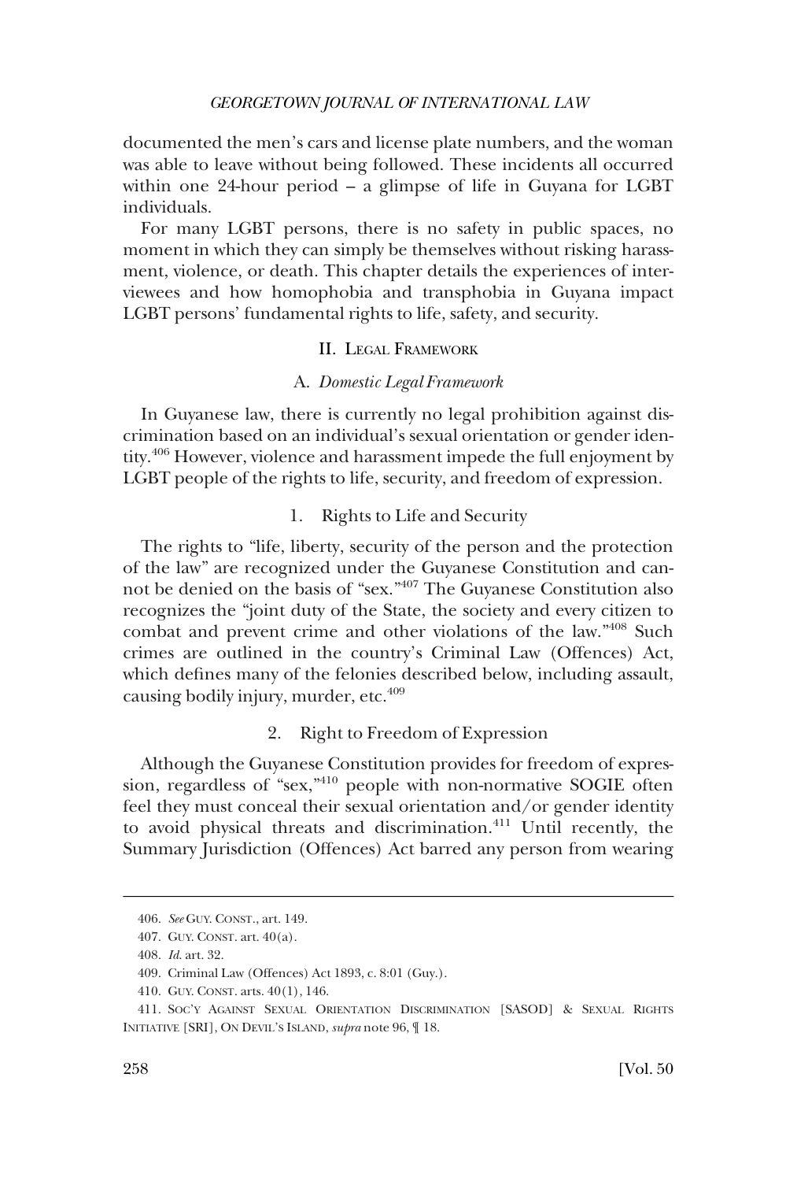documented the men's cars and license plate numbers, and the woman was able to leave without being followed. These incidents all occurred within one 24-hour period – a glimpse of life in Guyana for LGBT individuals.

For many LGBT persons, there is no safety in public spaces, no moment in which they can simply be themselves without risking harassment, violence, or death. This chapter details the experiences of interviewees and how homophobia and transphobia in Guyana impact LGBT persons' fundamental rights to life, safety, and security.

## II. Legal Framework

### A. *Domestic Legal Framework*

In Guyanese law, there is currently no legal prohibition against discrimination based on an individual's sexual orientation or gender identity.[406] However, violence and harassment impede the full enjoyment by LGBT people of the rights to life, security, and freedom of expression.

#### 1. Rights to Life and Security

The rights to "life, liberty, security of the person and the protection of the law" are recognized under the Guyanese Constitution and cannot be denied on the basis of "sex."[407] The Guyanese Constitution also recognizes the "joint duty of the State, the society and every citizen to combat and prevent crime and other violations of the law."[408] Such crimes are outlined in the country's Criminal Law (Offences) Act, which defines many of the felonies described below, including assault, causing bodily injury, murder, etc.[409]

#### 2. Right to Freedom of Expression

Although the Guyanese Constitution provides for freedom of expression, regardless of "sex,"[410] people with non-normative SOGIE often feel they must conceal their sexual orientation and/or gender identity to avoid physical threats and discrimination.[411] Until recently, the Summary Jurisdiction (Offences) Act barred any person from wearing

---

406. *See* Guy. Const., art. 149.

407. Guy. Const. art. 40(a).

408. *Id.* art. 32.

409. Criminal Law (Offences) Act 1893, c. 8:01 (Guy.).

410. Guy. Const. arts. 40(1), 146.

411. Soc'y Against Sexual Orientation Discrimination [SASOD] & Sexual Rights Initiative [SRI], On Devil's Island, *supra* note 96, ¶ 18.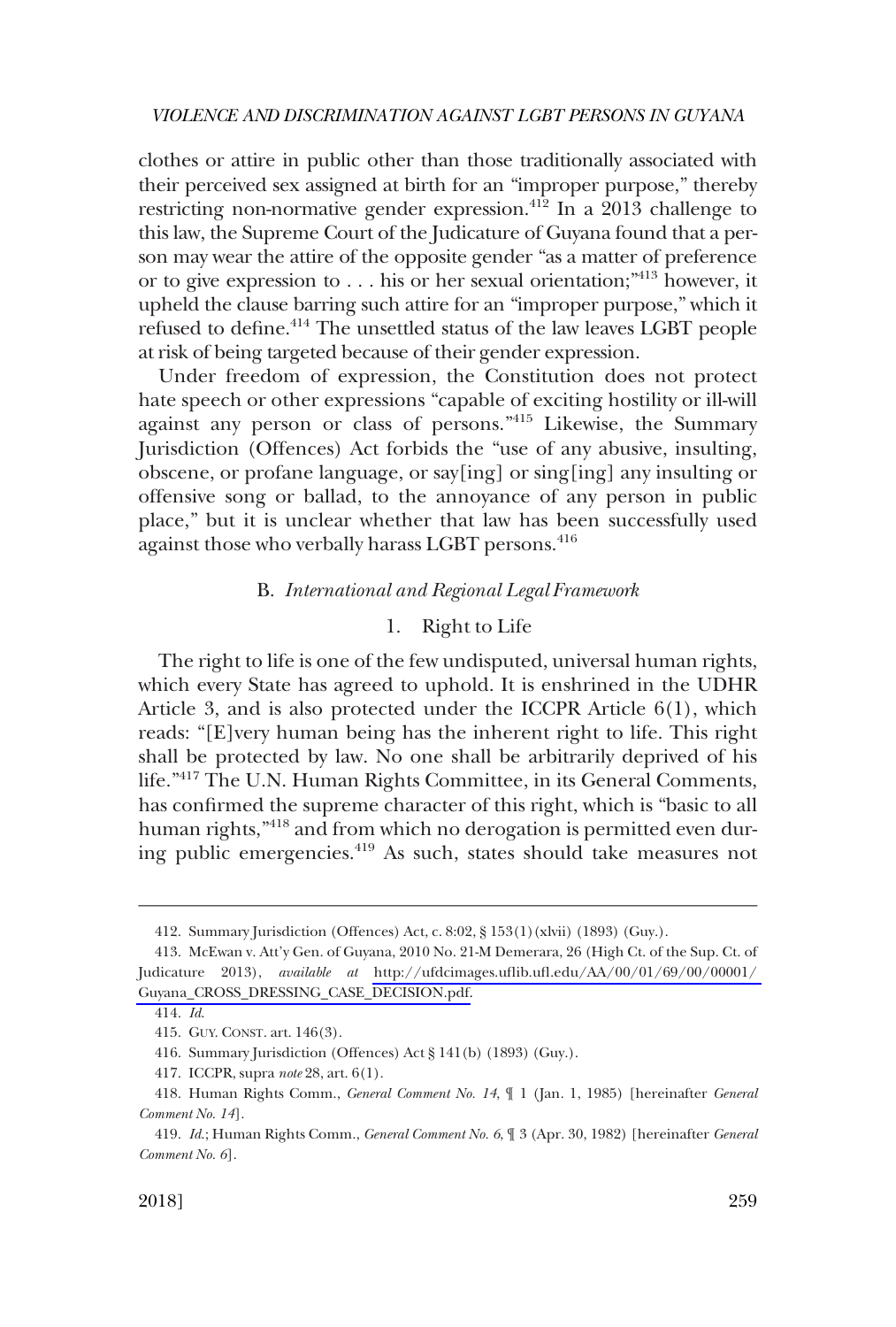clothes or attire in public other than those traditionally associated with their perceived sex assigned at birth for an "improper purpose," thereby restricting non-normative gender expression.[412] In a 2013 challenge to this law, the Supreme Court of the Judicature of Guyana found that a person may wear the attire of the opposite gender "as a matter of preference or to give expression to . . . his or her sexual orientation;"[413] however, it upheld the clause barring such attire for an "improper purpose," which it refused to define.[414] The unsettled status of the law leaves LGBT people at risk of being targeted because of their gender expression.

Under freedom of expression, the Constitution does not protect hate speech or other expressions "capable of exciting hostility or ill-will against any person or class of persons."[415] Likewise, the Summary Jurisdiction (Offences) Act forbids the "use of any abusive, insulting, obscene, or profane language, or say[ing] or sing[ing] any insulting or offensive song or ballad, to the annoyance of any person in public place," but it is unclear whether that law has been successfully used against those who verbally harass LGBT persons.[416]

### B. *International and Regional Legal Framework*

#### 1. Right to Life

The right to life is one of the few undisputed, universal human rights, which every State has agreed to uphold. It is enshrined in the UDHR Article 3, and is also protected under the ICCPR Article 6(1), which reads: "[E]very human being has the inherent right to life. This right shall be protected by law. No one shall be arbitrarily deprived of his life."[417] The U.N. Human Rights Committee, in its General Comments, has confirmed the supreme character of this right, which is "basic to all human rights,"[418] and from which no derogation is permitted even during public emergencies.[419] As such, states should take measures not

---

412. Summary Jurisdiction (Offences) Act, c. 8:02, § 153(1)(xlvii) (1893) (Guy.).

413. McEwan v. Att'y Gen. of Guyana, 2010 No. 21-M Demerara, 26 (High Ct. of the Sup. Ct. of Judicature 2013), *available at* http://ufdcimages.uflib.ufl.edu/AA/00/01/69/00/00001/Guyana_CROSS_DRESSING_CASE_DECISION.pdf.

414. *Id.*

415. GUY. CONST. art. 146(3).

416. Summary Jurisdiction (Offences) Act § 141(b) (1893) (Guy.).

417. ICCPR, supra *note* 28, art. 6(1).

418. Human Rights Comm., *General Comment No. 14*, ¶ 1 (Jan. 1, 1985) [hereinafter *General Comment No. 14*].

419. *Id.*; Human Rights Comm., *General Comment No. 6*, ¶ 3 (Apr. 30, 1982) [hereinafter *General Comment No. 6*].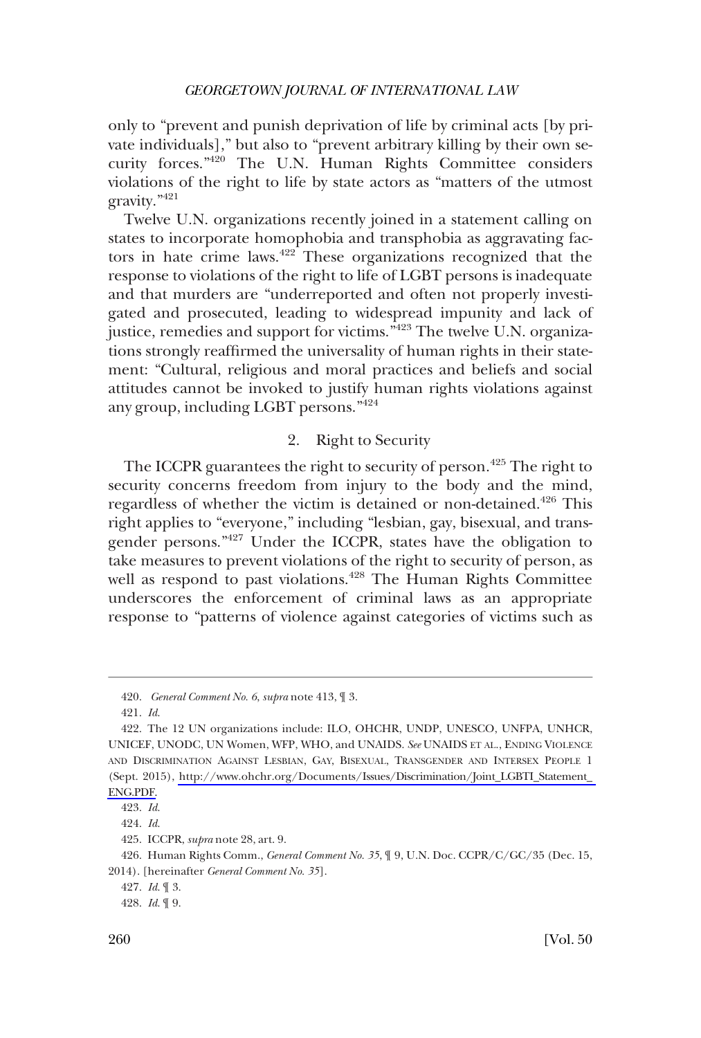only to "prevent and punish deprivation of life by criminal acts [by private individuals]," but also to "prevent arbitrary killing by their own security forces."[420] The U.N. Human Rights Committee considers violations of the right to life by state actors as "matters of the utmost gravity."[421]

Twelve U.N. organizations recently joined in a statement calling on states to incorporate homophobia and transphobia as aggravating factors in hate crime laws.[422] These organizations recognized that the response to violations of the right to life of LGBT persons is inadequate and that murders are "underreported and often not properly investigated and prosecuted, leading to widespread impunity and lack of justice, remedies and support for victims."[423] The twelve U.N. organizations strongly reaffirmed the universality of human rights in their statement: "Cultural, religious and moral practices and beliefs and social attitudes cannot be invoked to justify human rights violations against any group, including LGBT persons."[424]

### 2. Right to Security

The ICCPR guarantees the right to security of person.[425] The right to security concerns freedom from injury to the body and the mind, regardless of whether the victim is detained or non-detained.[426] This right applies to "everyone," including "lesbian, gay, bisexual, and transgender persons."[427] Under the ICCPR, states have the obligation to take measures to prevent violations of the right to security of person, as well as respond to past violations.[428] The Human Rights Committee underscores the enforcement of criminal laws as an appropriate response to "patterns of violence against categories of victims such as

---

420. *General Comment No. 6*, *supra* note 413, ¶ 3.

421. *Id.*

422. The 12 UN organizations include: ILO, OHCHR, UNDP, UNESCO, UNFPA, UNHCR, UNICEF, UNODC, UN Women, WFP, WHO, and UNAIDS. *See* UNAIDS ET AL., ENDING VIOLENCE AND DISCRIMINATION AGAINST LESBIAN, GAY, BISEXUAL, TRANSGENDER AND INTERSEX PEOPLE 1 (Sept. 2015), http://www.ohchr.org/Documents/Issues/Discrimination/Joint_LGBTI_Statement_ENG.PDF.

423. *Id.*

424. *Id.*

425. ICCPR, *supra* note 28, art. 9.

426. Human Rights Comm., *General Comment No. 35*, ¶ 9, U.N. Doc. CCPR/C/GC/35 (Dec. 15, 2014). [hereinafter *General Comment No. 35*].

427. *Id.* ¶ 3.

428. *Id.* ¶ 9.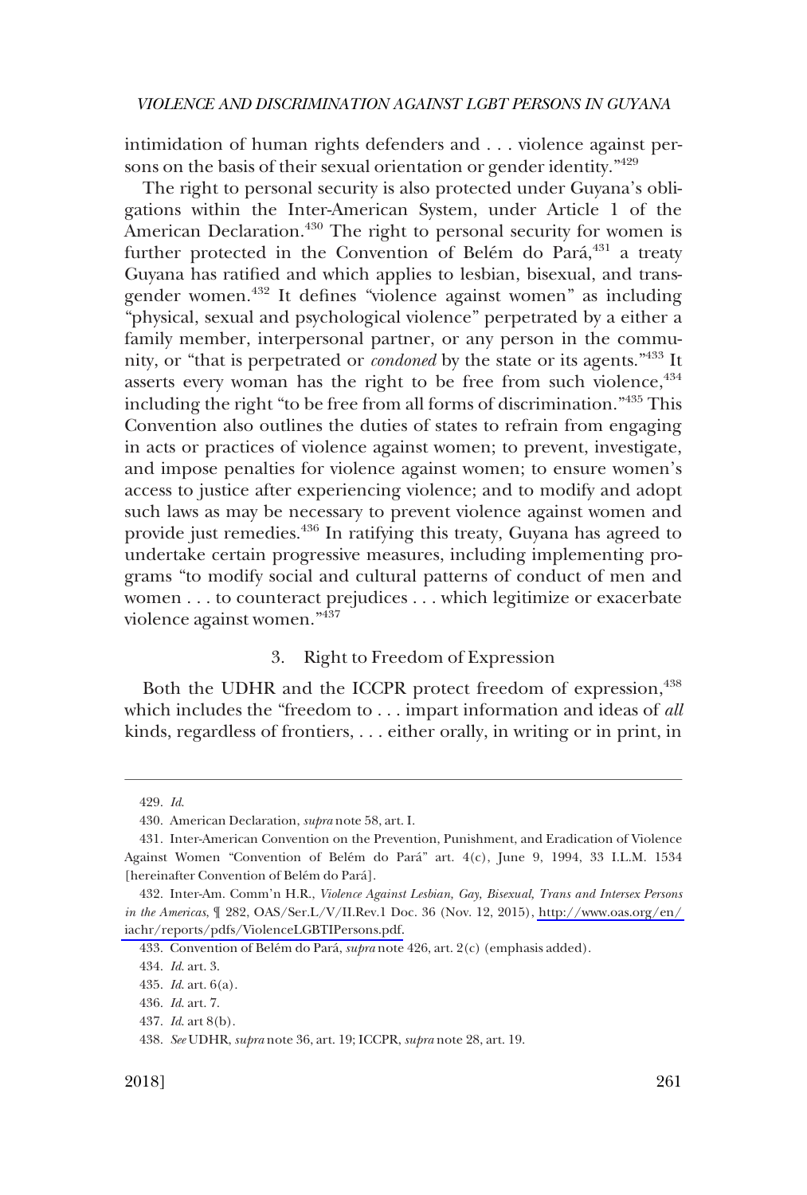intimidation of human rights defenders and . . . violence against persons on the basis of their sexual orientation or gender identity."[429]

The right to personal security is also protected under Guyana's obligations within the Inter-American System, under Article 1 of the American Declaration.[430] The right to personal security for women is further protected in the Convention of Belém do Pará,[431] a treaty Guyana has ratified and which applies to lesbian, bisexual, and transgender women.[432] It defines "violence against women" as including "physical, sexual and psychological violence" perpetrated by a either a family member, interpersonal partner, or any person in the community, or "that is perpetrated or *condoned* by the state or its agents."[433] It asserts every woman has the right to be free from such violence,[434] including the right "to be free from all forms of discrimination."[435] This Convention also outlines the duties of states to refrain from engaging in acts or practices of violence against women; to prevent, investigate, and impose penalties for violence against women; to ensure women's access to justice after experiencing violence; and to modify and adopt such laws as may be necessary to prevent violence against women and provide just remedies.[436] In ratifying this treaty, Guyana has agreed to undertake certain progressive measures, including implementing programs "to modify social and cultural patterns of conduct of men and women . . . to counteract prejudices . . . which legitimize or exacerbate violence against women."[437]

### 3. Right to Freedom of Expression

Both the UDHR and the ICCPR protect freedom of expression,[438] which includes the "freedom to . . . impart information and ideas of *all* kinds, regardless of frontiers, . . . either orally, in writing or in print, in

---

429. *Id.*

430. American Declaration, *supra* note 58, art. I.

431. Inter-American Convention on the Prevention, Punishment, and Eradication of Violence Against Women "Convention of Belém do Pará" art. 4(c), June 9, 1994, 33 I.L.M. 1534 [hereinafter Convention of Belém do Pará].

432. Inter-Am. Comm'n H.R., *Violence Against Lesbian, Gay, Bisexual, Trans and Intersex Persons in the Americas*, ¶ 282, OAS/Ser.L/V/II.Rev.1 Doc. 36 (Nov. 12, 2015), http://www.oas.org/en/iachr/reports/pdfs/ViolenceLGBTIPersons.pdf.

433. Convention of Belém do Pará, *supra* note 426, art. 2(c) (emphasis added).

434. *Id.* art. 3.

435. *Id.* art. 6(a).

436. *Id.* art. 7.

437. *Id.* art 8(b).

438. *See* UDHR, *supra* note 36, art. 19; ICCPR, *supra* note 28, art. 19.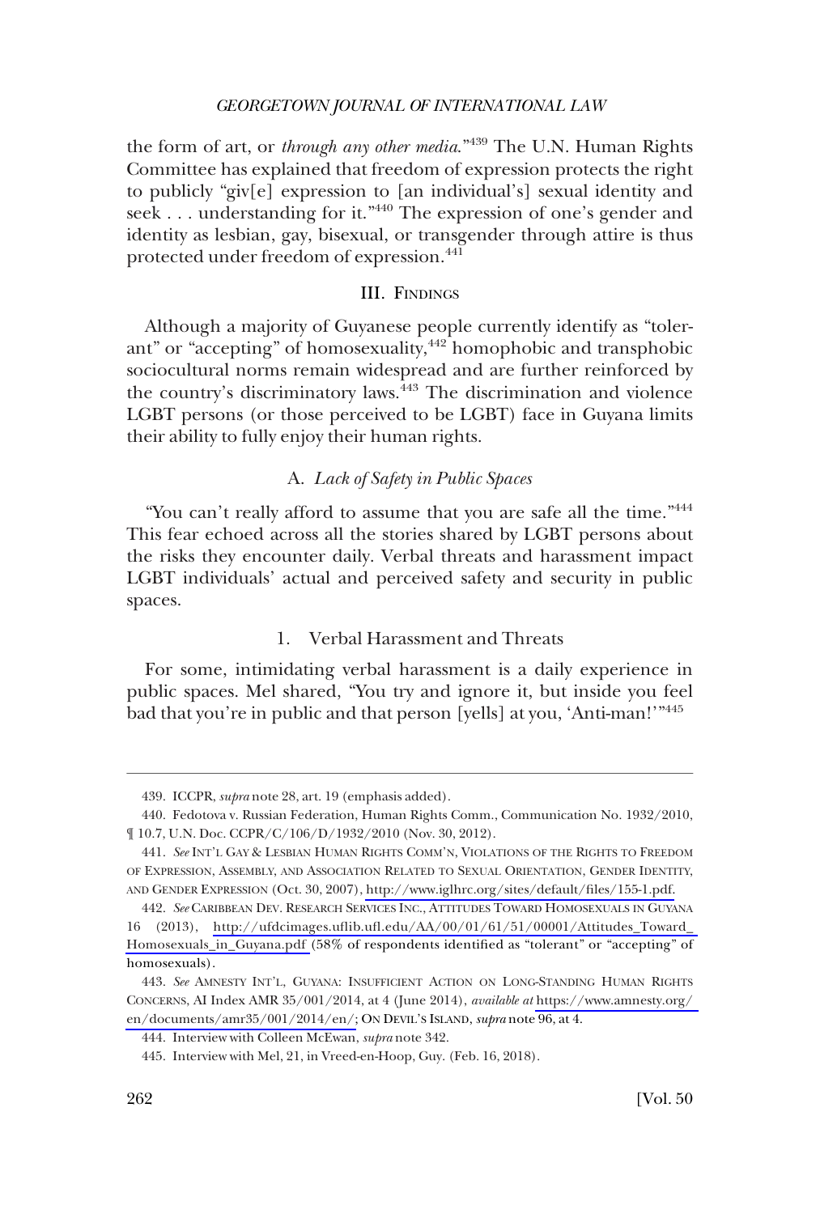the form of art, or *through any other media*."[439] The U.N. Human Rights Committee has explained that freedom of expression protects the right to publicly "giv[e] expression to [an individual's] sexual identity and seek . . . understanding for it."[440] The expression of one's gender and identity as lesbian, gay, bisexual, or transgender through attire is thus protected under freedom of expression.[441]

## III. Findings

Although a majority of Guyanese people currently identify as "tolerant" or "accepting" of homosexuality,[442] homophobic and transphobic sociocultural norms remain widespread and are further reinforced by the country's discriminatory laws.[443] The discrimination and violence LGBT persons (or those perceived to be LGBT) face in Guyana limits their ability to fully enjoy their human rights.

### A. *Lack of Safety in Public Spaces*

"You can't really afford to assume that you are safe all the time."[444] This fear echoed across all the stories shared by LGBT persons about the risks they encounter daily. Verbal threats and harassment impact LGBT individuals' actual and perceived safety and security in public spaces.

#### 1. Verbal Harassment and Threats

For some, intimidating verbal harassment is a daily experience in public spaces. Mel shared, "You try and ignore it, but inside you feel bad that you're in public and that person [yells] at you, 'Anti-man!'"[445]

---

439. ICCPR, *supra* note 28, art. 19 (emphasis added).

440. Fedotova v. Russian Federation, Human Rights Comm., Communication No. 1932/2010, ¶ 10.7, U.N. Doc. CCPR/C/106/D/1932/2010 (Nov. 30, 2012).

441. *See* INT'L GAY & LESBIAN HUMAN RIGHTS COMM'N, VIOLATIONS OF THE RIGHTS TO FREEDOM OF EXPRESSION, ASSEMBLY, AND ASSOCIATION RELATED TO SEXUAL ORIENTATION, GENDER IDENTITY, AND GENDER EXPRESSION (Oct. 30, 2007), http://www.iglhrc.org/sites/default/files/155-1.pdf.

442. *See* CARIBBEAN DEV. RESEARCH SERVICES INC., ATTITUDES TOWARD HOMOSEXUALS IN GUYANA 16 (2013), http://ufdcimages.uflib.ufl.edu/AA/00/01/61/51/00001/Attitudes_Toward_Homosexuals_in_Guyana.pdf (58% of respondents identified as "tolerant" or "accepting" of homosexuals).

443. *See* AMNESTY INT'L, GUYANA: INSUFFICIENT ACTION ON LONG-STANDING HUMAN RIGHTS CONCERNS, AI Index AMR 35/001/2014, at 4 (June 2014), *available at* https://www.amnesty.org/en/documents/amr35/001/2014/en/; ON DEVIL'S ISLAND, *supra* note 96, at 4.

444. Interview with Colleen McEwan, *supra* note 342.

445. Interview with Mel, 21, in Vreed-en-Hoop, Guy. (Feb. 16, 2018).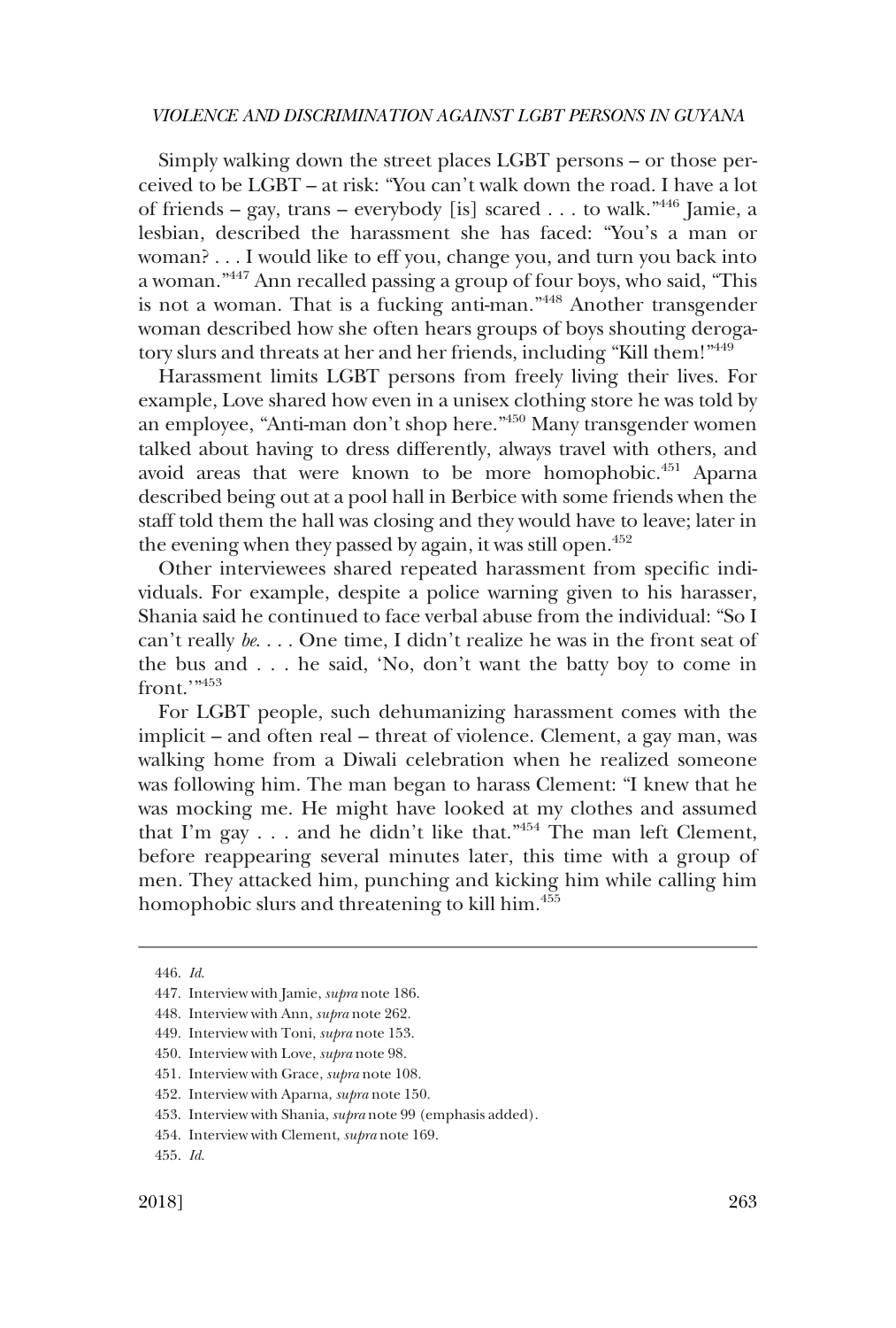Simply walking down the street places LGBT persons – or those perceived to be LGBT – at risk: "You can't walk down the road. I have a lot of friends – gay, trans – everybody [is] scared . . . to walk."[446] Jamie, a lesbian, described the harassment she has faced: "You's a man or woman? . . . I would like to eff you, change you, and turn you back into a woman."[447] Ann recalled passing a group of four boys, who said, "This is not a woman. That is a fucking anti-man."[448] Another transgender woman described how she often hears groups of boys shouting derogatory slurs and threats at her and her friends, including "Kill them!"[449]

Harassment limits LGBT persons from freely living their lives. For example, Love shared how even in a unisex clothing store he was told by an employee, "Anti-man don't shop here."[450] Many transgender women talked about having to dress differently, always travel with others, and avoid areas that were known to be more homophobic.[451] Aparna described being out at a pool hall in Berbice with some friends when the staff told them the hall was closing and they would have to leave; later in the evening when they passed by again, it was still open.[452]

Other interviewees shared repeated harassment from specific individuals. For example, despite a police warning given to his harasser, Shania said he continued to face verbal abuse from the individual: "So I can't really *be*. . . . One time, I didn't realize he was in the front seat of the bus and . . . he said, 'No, don't want the batty boy to come in front.'"[453]

For LGBT people, such dehumanizing harassment comes with the implicit – and often real – threat of violence. Clement, a gay man, was walking home from a Diwali celebration when he realized someone was following him. The man began to harass Clement: "I knew that he was mocking me. He might have looked at my clothes and assumed that I'm gay . . . and he didn't like that."[454] The man left Clement, before reappearing several minutes later, this time with a group of men. They attacked him, punching and kicking him while calling him homophobic slurs and threatening to kill him.[455]

---

446. *Id.*
447. Interview with Jamie, *supra* note 186.
448. Interview with Ann, *supra* note 262.
449. Interview with Toni, *supra* note 153.
450. Interview with Love, *supra* note 98.
451. Interview with Grace, *supra* note 108.
452. Interview with Aparna, *supra* note 150.
453. Interview with Shania, *supra* note 99 (emphasis added).
454. Interview with Clement, *supra* note 169.
455. *Id.*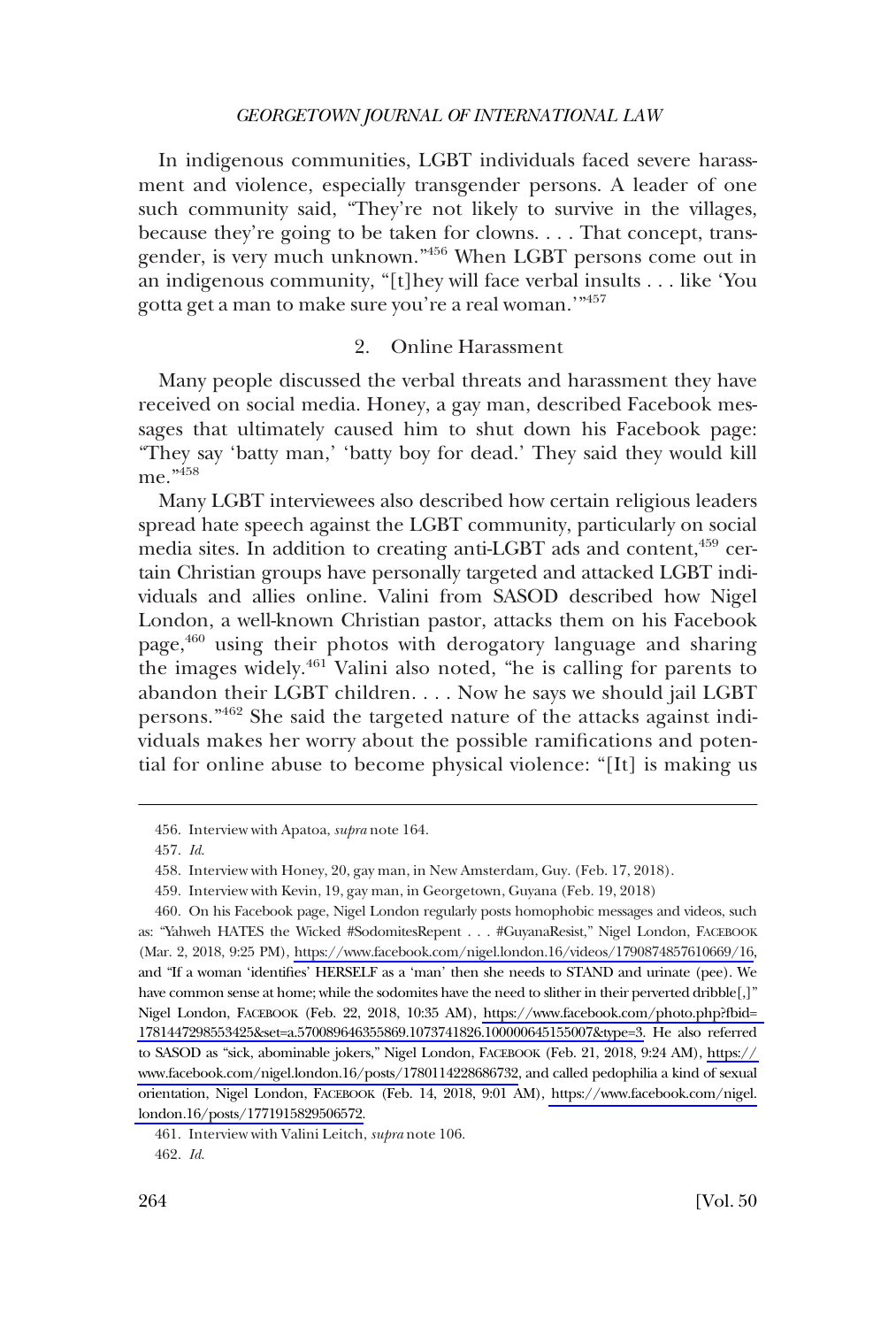In indigenous communities, LGBT individuals faced severe harassment and violence, especially transgender persons. A leader of one such community said, "They're not likely to survive in the villages, because they're going to be taken for clowns. . . . That concept, transgender, is very much unknown."[456] When LGBT persons come out in an indigenous community, "[t]hey will face verbal insults . . . like 'You gotta get a man to make sure you're a real woman.'"[457]

### 2. Online Harassment

Many people discussed the verbal threats and harassment they have received on social media. Honey, a gay man, described Facebook messages that ultimately caused him to shut down his Facebook page: "They say 'batty man,' 'batty boy for dead.' They said they would kill me."[458]

Many LGBT interviewees also described how certain religious leaders spread hate speech against the LGBT community, particularly on social media sites. In addition to creating anti-LGBT ads and content,[459] certain Christian groups have personally targeted and attacked LGBT individuals and allies online. Valini from SASOD described how Nigel London, a well-known Christian pastor, attacks them on his Facebook page,[460] using their photos with derogatory language and sharing the images widely.[461] Valini also noted, "he is calling for parents to abandon their LGBT children. . . . Now he says we should jail LGBT persons."[462] She said the targeted nature of the attacks against individuals makes her worry about the possible ramifications and potential for online abuse to become physical violence: "[It] is making us

---

456. Interview with Apatoa, *supra* note 164.

457. *Id.*

458. Interview with Honey, 20, gay man, in New Amsterdam, Guy. (Feb. 17, 2018).

459. Interview with Kevin, 19, gay man, in Georgetown, Guyana (Feb. 19, 2018)

460. On his Facebook page, Nigel London regularly posts homophobic messages and videos, such as: "Yahweh HATES the Wicked #SodomitesRepent . . . #GuyanaResist," Nigel London, FACEBOOK (Mar. 2, 2018, 9:25 PM), https://www.facebook.com/nigel.london.16/videos/1790874857610669/16, and "If a woman 'identifies' HERSELF as a 'man' then she needs to STAND and urinate (pee). We have common sense at home; while the sodomites have the need to slither in their perverted dribble[,]" Nigel London, FACEBOOK (Feb. 22, 2018, 10:35 AM), https://www.facebook.com/photo.php?fbid=1781447298553425&set=a.570089646355869.1073741826.100000645155007&type=3. He also referred to SASOD as "sick, abominable jokers," Nigel London, FACEBOOK (Feb. 21, 2018, 9:24 AM), https://www.facebook.com/nigel.london.16/posts/1780114228686732, and called pedophilia a kind of sexual orientation, Nigel London, FACEBOOK (Feb. 14, 2018, 9:01 AM), https://www.facebook.com/nigel.london.16/posts/1771915829506572.

461. Interview with Valini Leitch, *supra* note 106.

462. *Id.*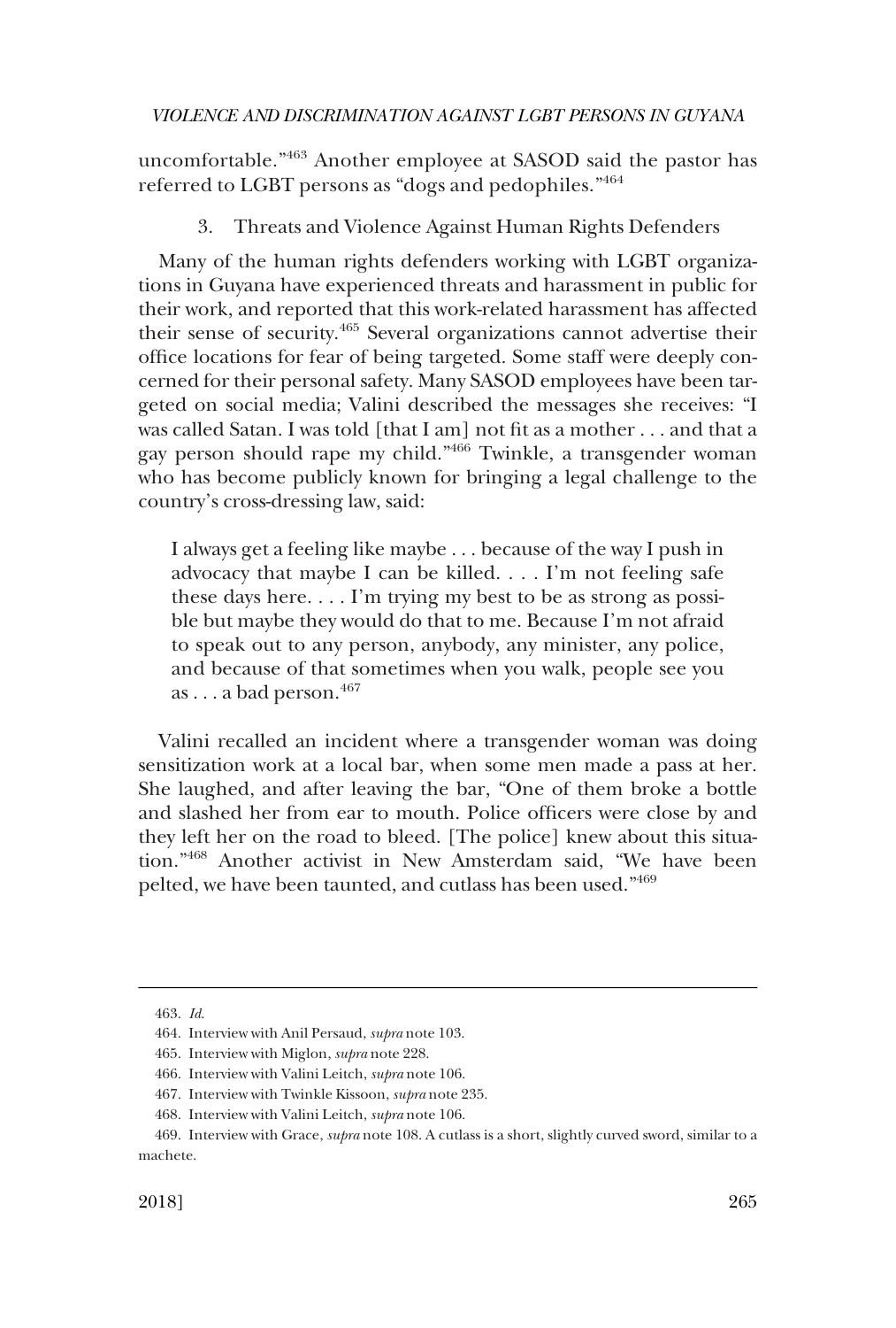uncomfortable."[463] Another employee at SASOD said the pastor has referred to LGBT persons as "dogs and pedophiles."[464]

### 3. Threats and Violence Against Human Rights Defenders

Many of the human rights defenders working with LGBT organizations in Guyana have experienced threats and harassment in public for their work, and reported that this work-related harassment has affected their sense of security.[465] Several organizations cannot advertise their office locations for fear of being targeted. Some staff were deeply concerned for their personal safety. Many SASOD employees have been targeted on social media; Valini described the messages she receives: "I was called Satan. I was told [that I am] not fit as a mother . . . and that a gay person should rape my child."[466] Twinkle, a transgender woman who has become publicly known for bringing a legal challenge to the country's cross-dressing law, said:

> I always get a feeling like maybe . . . because of the way I push in advocacy that maybe I can be killed. . . . I'm not feeling safe these days here. . . . I'm trying my best to be as strong as possible but maybe they would do that to me. Because I'm not afraid to speak out to any person, anybody, any minister, any police, and because of that sometimes when you walk, people see you as . . . a bad person.[467]

Valini recalled an incident where a transgender woman was doing sensitization work at a local bar, when some men made a pass at her. She laughed, and after leaving the bar, "One of them broke a bottle and slashed her from ear to mouth. Police officers were close by and they left her on the road to bleed. [The police] knew about this situation."[468] Another activist in New Amsterdam said, "We have been pelted, we have been taunted, and cutlass has been used."[469]

---

463. *Id*.

464. Interview with Anil Persaud, *supra* note 103.

465. Interview with Miglon, *supra* note 228.

466. Interview with Valini Leitch, *supra* note 106.

467. Interview with Twinkle Kissoon, *supra* note 235.

468. Interview with Valini Leitch, *supra* note 106.

469. Interview with Grace, *supra* note 108. A cutlass is a short, slightly curved sword, similar to a machete.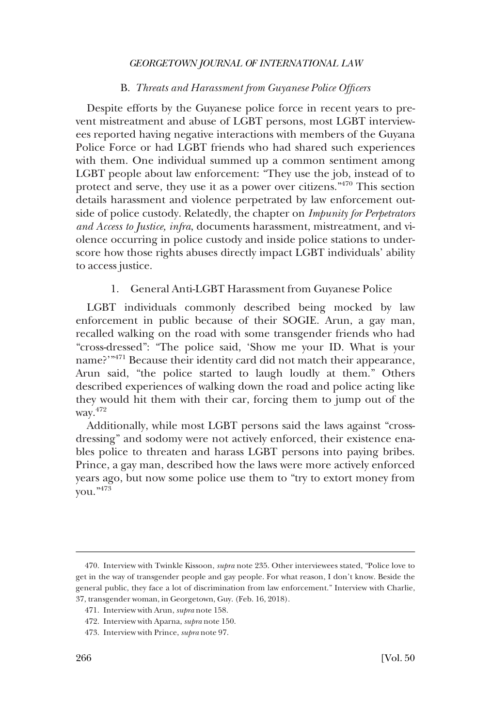### B. *Threats and Harassment from Guyanese Police Officers*

Despite efforts by the Guyanese police force in recent years to prevent mistreatment and abuse of LGBT persons, most LGBT interviewees reported having negative interactions with members of the Guyana Police Force or had LGBT friends who had shared such experiences with them. One individual summed up a common sentiment among LGBT people about law enforcement: "They use the job, instead of to protect and serve, they use it as a power over citizens."[470] This section details harassment and violence perpetrated by law enforcement outside of police custody. Relatedly, the chapter on *Impunity for Perpetrators and Access to Justice, infra*, documents harassment, mistreatment, and violence occurring in police custody and inside police stations to underscore how those rights abuses directly impact LGBT individuals' ability to access justice.

#### 1. General Anti-LGBT Harassment from Guyanese Police

LGBT individuals commonly described being mocked by law enforcement in public because of their SOGIE. Arun, a gay man, recalled walking on the road with some transgender friends who had "cross-dressed": "The police said, 'Show me your ID. What is your name?'"[471] Because their identity card did not match their appearance, Arun said, "the police started to laugh loudly at them." Others described experiences of walking down the road and police acting like they would hit them with their car, forcing them to jump out of the way.[472]

Additionally, while most LGBT persons said the laws against "cross-dressing" and sodomy were not actively enforced, their existence enables police to threaten and harass LGBT persons into paying bribes. Prince, a gay man, described how the laws were more actively enforced years ago, but now some police use them to "try to extort money from you."[473]

---

470. Interview with Twinkle Kissoon, *supra* note 235. Other interviewees stated, "Police love to get in the way of transgender people and gay people. For what reason, I don't know. Beside the general public, they face a lot of discrimination from law enforcement." Interview with Charlie, 37, transgender woman, in Georgetown, Guy. (Feb. 16, 2018).

471. Interview with Arun, *supra* note 158.

472. Interview with Aparna, *supra* note 150.

473. Interview with Prince, *supra* note 97.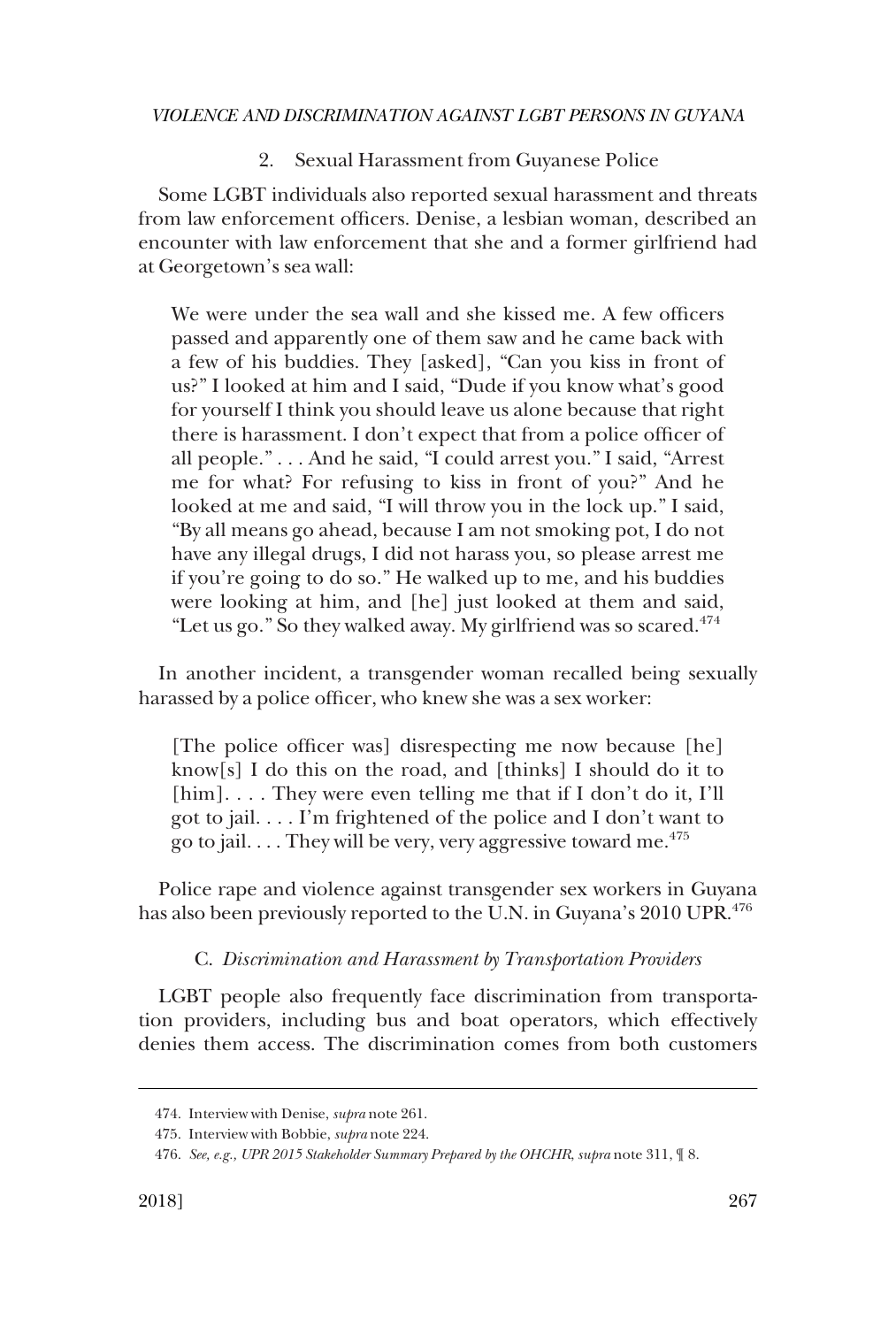### 2. Sexual Harassment from Guyanese Police

Some LGBT individuals also reported sexual harassment and threats from law enforcement officers. Denise, a lesbian woman, described an encounter with law enforcement that she and a former girlfriend had at Georgetown's sea wall:

> We were under the sea wall and she kissed me. A few officers passed and apparently one of them saw and he came back with a few of his buddies. They [asked], "Can you kiss in front of us?" I looked at him and I said, "Dude if you know what's good for yourself I think you should leave us alone because that right there is harassment. I don't expect that from a police officer of all people." . . . And he said, "I could arrest you." I said, "Arrest me for what? For refusing to kiss in front of you?" And he looked at me and said, "I will throw you in the lock up." I said, "By all means go ahead, because I am not smoking pot, I do not have any illegal drugs, I did not harass you, so please arrest me if you're going to do so." He walked up to me, and his buddies were looking at him, and [he] just looked at them and said, "Let us go." So they walked away. My girlfriend was so scared.[474]

In another incident, a transgender woman recalled being sexually harassed by a police officer, who knew she was a sex worker:

> [The police officer was] disrespecting me now because [he] know[s] I do this on the road, and [thinks] I should do it to [him]. . . . They were even telling me that if I don't do it, I'll got to jail. . . . I'm frightened of the police and I don't want to go to jail. . . . They will be very, very aggressive toward me.[475]

Police rape and violence against transgender sex workers in Guyana has also been previously reported to the U.N. in Guyana's 2010 UPR.[476]

### C. *Discrimination and Harassment by Transportation Providers*

LGBT people also frequently face discrimination from transportation providers, including bus and boat operators, which effectively denies them access. The discrimination comes from both customers

---

474. Interview with Denise, *supra* note 261.

475. Interview with Bobbie, *supra* note 224.

476. *See, e.g., UPR 2015 Stakeholder Summary Prepared by the OHCHR*, *supra* note 311, ¶ 8.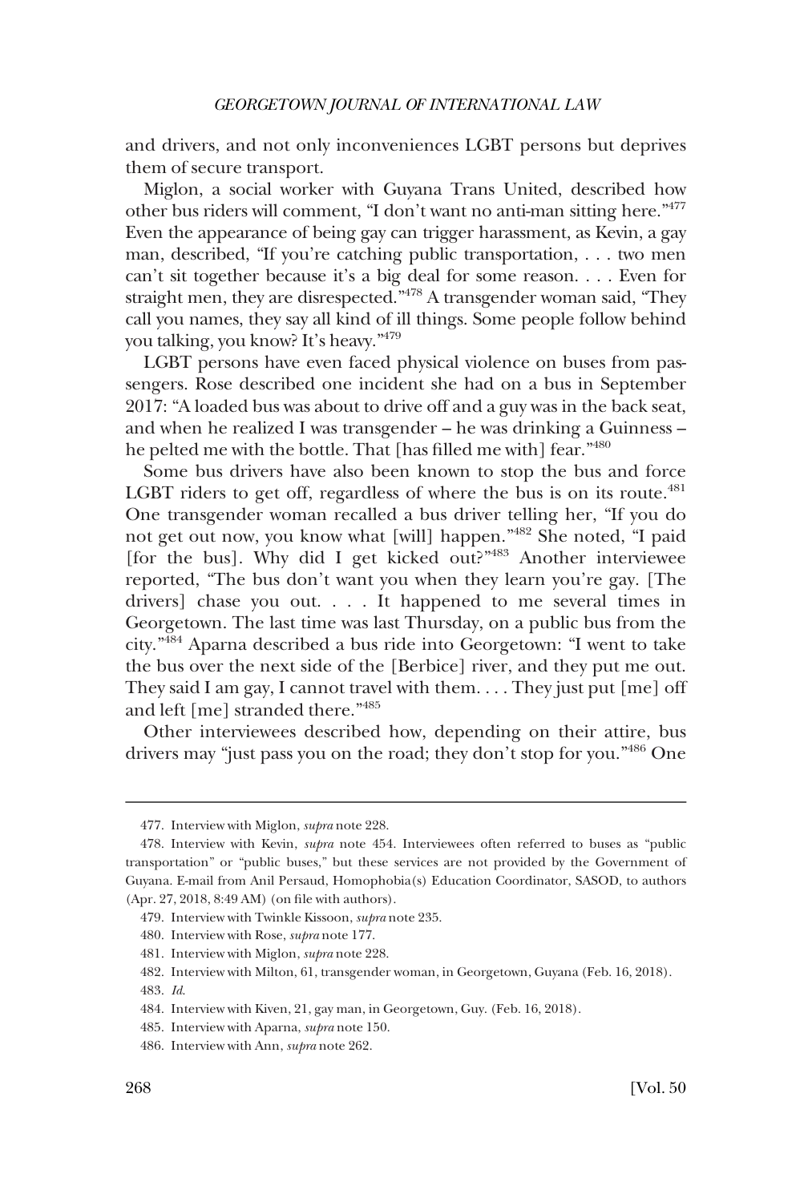and drivers, and not only inconveniences LGBT persons but deprives them of secure transport.

Miglon, a social worker with Guyana Trans United, described how other bus riders will comment, "I don't want no anti-man sitting here."[477] Even the appearance of being gay can trigger harassment, as Kevin, a gay man, described, "If you're catching public transportation, . . . two men can't sit together because it's a big deal for some reason. . . . Even for straight men, they are disrespected."[478] A transgender woman said, "They call you names, they say all kind of ill things. Some people follow behind you talking, you know? It's heavy."[479]

LGBT persons have even faced physical violence on buses from passengers. Rose described one incident she had on a bus in September 2017: "A loaded bus was about to drive off and a guy was in the back seat, and when he realized I was transgender – he was drinking a Guinness – he pelted me with the bottle. That [has filled me with] fear."[480]

Some bus drivers have also been known to stop the bus and force LGBT riders to get off, regardless of where the bus is on its route.[481] One transgender woman recalled a bus driver telling her, "If you do not get out now, you know what [will] happen."[482] She noted, "I paid [for the bus]. Why did I get kicked out?"[483] Another interviewee reported, "The bus don't want you when they learn you're gay. [The drivers] chase you out. . . . It happened to me several times in Georgetown. The last time was last Thursday, on a public bus from the city."[484] Aparna described a bus ride into Georgetown: "I went to take the bus over the next side of the [Berbice] river, and they put me out. They said I am gay, I cannot travel with them. . . . They just put [me] off and left [me] stranded there."[485]

Other interviewees described how, depending on their attire, bus drivers may "just pass you on the road; they don't stop for you."[486] One

---

477. Interview with Miglon, *supra* note 228.

478. Interview with Kevin, *supra* note 454. Interviewees often referred to buses as "public transportation" or "public buses," but these services are not provided by the Government of Guyana. E-mail from Anil Persaud, Homophobia(s) Education Coordinator, SASOD, to authors (Apr. 27, 2018, 8:49 AM) (on file with authors).

479. Interview with Twinkle Kissoon, *supra* note 235.

480. Interview with Rose, *supra* note 177.

481. Interview with Miglon, *supra* note 228.

482. Interview with Milton, 61, transgender woman, in Georgetown, Guyana (Feb. 16, 2018).

483. *Id.*

484. Interview with Kiven, 21, gay man, in Georgetown, Guy. (Feb. 16, 2018).

485. Interview with Aparna, *supra* note 150.

486. Interview with Ann, *supra* note 262.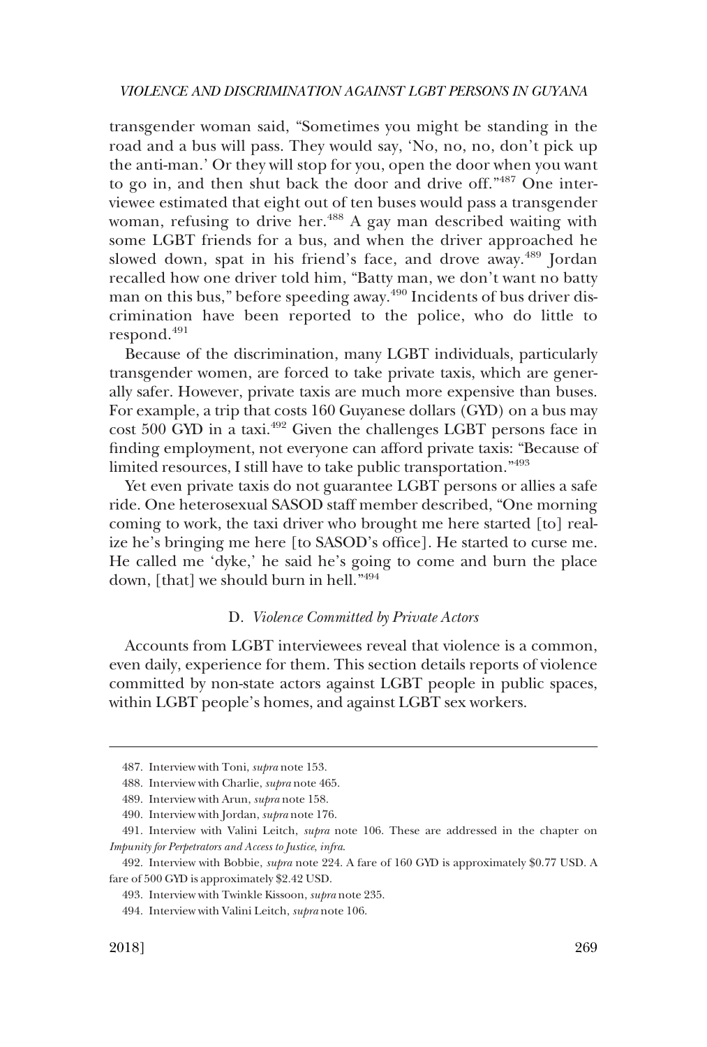transgender woman said, "Sometimes you might be standing in the road and a bus will pass. They would say, 'No, no, no, don't pick up the anti-man.' Or they will stop for you, open the door when you want to go in, and then shut back the door and drive off."[487] One interviewee estimated that eight out of ten buses would pass a transgender woman, refusing to drive her.[488] A gay man described waiting with some LGBT friends for a bus, and when the driver approached he slowed down, spat in his friend's face, and drove away.[489] Jordan recalled how one driver told him, "Batty man, we don't want no batty man on this bus," before speeding away.[490] Incidents of bus driver discrimination have been reported to the police, who do little to respond.[491]

Because of the discrimination, many LGBT individuals, particularly transgender women, are forced to take private taxis, which are generally safer. However, private taxis are much more expensive than buses. For example, a trip that costs 160 Guyanese dollars (GYD) on a bus may cost 500 GYD in a taxi.[492] Given the challenges LGBT persons face in finding employment, not everyone can afford private taxis: "Because of limited resources, I still have to take public transportation."[493]

Yet even private taxis do not guarantee LGBT persons or allies a safe ride. One heterosexual SASOD staff member described, "One morning coming to work, the taxi driver who brought me here started [to] realize he's bringing me here [to SASOD's office]. He started to curse me. He called me 'dyke,' he said he's going to come and burn the place down, [that] we should burn in hell."[494]

### D. *Violence Committed by Private Actors*

Accounts from LGBT interviewees reveal that violence is a common, even daily, experience for them. This section details reports of violence committed by non-state actors against LGBT people in public spaces, within LGBT people's homes, and against LGBT sex workers.

---

487. Interview with Toni, *supra* note 153.

488. Interview with Charlie, *supra* note 465.

489. Interview with Arun, *supra* note 158.

490. Interview with Jordan, *supra* note 176.

491. Interview with Valini Leitch, *supra* note 106. These are addressed in the chapter on *Impunity for Perpetrators and Access to Justice*, *infra*.

492. Interview with Bobbie, *supra* note 224. A fare of 160 GYD is approximately $0.77 USD. A fare of 500 GYD is approximately $2.42 USD.

493. Interview with Twinkle Kissoon, *supra* note 235.

494. Interview with Valini Leitch, *supra* note 106.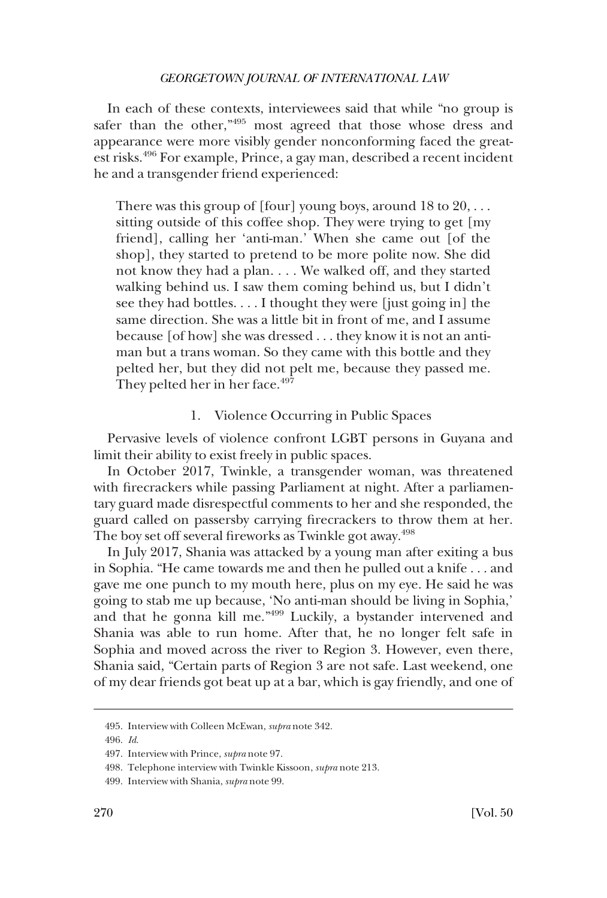In each of these contexts, interviewees said that while "no group is safer than the other,"[495] most agreed that those whose dress and appearance were more visibly gender nonconforming faced the greatest risks.[496] For example, Prince, a gay man, described a recent incident he and a transgender friend experienced:

> There was this group of [four] young boys, around 18 to 20, . . . sitting outside of this coffee shop. They were trying to get [my friend], calling her 'anti-man.' When she came out [of the shop], they started to pretend to be more polite now. She did not know they had a plan. . . . We walked off, and they started walking behind us. I saw them coming behind us, but I didn't see they had bottles. . . . I thought they were [just going in] the same direction. She was a little bit in front of me, and I assume because [of how] she was dressed . . . they know it is not an anti-man but a trans woman. So they came with this bottle and they pelted her, but they did not pelt me, because they passed me. They pelted her in her face.[497]

### 1. Violence Occurring in Public Spaces

Pervasive levels of violence confront LGBT persons in Guyana and limit their ability to exist freely in public spaces.

In October 2017, Twinkle, a transgender woman, was threatened with firecrackers while passing Parliament at night. After a parliamentary guard made disrespectful comments to her and she responded, the guard called on passersby carrying firecrackers to throw them at her. The boy set off several fireworks as Twinkle got away.[498]

In July 2017, Shania was attacked by a young man after exiting a bus in Sophia. "He came towards me and then he pulled out a knife . . . and gave me one punch to my mouth here, plus on my eye. He said he was going to stab me up because, 'No anti-man should be living in Sophia,' and that he gonna kill me."[499] Luckily, a bystander intervened and Shania was able to run home. After that, he no longer felt safe in Sophia and moved across the river to Region 3. However, even there, Shania said, "Certain parts of Region 3 are not safe. Last weekend, one of my dear friends got beat up at a bar, which is gay friendly, and one of

---

495. Interview with Colleen McEwan, *supra* note 342.

496. *Id.*

497. Interview with Prince, *supra* note 97.

498. Telephone interview with Twinkle Kissoon, *supra* note 213.

499. Interview with Shania, *supra* note 99.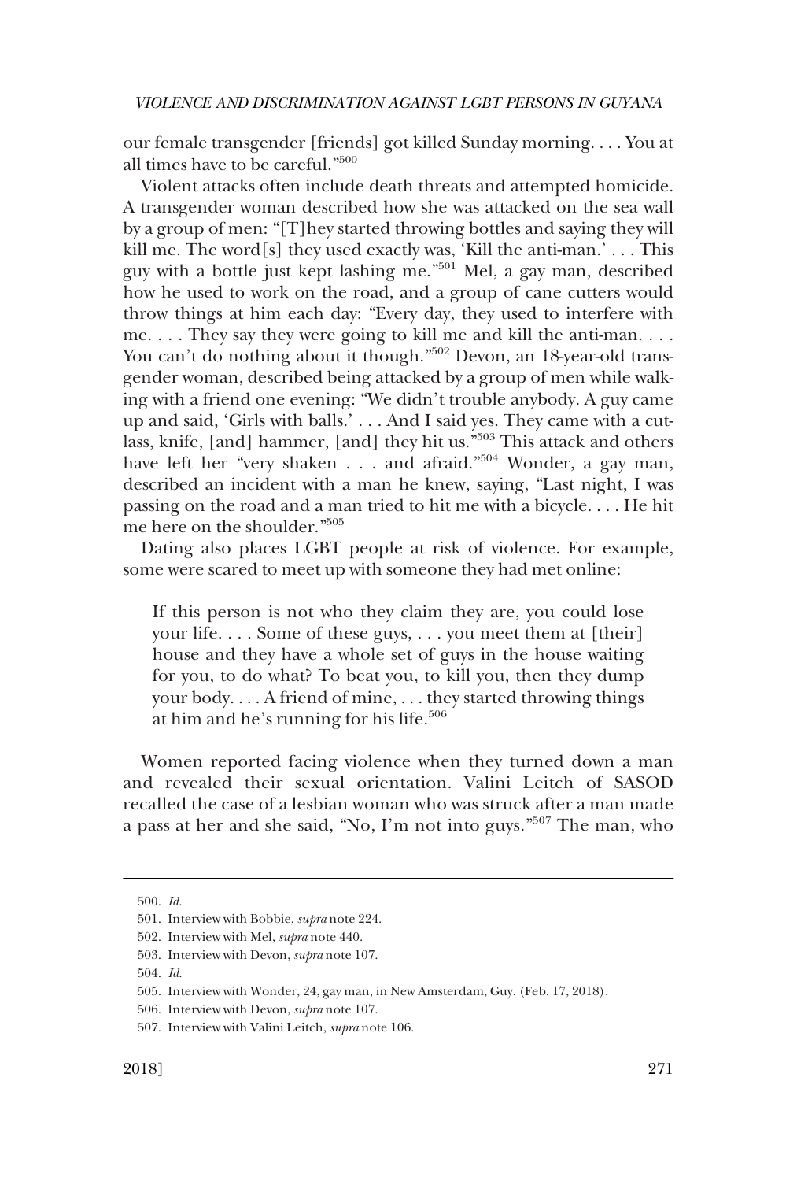our female transgender [friends] got killed Sunday morning. . . . You at all times have to be careful."[500]

Violent attacks often include death threats and attempted homicide. A transgender woman described how she was attacked on the sea wall by a group of men: "[T]hey started throwing bottles and saying they will kill me. The word[s] they used exactly was, 'Kill the anti-man.' . . . This guy with a bottle just kept lashing me."[501] Mel, a gay man, described how he used to work on the road, and a group of cane cutters would throw things at him each day: "Every day, they used to interfere with me. . . . They say they were going to kill me and kill the anti-man. . . . You can't do nothing about it though."[502] Devon, an 18-year-old transgender woman, described being attacked by a group of men while walking with a friend one evening: "We didn't trouble anybody. A guy came up and said, 'Girls with balls.' . . . And I said yes. They came with a cutlass, knife, [and] hammer, [and] they hit us."[503] This attack and others have left her "very shaken . . . and afraid."[504] Wonder, a gay man, described an incident with a man he knew, saying, "Last night, I was passing on the road and a man tried to hit me with a bicycle. . . . He hit me here on the shoulder."[505]

Dating also places LGBT people at risk of violence. For example, some were scared to meet up with someone they had met online:

> If this person is not who they claim they are, you could lose your life. . . . Some of these guys, . . . you meet them at [their] house and they have a whole set of guys in the house waiting for you, to do what? To beat you, to kill you, then they dump your body. . . . A friend of mine, . . . they started throwing things at him and he's running for his life.[506]

Women reported facing violence when they turned down a man and revealed their sexual orientation. Valini Leitch of SASOD recalled the case of a lesbian woman who was struck after a man made a pass at her and she said, "No, I'm not into guys."[507] The man, who

---

500. *Id.*

501. Interview with Bobbie, *supra* note 224.

502. Interview with Mel, *supra* note 440.

503. Interview with Devon, *supra* note 107.

504. *Id.*

505. Interview with Wonder, 24, gay man, in New Amsterdam, Guy. (Feb. 17, 2018).

506. Interview with Devon, *supra* note 107.

507. Interview with Valini Leitch, *supra* note 106.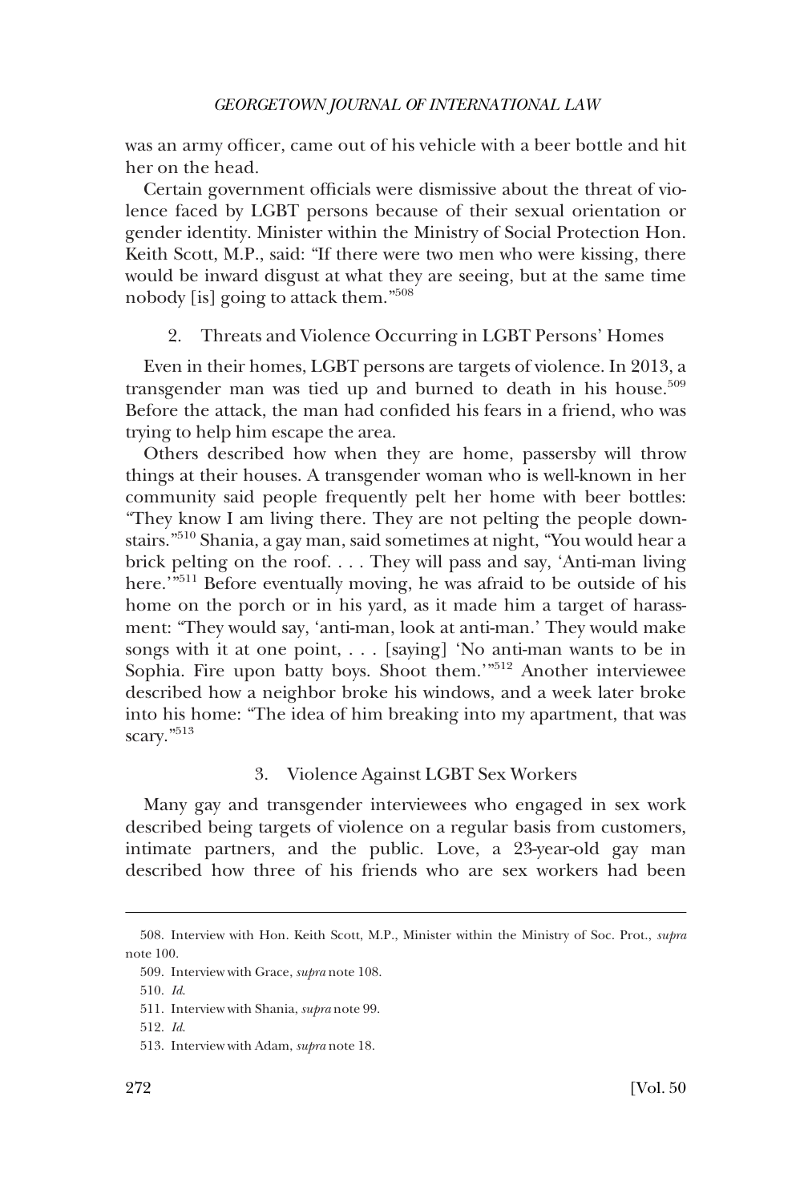was an army officer, came out of his vehicle with a beer bottle and hit her on the head.

Certain government officials were dismissive about the threat of violence faced by LGBT persons because of their sexual orientation or gender identity. Minister within the Ministry of Social Protection Hon. Keith Scott, M.P., said: "If there were two men who were kissing, there would be inward disgust at what they are seeing, but at the same time nobody [is] going to attack them."[508]

### 2. Threats and Violence Occurring in LGBT Persons' Homes

Even in their homes, LGBT persons are targets of violence. In 2013, a transgender man was tied up and burned to death in his house.[509] Before the attack, the man had confided his fears in a friend, who was trying to help him escape the area.

Others described how when they are home, passersby will throw things at their houses. A transgender woman who is well-known in her community said people frequently pelt her home with beer bottles: "They know I am living there. They are not pelting the people downstairs."[510] Shania, a gay man, said sometimes at night, "You would hear a brick pelting on the roof. . . . They will pass and say, 'Anti-man living here.'"[511] Before eventually moving, he was afraid to be outside of his home on the porch or in his yard, as it made him a target of harassment: "They would say, 'anti-man, look at anti-man.' They would make songs with it at one point, . . . [saying] 'No anti-man wants to be in Sophia. Fire upon batty boys. Shoot them.'"[512] Another interviewee described how a neighbor broke his windows, and a week later broke into his home: "The idea of him breaking into my apartment, that was scary."[513]

### 3. Violence Against LGBT Sex Workers

Many gay and transgender interviewees who engaged in sex work described being targets of violence on a regular basis from customers, intimate partners, and the public. Love, a 23-year-old gay man described how three of his friends who are sex workers had been

---

508. Interview with Hon. Keith Scott, M.P., Minister within the Ministry of Soc. Prot., *supra* note 100.

509. Interview with Grace, *supra* note 108.

510. *Id.*

511. Interview with Shania, *supra* note 99.

512. *Id.*

513. Interview with Adam, *supra* note 18.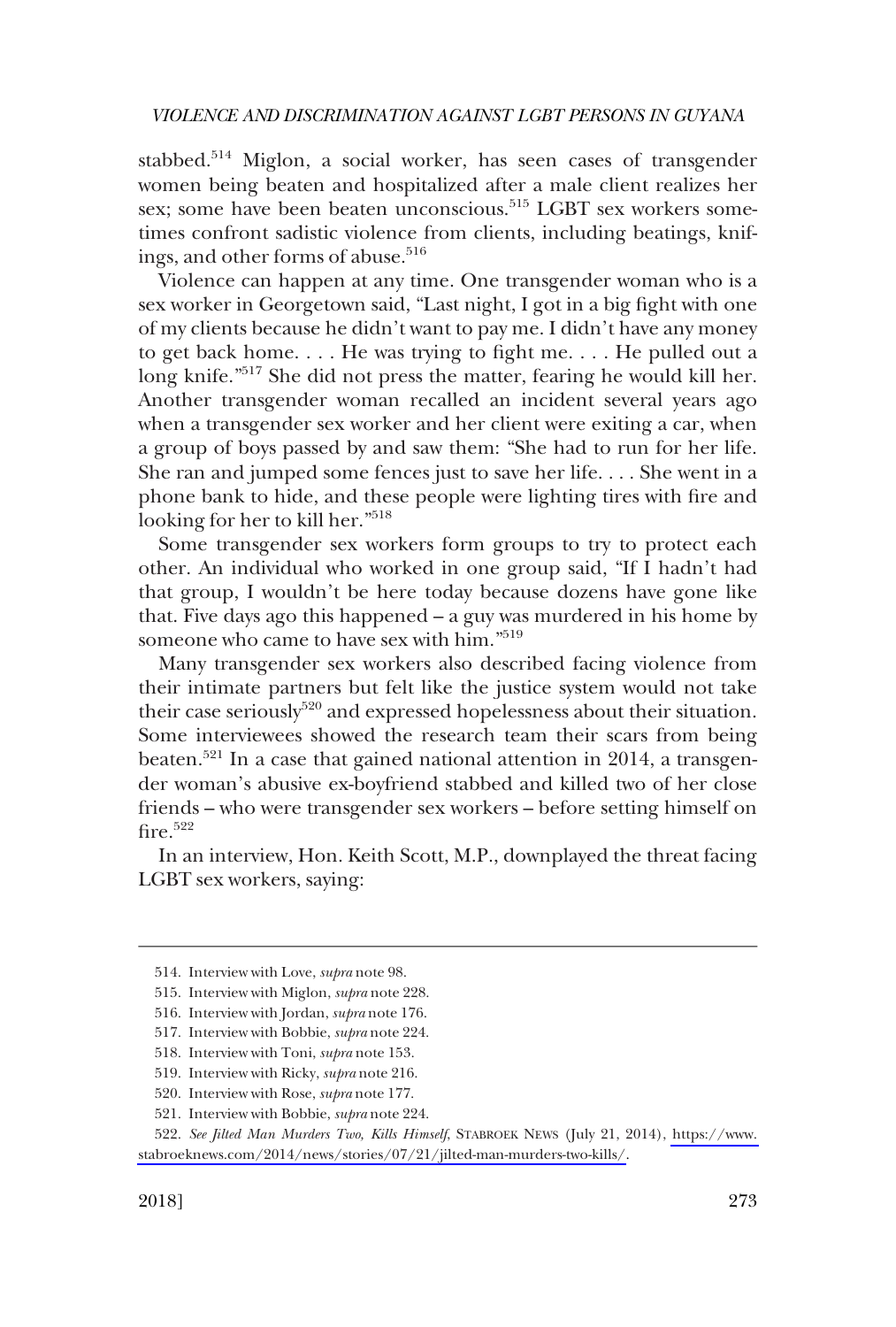stabbed.[514] Miglon, a social worker, has seen cases of transgender women being beaten and hospitalized after a male client realizes her sex; some have been beaten unconscious.[515] LGBT sex workers sometimes confront sadistic violence from clients, including beatings, knifings, and other forms of abuse.[516]

Violence can happen at any time. One transgender woman who is a sex worker in Georgetown said, "Last night, I got in a big fight with one of my clients because he didn't want to pay me. I didn't have any money to get back home. . . . He was trying to fight me. . . . He pulled out a long knife."[517] She did not press the matter, fearing he would kill her. Another transgender woman recalled an incident several years ago when a transgender sex worker and her client were exiting a car, when a group of boys passed by and saw them: "She had to run for her life. She ran and jumped some fences just to save her life. . . . She went in a phone bank to hide, and these people were lighting tires with fire and looking for her to kill her."[518]

Some transgender sex workers form groups to try to protect each other. An individual who worked in one group said, "If I hadn't had that group, I wouldn't be here today because dozens have gone like that. Five days ago this happened – a guy was murdered in his home by someone who came to have sex with him."[519]

Many transgender sex workers also described facing violence from their intimate partners but felt like the justice system would not take their case seriously[520] and expressed hopelessness about their situation. Some interviewees showed the research team their scars from being beaten.[521] In a case that gained national attention in 2014, a transgender woman's abusive ex-boyfriend stabbed and killed two of her close friends – who were transgender sex workers – before setting himself on fire.[522]

In an interview, Hon. Keith Scott, M.P., downplayed the threat facing LGBT sex workers, saying:

---

514. Interview with Love, *supra* note 98.

515. Interview with Miglon, *supra* note 228.

516. Interview with Jordan, *supra* note 176.

517. Interview with Bobbie, *supra* note 224.

518. Interview with Toni, *supra* note 153.

519. Interview with Ricky, *supra* note 216.

520. Interview with Rose, *supra* note 177.

521. Interview with Bobbie, *supra* note 224.

522. *See Jilted Man Murders Two, Kills Himself*, STABROEK NEWS (July 21, 2014), https://www.stabroeknews.com/2014/news/stories/07/21/jilted-man-murders-two-kills/.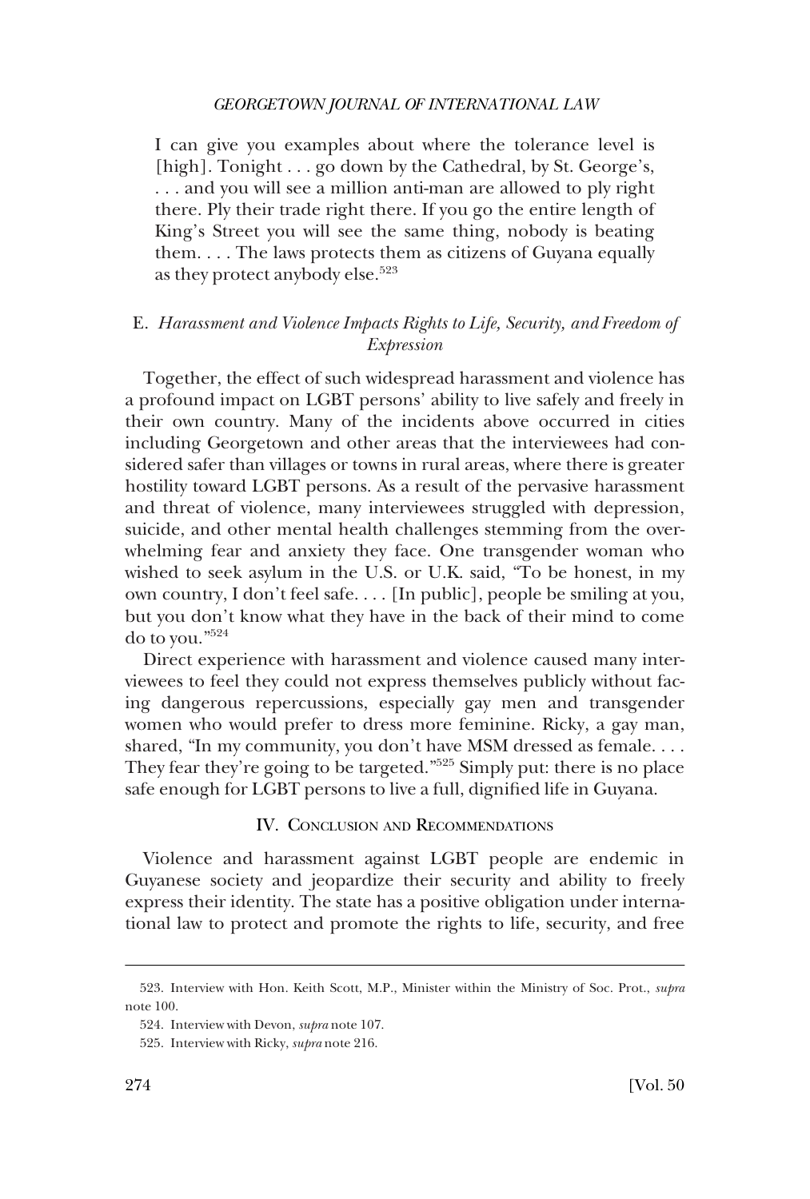> I can give you examples about where the tolerance level is [high]. Tonight . . . go down by the Cathedral, by St. George's, . . . and you will see a million anti-man are allowed to ply right there. Ply their trade right there. If you go the entire length of King's Street you will see the same thing, nobody is beating them. . . . The laws protects them as citizens of Guyana equally as they protect anybody else.[523]

### E. *Harassment and Violence Impacts Rights to Life, Security, and Freedom of Expression*

Together, the effect of such widespread harassment and violence has a profound impact on LGBT persons' ability to live safely and freely in their own country. Many of the incidents above occurred in cities including Georgetown and other areas that the interviewees had considered safer than villages or towns in rural areas, where there is greater hostility toward LGBT persons. As a result of the pervasive harassment and threat of violence, many interviewees struggled with depression, suicide, and other mental health challenges stemming from the overwhelming fear and anxiety they face. One transgender woman who wished to seek asylum in the U.S. or U.K. said, "To be honest, in my own country, I don't feel safe. . . . [In public], people be smiling at you, but you don't know what they have in the back of their mind to come do to you."[524]

Direct experience with harassment and violence caused many interviewees to feel they could not express themselves publicly without facing dangerous repercussions, especially gay men and transgender women who would prefer to dress more feminine. Ricky, a gay man, shared, "In my community, you don't have MSM dressed as female. . . . They fear they're going to be targeted."[525] Simply put: there is no place safe enough for LGBT persons to live a full, dignified life in Guyana.

## IV. Conclusion and Recommendations

Violence and harassment against LGBT people are endemic in Guyanese society and jeopardize their security and ability to freely express their identity. The state has a positive obligation under international law to protect and promote the rights to life, security, and free

---

523. Interview with Hon. Keith Scott, M.P., Minister within the Ministry of Soc. Prot., *supra* note 100.

524. Interview with Devon, *supra* note 107.

525. Interview with Ricky, *supra* note 216.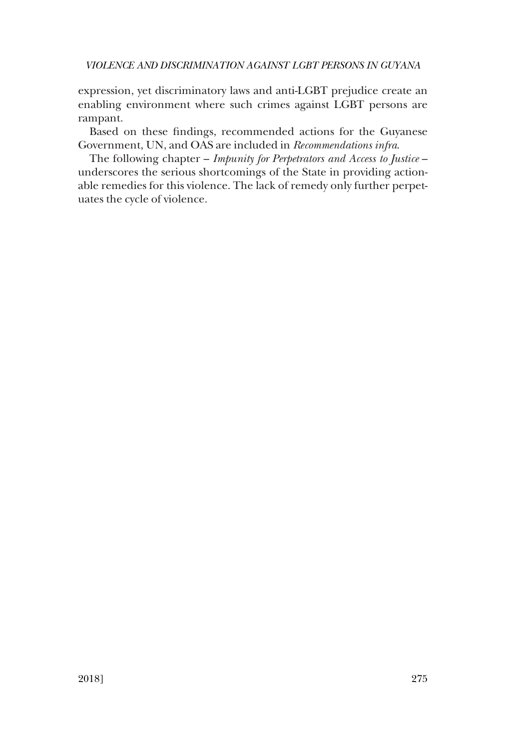expression, yet discriminatory laws and anti-LGBT prejudice create an enabling environment where such crimes against LGBT persons are rampant.

Based on these findings, recommended actions for the Guyanese Government, UN, and OAS are included in *Recommendations infra*.

The following chapter – *Impunity for Perpetrators and Access to Justice* – underscores the serious shortcomings of the State in providing actionable remedies for this violence. The lack of remedy only further perpetuates the cycle of violence.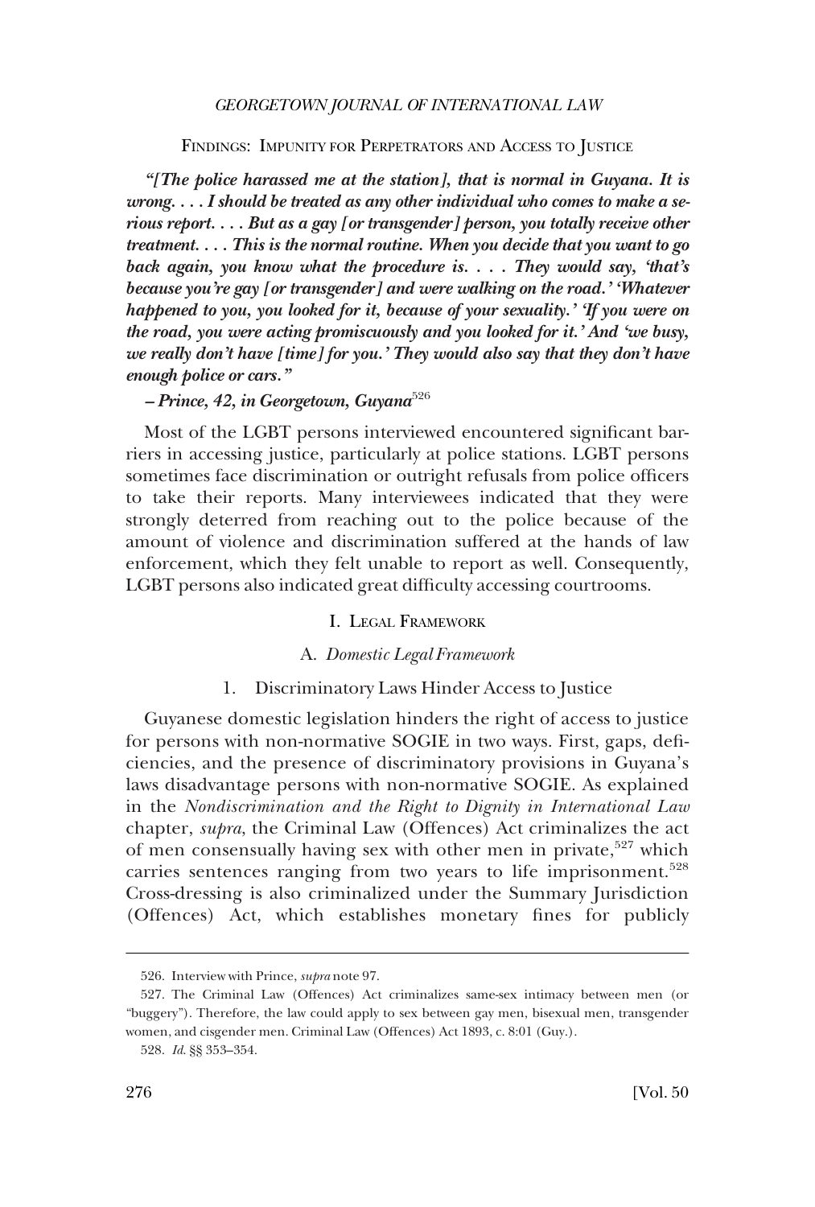## FINDINGS: IMPUNITY FOR PERPETRATORS AND ACCESS TO JUSTICE

***"[The police harassed me at the station], that is normal in Guyana. It is wrong. . . . I should be treated as any other individual who comes to make a serious report. . . . But as a gay [or transgender] person, you totally receive other treatment. . . . This is the normal routine. When you decide that you want to go back again, you know what the procedure is. . . . They would say, 'that's because you're gay [or transgender] and were walking on the road.' 'Whatever happened to you, you looked for it, because of your sexuality.' 'If you were on the road, you were acting promiscuously and you looked for it.' And 'we busy, we really don't have [time] for you.' They would also say that they don't have enough police or cars."***

***– Prince, 42, in Georgetown, Guyana***[526]

Most of the LGBT persons interviewed encountered significant barriers in accessing justice, particularly at police stations. LGBT persons sometimes face discrimination or outright refusals from police officers to take their reports. Many interviewees indicated that they were strongly deterred from reaching out to the police because of the amount of violence and discrimination suffered at the hands of law enforcement, which they felt unable to report as well. Consequently, LGBT persons also indicated great difficulty accessing courtrooms.

### I. LEGAL FRAMEWORK

#### A. *Domestic Legal Framework*

##### 1. Discriminatory Laws Hinder Access to Justice

Guyanese domestic legislation hinders the right of access to justice for persons with non-normative SOGIE in two ways. First, gaps, deficiencies, and the presence of discriminatory provisions in Guyana's laws disadvantage persons with non-normative SOGIE. As explained in the *Nondiscrimination and the Right to Dignity in International Law* chapter, *supra*, the Criminal Law (Offences) Act criminalizes the act of men consensually having sex with other men in private,[527] which carries sentences ranging from two years to life imprisonment.[528] Cross-dressing is also criminalized under the Summary Jurisdiction (Offences) Act, which establishes monetary fines for publicly

---

526. Interview with Prince, *supra* note 97.

527. The Criminal Law (Offences) Act criminalizes same-sex intimacy between men (or "buggery"). Therefore, the law could apply to sex between gay men, bisexual men, transgender women, and cisgender men. Criminal Law (Offences) Act 1893, c. 8:01 (Guy.).

528. *Id.* §§ 353–354.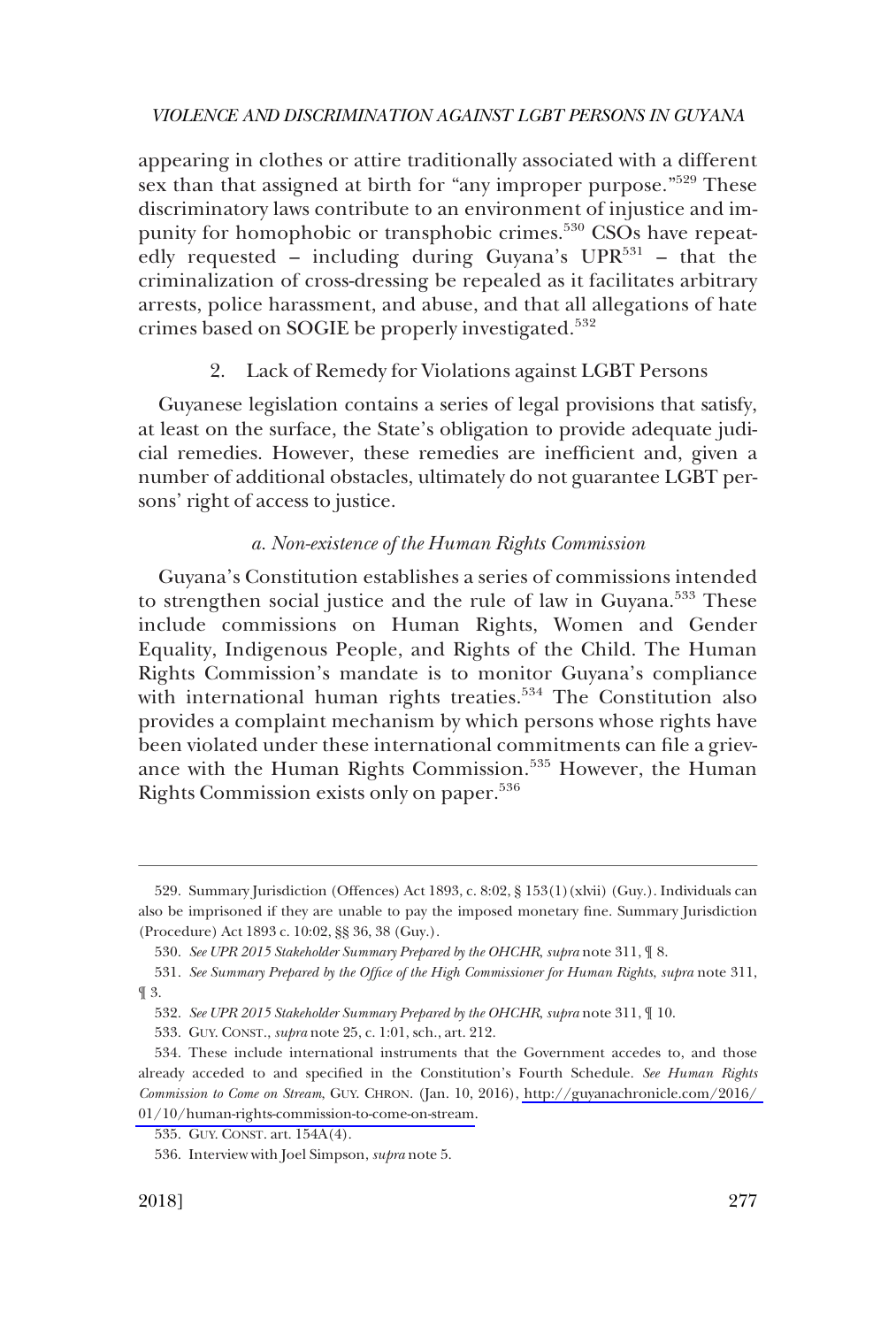appearing in clothes or attire traditionally associated with a different sex than that assigned at birth for "any improper purpose."[529] These discriminatory laws contribute to an environment of injustice and impunity for homophobic or transphobic crimes.[530] CSOs have repeatedly requested – including during Guyana's UPR[531] – that the criminalization of cross-dressing be repealed as it facilitates arbitrary arrests, police harassment, and abuse, and that all allegations of hate crimes based on SOGIE be properly investigated.[532]

### 2. Lack of Remedy for Violations against LGBT Persons

Guyanese legislation contains a series of legal provisions that satisfy, at least on the surface, the State's obligation to provide adequate judicial remedies. However, these remedies are inefficient and, given a number of additional obstacles, ultimately do not guarantee LGBT persons' right of access to justice.

#### *a. Non-existence of the Human Rights Commission*

Guyana's Constitution establishes a series of commissions intended to strengthen social justice and the rule of law in Guyana.[533] These include commissions on Human Rights, Women and Gender Equality, Indigenous People, and Rights of the Child. The Human Rights Commission's mandate is to monitor Guyana's compliance with international human rights treaties.[534] The Constitution also provides a complaint mechanism by which persons whose rights have been violated under these international commitments can file a grievance with the Human Rights Commission.[535] However, the Human Rights Commission exists only on paper.[536]

---

529. Summary Jurisdiction (Offences) Act 1893, c. 8:02, § 153(1)(xlvii) (Guy.). Individuals can also be imprisoned if they are unable to pay the imposed monetary fine. Summary Jurisdiction (Procedure) Act 1893 c. 10:02, §§ 36, 38 (Guy.).

530. *See UPR 2015 Stakeholder Summary Prepared by the OHCHR*, *supra* note 311, ¶ 8.

531. *See Summary Prepared by the Office of the High Commissioner for Human Rights*, *supra* note 311, ¶ 3.

532. *See UPR 2015 Stakeholder Summary Prepared by the OHCHR*, *supra* note 311, ¶ 10.

533. GUY. CONST., *supra* note 25, c. 1:01, sch., art. 212.

534. These include international instruments that the Government accedes to, and those already acceded to and specified in the Constitution's Fourth Schedule. *See Human Rights Commission to Come on Stream*, GUY. CHRON. (Jan. 10, 2016), http://guyanachronicle.com/2016/01/10/human-rights-commission-to-come-on-stream.

535. GUY. CONST. art. 154A(4).

536. Interview with Joel Simpson, *supra* note 5.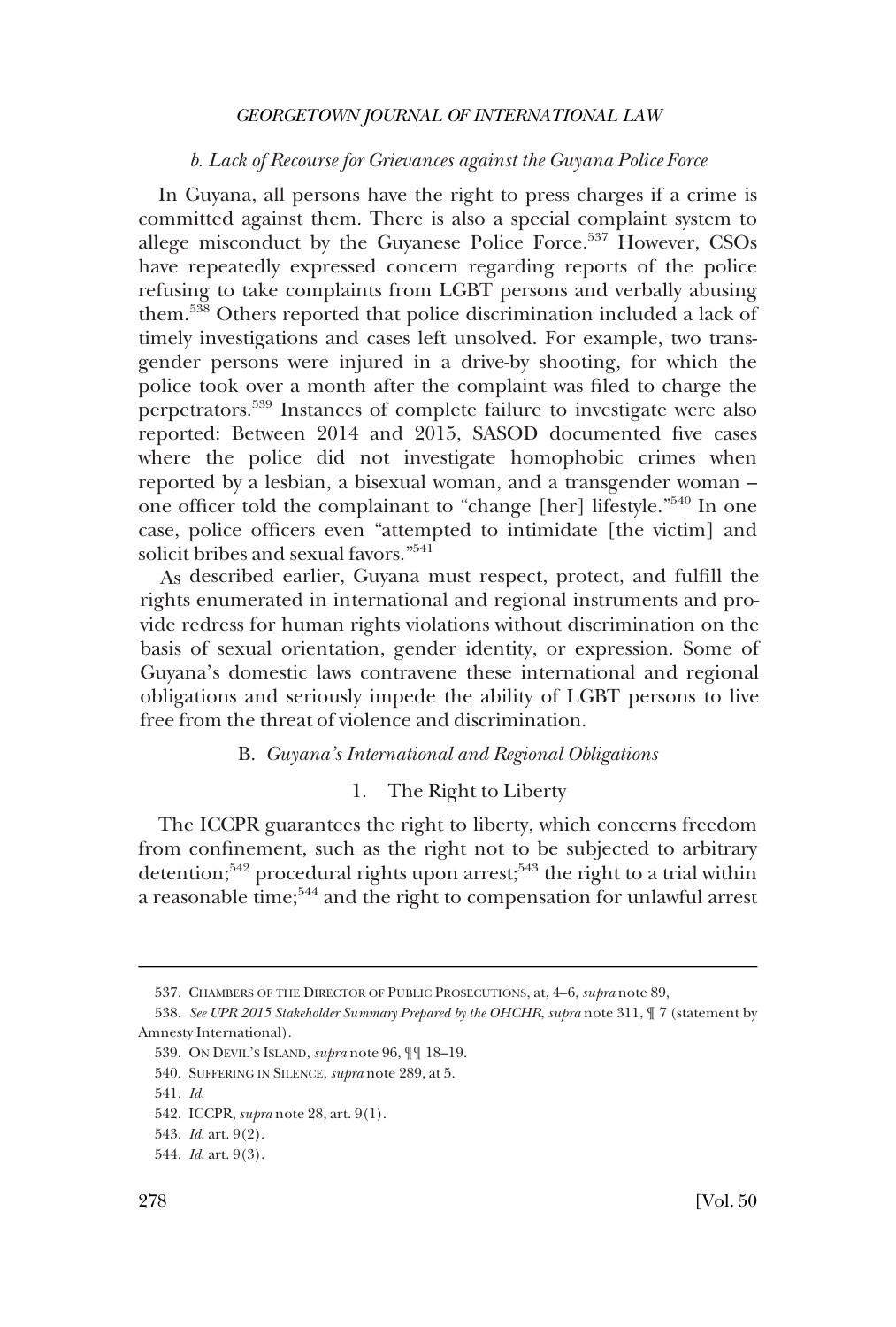#### *b. Lack of Recourse for Grievances against the Guyana Police Force*

In Guyana, all persons have the right to press charges if a crime is committed against them. There is also a special complaint system to allege misconduct by the Guyanese Police Force.[537] However, CSOs have repeatedly expressed concern regarding reports of the police refusing to take complaints from LGBT persons and verbally abusing them.[538] Others reported that police discrimination included a lack of timely investigations and cases left unsolved. For example, two transgender persons were injured in a drive-by shooting, for which the police took over a month after the complaint was filed to charge the perpetrators.[539] Instances of complete failure to investigate were also reported: Between 2014 and 2015, SASOD documented five cases where the police did not investigate homophobic crimes when reported by a lesbian, a bisexual woman, and a transgender woman – one officer told the complainant to "change [her] lifestyle."[540] In one case, police officers even "attempted to intimidate [the victim] and solicit bribes and sexual favors."[541]

As described earlier, Guyana must respect, protect, and fulfill the rights enumerated in international and regional instruments and provide redress for human rights violations without discrimination on the basis of sexual orientation, gender identity, or expression. Some of Guyana's domestic laws contravene these international and regional obligations and seriously impede the ability of LGBT persons to live free from the threat of violence and discrimination.

## B. *Guyana's International and Regional Obligations*

### 1. The Right to Liberty

The ICCPR guarantees the right to liberty, which concerns freedom from confinement, such as the right not to be subjected to arbitrary detention;[542] procedural rights upon arrest;[543] the right to a trial within a reasonable time;[544] and the right to compensation for unlawful arrest

---

537. CHAMBERS OF THE DIRECTOR OF PUBLIC PROSECUTIONS, at, 4–6, *supra* note 89,

538. *See UPR 2015 Stakeholder Summary Prepared by the OHCHR*, *supra* note 311, ¶ 7 (statement by Amnesty International).

539. ON DEVIL'S ISLAND, *supra* note 96, ¶¶ 18–19.

540. SUFFERING IN SILENCE, *supra* note 289, at 5.

541. *Id.*

542. ICCPR, *supra* note 28, art. 9(1).

543. *Id.* art. 9(2).

544. *Id.* art. 9(3).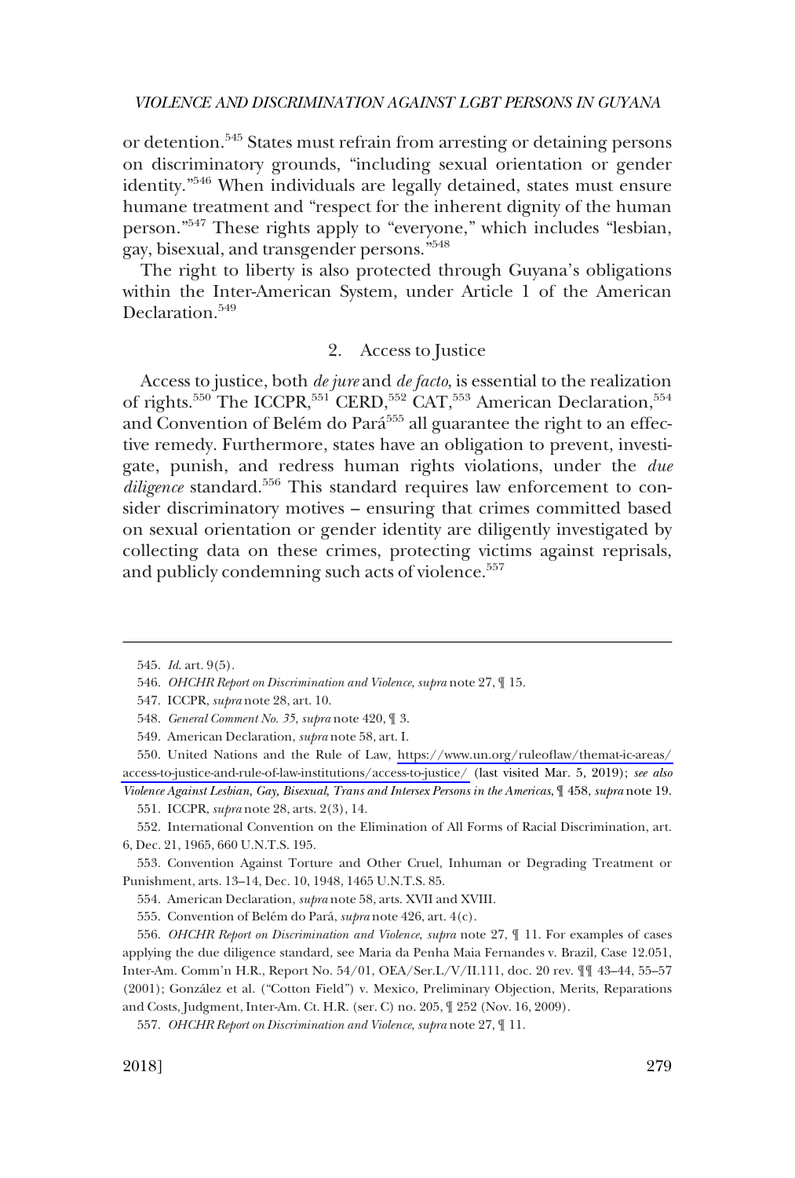or detention.[545] States must refrain from arresting or detaining persons on discriminatory grounds, "including sexual orientation or gender identity."[546] When individuals are legally detained, states must ensure humane treatment and "respect for the inherent dignity of the human person."[547] These rights apply to "everyone," which includes "lesbian, gay, bisexual, and transgender persons."[548]

The right to liberty is also protected through Guyana's obligations within the Inter-American System, under Article 1 of the American Declaration.[549]

### 2. Access to Justice

Access to justice, both *de jure* and *de facto*, is essential to the realization of rights.[550] The ICCPR,[551] CERD,[552] CAT,[553] American Declaration,[554] and Convention of Belém do Pará[555] all guarantee the right to an effective remedy. Furthermore, states have an obligation to prevent, investigate, punish, and redress human rights violations, under the *due diligence* standard.[556] This standard requires law enforcement to consider discriminatory motives – ensuring that crimes committed based on sexual orientation or gender identity are diligently investigated by collecting data on these crimes, protecting victims against reprisals, and publicly condemning such acts of violence.[557]

---

545. *Id.* art. 9(5).

546. *OHCHR Report on Discrimination and Violence*, *supra* note 27, ¶ 15.

547. ICCPR, *supra* note 28, art. 10.

548. *General Comment No. 35*, *supra* note 420, ¶ 3.

549. American Declaration, *supra* note 58, art. I.

550. United Nations and the Rule of Law, https://www.un.org/ruleoflaw/thematic-areas/access-to-justice-and-rule-of-law-institutions/access-to-justice/ (last visited Mar. 5, 2019); *see also Violence Against Lesbian, Gay, Bisexual, Trans and Intersex Persons in the Americas*, ¶ 458, *supra* note 19.

551. ICCPR, *supra* note 28, arts. 2(3), 14.

552. International Convention on the Elimination of All Forms of Racial Discrimination, art. 6, Dec. 21, 1965, 660 U.N.T.S. 195.

553. Convention Against Torture and Other Cruel, Inhuman or Degrading Treatment or Punishment, arts. 13–14, Dec. 10, 1948, 1465 U.N.T.S. 85.

554. American Declaration, *supra* note 58, arts. XVII and XVIII.

555. Convention of Belém do Pará, *supra* note 426, art. 4(c).

556. *OHCHR Report on Discrimination and Violence*, *supra* note 27, ¶ 11. For examples of cases applying the due diligence standard, see Maria da Penha Maia Fernandes v. Brazil, Case 12.051, Inter-Am. Comm'n H.R., Report No. 54/01, OEA/Ser.L/V/II.111, doc. 20 rev. ¶¶ 43–44, 55–57 (2001); González et al. ("Cotton Field") v. Mexico, Preliminary Objection, Merits, Reparations and Costs, Judgment, Inter-Am. Ct. H.R. (ser. C) no. 205, ¶ 252 (Nov. 16, 2009).

557. *OHCHR Report on Discrimination and Violence*, *supra* note 27, ¶ 11.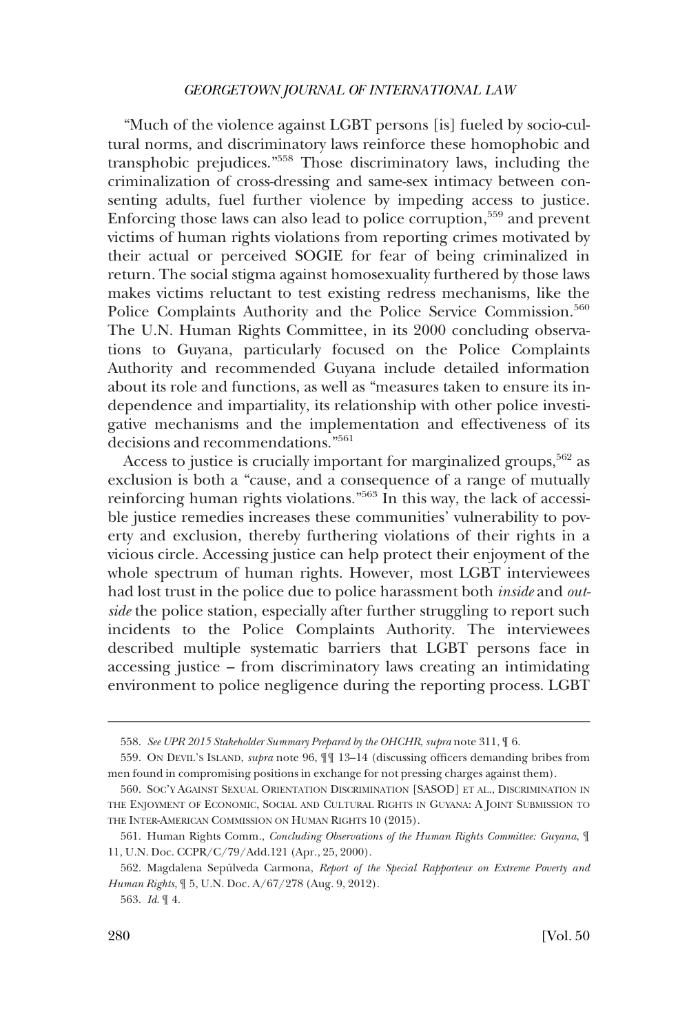"Much of the violence against LGBT persons [is] fueled by socio-cultural norms, and discriminatory laws reinforce these homophobic and transphobic prejudices."[558] Those discriminatory laws, including the criminalization of cross-dressing and same-sex intimacy between consenting adults, fuel further violence by impeding access to justice. Enforcing those laws can also lead to police corruption,[559] and prevent victims of human rights violations from reporting crimes motivated by their actual or perceived SOGIE for fear of being criminalized in return. The social stigma against homosexuality furthered by those laws makes victims reluctant to test existing redress mechanisms, like the Police Complaints Authority and the Police Service Commission.[560] The U.N. Human Rights Committee, in its 2000 concluding observations to Guyana, particularly focused on the Police Complaints Authority and recommended Guyana include detailed information about its role and functions, as well as "measures taken to ensure its independence and impartiality, its relationship with other police investigative mechanisms and the implementation and effectiveness of its decisions and recommendations."[561]

Access to justice is crucially important for marginalized groups,[562] as exclusion is both a "cause, and a consequence of a range of mutually reinforcing human rights violations."[563] In this way, the lack of accessible justice remedies increases these communities' vulnerability to poverty and exclusion, thereby furthering violations of their rights in a vicious circle. Accessing justice can help protect their enjoyment of the whole spectrum of human rights. However, most LGBT interviewees had lost trust in the police due to police harassment both *inside* and *outside* the police station, especially after further struggling to report such incidents to the Police Complaints Authority. The interviewees described multiple systematic barriers that LGBT persons face in accessing justice – from discriminatory laws creating an intimidating environment to police negligence during the reporting process. LGBT

---

558. *See UPR 2015 Stakeholder Summary Prepared by the OHCHR*, *supra* note 311, ¶ 6.

559. ON DEVIL'S ISLAND, *supra* note 96, ¶¶ 13–14 (discussing officers demanding bribes from men found in compromising positions in exchange for not pressing charges against them).

560. SOC'Y AGAINST SEXUAL ORIENTATION DISCRIMINATION [SASOD] ET AL., DISCRIMINATION IN THE ENJOYMENT OF ECONOMIC, SOCIAL AND CULTURAL RIGHTS IN GUYANA: A JOINT SUBMISSION TO THE INTER-AMERICAN COMMISSION ON HUMAN RIGHTS 10 (2015).

561. Human Rights Comm., *Concluding Observations of the Human Rights Committee: Guyana*, ¶ 11, U.N. Doc. CCPR/C/79/Add.121 (Apr., 25, 2000).

562. Magdalena Sepúlveda Carmona, *Report of the Special Rapporteur on Extreme Poverty and Human Rights*, ¶ 5, U.N. Doc. A/67/278 (Aug. 9, 2012).

563. *Id.* ¶ 4.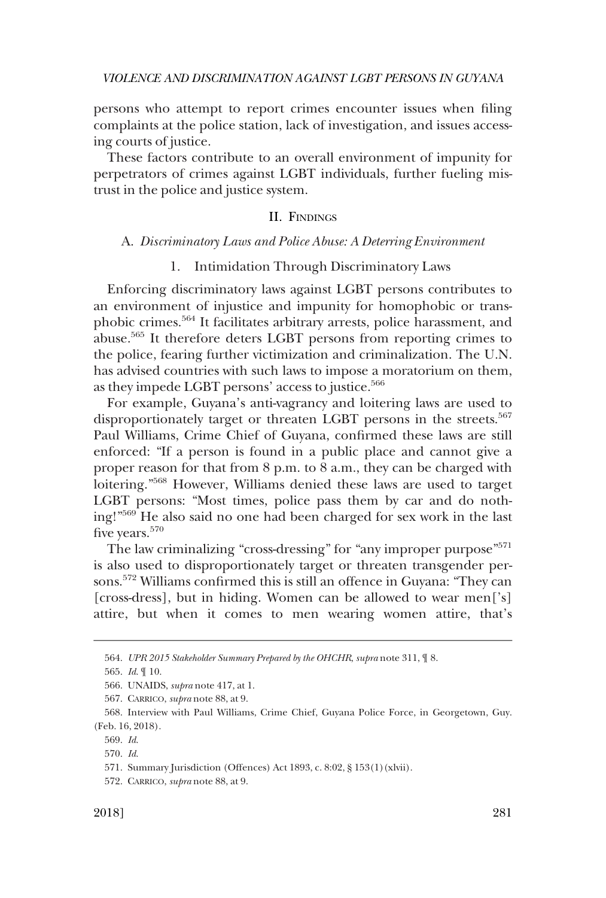persons who attempt to report crimes encounter issues when filing complaints at the police station, lack of investigation, and issues accessing courts of justice.

These factors contribute to an overall environment of impunity for perpetrators of crimes against LGBT individuals, further fueling mistrust in the police and justice system.

## II. Findings

### A. *Discriminatory Laws and Police Abuse: A Deterring Environment*

#### 1. Intimidation Through Discriminatory Laws

Enforcing discriminatory laws against LGBT persons contributes to an environment of injustice and impunity for homophobic or transphobic crimes.[564] It facilitates arbitrary arrests, police harassment, and abuse.[565] It therefore deters LGBT persons from reporting crimes to the police, fearing further victimization and criminalization. The U.N. has advised countries with such laws to impose a moratorium on them, as they impede LGBT persons' access to justice.[566]

For example, Guyana's anti-vagrancy and loitering laws are used to disproportionately target or threaten LGBT persons in the streets.[567] Paul Williams, Crime Chief of Guyana, confirmed these laws are still enforced: "If a person is found in a public place and cannot give a proper reason for that from 8 p.m. to 8 a.m., they can be charged with loitering."[568] However, Williams denied these laws are used to target LGBT persons: "Most times, police pass them by car and do nothing!"[569] He also said no one had been charged for sex work in the last five years.[570]

The law criminalizing "cross-dressing" for "any improper purpose"[571] is also used to disproportionately target or threaten transgender persons.[572] Williams confirmed this is still an offence in Guyana: "They can [cross-dress], but in hiding. Women can be allowed to wear men['s] attire, but when it comes to men wearing women attire, that's

---

564. *UPR 2015 Stakeholder Summary Prepared by the OHCHR*, *supra* note 311, ¶ 8.

565. *Id.* ¶ 10.

566. UNAIDS, *supra* note 417, at 1.

567. Carrico, *supra* note 88, at 9.

568. Interview with Paul Williams, Crime Chief, Guyana Police Force, in Georgetown, Guy. (Feb. 16, 2018).

569. *Id.*

570. *Id.*

571. Summary Jurisdiction (Offences) Act 1893, c. 8:02, § 153(1)(xlvii).

572. Carrico, *supra* note 88, at 9.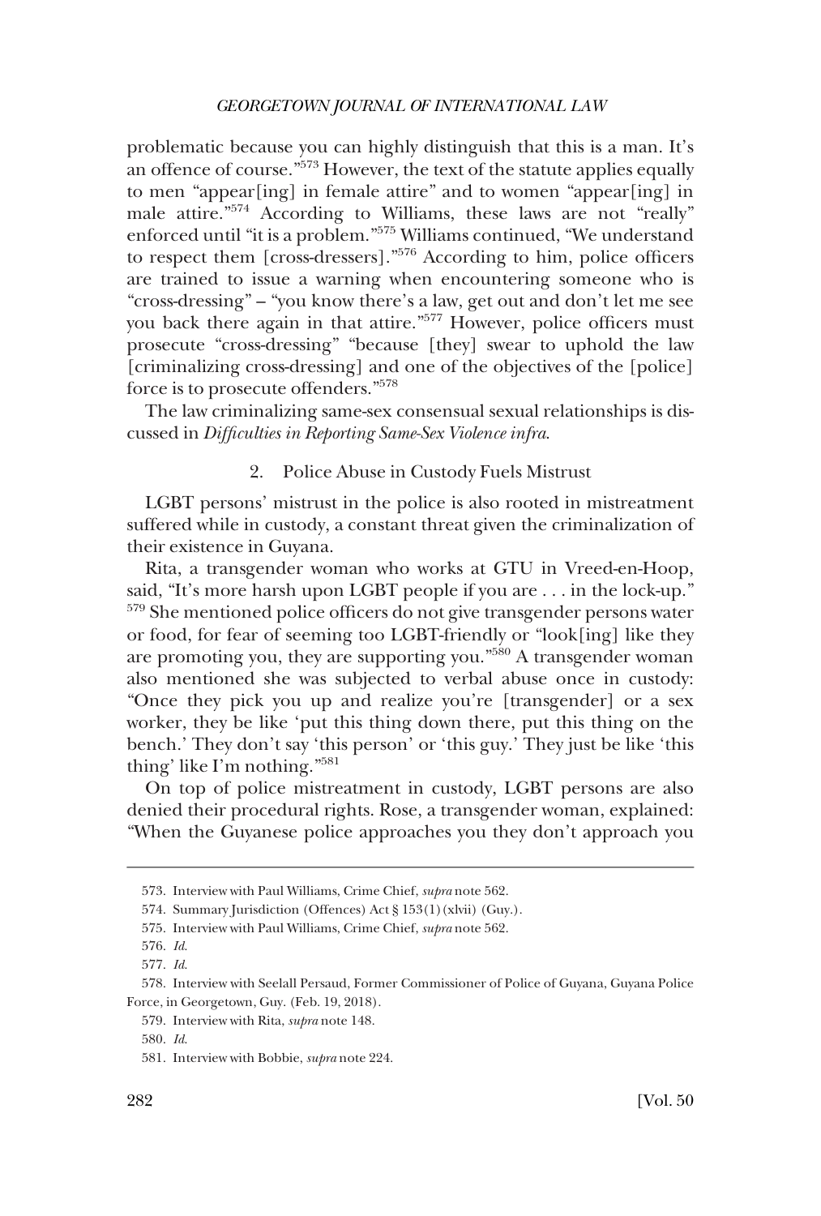problematic because you can highly distinguish that this is a man. It's an offence of course."[573] However, the text of the statute applies equally to men "appear[ing] in female attire" and to women "appear[ing] in male attire."[574] According to Williams, these laws are not "really" enforced until "it is a problem."[575] Williams continued, "We understand to respect them [cross-dressers]."[576] According to him, police officers are trained to issue a warning when encountering someone who is "cross-dressing" – "you know there's a law, get out and don't let me see you back there again in that attire."[577] However, police officers must prosecute "cross-dressing" "because [they] swear to uphold the law [criminalizing cross-dressing] and one of the objectives of the [police] force is to prosecute offenders."[578]

The law criminalizing same-sex consensual sexual relationships is discussed in *Difficulties in Reporting Same-Sex Violence infra*.

### 2. Police Abuse in Custody Fuels Mistrust

LGBT persons' mistrust in the police is also rooted in mistreatment suffered while in custody, a constant threat given the criminalization of their existence in Guyana.

Rita, a transgender woman who works at GTU in Vreed-en-Hoop, said, "It's more harsh upon LGBT people if you are . . . in the lock-up." [579] She mentioned police officers do not give transgender persons water or food, for fear of seeming too LGBT-friendly or "look[ing] like they are promoting you, they are supporting you."[580] A transgender woman also mentioned she was subjected to verbal abuse once in custody: "Once they pick you up and realize you're [transgender] or a sex worker, they be like 'put this thing down there, put this thing on the bench.' They don't say 'this person' or 'this guy.' They just be like 'this thing' like I'm nothing."[581]

On top of police mistreatment in custody, LGBT persons are also denied their procedural rights. Rose, a transgender woman, explained: "When the Guyanese police approaches you they don't approach you

---

573. Interview with Paul Williams, Crime Chief, *supra* note 562.

574. Summary Jurisdiction (Offences) Act § 153(1)(xlvii) (Guy.).

575. Interview with Paul Williams, Crime Chief, *supra* note 562.

576. *Id.*

577. *Id.*

578. Interview with Seelall Persaud, Former Commissioner of Police of Guyana, Guyana Police Force, in Georgetown, Guy. (Feb. 19, 2018).

579. Interview with Rita, *supra* note 148.

580. *Id.*

581. Interview with Bobbie, *supra* note 224.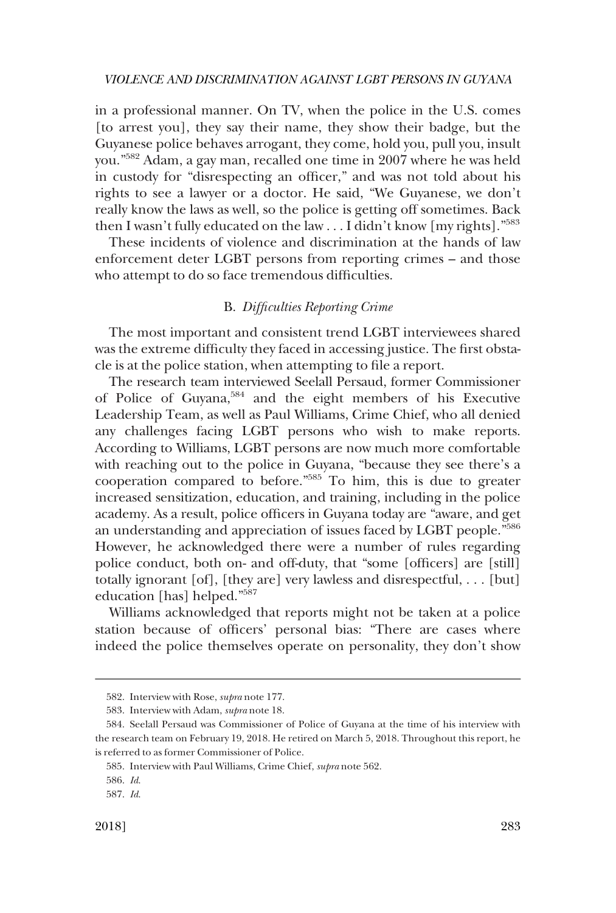in a professional manner. On TV, when the police in the U.S. comes [to arrest you], they say their name, they show their badge, but the Guyanese police behaves arrogant, they come, hold you, pull you, insult you."[582] Adam, a gay man, recalled one time in 2007 where he was held in custody for "disrespecting an officer," and was not told about his rights to see a lawyer or a doctor. He said, "We Guyanese, we don't really know the laws as well, so the police is getting off sometimes. Back then I wasn't fully educated on the law . . . I didn't know [my rights]."[583]

These incidents of violence and discrimination at the hands of law enforcement deter LGBT persons from reporting crimes – and those who attempt to do so face tremendous difficulties.

### B. *Difficulties Reporting Crime*

The most important and consistent trend LGBT interviewees shared was the extreme difficulty they faced in accessing justice. The first obstacle is at the police station, when attempting to file a report.

The research team interviewed Seelall Persaud, former Commissioner of Police of Guyana,[584] and the eight members of his Executive Leadership Team, as well as Paul Williams, Crime Chief, who all denied any challenges facing LGBT persons who wish to make reports. According to Williams, LGBT persons are now much more comfortable with reaching out to the police in Guyana, "because they see there's a cooperation compared to before."[585] To him, this is due to greater increased sensitization, education, and training, including in the police academy. As a result, police officers in Guyana today are "aware, and get an understanding and appreciation of issues faced by LGBT people."[586] However, he acknowledged there were a number of rules regarding police conduct, both on- and off-duty, that "some [officers] are [still] totally ignorant [of], [they are] very lawless and disrespectful, . . . [but] education [has] helped."[587]

Williams acknowledged that reports might not be taken at a police station because of officers' personal bias: "There are cases where indeed the police themselves operate on personality, they don't show

---

582. Interview with Rose, *supra* note 177.

583. Interview with Adam, *supra* note 18.

584. Seelall Persaud was Commissioner of Police of Guyana at the time of his interview with the research team on February 19, 2018. He retired on March 5, 2018. Throughout this report, he is referred to as former Commissioner of Police.

585. Interview with Paul Williams, Crime Chief, *supra* note 562.

586. *Id.*

587. *Id.*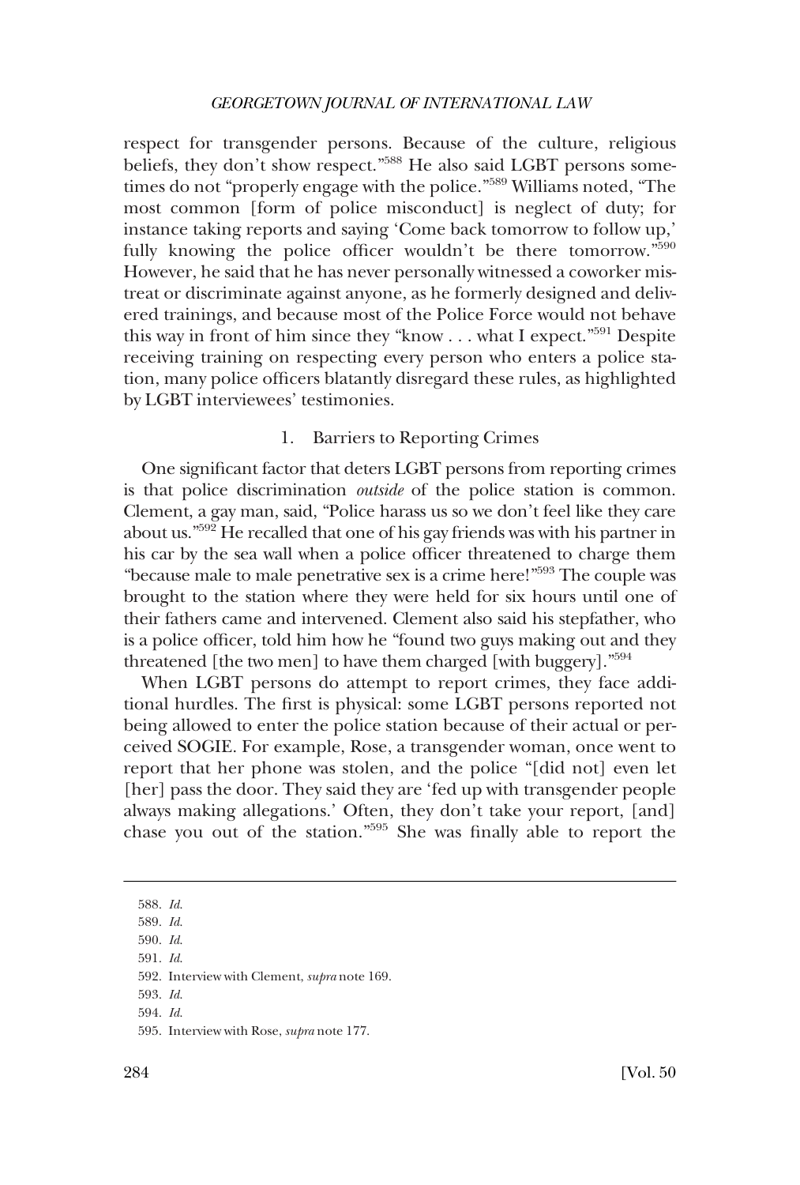respect for transgender persons. Because of the culture, religious beliefs, they don't show respect."[588] He also said LGBT persons sometimes do not "properly engage with the police."[589] Williams noted, "The most common [form of police misconduct] is neglect of duty; for instance taking reports and saying 'Come back tomorrow to follow up,' fully knowing the police officer wouldn't be there tomorrow."[590] However, he said that he has never personally witnessed a coworker mistreat or discriminate against anyone, as he formerly designed and delivered trainings, and because most of the Police Force would not behave this way in front of him since they "know . . . what I expect."[591] Despite receiving training on respecting every person who enters a police station, many police officers blatantly disregard these rules, as highlighted by LGBT interviewees' testimonies.

### 1. Barriers to Reporting Crimes

One significant factor that deters LGBT persons from reporting crimes is that police discrimination *outside* of the police station is common. Clement, a gay man, said, "Police harass us so we don't feel like they care about us."[592] He recalled that one of his gay friends was with his partner in his car by the sea wall when a police officer threatened to charge them "because male to male penetrative sex is a crime here!"[593] The couple was brought to the station where they were held for six hours until one of their fathers came and intervened. Clement also said his stepfather, who is a police officer, told him how he "found two guys making out and they threatened [the two men] to have them charged [with buggery]."[594]

When LGBT persons do attempt to report crimes, they face additional hurdles. The first is physical: some LGBT persons reported not being allowed to enter the police station because of their actual or perceived SOGIE. For example, Rose, a transgender woman, once went to report that her phone was stolen, and the police "[did not] even let [her] pass the door. They said they are 'fed up with transgender people always making allegations.' Often, they don't take your report, [and] chase you out of the station."[595] She was finally able to report the

---

588. *Id.*

589. *Id.*

590. *Id.*

591. *Id.*

592. Interview with Clement, *supra* note 169.

593. *Id.*

594. *Id.*

595. Interview with Rose, *supra* note 177.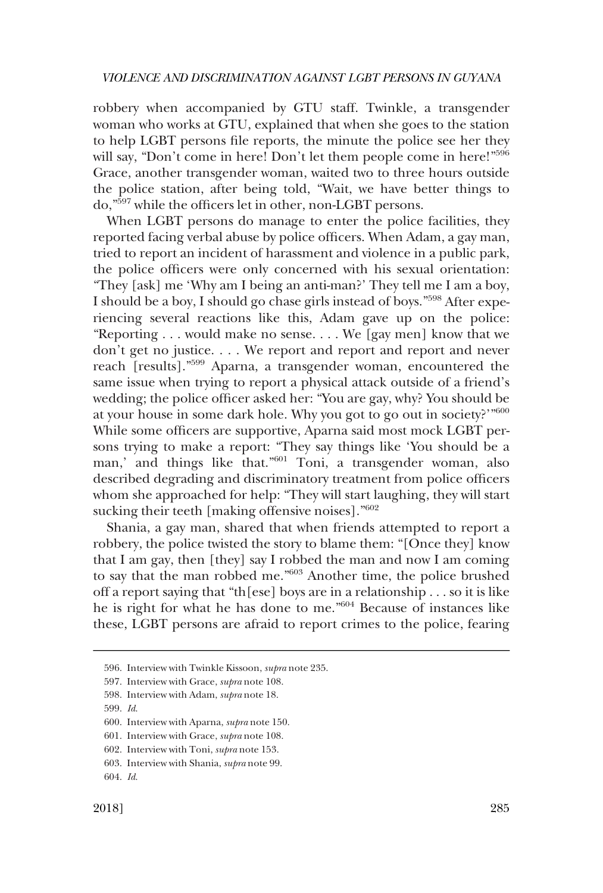robbery when accompanied by GTU staff. Twinkle, a transgender woman who works at GTU, explained that when she goes to the station to help LGBT persons file reports, the minute the police see her they will say, "Don't come in here! Don't let them people come in here!"[596] Grace, another transgender woman, waited two to three hours outside the police station, after being told, "Wait, we have better things to do,"[597] while the officers let in other, non-LGBT persons.

When LGBT persons do manage to enter the police facilities, they reported facing verbal abuse by police officers. When Adam, a gay man, tried to report an incident of harassment and violence in a public park, the police officers were only concerned with his sexual orientation: "They [ask] me 'Why am I being an anti-man?' They tell me I am a boy, I should be a boy, I should go chase girls instead of boys."[598] After experiencing several reactions like this, Adam gave up on the police: "Reporting . . . would make no sense. . . . We [gay men] know that we don't get no justice. . . . We report and report and report and never reach [results]."[599] Aparna, a transgender woman, encountered the same issue when trying to report a physical attack outside of a friend's wedding; the police officer asked her: "You are gay, why? You should be at your house in some dark hole. Why you got to go out in society?'"[600] While some officers are supportive, Aparna said most mock LGBT persons trying to make a report: "They say things like 'You should be a man,' and things like that."[601] Toni, a transgender woman, also described degrading and discriminatory treatment from police officers whom she approached for help: "They will start laughing, they will start sucking their teeth [making offensive noises]."[602]

Shania, a gay man, shared that when friends attempted to report a robbery, the police twisted the story to blame them: "[Once they] know that I am gay, then [they] say I robbed the man and now I am coming to say that the man robbed me."[603] Another time, the police brushed off a report saying that "th[ese] boys are in a relationship . . . so it is like he is right for what he has done to me."[604] Because of instances like these, LGBT persons are afraid to report crimes to the police, fearing

596. Interview with Twinkle Kissoon, *supra* note 235.

597. Interview with Grace, *supra* note 108.

598. Interview with Adam, *supra* note 18.

599. *Id.*

600. Interview with Aparna, *supra* note 150.

601. Interview with Grace, *supra* note 108.

602. Interview with Toni, *supra* note 153.

603. Interview with Shania, *supra* note 99.

604. *Id.*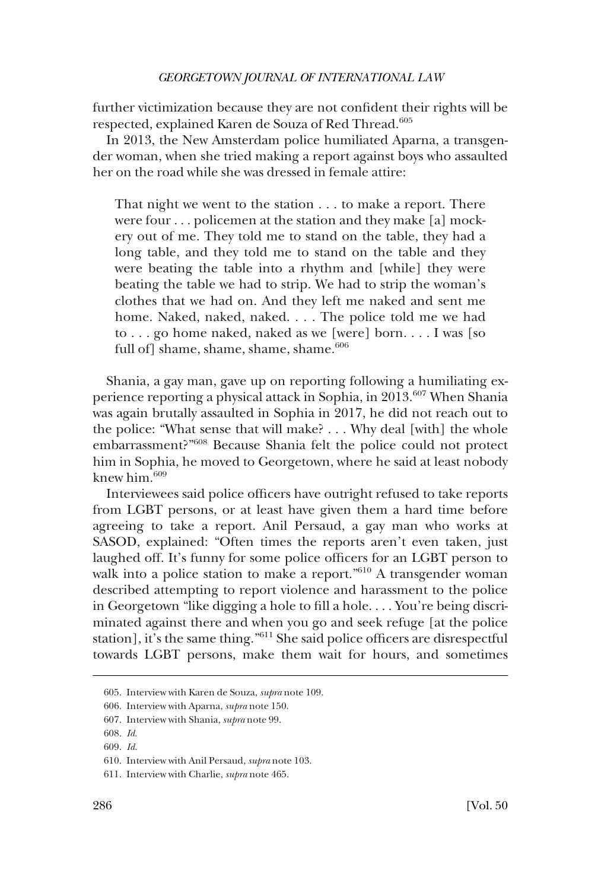further victimization because they are not confident their rights will be respected, explained Karen de Souza of Red Thread.[605]

In 2013, the New Amsterdam police humiliated Aparna, a transgender woman, when she tried making a report against boys who assaulted her on the road while she was dressed in female attire:

> That night we went to the station . . . to make a report. There were four . . . policemen at the station and they make [a] mockery out of me. They told me to stand on the table, they had a long table, and they told me to stand on the table and they were beating the table into a rhythm and [while] they were beating the table we had to strip. We had to strip the woman's clothes that we had on. And they left me naked and sent me home. Naked, naked, naked. . . . The police told me we had to . . . go home naked, naked as we [were] born. . . . I was [so full of] shame, shame, shame, shame.[606]

Shania, a gay man, gave up on reporting following a humiliating experience reporting a physical attack in Sophia, in 2013.[607] When Shania was again brutally assaulted in Sophia in 2017, he did not reach out to the police: "What sense that will make? . . . Why deal [with] the whole embarrassment?"[608] Because Shania felt the police could not protect him in Sophia, he moved to Georgetown, where he said at least nobody knew him.[609]

Interviewees said police officers have outright refused to take reports from LGBT persons, or at least have given them a hard time before agreeing to take a report. Anil Persaud, a gay man who works at SASOD, explained: "Often times the reports aren't even taken, just laughed off. It's funny for some police officers for an LGBT person to walk into a police station to make a report."[610] A transgender woman described attempting to report violence and harassment to the police in Georgetown "like digging a hole to fill a hole. . . . You're being discriminated against there and when you go and seek refuge [at the police station], it's the same thing."[611] She said police officers are disrespectful towards LGBT persons, make them wait for hours, and sometimes

---

605. Interview with Karen de Souza, *supra* note 109.

606. Interview with Aparna, *supra* note 150.

607. Interview with Shania, *supra* note 99.

608. *Id.*

609. *Id.*

610. Interview with Anil Persaud, *supra* note 103.

611. Interview with Charlie, *supra* note 465.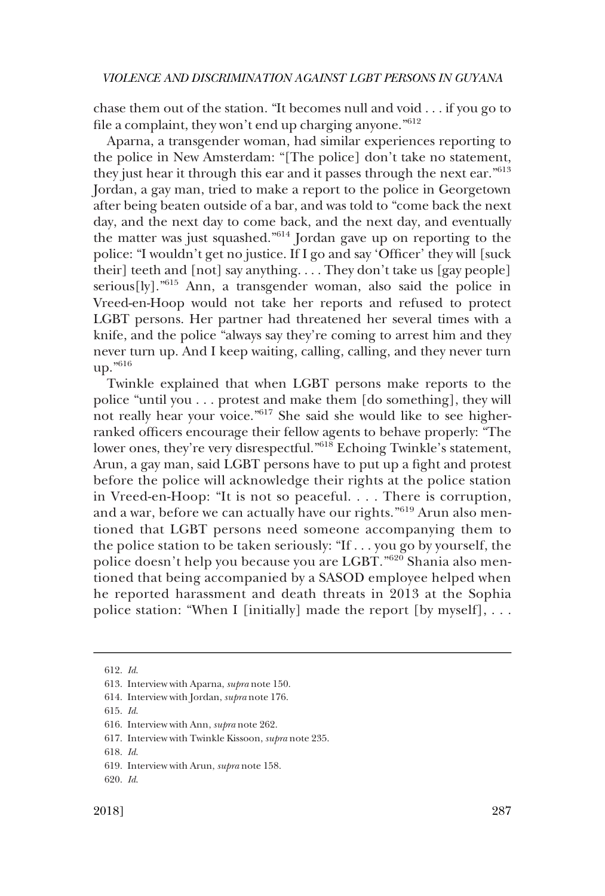chase them out of the station. "It becomes null and void . . . if you go to file a complaint, they won't end up charging anyone."[612]

Aparna, a transgender woman, had similar experiences reporting to the police in New Amsterdam: "[The police] don't take no statement, they just hear it through this ear and it passes through the next ear."[613] Jordan, a gay man, tried to make a report to the police in Georgetown after being beaten outside of a bar, and was told to "come back the next day, and the next day to come back, and the next day, and eventually the matter was just squashed."[614] Jordan gave up on reporting to the police: "I wouldn't get no justice. If I go and say 'Officer' they will [suck their] teeth and [not] say anything. . . . They don't take us [gay people] serious[ly]."[615] Ann, a transgender woman, also said the police in Vreed-en-Hoop would not take her reports and refused to protect LGBT persons. Her partner had threatened her several times with a knife, and the police "always say they're coming to arrest him and they never turn up. And I keep waiting, calling, calling, and they never turn up."[616]

Twinkle explained that when LGBT persons make reports to the police "until you . . . protest and make them [do something], they will not really hear your voice."[617] She said she would like to see higher-ranked officers encourage their fellow agents to behave properly: "The lower ones, they're very disrespectful."[618] Echoing Twinkle's statement, Arun, a gay man, said LGBT persons have to put up a fight and protest before the police will acknowledge their rights at the police station in Vreed-en-Hoop: "It is not so peaceful. . . . There is corruption, and a war, before we can actually have our rights."[619] Arun also mentioned that LGBT persons need someone accompanying them to the police station to be taken seriously: "If . . . you go by yourself, the police doesn't help you because you are LGBT."[620] Shania also mentioned that being accompanied by a SASOD employee helped when he reported harassment and death threats in 2013 at the Sophia police station: "When I [initially] made the report [by myself], . . .

---

612. *Id.*

613. Interview with Aparna, *supra* note 150.

614. Interview with Jordan, *supra* note 176.

615. *Id.*

616. Interview with Ann, *supra* note 262.

617. Interview with Twinkle Kissoon, *supra* note 235.

618. *Id.*

619. Interview with Arun, *supra* note 158.

620. *Id.*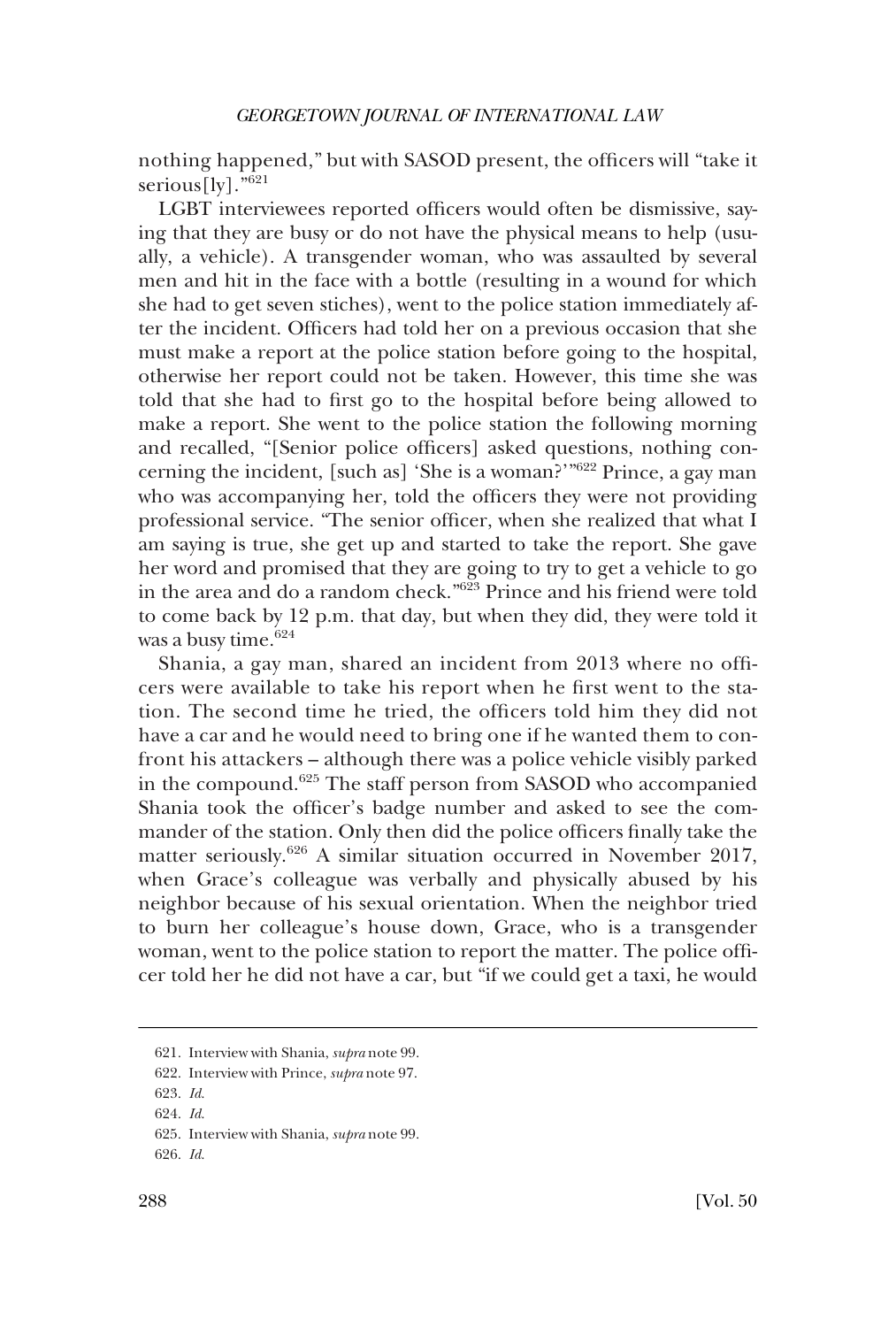nothing happened," but with SASOD present, the officers will "take it serious[ly]."[621]

LGBT interviewees reported officers would often be dismissive, saying that they are busy or do not have the physical means to help (usually, a vehicle). A transgender woman, who was assaulted by several men and hit in the face with a bottle (resulting in a wound for which she had to get seven stiches), went to the police station immediately after the incident. Officers had told her on a previous occasion that she must make a report at the police station before going to the hospital, otherwise her report could not be taken. However, this time she was told that she had to first go to the hospital before being allowed to make a report. She went to the police station the following morning and recalled, "[Senior police officers] asked questions, nothing concerning the incident, [such as] 'She is a woman?'"[622] Prince, a gay man who was accompanying her, told the officers they were not providing professional service. "The senior officer, when she realized that what I am saying is true, she get up and started to take the report. She gave her word and promised that they are going to try to get a vehicle to go in the area and do a random check."[623] Prince and his friend were told to come back by 12 p.m. that day, but when they did, they were told it was a busy time.[624]

Shania, a gay man, shared an incident from 2013 where no officers were available to take his report when he first went to the station. The second time he tried, the officers told him they did not have a car and he would need to bring one if he wanted them to confront his attackers – although there was a police vehicle visibly parked in the compound.[625] The staff person from SASOD who accompanied Shania took the officer's badge number and asked to see the commander of the station. Only then did the police officers finally take the matter seriously.[626] A similar situation occurred in November 2017, when Grace's colleague was verbally and physically abused by his neighbor because of his sexual orientation. When the neighbor tried to burn her colleague's house down, Grace, who is a transgender woman, went to the police station to report the matter. The police officer told her he did not have a car, but "if we could get a taxi, he would

621. Interview with Shania, *supra* note 99.

622. Interview with Prince, *supra* note 97.

623. *Id.*

624. *Id.*

625. Interview with Shania, *supra* note 99.

626. *Id.*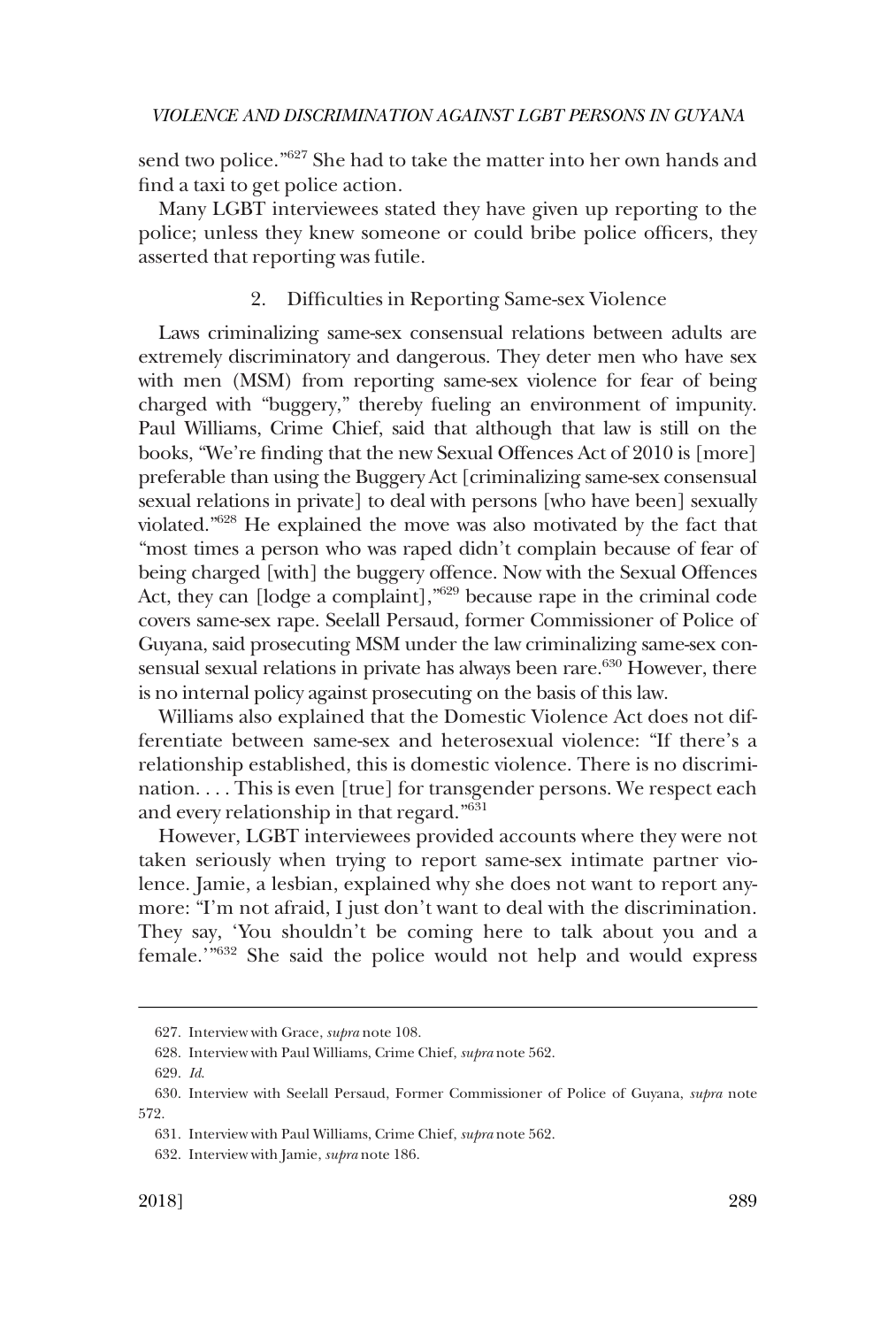send two police."[627] She had to take the matter into her own hands and find a taxi to get police action.

Many LGBT interviewees stated they have given up reporting to the police; unless they knew someone or could bribe police officers, they asserted that reporting was futile.

### 2. Difficulties in Reporting Same-sex Violence

Laws criminalizing same-sex consensual relations between adults are extremely discriminatory and dangerous. They deter men who have sex with men (MSM) from reporting same-sex violence for fear of being charged with "buggery," thereby fueling an environment of impunity. Paul Williams, Crime Chief, said that although that law is still on the books, "We're finding that the new Sexual Offences Act of 2010 is [more] preferable than using the Buggery Act [criminalizing same-sex consensual sexual relations in private] to deal with persons [who have been] sexually violated."[628] He explained the move was also motivated by the fact that "most times a person who was raped didn't complain because of fear of being charged [with] the buggery offence. Now with the Sexual Offences Act, they can [lodge a complaint],"[629] because rape in the criminal code covers same-sex rape. Seelall Persaud, former Commissioner of Police of Guyana, said prosecuting MSM under the law criminalizing same-sex consensual sexual relations in private has always been rare.[630] However, there is no internal policy against prosecuting on the basis of this law.

Williams also explained that the Domestic Violence Act does not differentiate between same-sex and heterosexual violence: "If there's a relationship established, this is domestic violence. There is no discrimination. . . . This is even [true] for transgender persons. We respect each and every relationship in that regard."[631]

However, LGBT interviewees provided accounts where they were not taken seriously when trying to report same-sex intimate partner violence. Jamie, a lesbian, explained why she does not want to report anymore: "I'm not afraid, I just don't want to deal with the discrimination. They say, 'You shouldn't be coming here to talk about you and a female.'"[632] She said the police would not help and would express

---

627. Interview with Grace, *supra* note 108.

628. Interview with Paul Williams, Crime Chief, *supra* note 562.

629. *Id.*

630. Interview with Seelall Persaud, Former Commissioner of Police of Guyana, *supra* note 572.

631. Interview with Paul Williams, Crime Chief, *supra* note 562.

632. Interview with Jamie, *supra* note 186.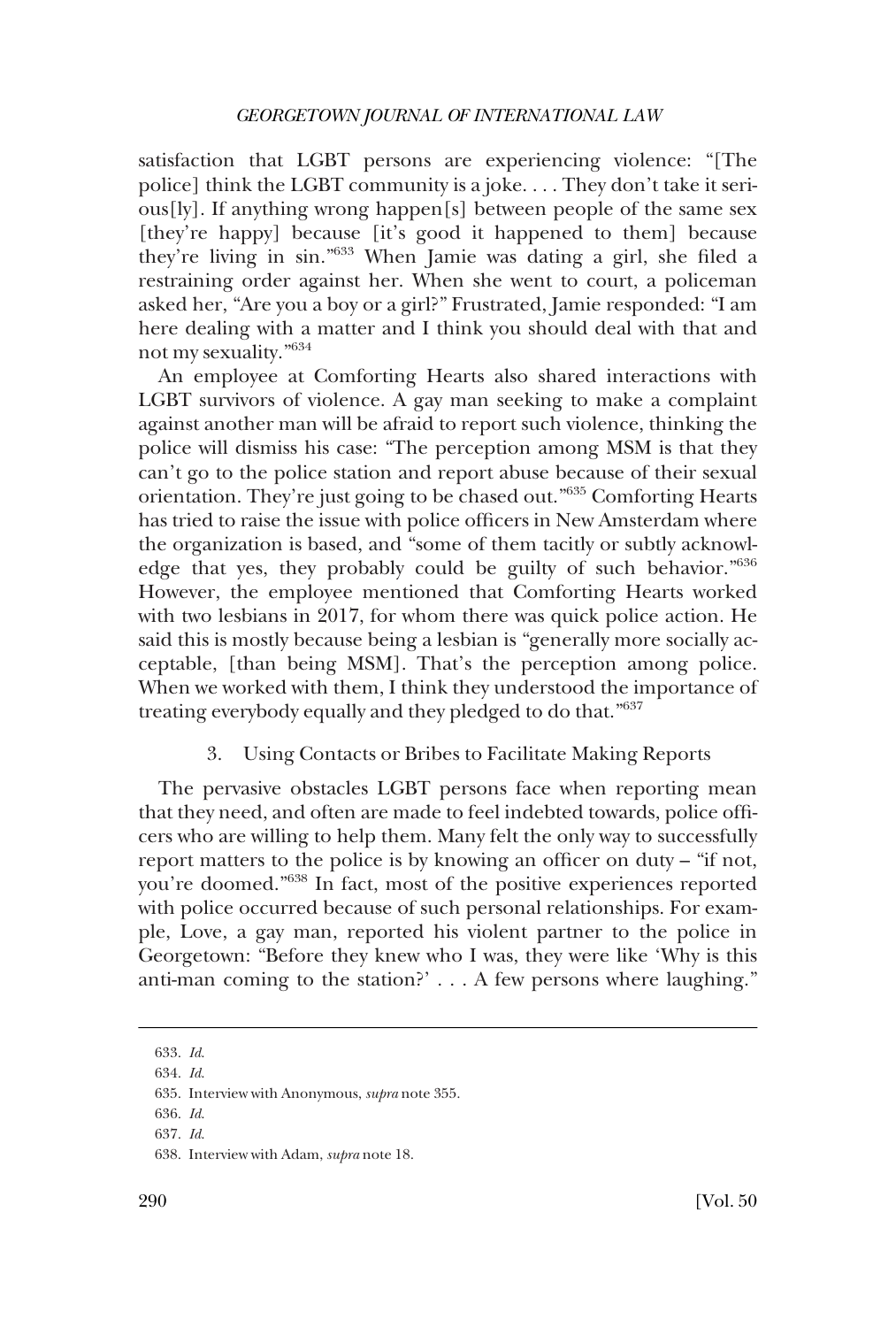satisfaction that LGBT persons are experiencing violence: "[The police] think the LGBT community is a joke. . . . They don't take it serious[ly]. If anything wrong happen[s] between people of the same sex [they're happy] because [it's good it happened to them] because they're living in sin."[633] When Jamie was dating a girl, she filed a restraining order against her. When she went to court, a policeman asked her, "Are you a boy or a girl?" Frustrated, Jamie responded: "I am here dealing with a matter and I think you should deal with that and not my sexuality."[634]

An employee at Comforting Hearts also shared interactions with LGBT survivors of violence. A gay man seeking to make a complaint against another man will be afraid to report such violence, thinking the police will dismiss his case: "The perception among MSM is that they can't go to the police station and report abuse because of their sexual orientation. They're just going to be chased out."[635] Comforting Hearts has tried to raise the issue with police officers in New Amsterdam where the organization is based, and "some of them tacitly or subtly acknowledge that yes, they probably could be guilty of such behavior."[636] However, the employee mentioned that Comforting Hearts worked with two lesbians in 2017, for whom there was quick police action. He said this is mostly because being a lesbian is "generally more socially acceptable, [than being MSM]. That's the perception among police. When we worked with them, I think they understood the importance of treating everybody equally and they pledged to do that."[637]

### 3. Using Contacts or Bribes to Facilitate Making Reports

The pervasive obstacles LGBT persons face when reporting mean that they need, and often are made to feel indebted towards, police officers who are willing to help them. Many felt the only way to successfully report matters to the police is by knowing an officer on duty – "if not, you're doomed."[638] In fact, most of the positive experiences reported with police occurred because of such personal relationships. For example, Love, a gay man, reported his violent partner to the police in Georgetown: "Before they knew who I was, they were like 'Why is this anti-man coming to the station?' . . . A few persons where laughing."

---

633. *Id.*

634. *Id.*

635. Interview with Anonymous, *supra* note 355.

636. *Id.*

637. *Id.*

638. Interview with Adam, *supra* note 18.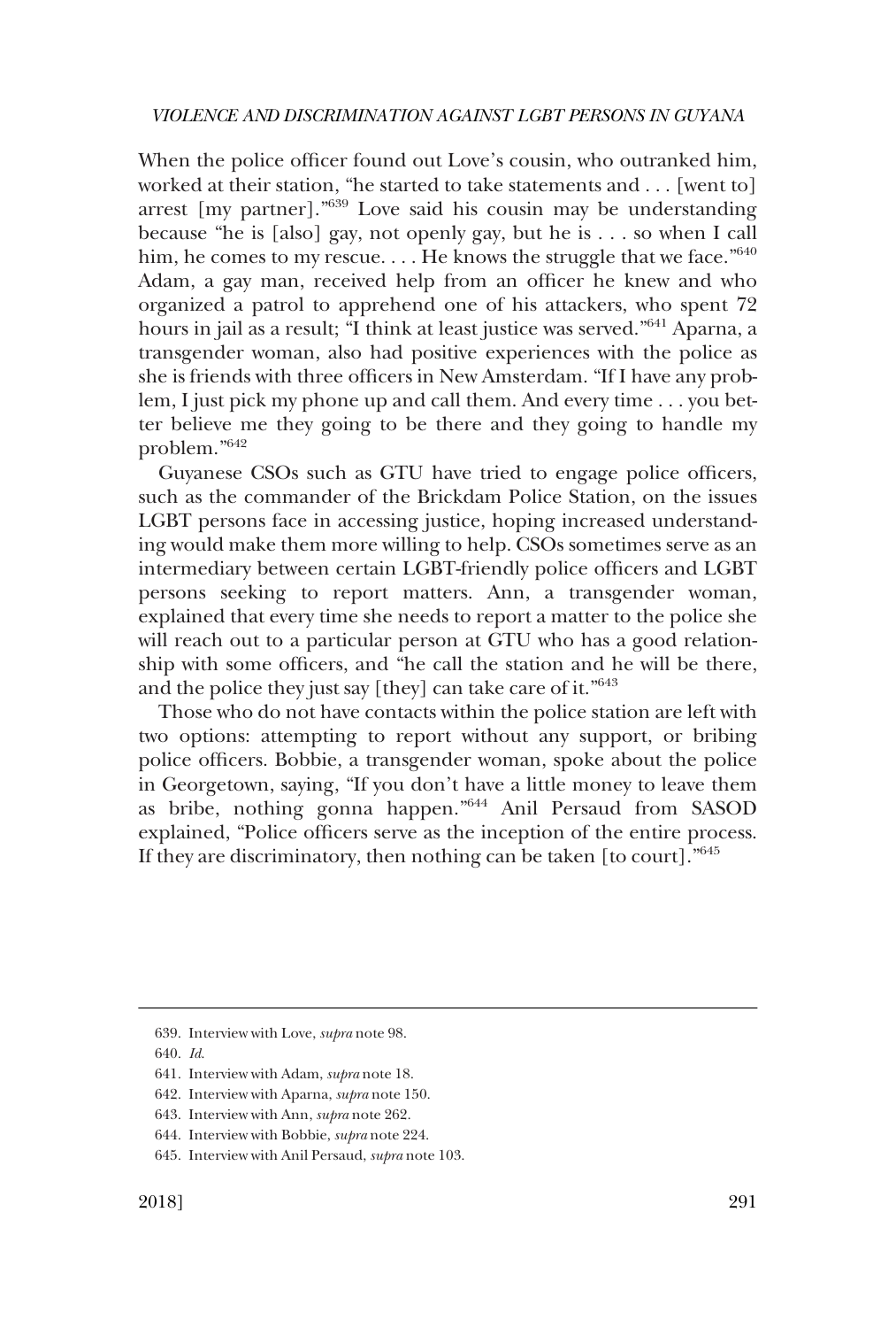When the police officer found out Love's cousin, who outranked him, worked at their station, "he started to take statements and . . . [went to] arrest [my partner]."[639] Love said his cousin may be understanding because "he is [also] gay, not openly gay, but he is . . . so when I call him, he comes to my rescue. . . . He knows the struggle that we face."[640] Adam, a gay man, received help from an officer he knew and who organized a patrol to apprehend one of his attackers, who spent 72 hours in jail as a result; "I think at least justice was served."[641] Aparna, a transgender woman, also had positive experiences with the police as she is friends with three officers in New Amsterdam. "If I have any problem, I just pick my phone up and call them. And every time . . . you better believe me they going to be there and they going to handle my problem."[642]

Guyanese CSOs such as GTU have tried to engage police officers, such as the commander of the Brickdam Police Station, on the issues LGBT persons face in accessing justice, hoping increased understanding would make them more willing to help. CSOs sometimes serve as an intermediary between certain LGBT-friendly police officers and LGBT persons seeking to report matters. Ann, a transgender woman, explained that every time she needs to report a matter to the police she will reach out to a particular person at GTU who has a good relationship with some officers, and "he call the station and he will be there, and the police they just say [they] can take care of it."[643]

Those who do not have contacts within the police station are left with two options: attempting to report without any support, or bribing police officers. Bobbie, a transgender woman, spoke about the police in Georgetown, saying, "If you don't have a little money to leave them as bribe, nothing gonna happen."[644] Anil Persaud from SASOD explained, "Police officers serve as the inception of the entire process. If they are discriminatory, then nothing can be taken [to court]."[645]

---

639. Interview with Love, *supra* note 98.

640. *Id*.

641. Interview with Adam, *supra* note 18.

642. Interview with Aparna, *supra* note 150.

643. Interview with Ann, *supra* note 262.

644. Interview with Bobbie, *supra* note 224.

645. Interview with Anil Persaud, *supra* note 103.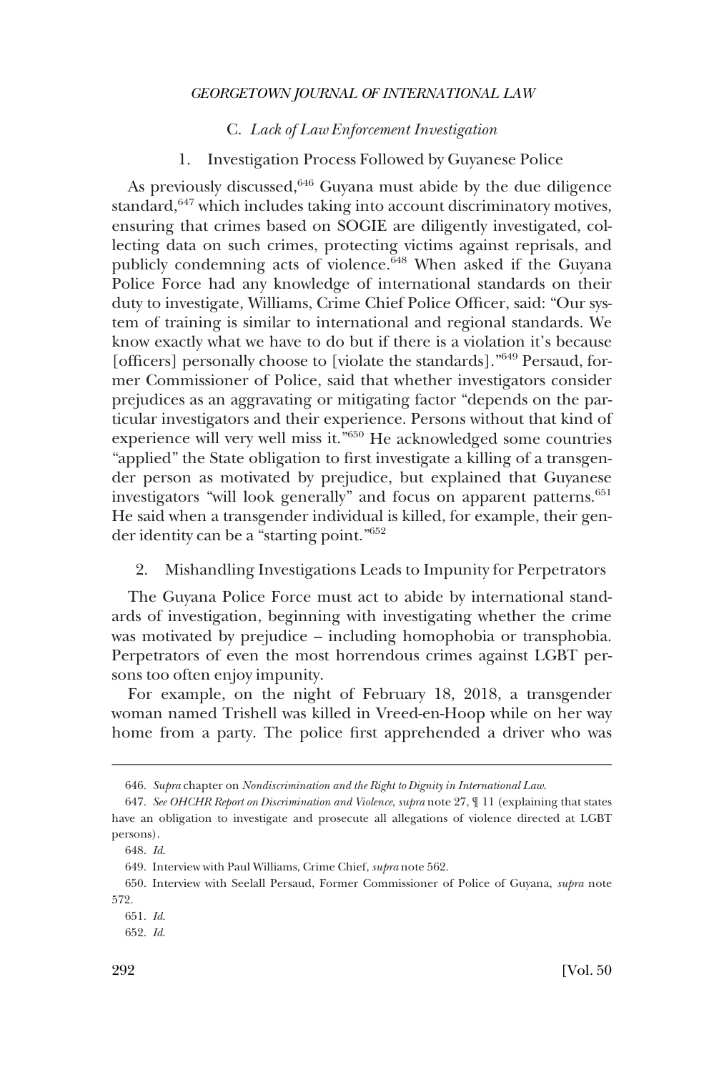### C. *Lack of Law Enforcement Investigation*

#### 1. Investigation Process Followed by Guyanese Police

As previously discussed,[646] Guyana must abide by the due diligence standard,[647] which includes taking into account discriminatory motives, ensuring that crimes based on SOGIE are diligently investigated, collecting data on such crimes, protecting victims against reprisals, and publicly condemning acts of violence.[648] When asked if the Guyana Police Force had any knowledge of international standards on their duty to investigate, Williams, Crime Chief Police Officer, said: "Our system of training is similar to international and regional standards. We know exactly what we have to do but if there is a violation it's because [officers] personally choose to [violate the standards]."[649] Persaud, former Commissioner of Police, said that whether investigators consider prejudices as an aggravating or mitigating factor "depends on the particular investigators and their experience. Persons without that kind of experience will very well miss it."[650] He acknowledged some countries "applied" the State obligation to first investigate a killing of a transgender person as motivated by prejudice, but explained that Guyanese investigators "will look generally" and focus on apparent patterns.[651] He said when a transgender individual is killed, for example, their gender identity can be a "starting point."[652]

#### 2. Mishandling Investigations Leads to Impunity for Perpetrators

The Guyana Police Force must act to abide by international standards of investigation, beginning with investigating whether the crime was motivated by prejudice – including homophobia or transphobia. Perpetrators of even the most horrendous crimes against LGBT persons too often enjoy impunity.

For example, on the night of February 18, 2018, a transgender woman named Trishell was killed in Vreed-en-Hoop while on her way home from a party. The police first apprehended a driver who was

---

646. *Supra* chapter on *Nondiscrimination and the Right to Dignity in International Law*.

647. *See OHCHR Report on Discrimination and Violence*, *supra* note 27, ¶ 11 (explaining that states have an obligation to investigate and prosecute all allegations of violence directed at LGBT persons).

648. *Id.*

649. Interview with Paul Williams, Crime Chief, *supra* note 562.

650. Interview with Seelall Persaud, Former Commissioner of Police of Guyana, *supra* note 572.

651. *Id.*

652. *Id.*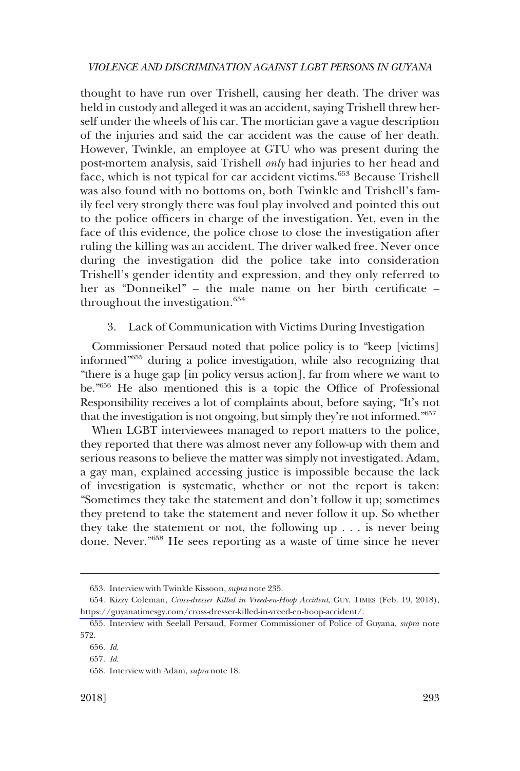thought to have run over Trishell, causing her death. The driver was held in custody and alleged it was an accident, saying Trishell threw herself under the wheels of his car. The mortician gave a vague description of the injuries and said the car accident was the cause of her death. However, Twinkle, an employee at GTU who was present during the post-mortem analysis, said Trishell *only* had injuries to her head and face, which is not typical for car accident victims.[653] Because Trishell was also found with no bottoms on, both Twinkle and Trishell's family feel very strongly there was foul play involved and pointed this out to the police officers in charge of the investigation. Yet, even in the face of this evidence, the police chose to close the investigation after ruling the killing was an accident. The driver walked free. Never once during the investigation did the police take into consideration Trishell's gender identity and expression, and they only referred to her as "Donneikel" – the male name on her birth certificate – throughout the investigation.[654]

### 3. Lack of Communication with Victims During Investigation

Commissioner Persaud noted that police policy is to "keep [victims] informed"[655] during a police investigation, while also recognizing that "there is a huge gap [in policy versus action], far from where we want to be."[656] He also mentioned this is a topic the Office of Professional Responsibility receives a lot of complaints about, before saying, "It's not that the investigation is not ongoing, but simply they're not informed."[657]

When LGBT interviewees managed to report matters to the police, they reported that there was almost never any follow-up with them and serious reasons to believe the matter was simply not investigated. Adam, a gay man, explained accessing justice is impossible because the lack of investigation is systematic, whether or not the report is taken: "Sometimes they take the statement and don't follow it up; sometimes they pretend to take the statement and never follow it up. So whether they take the statement or not, the following up . . . is never being done. Never."[658] He sees reporting as a waste of time since he never

---

653. Interview with Twinkle Kissoon, *supra* note 235.

654. Kizzy Coleman, *Cross-dresser Killed in Vreed-en-Hoop Accident*, GUY. TIMES (Feb. 19, 2018), https://guyanatimesgy.com/cross-dresser-killed-in-vreed-en-hoop-accident/.

655. Interview with Seelall Persaud, Former Commissioner of Police of Guyana, *supra* note 572.

656. *Id*.

657. *Id*.

658. Interview with Adam, *supra* note 18.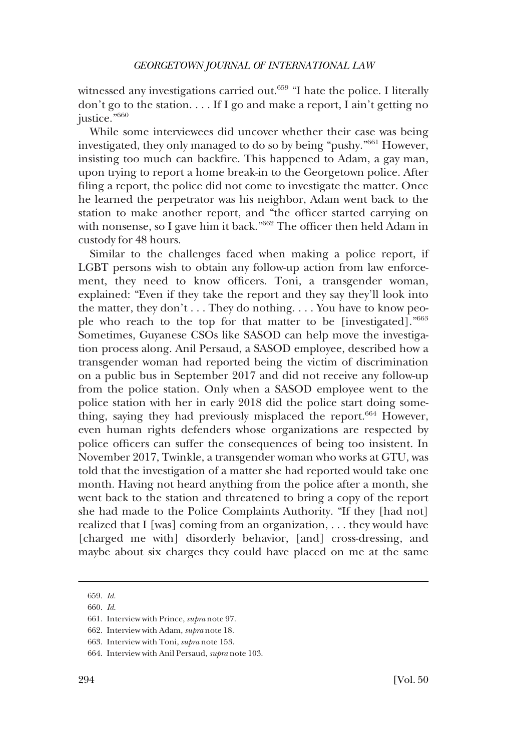witnessed any investigations carried out.[659] "I hate the police. I literally don't go to the station. . . . If I go and make a report, I ain't getting no justice."[660]

While some interviewees did uncover whether their case was being investigated, they only managed to do so by being "pushy."[661] However, insisting too much can backfire. This happened to Adam, a gay man, upon trying to report a home break-in to the Georgetown police. After filing a report, the police did not come to investigate the matter. Once he learned the perpetrator was his neighbor, Adam went back to the station to make another report, and "the officer started carrying on with nonsense, so I gave him it back."[662] The officer then held Adam in custody for 48 hours.

Similar to the challenges faced when making a police report, if LGBT persons wish to obtain any follow-up action from law enforcement, they need to know officers. Toni, a transgender woman, explained: "Even if they take the report and they say they'll look into the matter, they don't . . . They do nothing. . . . You have to know people who reach to the top for that matter to be [investigated]."[663] Sometimes, Guyanese CSOs like SASOD can help move the investigation process along. Anil Persaud, a SASOD employee, described how a transgender woman had reported being the victim of discrimination on a public bus in September 2017 and did not receive any follow-up from the police station. Only when a SASOD employee went to the police station with her in early 2018 did the police start doing something, saying they had previously misplaced the report.[664] However, even human rights defenders whose organizations are respected by police officers can suffer the consequences of being too insistent. In November 2017, Twinkle, a transgender woman who works at GTU, was told that the investigation of a matter she had reported would take one month. Having not heard anything from the police after a month, she went back to the station and threatened to bring a copy of the report she had made to the Police Complaints Authority. "If they [had not] realized that I [was] coming from an organization, . . . they would have [charged me with] disorderly behavior, [and] cross-dressing, and maybe about six charges they could have placed on me at the same

---

659. *Id.*

660. *Id.*

661. Interview with Prince, *supra* note 97.

662. Interview with Adam, *supra* note 18.

663. Interview with Toni, *supra* note 153.

664. Interview with Anil Persaud, *supra* note 103.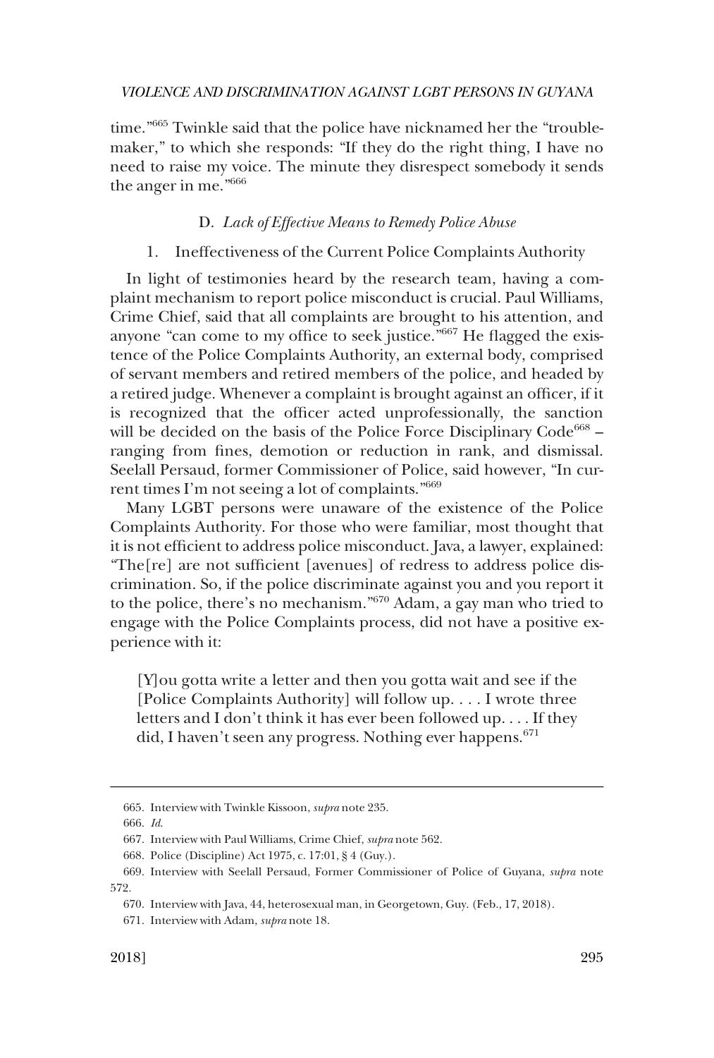time."[665] Twinkle said that the police have nicknamed her the "trouble-maker," to which she responds: "If they do the right thing, I have no need to raise my voice. The minute they disrespect somebody it sends the anger in me."[666]

### D. *Lack of Effective Means to Remedy Police Abuse*

#### 1. Ineffectiveness of the Current Police Complaints Authority

In light of testimonies heard by the research team, having a complaint mechanism to report police misconduct is crucial. Paul Williams, Crime Chief, said that all complaints are brought to his attention, and anyone "can come to my office to seek justice."[667] He flagged the existence of the Police Complaints Authority, an external body, comprised of servant members and retired members of the police, and headed by a retired judge. Whenever a complaint is brought against an officer, if it is recognized that the officer acted unprofessionally, the sanction will be decided on the basis of the Police Force Disciplinary Code[668] – ranging from fines, demotion or reduction in rank, and dismissal. Seelall Persaud, former Commissioner of Police, said however, "In current times I'm not seeing a lot of complaints."[669]

Many LGBT persons were unaware of the existence of the Police Complaints Authority. For those who were familiar, most thought that it is not efficient to address police misconduct. Java, a lawyer, explained: "The[re] are not sufficient [avenues] of redress to address police discrimination. So, if the police discriminate against you and you report it to the police, there's no mechanism."[670] Adam, a gay man who tried to engage with the Police Complaints process, did not have a positive experience with it:

> [Y]ou gotta write a letter and then you gotta wait and see if the [Police Complaints Authority] will follow up. . . . I wrote three letters and I don't think it has ever been followed up. . . . If they did, I haven't seen any progress. Nothing ever happens.[671]

---

665. Interview with Twinkle Kissoon, *supra* note 235.

666. *Id.*

667. Interview with Paul Williams, Crime Chief, *supra* note 562.

668. Police (Discipline) Act 1975, c. 17:01, § 4 (Guy.).

669. Interview with Seelall Persaud, Former Commissioner of Police of Guyana, *supra* note 572.

670. Interview with Java, 44, heterosexual man, in Georgetown, Guy. (Feb., 17, 2018).

671. Interview with Adam, *supra* note 18.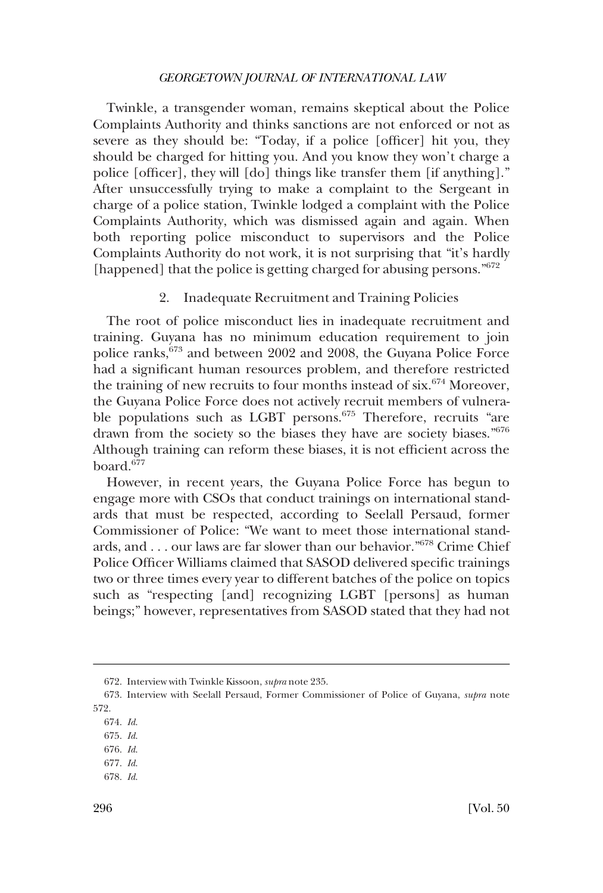Twinkle, a transgender woman, remains skeptical about the Police Complaints Authority and thinks sanctions are not enforced or not as severe as they should be: "Today, if a police [officer] hit you, they should be charged for hitting you. And you know they won't charge a police [officer], they will [do] things like transfer them [if anything]." After unsuccessfully trying to make a complaint to the Sergeant in charge of a police station, Twinkle lodged a complaint with the Police Complaints Authority, which was dismissed again and again. When both reporting police misconduct to supervisors and the Police Complaints Authority do not work, it is not surprising that "it's hardly [happened] that the police is getting charged for abusing persons."[672]

### 2. Inadequate Recruitment and Training Policies

The root of police misconduct lies in inadequate recruitment and training. Guyana has no minimum education requirement to join police ranks,[673] and between 2002 and 2008, the Guyana Police Force had a significant human resources problem, and therefore restricted the training of new recruits to four months instead of six.[674] Moreover, the Guyana Police Force does not actively recruit members of vulnerable populations such as LGBT persons.[675] Therefore, recruits "are drawn from the society so the biases they have are society biases."[676] Although training can reform these biases, it is not efficient across the board.[677]

However, in recent years, the Guyana Police Force has begun to engage more with CSOs that conduct trainings on international standards that must be respected, according to Seelall Persaud, former Commissioner of Police: "We want to meet those international standards, and . . . our laws are far slower than our behavior."[678] Crime Chief Police Officer Williams claimed that SASOD delivered specific trainings two or three times every year to different batches of the police on topics such as "respecting [and] recognizing LGBT [persons] as human beings;" however, representatives from SASOD stated that they had not

---

672. Interview with Twinkle Kissoon, *supra* note 235.

673. Interview with Seelall Persaud, Former Commissioner of Police of Guyana, *supra* note 572.

674. *Id.*

675. *Id.*

676. *Id.*

677. *Id.*

678. *Id.*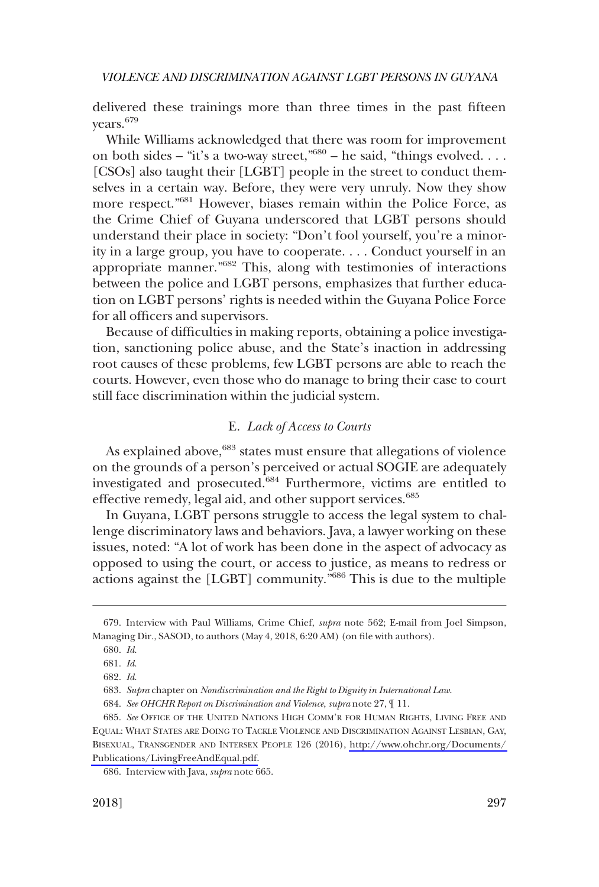delivered these trainings more than three times in the past fifteen years.[679]

While Williams acknowledged that there was room for improvement on both sides – "it's a two-way street,"[680] – he said, "things evolved. . . . [CSOs] also taught their [LGBT] people in the street to conduct themselves in a certain way. Before, they were very unruly. Now they show more respect."[681] However, biases remain within the Police Force, as the Crime Chief of Guyana underscored that LGBT persons should understand their place in society: "Don't fool yourself, you're a minority in a large group, you have to cooperate. . . . Conduct yourself in an appropriate manner."[682] This, along with testimonies of interactions between the police and LGBT persons, emphasizes that further education on LGBT persons' rights is needed within the Guyana Police Force for all officers and supervisors.

Because of difficulties in making reports, obtaining a police investigation, sanctioning police abuse, and the State's inaction in addressing root causes of these problems, few LGBT persons are able to reach the courts. However, even those who do manage to bring their case to court still face discrimination within the judicial system.

### E. *Lack of Access to Courts*

As explained above,[683] states must ensure that allegations of violence on the grounds of a person's perceived or actual SOGIE are adequately investigated and prosecuted.[684] Furthermore, victims are entitled to effective remedy, legal aid, and other support services.[685]

In Guyana, LGBT persons struggle to access the legal system to challenge discriminatory laws and behaviors. Java, a lawyer working on these issues, noted: "A lot of work has been done in the aspect of advocacy as opposed to using the court, or access to justice, as means to redress or actions against the [LGBT] community."[686] This is due to the multiple

---

679. Interview with Paul Williams, Crime Chief, *supra* note 562; E-mail from Joel Simpson, Managing Dir., SASOD, to authors (May 4, 2018, 6:20 AM) (on file with authors).

680. *Id.*

681. *Id.*

682. *Id.*

683. *Supra* chapter on *Nondiscrimination and the Right to Dignity in International Law*.

684. *See OHCHR Report on Discrimination and Violence*, *supra* note 27, ¶ 11.

685. *See* OFFICE OF THE UNITED NATIONS HIGH COMM'R FOR HUMAN RIGHTS, LIVING FREE AND EQUAL: WHAT STATES ARE DOING TO TACKLE VIOLENCE AND DISCRIMINATION AGAINST LESBIAN, GAY, BISEXUAL, TRANSGENDER AND INTERSEX PEOPLE 126 (2016), http://www.ohchr.org/Documents/Publications/LivingFreeAndEqual.pdf.

686. Interview with Java, *supra* note 665.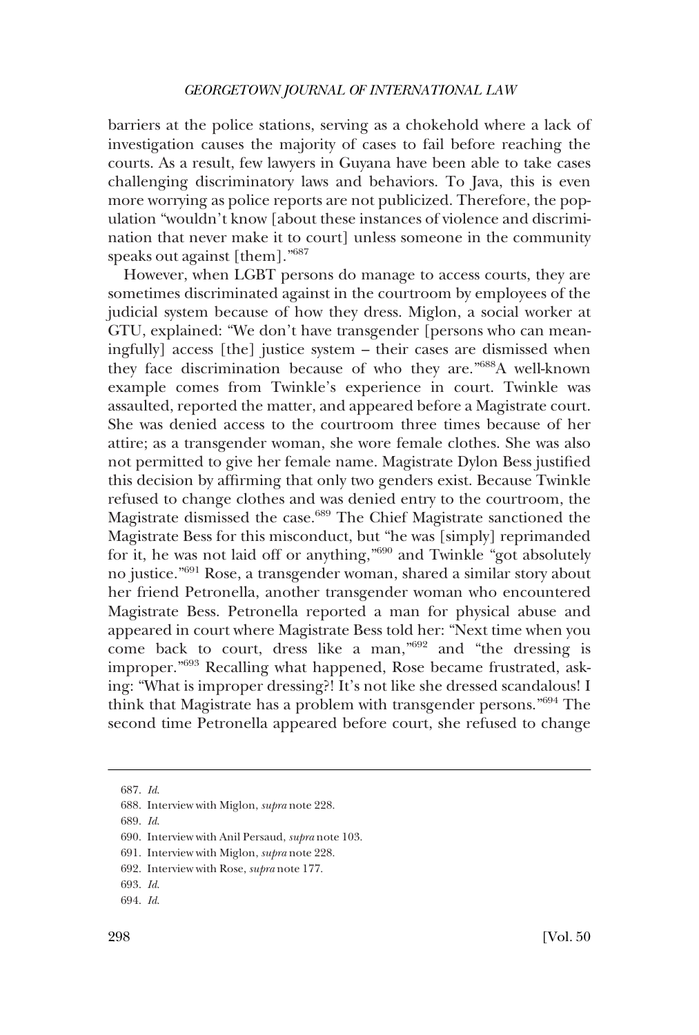barriers at the police stations, serving as a chokehold where a lack of investigation causes the majority of cases to fail before reaching the courts. As a result, few lawyers in Guyana have been able to take cases challenging discriminatory laws and behaviors. To Java, this is even more worrying as police reports are not publicized. Therefore, the population "wouldn't know [about these instances of violence and discrimination that never make it to court] unless someone in the community speaks out against [them]."[687]

However, when LGBT persons do manage to access courts, they are sometimes discriminated against in the courtroom by employees of the judicial system because of how they dress. Miglon, a social worker at GTU, explained: "We don't have transgender [persons who can meaningfully] access [the] justice system – their cases are dismissed when they face discrimination because of who they are."[688] A well-known example comes from Twinkle's experience in court. Twinkle was assaulted, reported the matter, and appeared before a Magistrate court. She was denied access to the courtroom three times because of her attire; as a transgender woman, she wore female clothes. She was also not permitted to give her female name. Magistrate Dylon Bess justified this decision by affirming that only two genders exist. Because Twinkle refused to change clothes and was denied entry to the courtroom, the Magistrate dismissed the case.[689] The Chief Magistrate sanctioned the Magistrate Bess for this misconduct, but "he was [simply] reprimanded for it, he was not laid off or anything,"[690] and Twinkle "got absolutely no justice."[691] Rose, a transgender woman, shared a similar story about her friend Petronella, another transgender woman who encountered Magistrate Bess. Petronella reported a man for physical abuse and appeared in court where Magistrate Bess told her: "Next time when you come back to court, dress like a man,"[692] and "the dressing is improper."[693] Recalling what happened, Rose became frustrated, asking: "What is improper dressing?! It's not like she dressed scandalous! I think that Magistrate has a problem with transgender persons."[694] The second time Petronella appeared before court, she refused to change

---

687. *Id.*

688. Interview with Miglon, *supra* note 228.

689. *Id.*

690. Interview with Anil Persaud, *supra* note 103.

691. Interview with Miglon, *supra* note 228.

692. Interview with Rose, *supra* note 177.

693. *Id.*

694. *Id.*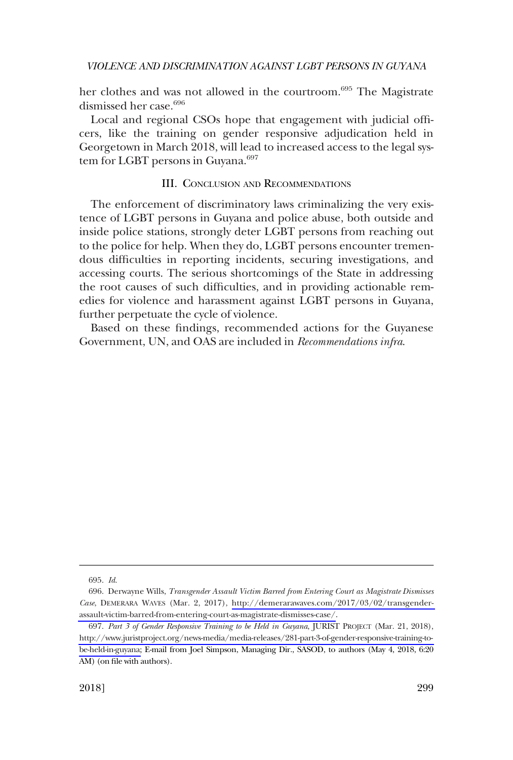her clothes and was not allowed in the courtroom.[695] The Magistrate dismissed her case.[696]

Local and regional CSOs hope that engagement with judicial officers, like the training on gender responsive adjudication held in Georgetown in March 2018, will lead to increased access to the legal system for LGBT persons in Guyana.[697]

## III. Conclusion and Recommendations

The enforcement of discriminatory laws criminalizing the very existence of LGBT persons in Guyana and police abuse, both outside and inside police stations, strongly deter LGBT persons from reaching out to the police for help. When they do, LGBT persons encounter tremendous difficulties in reporting incidents, securing investigations, and accessing courts. The serious shortcomings of the State in addressing the root causes of such difficulties, and in providing actionable remedies for violence and harassment against LGBT persons in Guyana, further perpetuate the cycle of violence.

Based on these findings, recommended actions for the Guyanese Government, UN, and OAS are included in *Recommendations infra*.

---

695. *Id*.

696. Derwayne Wills, *Transgender Assault Victim Barred from Entering Court as Magistrate Dismisses Case*, DEMERARA WAVES (Mar. 2, 2017), http://demerarawaves.com/2017/03/02/transgender-assault-victim-barred-from-entering-court-as-magistrate-dismisses-case/.

697. *Part 3 of Gender Responsive Training to be Held in Guyana*, JURIST PROJECT (Mar. 21, 2018), http://www.juristproject.org/news-media/media-releases/281-part-3-of-gender-responsive-training-to-be-held-in-guyana; E-mail from Joel Simpson, Managing Dir., SASOD, to authors (May 4, 2018, 6:20 AM) (on file with authors).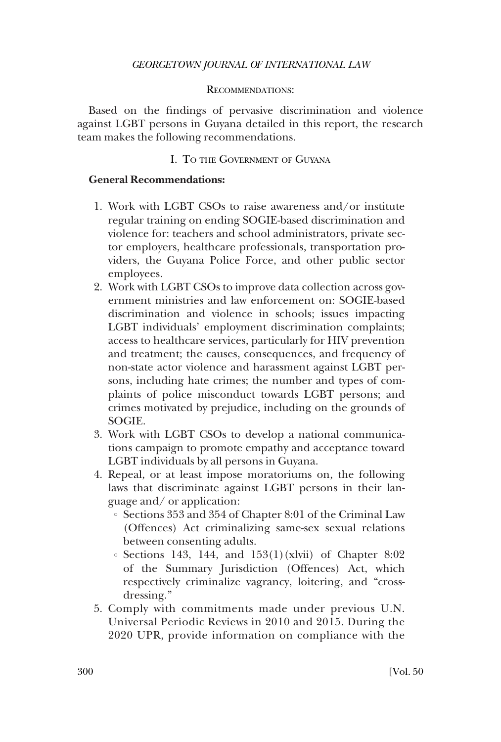## Recommendations:

Based on the findings of pervasive discrimination and violence against LGBT persons in Guyana detailed in this report, the research team makes the following recommendations.

### I. To the Government of Guyana

**General Recommendations:**

1. Work with LGBT CSOs to raise awareness and/or institute regular training on ending SOGIE-based discrimination and violence for: teachers and school administrators, private sector employers, healthcare professionals, transportation providers, the Guyana Police Force, and other public sector employees.
2. Work with LGBT CSOs to improve data collection across government ministries and law enforcement on: SOGIE-based discrimination and violence in schools; issues impacting LGBT individuals' employment discrimination complaints; access to healthcare services, particularly for HIV prevention and treatment; the causes, consequences, and frequency of non-state actor violence and harassment against LGBT persons, including hate crimes; the number and types of complaints of police misconduct towards LGBT persons; and crimes motivated by prejudice, including on the grounds of SOGIE.
3. Work with LGBT CSOs to develop a national communications campaign to promote empathy and acceptance toward LGBT individuals by all persons in Guyana.
4. Repeal, or at least impose moratoriums on, the following laws that discriminate against LGBT persons in their language and/ or application:
   - Sections 353 and 354 of Chapter 8:01 of the Criminal Law (Offences) Act criminalizing same-sex sexual relations between consenting adults.
   - Sections 143, 144, and 153(1)(xlvii) of Chapter 8:02 of the Summary Jurisdiction (Offences) Act, which respectively criminalize vagrancy, loitering, and "cross-dressing."
5. Comply with commitments made under previous U.N. Universal Periodic Reviews in 2010 and 2015. During the 2020 UPR, provide information on compliance with the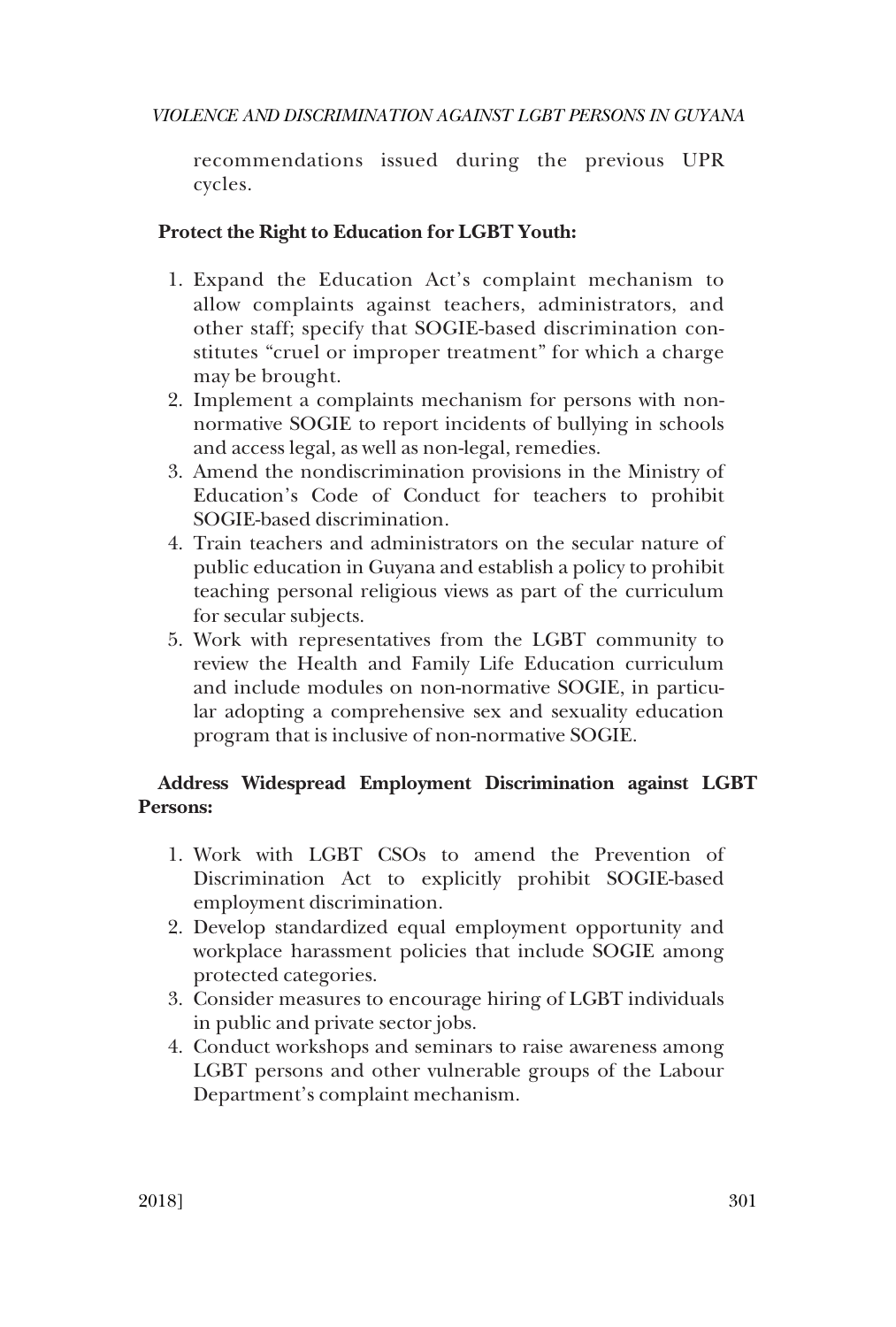recommendations issued during the previous UPR cycles.

**Protect the Right to Education for LGBT Youth:**

1. Expand the Education Act's complaint mechanism to allow complaints against teachers, administrators, and other staff; specify that SOGIE-based discrimination constitutes "cruel or improper treatment" for which a charge may be brought.
2. Implement a complaints mechanism for persons with non-normative SOGIE to report incidents of bullying in schools and access legal, as well as non-legal, remedies.
3. Amend the nondiscrimination provisions in the Ministry of Education's Code of Conduct for teachers to prohibit SOGIE-based discrimination.
4. Train teachers and administrators on the secular nature of public education in Guyana and establish a policy to prohibit teaching personal religious views as part of the curriculum for secular subjects.
5. Work with representatives from the LGBT community to review the Health and Family Life Education curriculum and include modules on non-normative SOGIE, in particular adopting a comprehensive sex and sexuality education program that is inclusive of non-normative SOGIE.

**Address Widespread Employment Discrimination against LGBT Persons:**

1. Work with LGBT CSOs to amend the Prevention of Discrimination Act to explicitly prohibit SOGIE-based employment discrimination.
2. Develop standardized equal employment opportunity and workplace harassment policies that include SOGIE among protected categories.
3. Consider measures to encourage hiring of LGBT individuals in public and private sector jobs.
4. Conduct workshops and seminars to raise awareness among LGBT persons and other vulnerable groups of the Labour Department's complaint mechanism.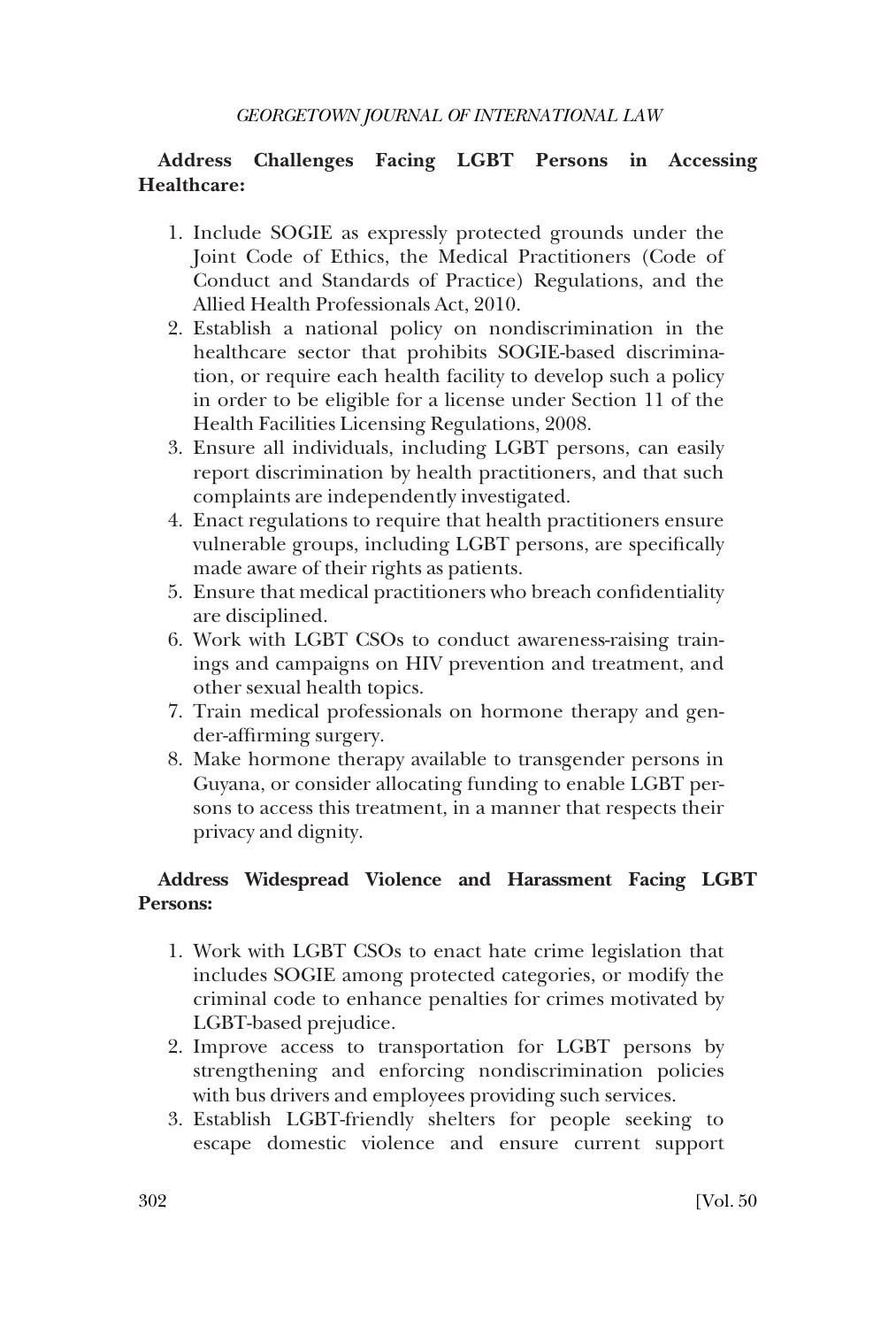**Address Challenges Facing LGBT Persons in Accessing Healthcare:**

1. Include SOGIE as expressly protected grounds under the Joint Code of Ethics, the Medical Practitioners (Code of Conduct and Standards of Practice) Regulations, and the Allied Health Professionals Act, 2010.
2. Establish a national policy on nondiscrimination in the healthcare sector that prohibits SOGIE-based discrimination, or require each health facility to develop such a policy in order to be eligible for a license under Section 11 of the Health Facilities Licensing Regulations, 2008.
3. Ensure all individuals, including LGBT persons, can easily report discrimination by health practitioners, and that such complaints are independently investigated.
4. Enact regulations to require that health practitioners ensure vulnerable groups, including LGBT persons, are specifically made aware of their rights as patients.
5. Ensure that medical practitioners who breach confidentiality are disciplined.
6. Work with LGBT CSOs to conduct awareness-raising trainings and campaigns on HIV prevention and treatment, and other sexual health topics.
7. Train medical professionals on hormone therapy and gender-affirming surgery.
8. Make hormone therapy available to transgender persons in Guyana, or consider allocating funding to enable LGBT persons to access this treatment, in a manner that respects their privacy and dignity.

**Address Widespread Violence and Harassment Facing LGBT Persons:**

1. Work with LGBT CSOs to enact hate crime legislation that includes SOGIE among protected categories, or modify the criminal code to enhance penalties for crimes motivated by LGBT-based prejudice.
2. Improve access to transportation for LGBT persons by strengthening and enforcing nondiscrimination policies with bus drivers and employees providing such services.
3. Establish LGBT-friendly shelters for people seeking to escape domestic violence and ensure current support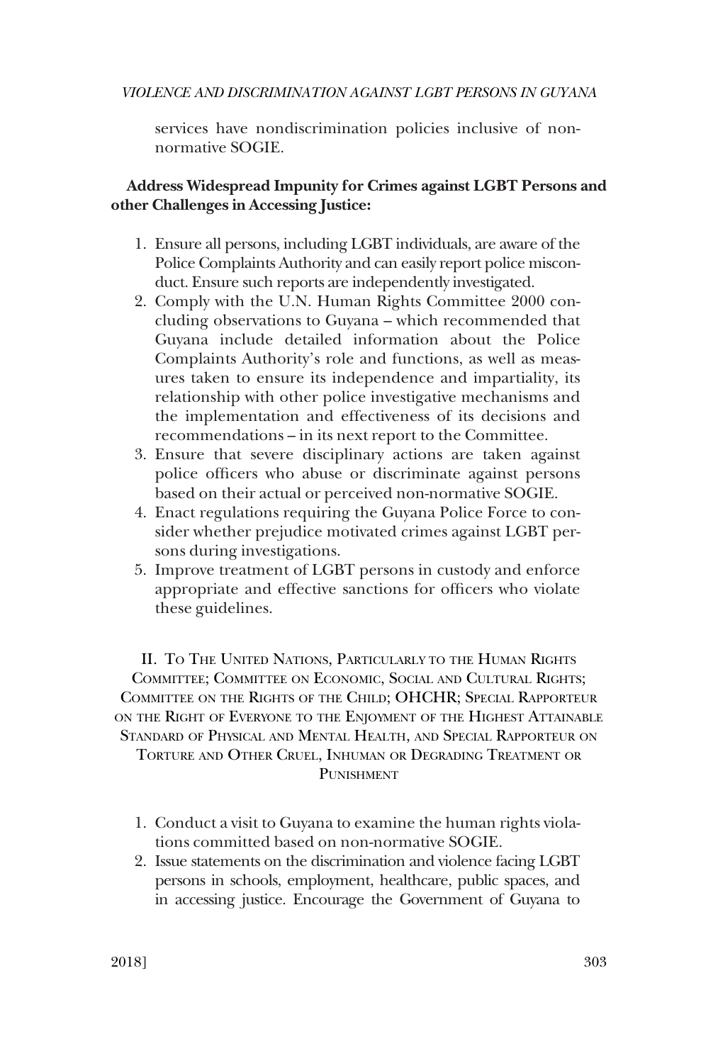services have nondiscrimination policies inclusive of non-normative SOGIE.

**Address Widespread Impunity for Crimes against LGBT Persons and other Challenges in Accessing Justice:**

1. Ensure all persons, including LGBT individuals, are aware of the Police Complaints Authority and can easily report police misconduct. Ensure such reports are independently investigated.
2. Comply with the U.N. Human Rights Committee 2000 concluding observations to Guyana – which recommended that Guyana include detailed information about the Police Complaints Authority's role and functions, as well as measures taken to ensure its independence and impartiality, its relationship with other police investigative mechanisms and the implementation and effectiveness of its decisions and recommendations – in its next report to the Committee.
3. Ensure that severe disciplinary actions are taken against police officers who abuse or discriminate against persons based on their actual or perceived non-normative SOGIE.
4. Enact regulations requiring the Guyana Police Force to consider whether prejudice motivated crimes against LGBT persons during investigations.
5. Improve treatment of LGBT persons in custody and enforce appropriate and effective sanctions for officers who violate these guidelines.

## II. To The United Nations, Particularly to the Human Rights Committee; Committee on Economic, Social and Cultural Rights; Committee on the Rights of the Child; OHCHR; Special Rapporteur on the Right of Everyone to the Enjoyment of the Highest Attainable Standard of Physical and Mental Health, and Special Rapporteur on Torture and Other Cruel, Inhuman or Degrading Treatment or Punishment

1. Conduct a visit to Guyana to examine the human rights violations committed based on non-normative SOGIE.
2. Issue statements on the discrimination and violence facing LGBT persons in schools, employment, healthcare, public spaces, and in accessing justice. Encourage the Government of Guyana to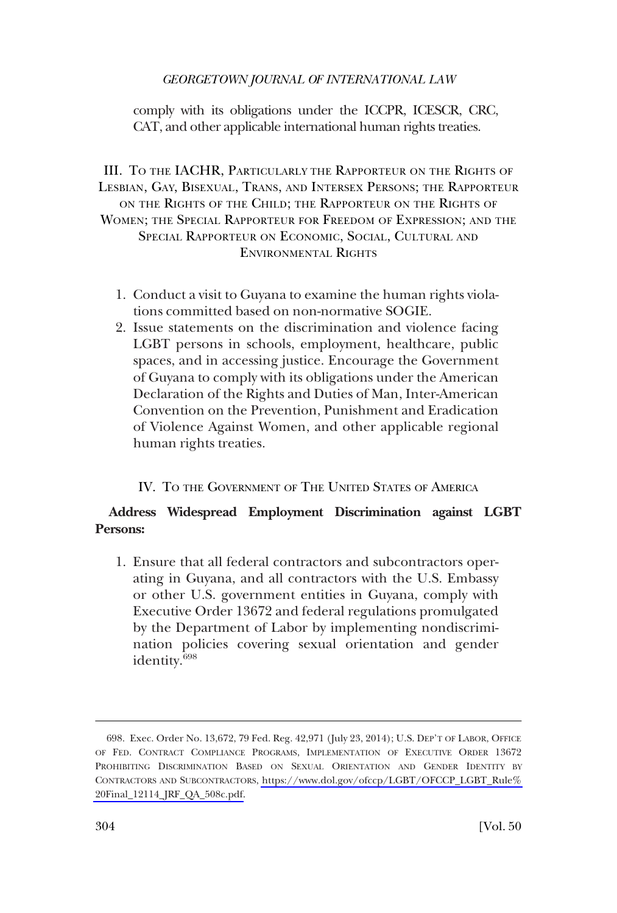comply with its obligations under the ICCPR, ICESCR, CRC, CAT, and other applicable international human rights treaties.

### III. To the IACHR, Particularly the Rapporteur on the Rights of Lesbian, Gay, Bisexual, Trans, and Intersex Persons; the Rapporteur on the Rights of the Child; the Rapporteur on the Rights of Women; the Special Rapporteur for Freedom of Expression; and the Special Rapporteur on Economic, Social, Cultural and Environmental Rights

1. Conduct a visit to Guyana to examine the human rights violations committed based on non-normative SOGIE.
2. Issue statements on the discrimination and violence facing LGBT persons in schools, employment, healthcare, public spaces, and in accessing justice. Encourage the Government of Guyana to comply with its obligations under the American Declaration of the Rights and Duties of Man, Inter-American Convention on the Prevention, Punishment and Eradication of Violence Against Women, and other applicable regional human rights treaties.

### IV. To the Government of The United States of America

**Address Widespread Employment Discrimination against LGBT Persons:**

1. Ensure that all federal contractors and subcontractors operating in Guyana, and all contractors with the U.S. Embassy or other U.S. government entities in Guyana, comply with Executive Order 13672 and federal regulations promulgated by the Department of Labor by implementing nondiscrimination policies covering sexual orientation and gender identity.[698]

---

698. Exec. Order No. 13,672, 79 Fed. Reg. 42,971 (July 23, 2014); U.S. Dep't of Labor, Office of Fed. Contract Compliance Programs, Implementation of Executive Order 13672 Prohibiting Discrimination Based on Sexual Orientation and Gender Identity by Contractors and Subcontractors, https://www.dol.gov/ofccp/LGBT/OFCCP_LGBT_Rule%20Final_12114_JRF_QA_508c.pdf.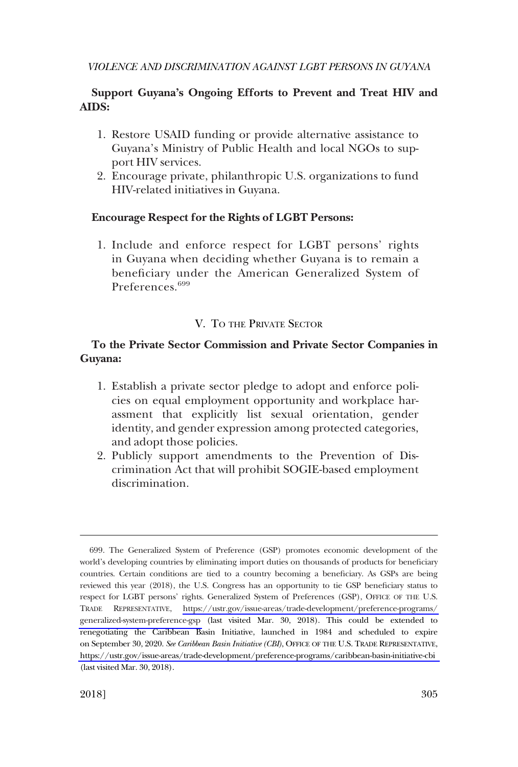**Support Guyana's Ongoing Efforts to Prevent and Treat HIV and AIDS:**

1. Restore USAID funding or provide alternative assistance to Guyana's Ministry of Public Health and local NGOs to support HIV services.
2. Encourage private, philanthropic U.S. organizations to fund HIV-related initiatives in Guyana.

**Encourage Respect for the Rights of LGBT Persons:**

1. Include and enforce respect for LGBT persons' rights in Guyana when deciding whether Guyana is to remain a beneficiary under the American Generalized System of Preferences.[699]

## V. To the Private Sector

**To the Private Sector Commission and Private Sector Companies in Guyana:**

1. Establish a private sector pledge to adopt and enforce policies on equal employment opportunity and workplace harassment that explicitly list sexual orientation, gender identity, and gender expression among protected categories, and adopt those policies.
2. Publicly support amendments to the Prevention of Discrimination Act that will prohibit SOGIE-based employment discrimination.

---

699. The Generalized System of Preference (GSP) promotes economic development of the world's developing countries by eliminating import duties on thousands of products for beneficiary countries. Certain conditions are tied to a country becoming a beneficiary. As GSPs are being reviewed this year (2018), the U.S. Congress has an opportunity to tie GSP beneficiary status to respect for LGBT persons' rights. Generalized System of Preferences (GSP), Office of the U.S. Trade Representative, https://ustr.gov/issue-areas/trade-development/preference-programs/generalized-system-preference-gsp (last visited Mar. 30, 2018). This could be extended to renegotiating the Caribbean Basin Initiative, launched in 1984 and scheduled to expire on September 30, 2020. *See Caribbean Basin Initiative (CBI)*, Office of the U.S. Trade Representative, https://ustr.gov/issue-areas/trade-development/preference-programs/caribbean-basin-initiative-cbi (last visited Mar. 30, 2018).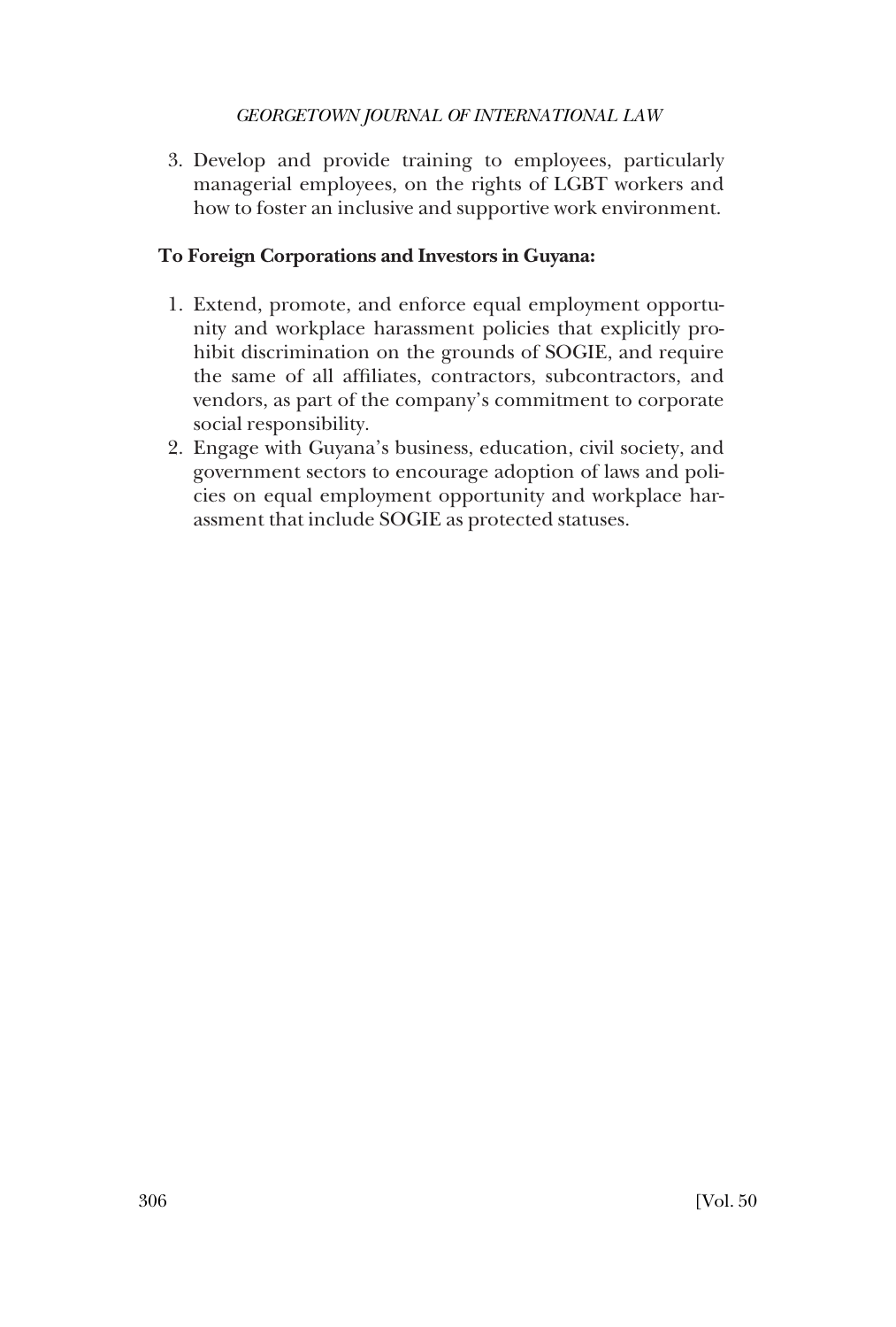3. Develop and provide training to employees, particularly managerial employees, on the rights of LGBT workers and how to foster an inclusive and supportive work environment.

**To Foreign Corporations and Investors in Guyana:**

1. Extend, promote, and enforce equal employment opportunity and workplace harassment policies that explicitly prohibit discrimination on the grounds of SOGIE, and require the same of all affiliates, contractors, subcontractors, and vendors, as part of the company's commitment to corporate social responsibility.
2. Engage with Guyana's business, education, civil society, and government sectors to encourage adoption of laws and policies on equal employment opportunity and workplace harassment that include SOGIE as protected statuses.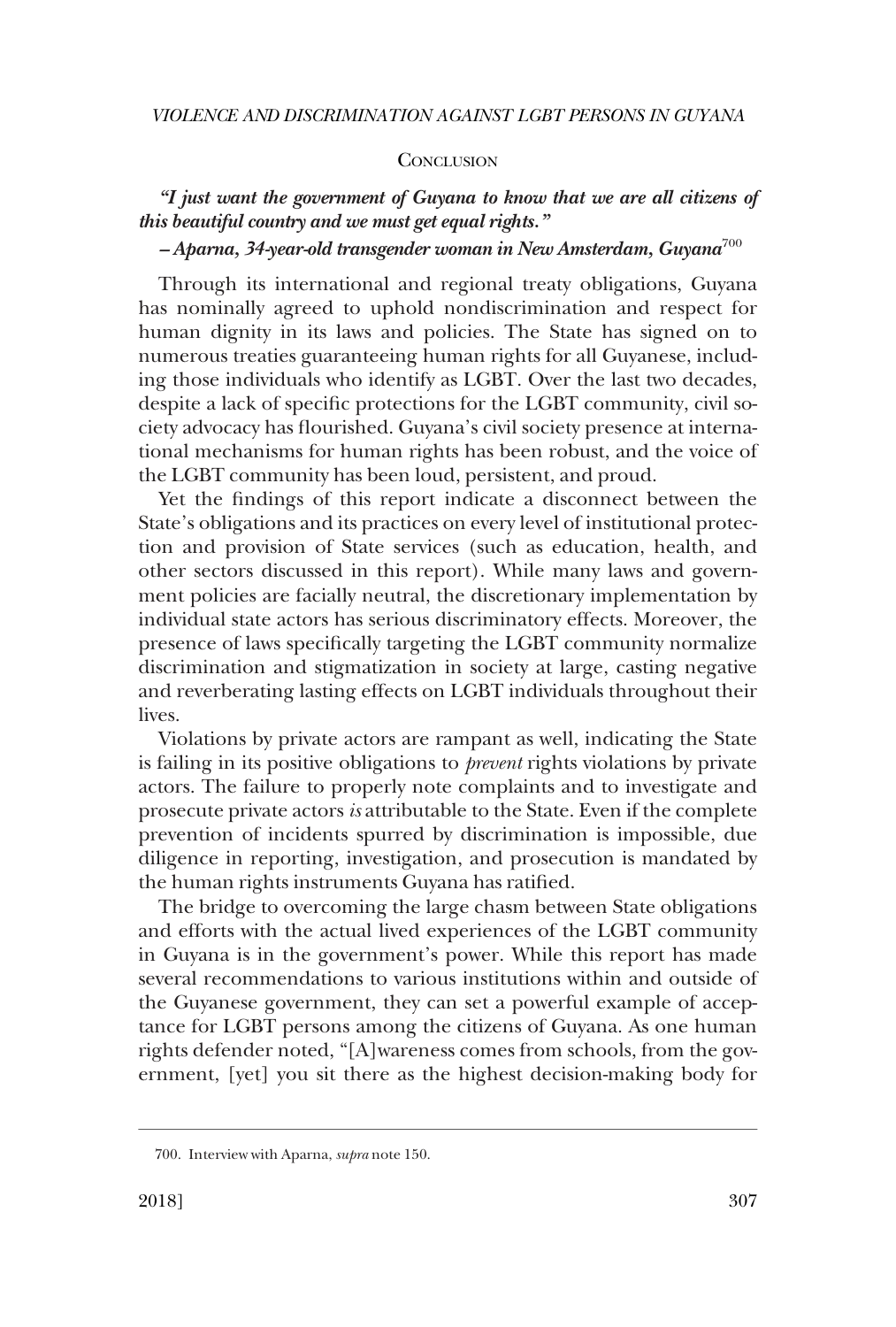## Conclusion

***"I just want the government of Guyana to know that we are all citizens of this beautiful country and we must get equal rights."***

***– Aparna, 34-year-old transgender woman in New Amsterdam, Guyana***[700]

Through its international and regional treaty obligations, Guyana has nominally agreed to uphold nondiscrimination and respect for human dignity in its laws and policies. The State has signed on to numerous treaties guaranteeing human rights for all Guyanese, including those individuals who identify as LGBT. Over the last two decades, despite a lack of specific protections for the LGBT community, civil society advocacy has flourished. Guyana's civil society presence at international mechanisms for human rights has been robust, and the voice of the LGBT community has been loud, persistent, and proud.

Yet the findings of this report indicate a disconnect between the State's obligations and its practices on every level of institutional protection and provision of State services (such as education, health, and other sectors discussed in this report). While many laws and government policies are facially neutral, the discretionary implementation by individual state actors has serious discriminatory effects. Moreover, the presence of laws specifically targeting the LGBT community normalize discrimination and stigmatization in society at large, casting negative and reverberating lasting effects on LGBT individuals throughout their lives.

Violations by private actors are rampant as well, indicating the State is failing in its positive obligations to *prevent* rights violations by private actors. The failure to properly note complaints and to investigate and prosecute private actors *is* attributable to the State. Even if the complete prevention of incidents spurred by discrimination is impossible, due diligence in reporting, investigation, and prosecution is mandated by the human rights instruments Guyana has ratified.

The bridge to overcoming the large chasm between State obligations and efforts with the actual lived experiences of the LGBT community in Guyana is in the government's power. While this report has made several recommendations to various institutions within and outside of the Guyanese government, they can set a powerful example of acceptance for LGBT persons among the citizens of Guyana. As one human rights defender noted, "[A]wareness comes from schools, from the government, [yet] you sit there as the highest decision-making body for

700. Interview with Aparna, *supra* note 150.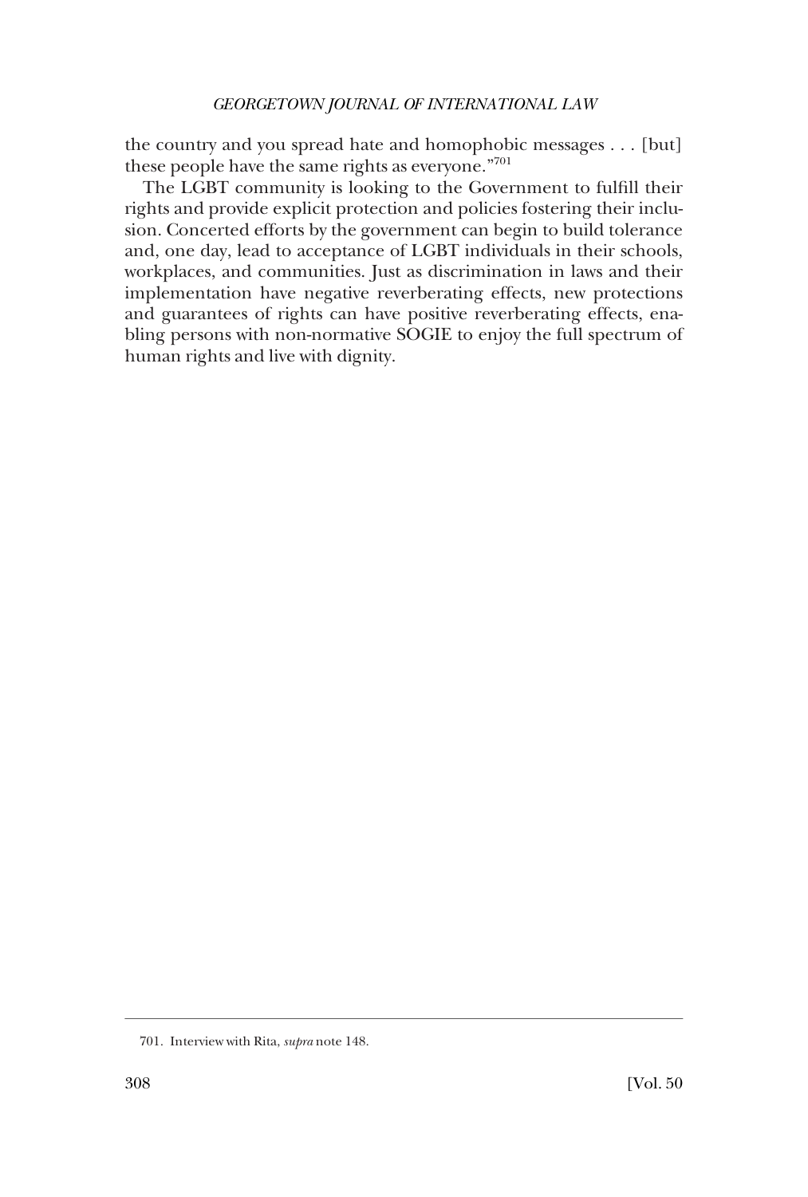the country and you spread hate and homophobic messages . . . [but] these people have the same rights as everyone."[701]

The LGBT community is looking to the Government to fulfill their rights and provide explicit protection and policies fostering their inclusion. Concerted efforts by the government can begin to build tolerance and, one day, lead to acceptance of LGBT individuals in their schools, workplaces, and communities. Just as discrimination in laws and their implementation have negative reverberating effects, new protections and guarantees of rights can have positive reverberating effects, enabling persons with non-normative SOGIE to enjoy the full spectrum of human rights and live with dignity.

---

701. Interview with Rita, *supra* note 148.